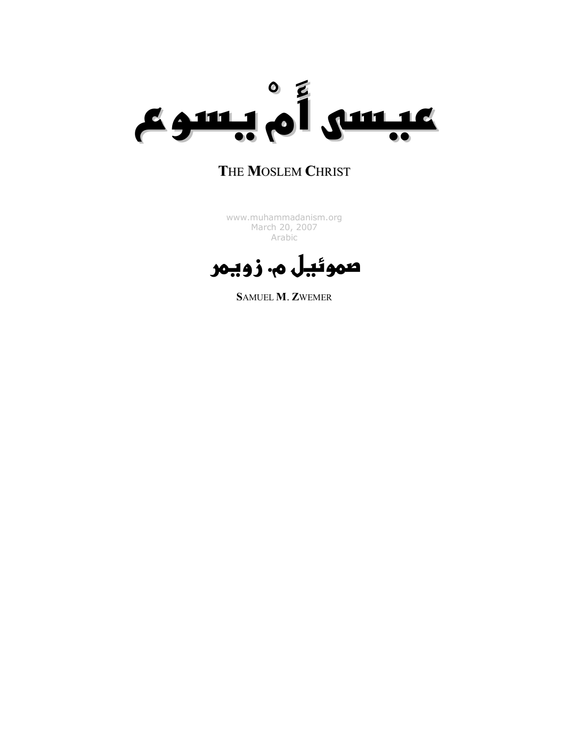# عيسى أَمْ يسوع

**T**HE **M**OSLEM **C**HRIST

www.muhammadanism.org
March 20, 2007
Arabic

## صموئيل م. زويمر

**S**AMUEL **M**. **Z**WEMER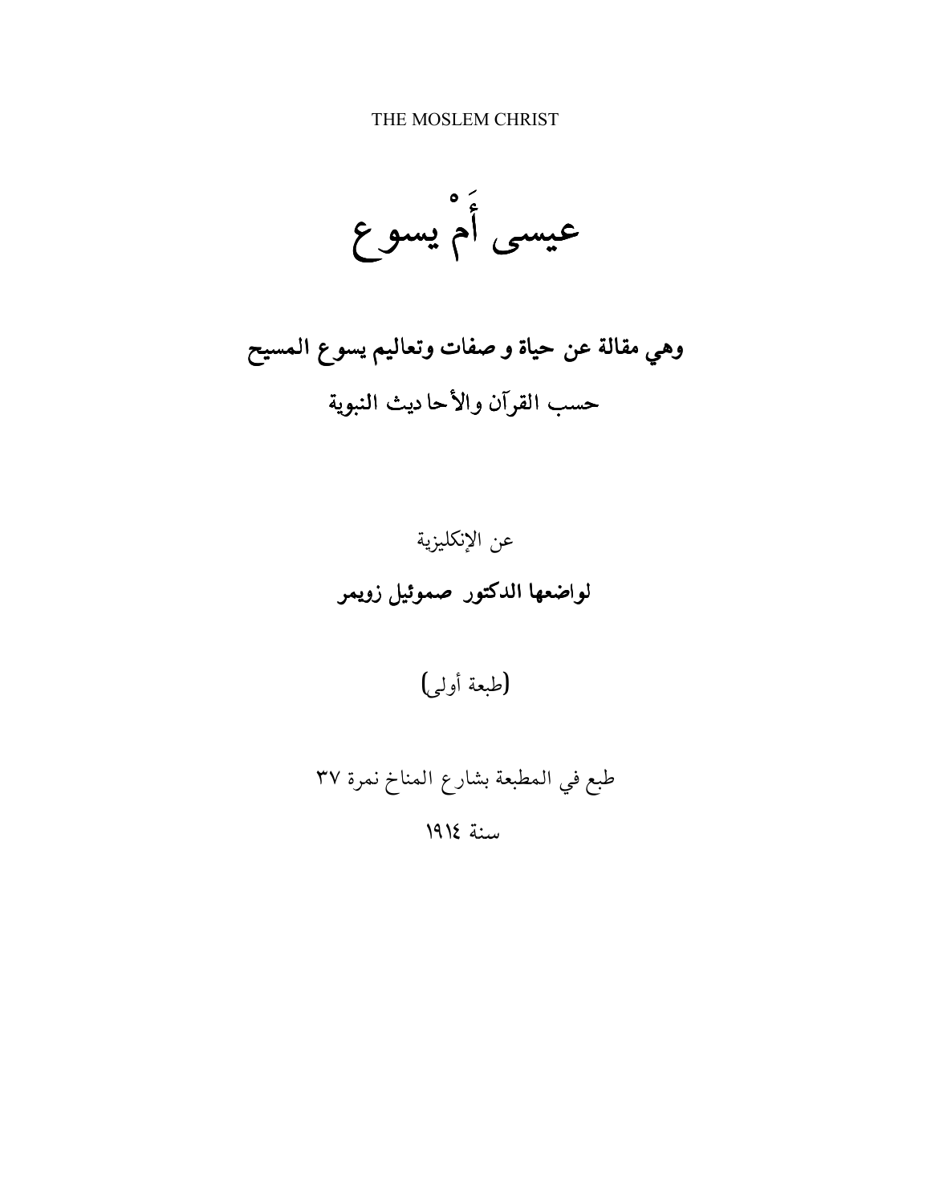THE MOSLEM CHRIST

# عيسى أَمْ يسوع

## وهي مقالة عن حياة و صفات وتعاليم يسوع المسيح

حسب القرآن والأحا ديث النبوية

عن الإنكليزية

**لواضعها الدكتور صموئيل زويمر**

(طبعة أولى)

طبع في المطبعة بشارع المناخ نمرة ٣٧

سنة ١٩١٤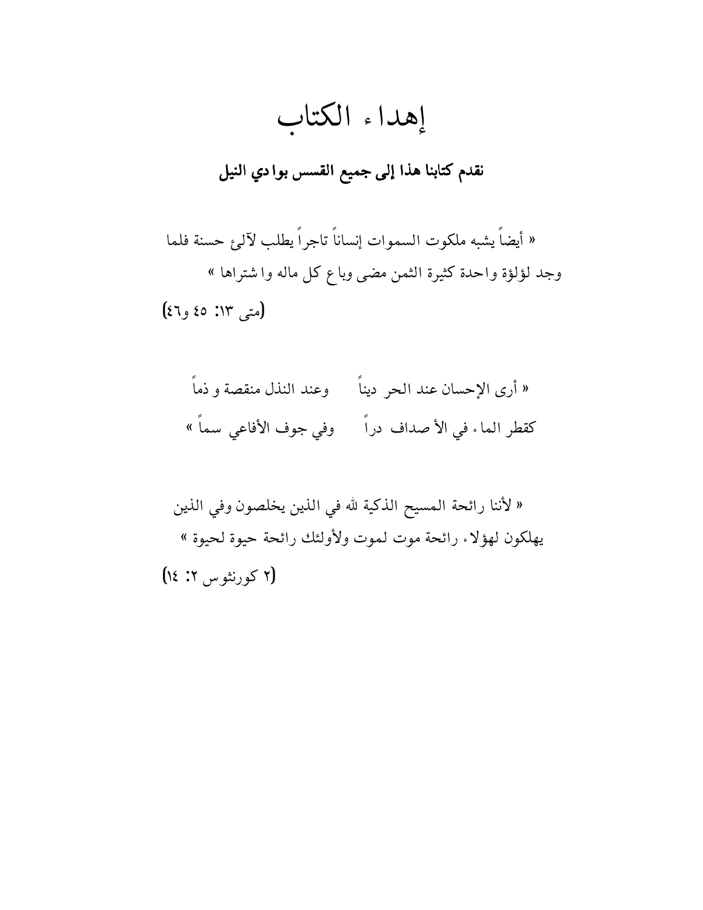# إهداء الكتاب

**نقدم كتابنا هذا إلى جميع القسس بوادي النيل**

« أيضاً يشبه ملكوت السموات إنساناً تاجراً يطلب لآلئ حسنة فلما وجد لؤلؤة واحدة كثيرة الثمن مضى وباع كل ماله واشتراها »

(متى ١٣: ٤٥ و٤٦)

« أرى الإحسان عند الحر ديناً     وعند النذل منقصة وذماً
كقطر الماء في الأصداف دراً     وفي جوف الأفاعي سماً »

« لأننا رائحة المسيح الذكية لله في الذين يخلصون وفي الذين يهلكون لهؤلاء رائحة موت لموت ولأولئك رائحة حيوة لحيوة »

(٢ كورنثوس ٢: ١٤)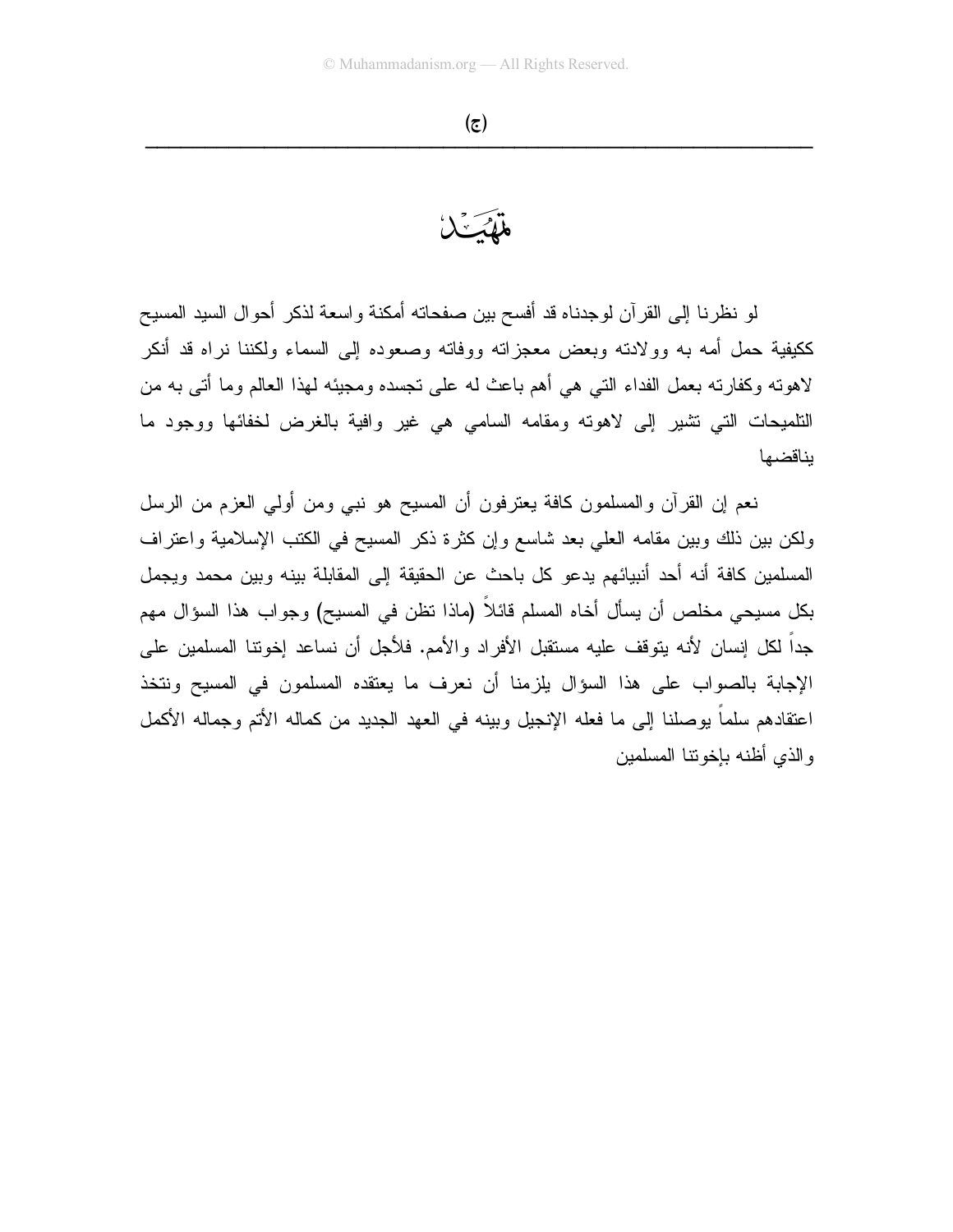# تمهيد

لو نظرنا إلى القرآن لوجدناه قد أفسح بين صفحاته أمكنة واسعة لذكر أحوال السيد المسيح كيفية حمل أمه به وولادته وبعض معجزاته ووفاته وصعوده إلى السماء ولكننا نراه قد أنكر لاهوته وكفارته بعمل الفداء التي هي أهم باعث له على تجسده ومجيئه لهذا العالم وما أتى به من التلميحات التي تشير إلى لاهوته ومقامه السامي هي غير وافية بالغرض لخفائها ووجود ما يناقضها

نعم إن القرآن والمسلمون كافة يعترفون أن المسيح هو نبي ومن أولي العزم من الرسل ولكن بين ذلك وبين مقامه العلي بعد شاسع وإن كثرة ذكر المسيح في الكتب الإسلامية واعتراف المسلمين كافة أنه أحد أنبيائهم يدعو كل باحث عن الحقيقة إلى المقابلة بينه وبين محمد ويجمل بكل مسيحي مخلص أن يسأل أخاه المسلم قائلاً (ماذا تظن في المسيح) وجواب هذا السؤال مهم جداً لكل إنسان لأنه يتوقف عليه مستقبل الأفراد والأمم. فلأجل أن نساعد إخوتنا المسلمين على الإجابة بالصواب على هذا السؤال يلزمنا أن نعرف ما يعتقده المسلمون في المسيح ونتخذ اعتقادهم سلماً يوصلنا إلى ما فعله الإنجيل وبينه في العهد الجديد من كماله الأتم وجماله الأكمل والذي أظنه بإخوتنا المسلمين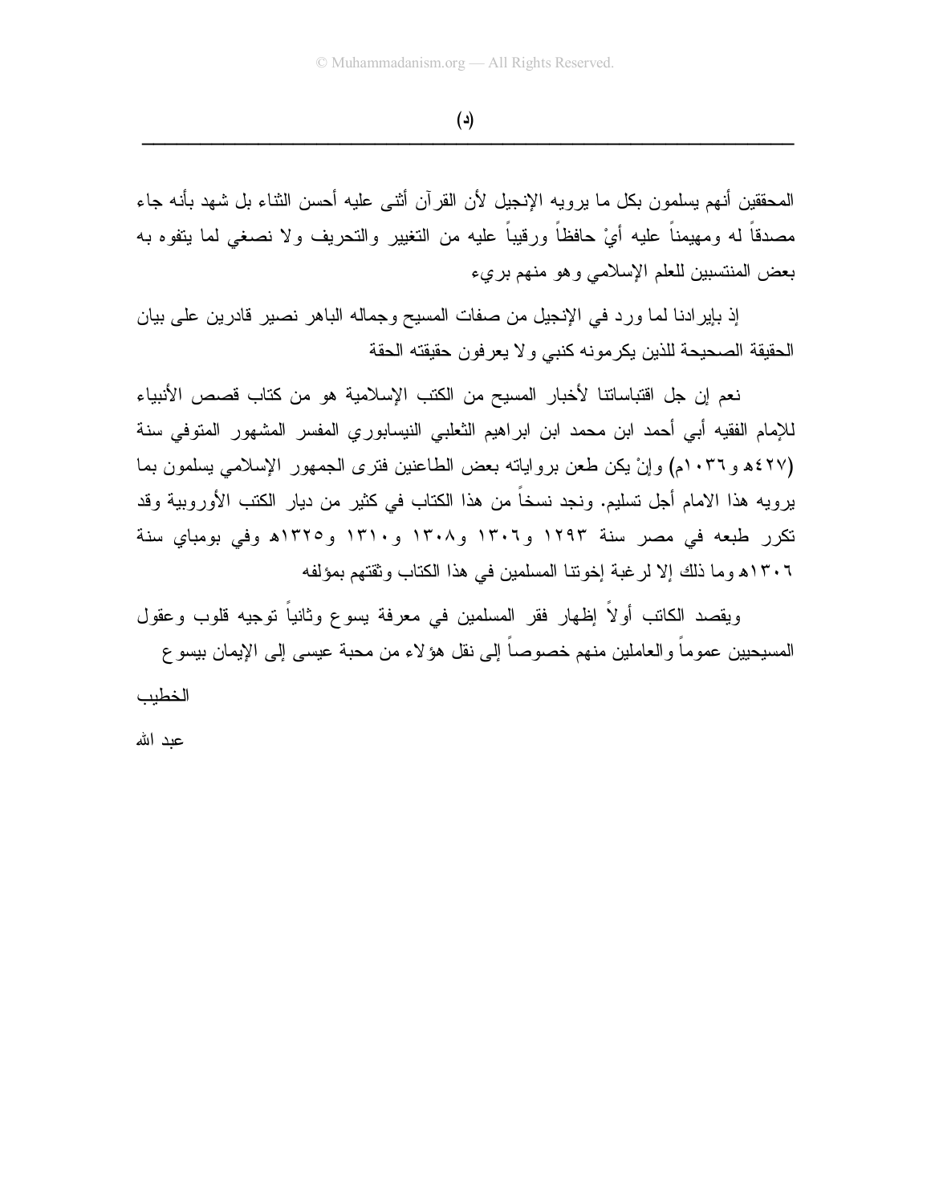المحققين أنهم يسلمون بكل ما يرويه الإنجيل لأن القرآن أثنى عليه أحسن الثناء بل شهد بأنه جاء مصدقاً له ومهيمناً عليه أيْ حافظاً ورقيباً عليه من التغيير والتحريف ولا نصغي لما يتفوه به بعض المنتسبين للعلم الإسلامي وهو منهم بريء

إذ بإيرادنا لما ورد في الإنجيل من صفات المسيح وجماله الباهر نصير قادرين على بيان الحقيقة الصحيحة للذين يكرمونه كنبي ولا يعرفون حقيقته الحقة

نعم إن جل اقتباساتنا لأخبار المسيح من الكتب الإسلامية هو من كتاب قصص الأنبياء للإمام الفقيه أبي أحمد ابن محمد ابن ابراهيم الثعلبي النيسابوري المفسر المشهور المتوفي سنة (٤٢٧هـ و١٠٣٦م) وإنْ يكن طعن برواياته بعض الطاعنين فترى الجمهور الإسلامي يسلمون بما يرويه هذا الامام أجل تسليم. ونجد نسخاً من هذا الكتاب في كثير من ديار الكتب الأوروبية وقد تكرر طبعه في مصر سنة ١٢٩٣ و١٣٠٦ و١٣٠٨ و١٣١٠ و١٣٢٥هـ وفي بومباي سنة ١٣٠٦هـ وما ذلك إلا لرغبة إخوتنا المسلمين في هذا الكتاب وثقتهم بمؤلفه

ويقصد الكاتب أولاً إظهار فقر المسلمين في معرفة يسوع وثانياً توجيه قلوب وعقول المسيحيين عموماً والعاملين منهم خصوصاً إلى نقل هؤلاء من محبة عيسى إلى الإيمان بيسوع

الخطيب

عبد الله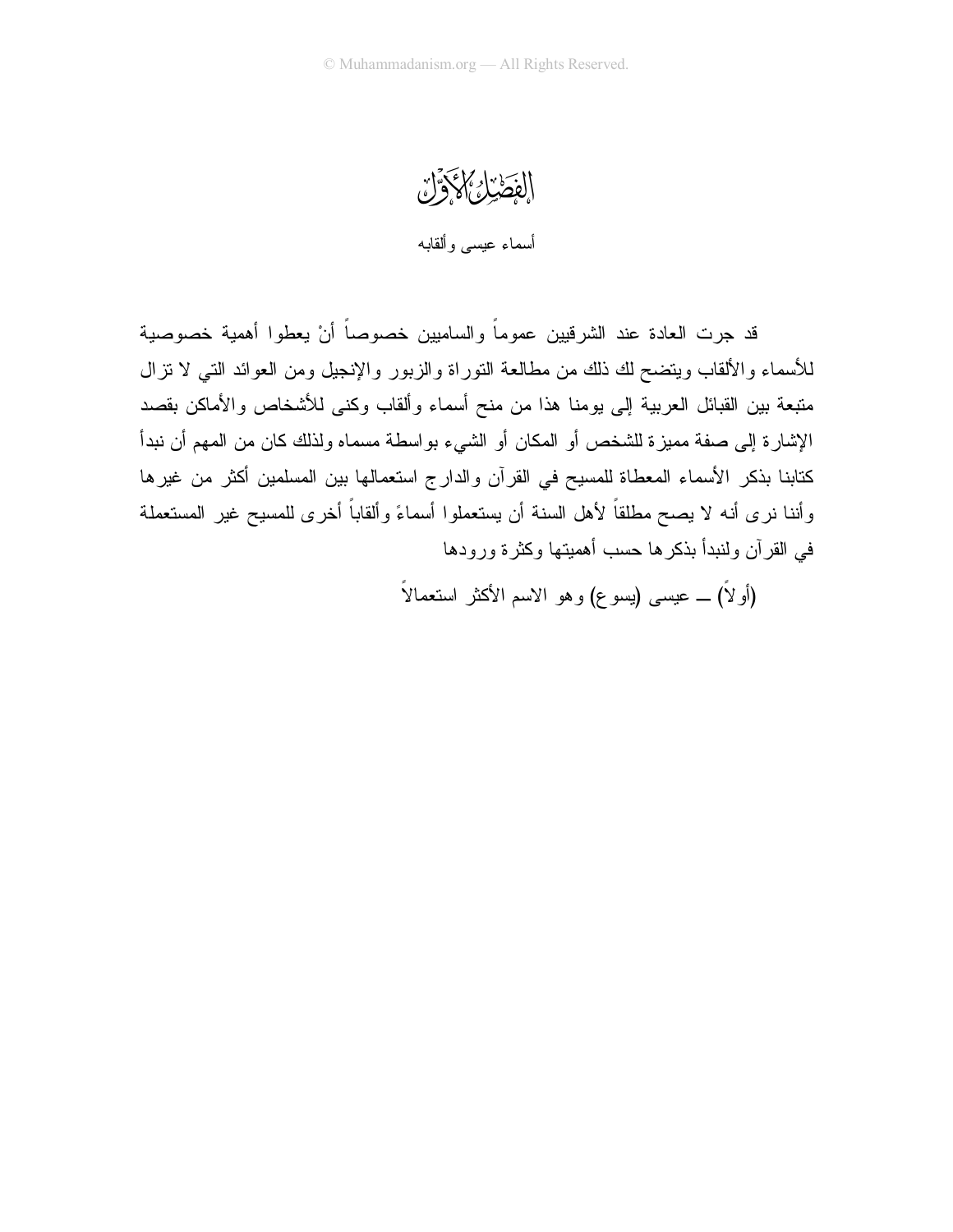# الفصل الأول

## أسماء عيسى وألقابه

قد جرت العادة عند الشرقيين عموماً والساميين خصوصاً أنْ يعطوا أهمية خصوصية للأسماء والألقاب ويتضح لك ذلك من مطالعة التوراة والزبور والإنجيل ومن العوائد التي لا تزال متبعة بين القبائل العربية إلى يومنا هذا من منح أسماء وألقاب وكنى للأشخاص والأماكن بقصد الإشارة إلى صفة مميزة للشخص أو المكان أو الشيء بواسطة مسماه ولذلك كان من المهم أن نبدأ كتابنا بذكر الأسماء المعطاة للمسيح في القرآن والدارج استعمالها بين المسلمين أكثر من غيرها وأننا نرى أنه لا يصح مطلقاً لأهل السنة أن يستعملوا أسماءً وألقاباً أخرى للمسيح غير المستعملة في القرآن ولنبدأ بذكرها حسب أهميتها وكثرة ورودها

(أولاً) ــ عيسى (يسوع) وهو الاسم الأكثر استعمالاً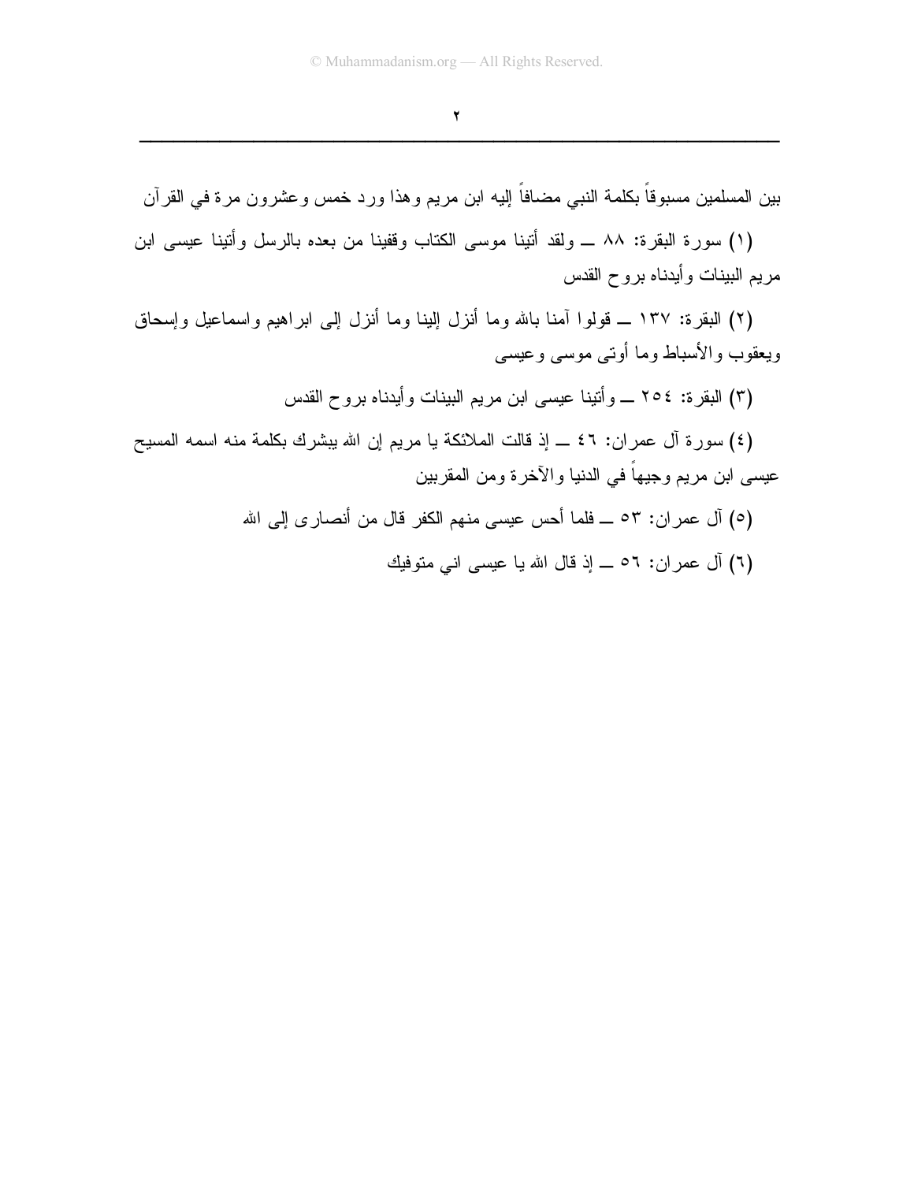بين المسلمين مسبوقاً بكلمة النبي مضافاً إليه ابن مريم وهذا ورد خمس وعشرون مرة في القرآن

(١) سورة البقرة: ٨٨ ــ ولقد أتينا موسى الكتاب وقفينا من بعده بالرسل وأتينا عيسى ابن مريم البينات وأيدناه بروح القدس

(٢) البقرة: ١٣٧ ــ قولوا آمنا بالله وما أنزل إلينا وما أنزل إلى ابراهيم واسماعيل وإسحاق ويعقوب والأسباط وما أوتى موسى وعيسى

(٣) البقرة: ٢٥٤ ــ وأتينا عيسى ابن مريم البينات وأيدناه بروح القدس

(٤) سورة آل عمران: ٤٦ ــ إذ قالت الملائكة يا مريم إن الله يبشرك بكلمة منه اسمه المسيح عيسى ابن مريم وجيهاً في الدنيا والآخرة ومن المقربين

(٥) آل عمران: ٥٣ ــ فلما أحس عيسى منهم الكفر قال من أنصارى إلى الله

(٦) آل عمران: ٥٦ ــ إذ قال الله يا عيسى انى متوفيك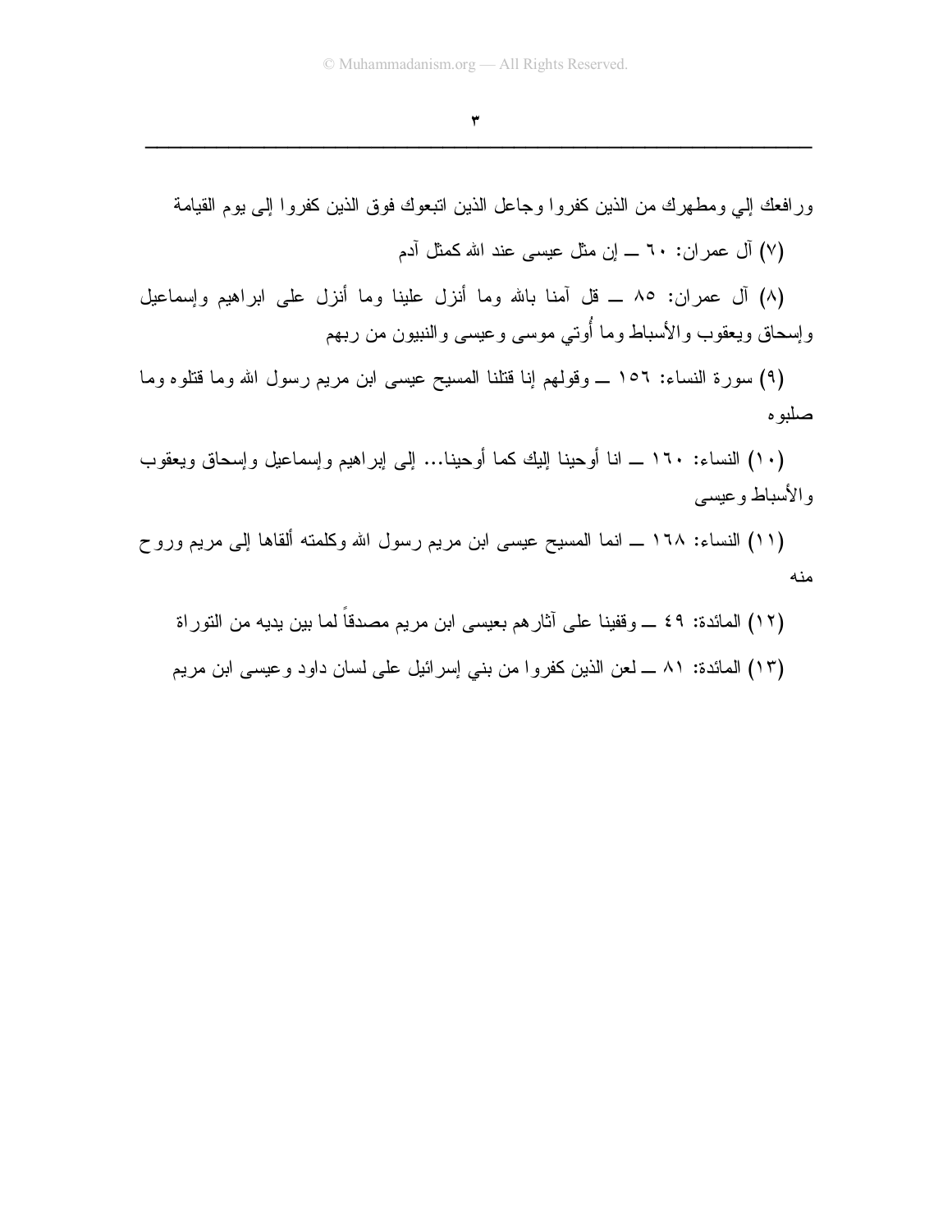ورافعك إلي ومطهرك من الذين كفروا وجاعل الذين اتبعوك فوق الذين كفروا إلى يوم القيامة

(٧) آل عمران: ٦٠ ــ إن مثل عيسى عند الله كمثل آدم

(٨) آل عمران: ٨٥ ــ قل آمنا بالله وما أنزل علينا وما أنزل على ابراهيم وإسماعيل وإسحاق ويعقوب والأسباط وما أُوتي موسى وعيسى والنبيون من ربهم

(٩) سورة النساء: ١٥٦ ــ وقولهم إنا قتلنا المسيح عيسى ابن مريم رسول الله وما قتلوه وما صلبوه

(١٠) النساء: ١٦٠ ــ انا أوحينا إليك كما أوحينا... إلى إبراهيم وإسماعيل وإسحاق ويعقوب والأسباط وعيسى

(١١) النساء: ١٦٨ ــ انما المسيح عيسى ابن مريم رسول الله وكلمته ألقاها إلى مريم وروح منه

(١٢) المائدة: ٤٩ ــ وقفينا على آثارهم بعيسى ابن مريم مصدقاً لما بين يديه من التوراة

(١٣) المائدة: ٨١ ــ لعن الذين كفروا من بني إسرائيل على لسان داود وعيسى ابن مريم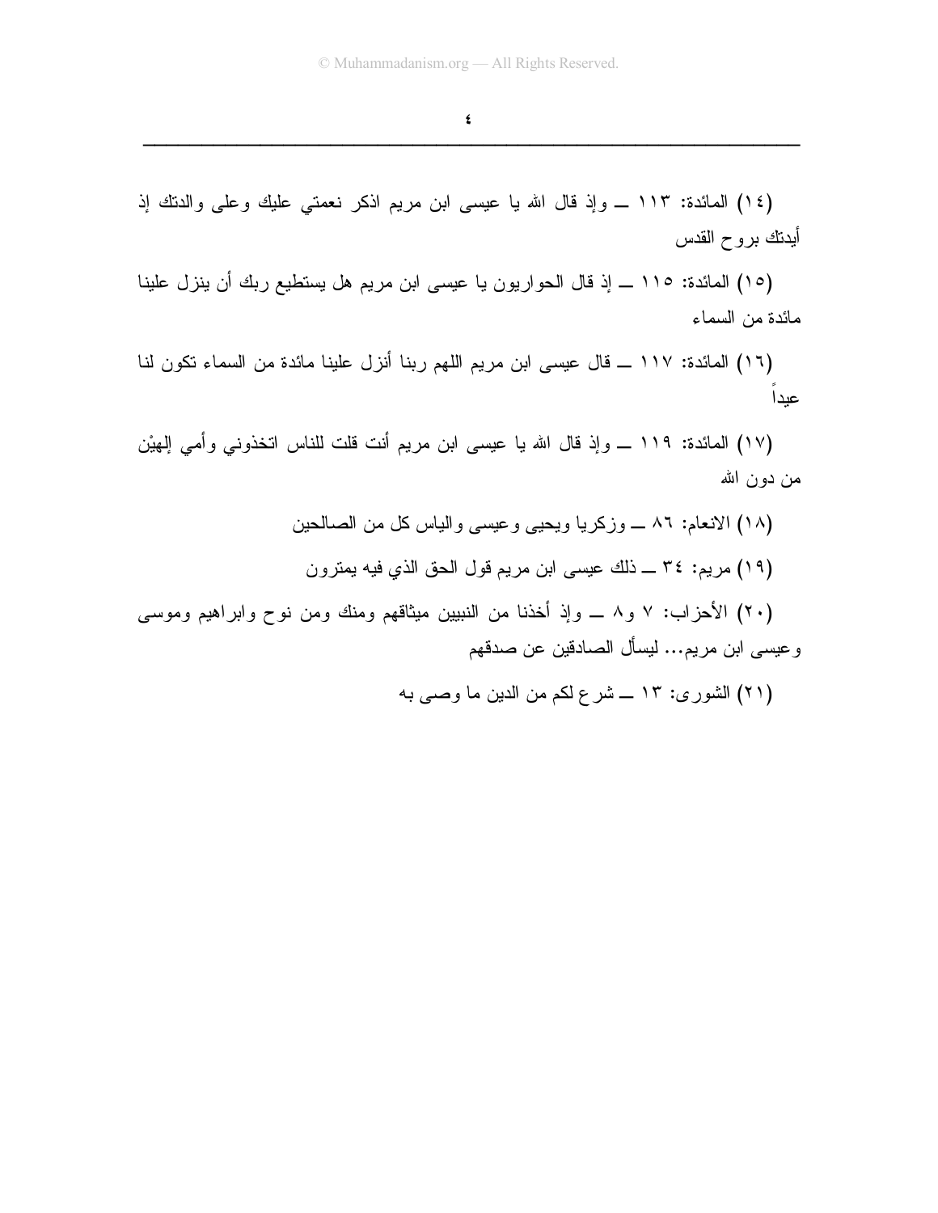(١٤) المائدة: ١١٣ ــ وإذ قال الله يا عيسى ابن مريم اذكر نعمتي عليك وعلى والدتك إذ أيدتك بروح القدس

(١٥) المائدة: ١١٥ ــ إذ قال الحواريون يا عيسى ابن مريم هل يستطيع ربك أن ينزل علينا مائدة من السماء

(١٦) المائدة: ١١٧ ــ قال عيسى ابن مريم اللهم ربنا أنزل علينا مائدة من السماء تكون لنا عيداً

(١٧) المائدة: ١١٩ ــ وإذ قال الله يا عيسى ابن مريم أنت قلت للناس اتخذوني وأمي إلهيْن من دون الله

(١٨) الانعام: ٨٦ ــ وزكريا ويحيى وعيسى والياس كل من الصالحين

(١٩) مريم: ٣٤ ــ ذلك عيسى ابن مريم قول الحق الذي فيه يمترون

(٢٠) الأحزاب: ٧ و٨ ــ وإذ أخذنا من النبيين ميثاقهم ومنك ومن نوح وابراهيم وموسى وعيسى ابن مريم... ليسأل الصادقين عن صدقهم

(٢١) الشورى: ١٣ ــ شرع لكم من الدين ما وصى به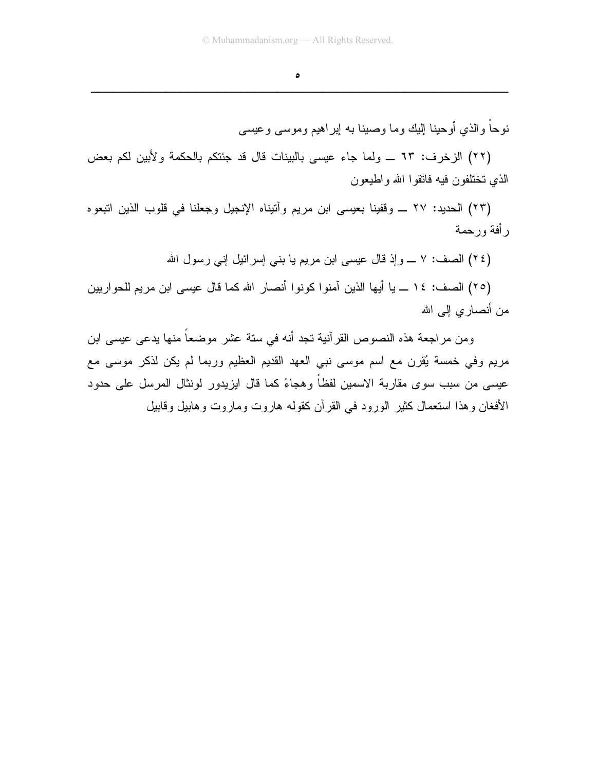نوحاً والذي أوحينا إليك وما وصينا به إبراهيم وموسى وعيسى

(٢٢) الزخرف: ٦٣ ــ ولما جاء عيسى بالبينات قال قد جئتكم بالحكمة ولأبين لكم بعض الذي تختلفون فيه فاتقوا الله واطيعون

(٢٣) الحديد: ٢٧ ــ وقفينا بعيسى ابن مريم وآتيناه الإنجيل وجعلنا في قلوب الذين اتبعوه رأفة ورحمة

(٢٤) الصف: ٧ ــ وإذ قال عيسى ابن مريم يا بني إسرائيل إني رسول الله

(٢٥) الصف: ١٤ ــ يا أيها الذين آمنوا كونوا أنصار الله كما قال عيسى ابن مريم للحواريين من أنصاري إلى الله

ومن مراجعة هذه النصوص القرآنية تجد أنه في ستة عشر موضعاً منها يدعى عيسى ابن مريم وفي خمسة يُقرن مع اسم موسى نبي العهد القديم العظيم وربما لم يكن لذكر موسى مع عيسى من سبب سوى مقاربة الاسمين لفظاً وهجاءً كما قال ايزيدور لونثال المرسل على حدود الأفغان وهذا استعمال كثير الورود في القرآن كقوله هاروت وماروت وهابيل وقابيل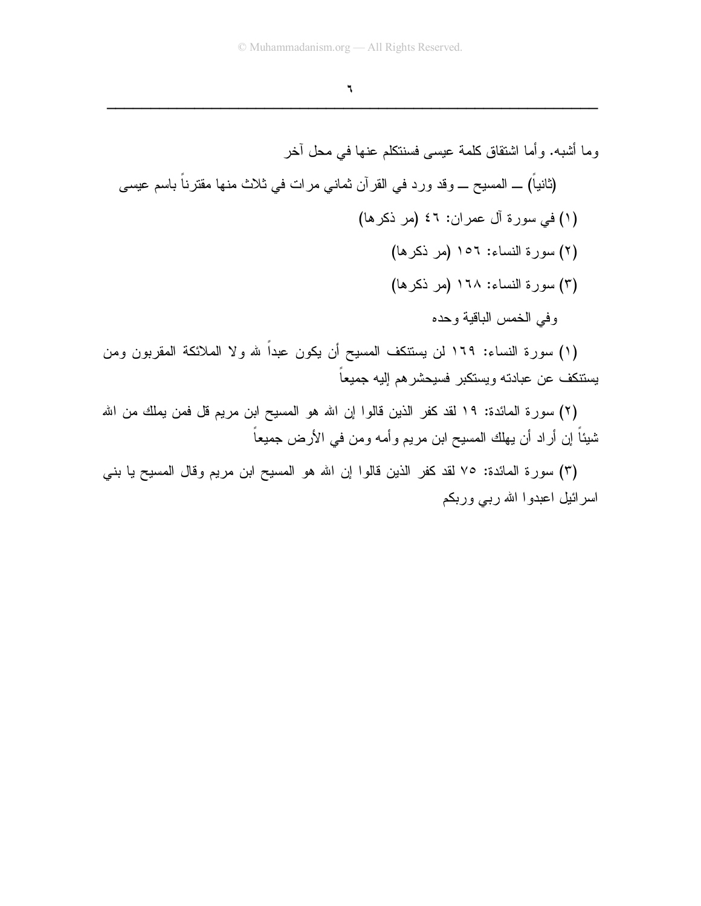وما أشبه. وأما اشتقاق كلمة عيسى فسنتكلم عنها في محل آخر

(ثانياً) ــ المسيح ــ وقد ورد في القرآن ثماني مرات في ثلاث منها مقترناً باسم عيسى

(١) في سورة آل عمران: ٤٦ (مر ذكرها)

(٢) سورة النساء: ١٥٦ (مر ذكرها)

(٣) سورة النساء: ١٦٨ (مر ذكرها)

وفي الخمس الباقية وحده

(١) سورة النساء: ١٦٩ لن يستنكف المسيح أن يكون عبداً لله ولا الملائكة المقربون ومن يستنكف عن عبادته ويستكبر فسيحشرهم إليه جميعاً

(٢) سورة المائدة: ١٩ لقد كفر الذين قالوا إن الله هو المسيح ابن مريم قل فمن يملك من الله شيئاً إن أراد أن يهلك المسيح ابن مريم وأمه ومن في الأرض جميعاً

(٣) سورة المائدة: ٧٥ لقد كفر الذين قالوا إن الله هو المسيح ابن مريم وقال المسيح يا بني اسرائيل اعبدوا الله ربي وربكم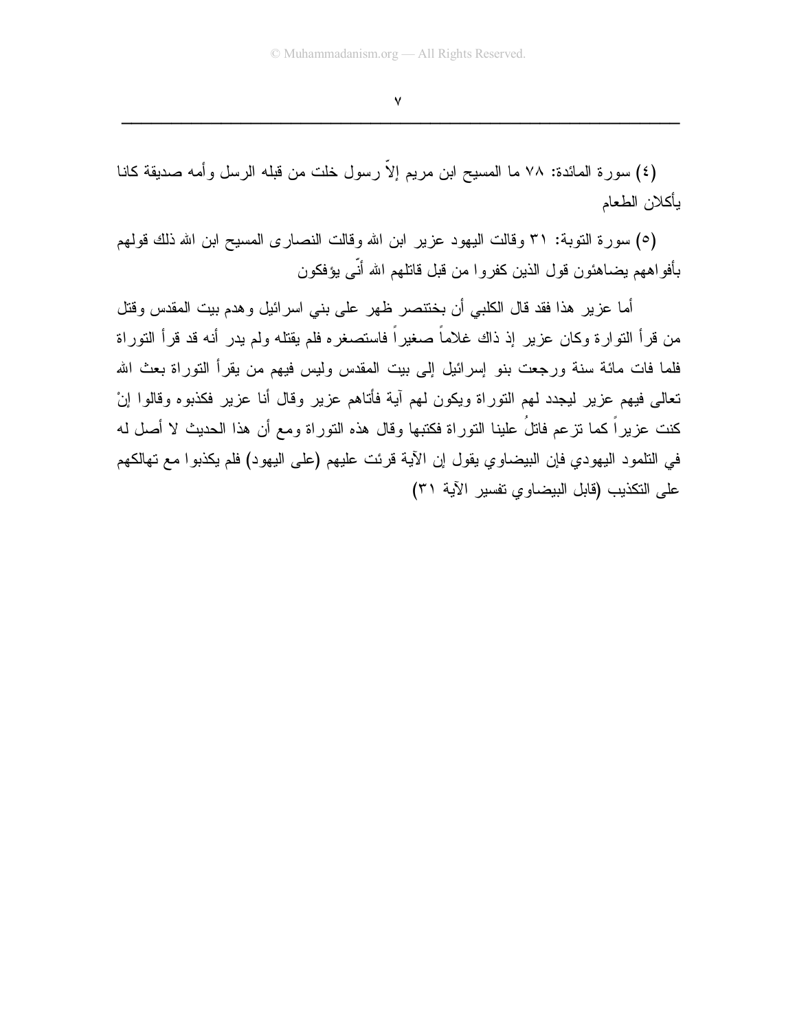(٤) سورة المائدة: ٧٨ ما المسيح ابن مريم إلاّ رسول خلت من قبله الرسل وأمه صديقة كانا يأكلان الطعام

(٥) سورة التوبة: ٣١ وقالت اليهود عزير ابن الله وقالت النصارى المسيح ابن الله ذلك قولهم بأفواههم يضاهئون قول الذين كفروا من قبل قاتلهم الله أنّى يؤفكون

أما عزير هذا فقد قال الكلبي أن بختنصر ظهر على بني اسرائيل وهدم بيت المقدس وقتل من قرأ التوارة وكان عزير إذ ذاك غلاماً صغيراً فاستصغره فلم يقتله ولم يدر أنه قد قرأ التوراة فلما فات مائة سنة ورجعت بنو إسرائيل إلى بيت المقدس وليس فيهم من يقرأ التوراة بعث الله تعالى فيهم عزير ليجدد لهم التوراة ويكون لهم آية فأتاهم عزير وقال أنا عزير فكذبوه وقالوا إنْ كنت عزيراً كما تزعم فاتلُ علينا التوراة فكتبها وقال هذه التوراة ومع أن هذا الحديث لا أصل له في التلمود اليهودي فإن البيضاوي يقول إن الآية قرئت عليهم (على اليهود) فلم يكذبوا مع تهالكهم على التكذيب (قابل البيضاوي تفسير الآية ٣١)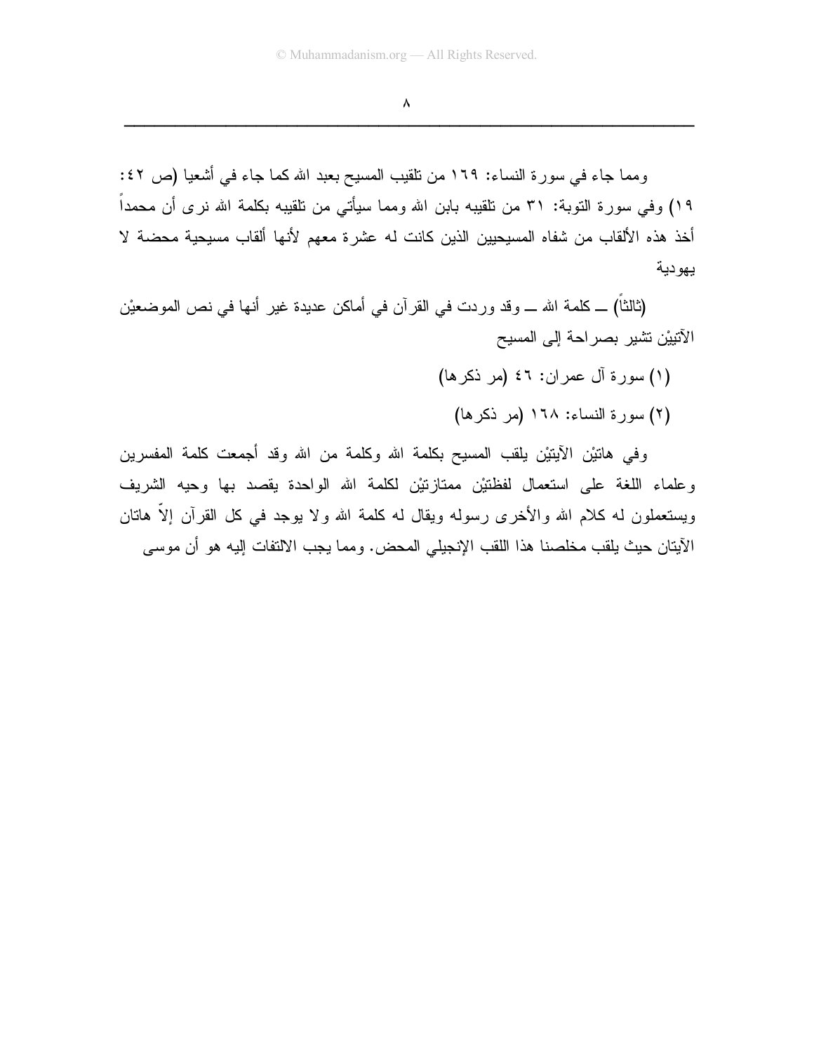ومما جاء في سورة النساء: ١٦٩ من تلقيب المسيح بعبد الله كما جاء في أشعيا (ص ٤٢: ١٩) وفي سورة التوبة: ٣١ من تلقيبه بابن الله ومما سيأتي من تلقيبه بكلمة الله نرى أن محمداً أخذ هذه الألقاب من شفاه المسيحيين الذين كانت له عشرة معهم لأنها ألقاب مسيحية محضة لا يهودية

(ثالثاً) ــ كلمة الله ــ وقد وردت في القرآن في أماكن عديدة غير أنها في نص الموضعيْن الآتييْن تشير بصراحة إلى المسيح

(١) سورة آل عمران: ٤٦ (مر ذكرها)

(٢) سورة النساء: ١٦٨ (مر ذكرها)

وفي هاتيْن الآيتيْن يلقب المسيح بكلمة الله وكلمة من الله وقد أجمعت كلمة المفسرين وعلماء اللغة على استعمال لفظتيْن ممتازتيْن لكلمة الله الواحدة يقصد بها وحيه الشريف ويستعملون له كلام الله والأخرى رسوله ويقال له كلمة الله ولا يوجد في كل القرآن إلاّ هاتان الآيتان حيث يلقب مخلصنا هذا اللقب الإنجيلي المحض. ومما يجب الالتفات إليه هو أن موسى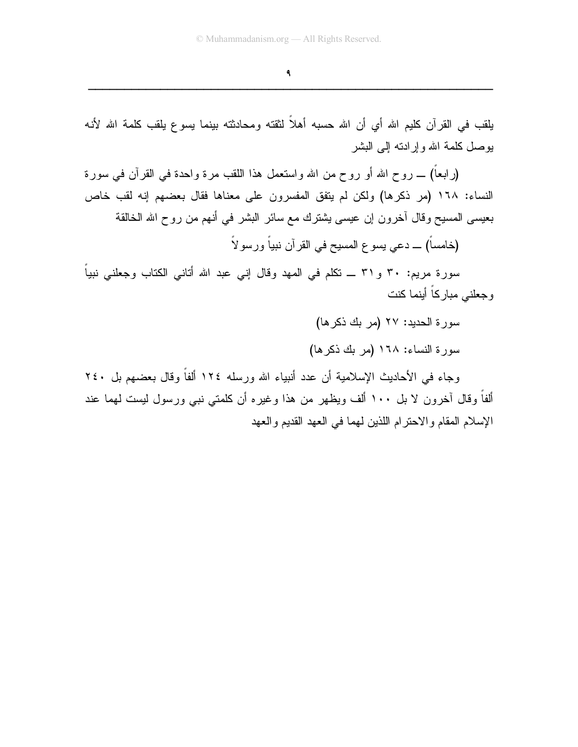يلقب في القرآن كليم الله أي أن الله حسبه أهلاً لثقته ومحادثته بينما يسوع يلقب كلمة الله لأنه يوصل كلمة الله وإرادته إلى البشر

(رابعاً) ـــ روح الله أو روح من الله واستعمل هذا اللقب مرة واحدة في القرآن في سورة النساء: ١٦٨ (مر ذكرها) ولكن لم يتفق المفسرون على معناها فقال بعضهم إنه لقب خاص بعيسى المسيح وقال آخرون إن عيسى يشترك مع سائر البشر في أنهم من روح الله الخالقة

(خامساً) ـــ دعي يسوع المسيح في القرآن نبياً ورسولاً

سورة مريم: ٣٠ و٣١ ـــ تكلم في المهد وقال إني عبد الله أتاني الكتاب وجعلني نبياً وجعلني مباركاً أينما كنت

سورة الحديد: ٢٧ (مر بك ذكرها)

سورة النساء: ١٦٨ (مر بك ذكرها)

وجاء في الأحاديث الإسلامية أن عدد أنبياء الله ورسله ١٢٤ ألفاً وقال بعضهم بل ٢٤٠ ألفاً وقال آخرون لا بل ١٠٠ ألف ويظهر من هذا وغيره أن كلمتي نبي ورسول ليست لهما عند الإسلام المقام والاحترام اللذين لهما في العهد القديم والعهد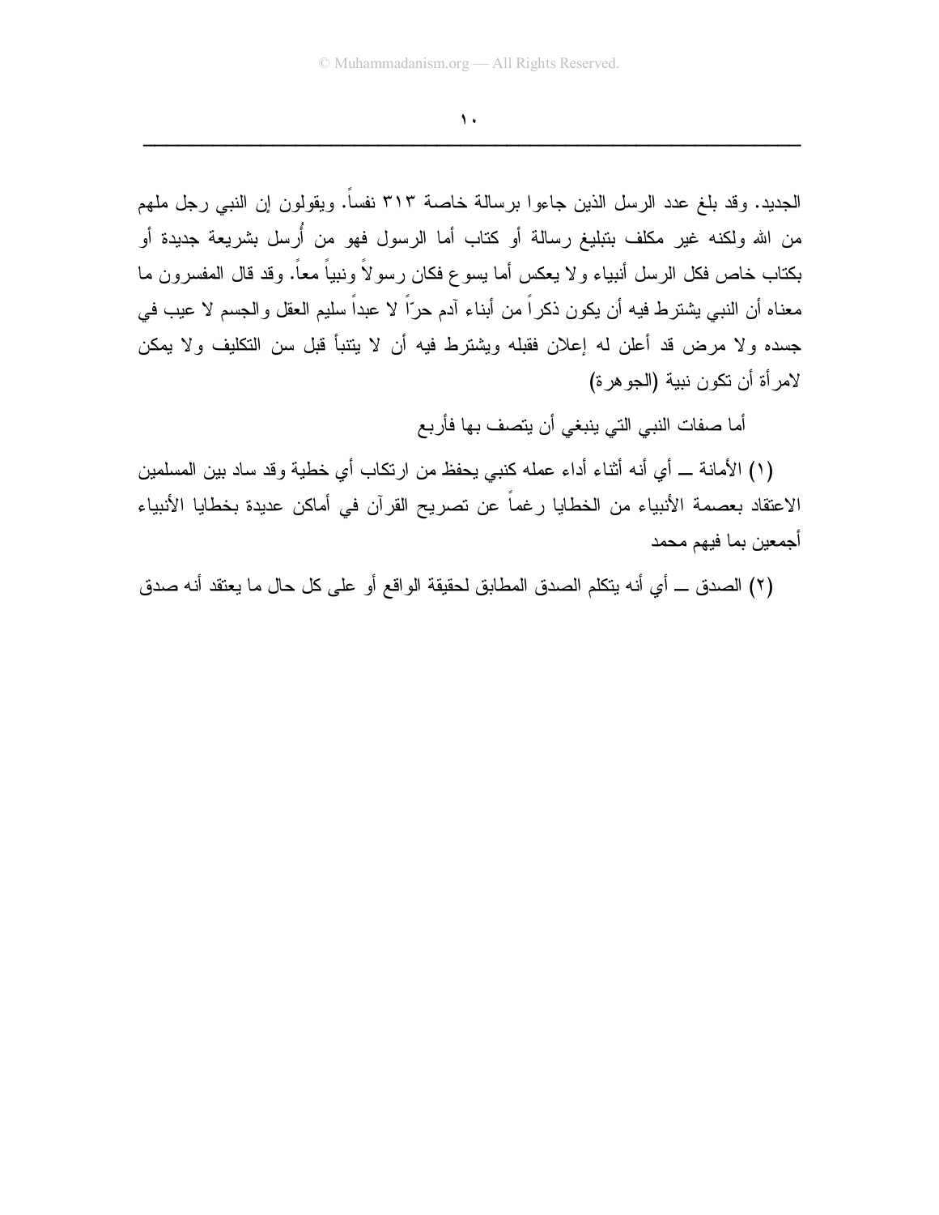الجديد. وقد بلغ عدد الرسل الذين جاءوا برسالة خاصة ٣١٣ نفساً. ويقولون إن النبي رجل ملهم من الله ولكنه غير مكلف بتبليغ رسالة أو كتاب أما الرسول فهو من أُرسل بشريعة جديدة أو بكتاب خاص فكل الرسل أنبياء ولا يعكس أما يسوع فكان رسولاً ونبياً معاً. وقد قال المفسرون ما معناه أن النبي يشترط فيه أن يكون ذكراً من أبناء آدم حرّاً لا عبداً سليم العقل والجسم لا عيب في جسده ولا مرض قد أعلن له إعلان فقبله ويشترط فيه أن لا يتنبأ قبل سن التكليف ولا يمكن لامرأة أن تكون نبية (الجوهرة)

أما صفات النبي التي ينبغي أن يتصف بها فأربع

(١) الأمانة ــ أي أنه أثناء أداء عمله كنبي يحفظ من ارتكاب أي خطية وقد ساد بين المسلمين الاعتقاد بعصمة الأنبياء من الخطايا رغماً عن تصريح القرآن في أماكن عديدة بخطايا الأنبياء أجمعين بما فيهم محمد

(٢) الصدق ــ أي أنه يتكلم الصدق المطابق لحقيقة الواقع أو على كل حال ما يعتقد أنه صدق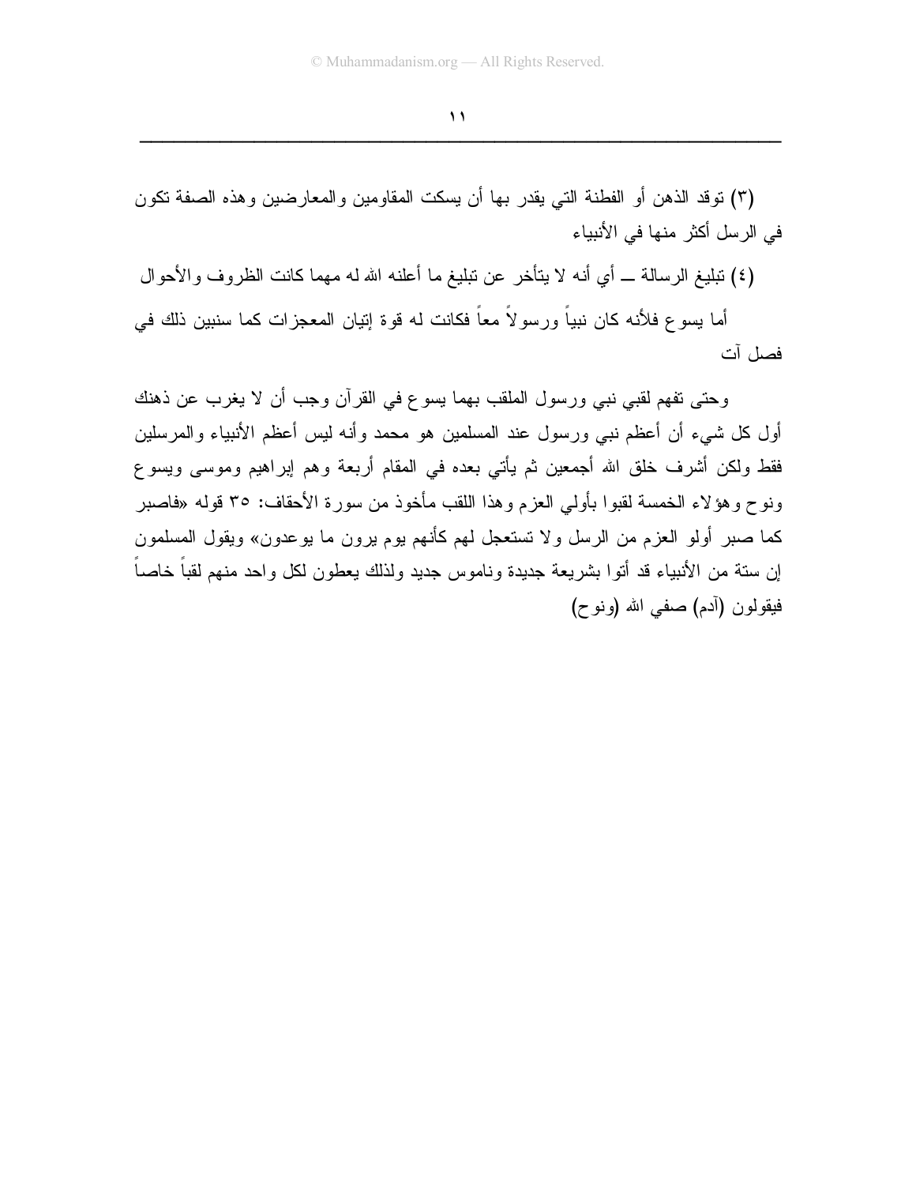(٣) توقد الذهن أو الفطنة التي يقدر بها أن يسكت المقاومين والمعارضين وهذه الصفة تكون في الرسل أكثر منها في الأنبياء

(٤) تبليغ الرسالة ــ أي أنه لا يتأخر عن تبليغ ما أعلنه الله له مهما كانت الظروف والأحوال

أما يسوع فلأنه كان نبياً ورسولاً معاً فكانت له قوة إتيان المعجزات كما سنبين ذلك في فصل آت

وحتى تفهم لقبي نبي ورسول الملقب بهما يسوع في القرآن وجب أن لا يغرب عن ذهنك أول كل شيء أن أعظم نبي ورسول عند المسلمين هو محمد وأنه ليس أعظم الأنبياء والمرسلين فقط ولكن أشرف خلق الله أجمعين ثم يأتي بعده في المقام أربعة وهم إبراهيم وموسى ويسوع ونوح وهؤلاء الخمسة لقبوا بأولي العزم وهذا اللقب مأخوذ من سورة الأحقاف: ٣٥ قوله «فاصبر كما صبر أولو العزم من الرسل ولا تستعجل لهم كأنهم يوم يرون ما يوعدون» ويقول المسلمون إن ستة من الأنبياء قد أتوا بشريعة جديدة وناموس جديد ولذلك يعطون لكل واحد منهم لقباً خاصاً فيقولون (آدم) صفي الله (ونوح)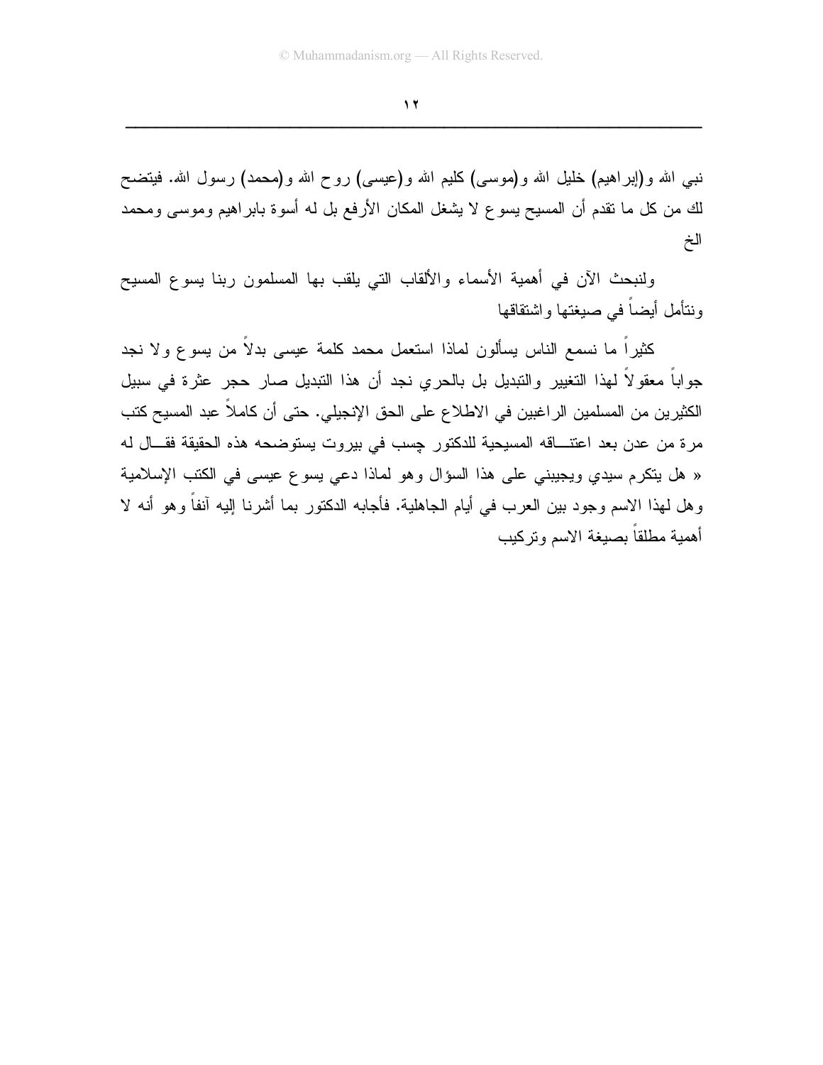نبي الله و(إبراهيم) خليل الله و(موسى) كليم الله و(عيسى) روح الله و(محمد) رسول الله. فيتضح لك من كل ما تقدم أن المسيح يسوع لا يشغل المكان الأرفع بل له أسوة بابراهيم وموسى ومحمد الخ

ولنبحث الآن في أهمية الأسماء والألقاب التي يلقب بها المسلمون ربنا يسوع المسيح ونتأمل أيضاً في صيغتها واشتقاقها

كثيراً ما نسمع الناس يسألون لماذا استعمل محمد كلمة عيسى بدلاً من يسوع ولا نجد جواباً معقولاً لهذا التغيير والتبديل بل بالحري نجد أن هذا التبديل صار حجر عثرة في سبيل الكثيرين من المسلمين الراغبين في الاطلاع على الحق الإنجيلي. حتى أن كاملاً عبد المسيح كتب مرة من عدن بعد اعتناقه المسيحية للدكتور چسب في بيروت يستوضحه هذه الحقيقة فقال له « هل يتكرم سيدي ويجيبني على هذا السؤال وهو لماذا دعي يسوع عيسى في الكتب الإسلامية وهل لهذا الاسم وجود بين العرب في أيام الجاهلية. فأجابه الدكتور بما أشرنا إليه آنفاً وهو أنه لا أهمية مطلقاً بصيغة الاسم وتركيب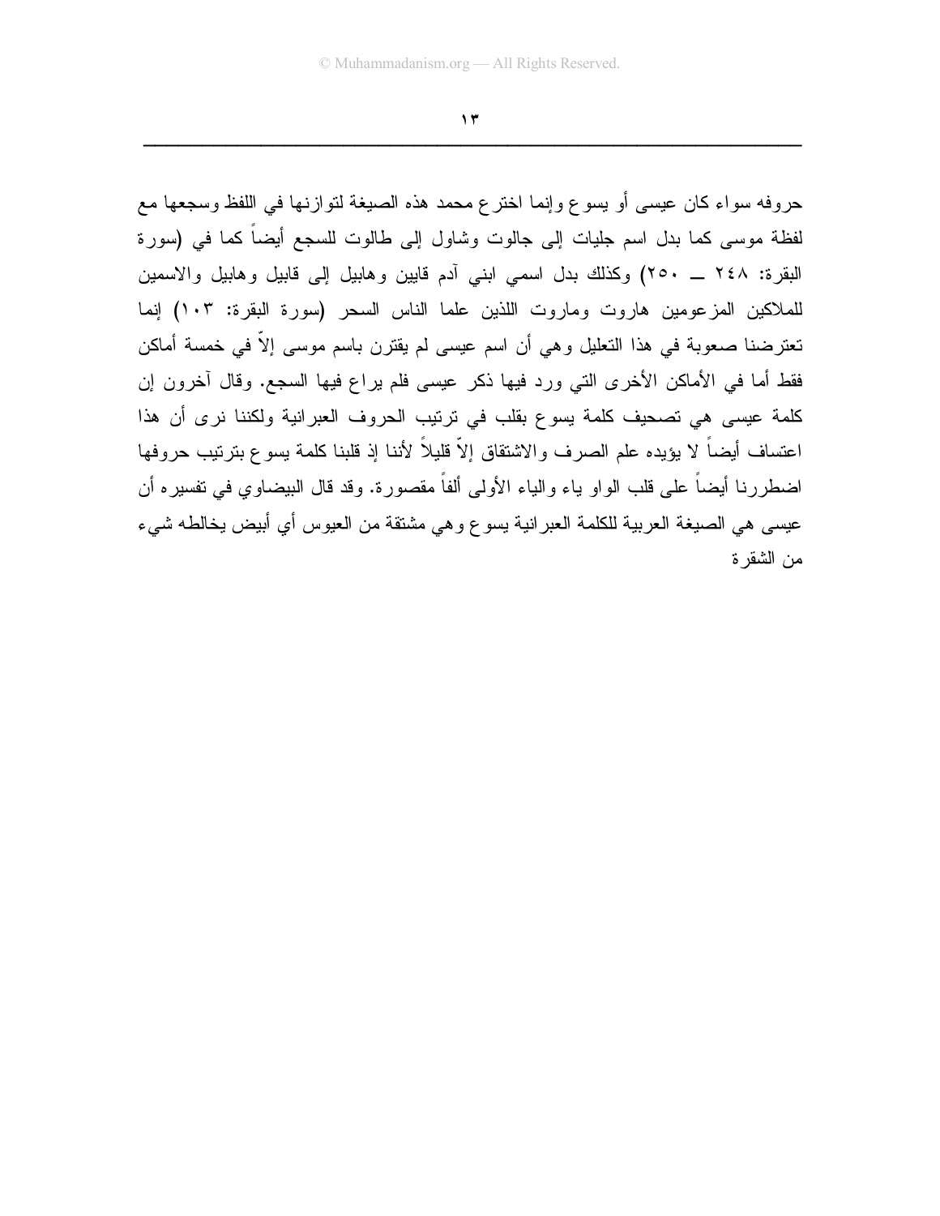حروفه سواء كان عيسى أو يسوع وإنما اخترع محمد هذه الصيغة لتوازنها في اللفظ وسجعها مع لفظة موسى كما بدل اسم جليات إلى جالوت وشاول إلى طالوت للسجع أيضاً كما في (سورة البقرة: ٢٤٨ ــ ٢٥٠) وكذلك بدل اسمي ابني آدم قايين وهابيل إلى قابيل وهابيل والاسمين للملاكين المزعومين هاروت وماروت اللذين علما الناس السحر (سورة البقرة: ١٠٣) إنما تعترضنا صعوبة في هذا التعليل وهي أن اسم عيسى لم يقترن باسم موسى إلاّ في خمسة أماكن فقط أما في الأماكن الأخرى التي ورد فيها ذكر عيسى فلم يراع فيها السجع. وقال آخرون إن كلمة عيسى هي تصحيف كلمة يسوع بقلب في ترتيب الحروف العبرانية ولكننا نرى أن هذا اعتساف أيضاً لا يؤيده علم الصرف والاشتقاق إلاّ قليلاً لأننا إذ قلبنا كلمة يسوع بترتيب حروفها اضطررنا أيضاً على قلب الواو ياء والياء الأولى ألفاً مقصورة. وقد قال البيضاوي في تفسيره أن عيسى هي الصيغة العربية للكلمة العبرانية يسوع وهي مشتقة من العيوس أي أبيض يخالطه شيء من الشقرة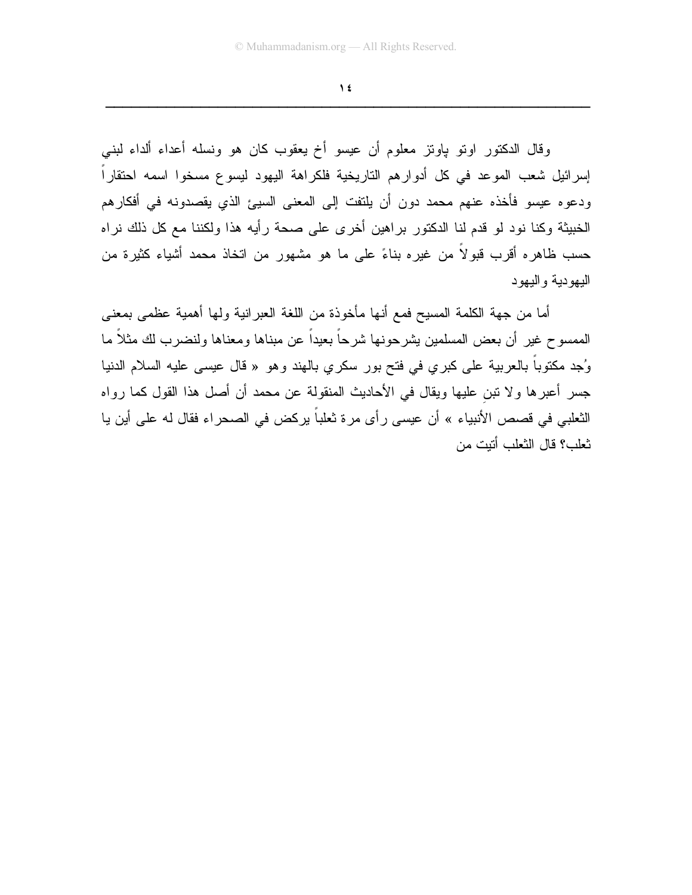وقال الدكتور اوتو پاوتز معلوم أن عيسو أخ يعقوب كان هو ونسله أعداء ألداء لبني إسرائيل شعب الموعد في كل أدوارهم التاريخية فلكراهة اليهود ليسوع مسخوا اسمه احتقاراً ودعوه عيسو فأخذه عنهم محمد دون أن يلتفت إلى المعنى السيئ الذي يقصدونه في أفكارهم الخبيثة وكنا نود لو قدم لنا الدكتور براهين أخرى على صحة رأيه هذا ولكننا مع كل ذلك نراه حسب ظاهره أقرب قبولاً من غيره بناءً على ما هو مشهور من اتخاذ محمد أشياء كثيرة من اليهودية واليهود

أما من جهة الكلمة المسيح فمع أنها مأخوذة من اللغة العبرانية ولها أهمية عظمى بمعنى الممسوح غير أن بعض المسلمين يشرحونها شرحاً بعيداً عن مبناها ومعناها ولنضرب لك مثلاً ما وُجد مكتوباً بالعربية على كبري في فتح بور سكري بالهند وهو « قال عيسى عليه السلام الدنيا جسر أعبرها ولا تبنِ عليها ويقال في الأحاديث المنقولة عن محمد أن أصل هذا القول كما رواه الثعلبي في قصص الأنبياء » أن عيسى رأى مرة ثعلباً يركض في الصحراء فقال له على أين يا ثعلب؟ قال الثعلب أتيت من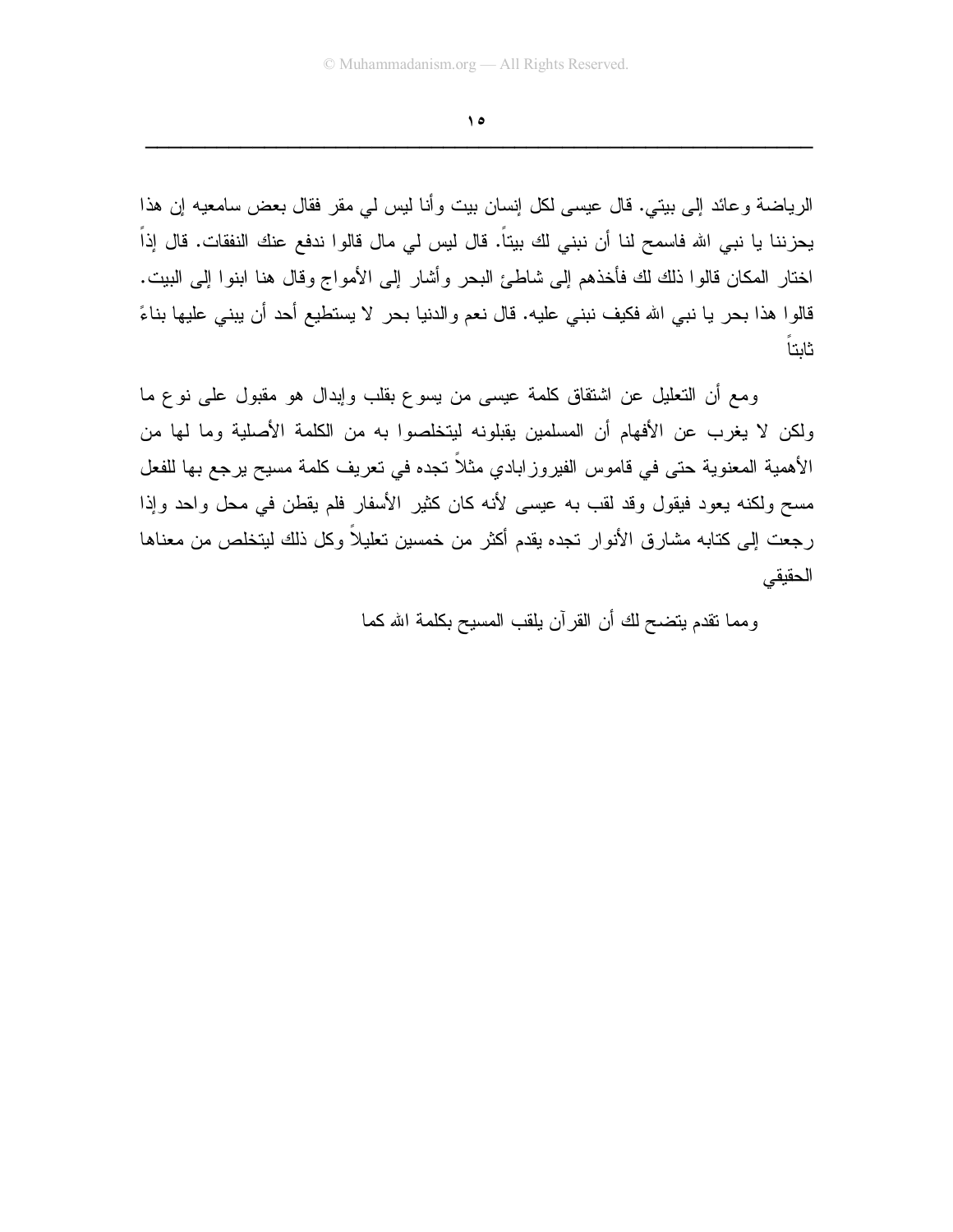الرياضة وعائد إلى بيتي. قال عيسى لكل إنسان بيت وأنا ليس لي مقر فقال بعض سامعيه إن هذا يحزننا يا نبي الله فاسمح لنا أن نبني لك بيتاً. قال ليس لي مال قالوا ندفع عنك النفقات. قال إذاً اختار المكان قالوا ذلك لك فأخذهم إلى شاطئ البحر وأشار إلى الأمواج وقال هنا ابنوا إلى البيت. قالوا هذا بحر يا نبي الله فكيف نبني عليه. قال نعم والدنيا بحر لا يستطيع أحد أن يبني عليها بناءً ثابتاً

ومع أن التعليل عن اشتقاق كلمة عيسى من يسوع بقلب وإبدال هو مقبول على نوع ما ولكن لا يغرب عن الأفهام أن المسلمين يقبلونه ليتخلصوا به من الكلمة الأصلية وما لها من الأهمية المعنوية حتى في قاموس الفيروزابادي مثلاً تجده في تعريف كلمة مسيح يرجع بها للفعل مسح ولكنه يعود فيقول وقد لقب به عيسى لأنه كان كثير الأسفار فلم يقطن في محل واحد وإذا رجعت إلى كتابه مشارق الأنوار تجده يقدم أكثر من خمسين تعليلاً وكل ذلك ليتخلص من معناها الحقيقي

ومما تقدم يتضح لك أن القرآن يلقب المسيح بكلمة الله كما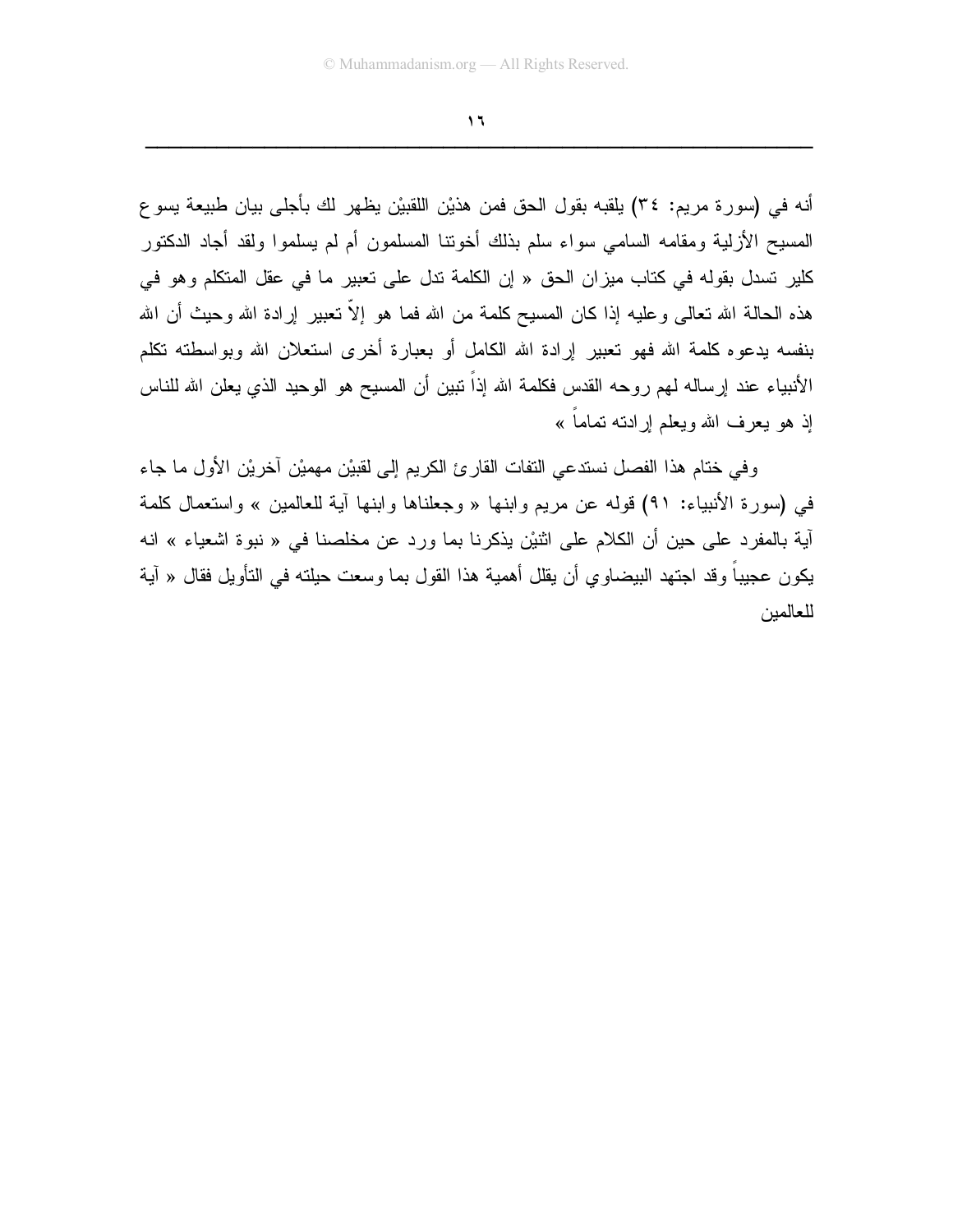أنه في (سورة مريم: ٣٤) يلقبه بقول الحق فمن هذيْن اللقبيْن يظهر لك بأجلى بيان طبيعة يسوع المسيح الأزلية ومقامه السامي سواء سلم بذلك أخوتنا المسلمون أم لم يسلموا ولقد أجاد الدكتور كلير تسدل بقوله في كتاب ميزان الحق « إن الكلمة تدل على تعبير ما في عقل المتكلم وهو في هذه الحالة الله تعالى وعليه إذا كان المسيح كلمة من الله فما هو إلاّ تعبير إرادة الله وحيث أن الله بنفسه يدعوه كلمة الله فهو تعبير إرادة الله الكامل أو بعبارة أخرى استعلان الله وبواسطته تكلم الأنبياء عند إرساله لهم روحه القدس فكلمة الله إذاً تبين أن المسيح هو الوحيد الذي يعلن الله للناس إذ هو يعرف الله ويعلم إرادته تماماً »

وفي ختام هذا الفصل نستدعي التفات القارئ الكريم إلى لقبيْن مهميْن آخريْن الأول ما جاء في (سورة الأنبياء: ٩١) قوله عن مريم وابنها « وجعلناها وابنها آية للعالمين » واستعمال كلمة آية بالمفرد على حين أن الكلام على اثنيْن يذكرنا بما ورد عن مخلصنا في « نبوة اشعياء » انه يكون عجيباً وقد اجتهد البيضاوي أن يقلل أهمية هذا القول بما وسعت حيلته في التأويل فقال « آية للعالمين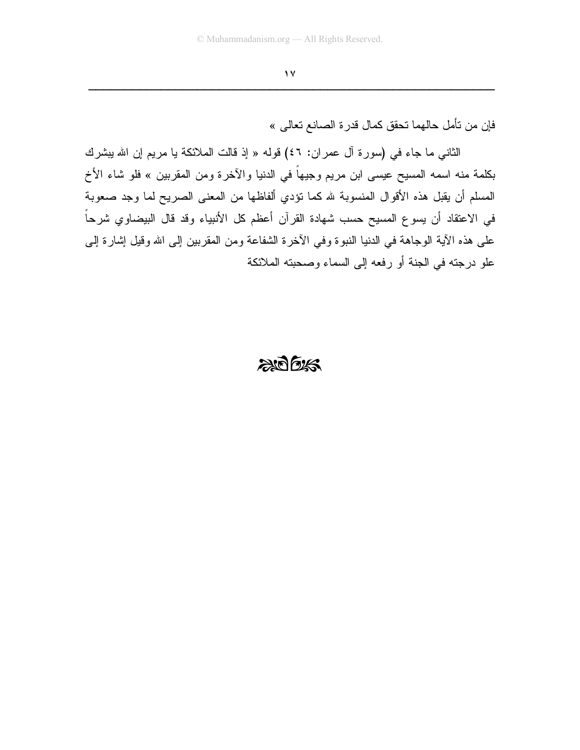فإن من تأمل حالهما تحقق كمال قدرة الصانع تعالى »

الثاني ما جاء في (سورة آل عمران: ٤٦) قوله « إذ قالت الملائكة يا مريم إن الله يبشرك بكلمة منه اسمه المسيح عيسى ابن مريم وجيهاً في الدنيا والآخرة ومن المقربين » فلو شاء الأخ المسلم أن يقبل هذه الأقوال المنسوبة لله كما تؤدي ألفاظها من المعنى الصريح لما وجد صعوبة في الاعتقاد أن يسوع المسيح حسب شهادة القرآن أعظم كل الأنبياء وقد قال البيضاوي شرحاً على هذه الآية الوجاهة في الدنيا النبوة وفي الآخرة الشفاعة ومن المقربين إلى الله وقيل إشارة إلى علو درجته في الجنة أو رفعه إلى السماء وصحبته الملائكة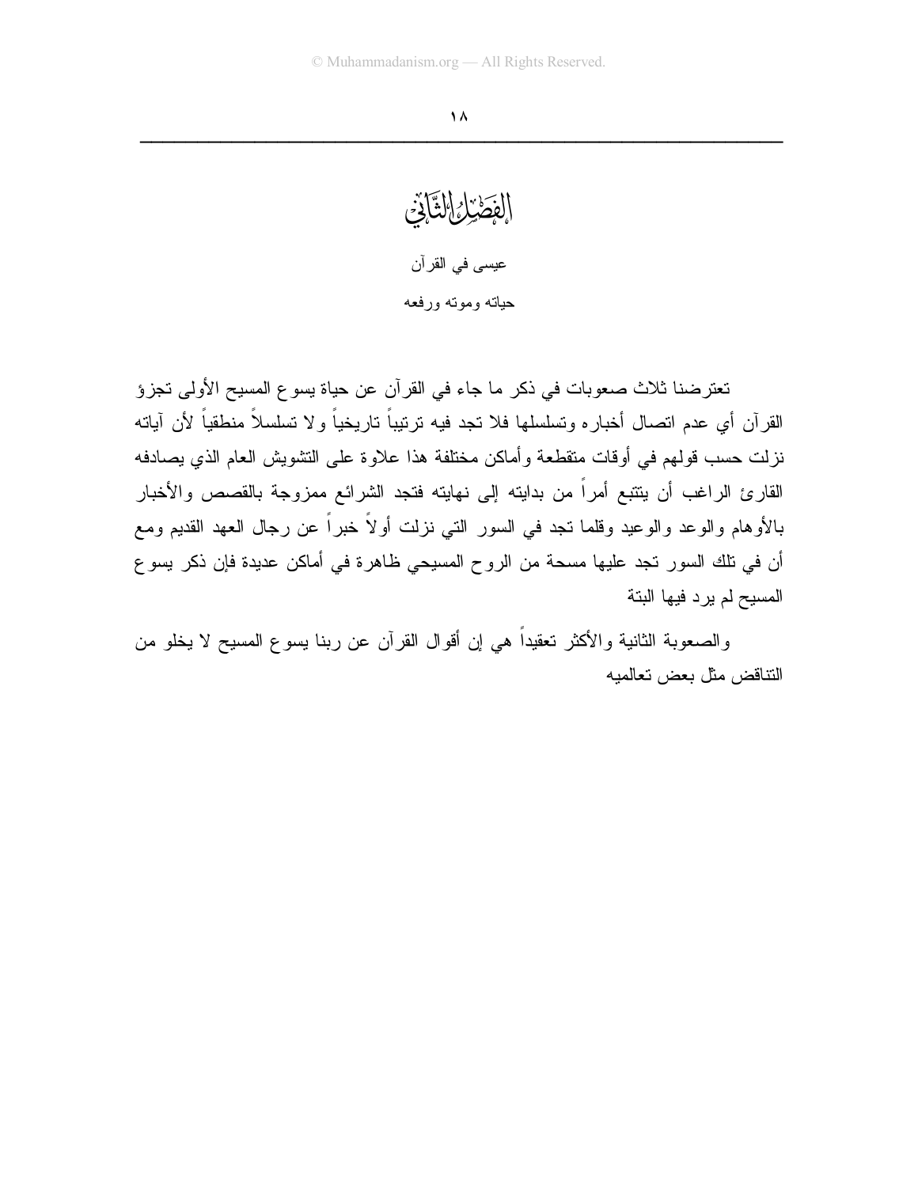# الفصل الثاني

## عيسى في القرآن

### حياته وموته ورفعه

تعترضنا ثلاث صعوبات في ذكر ما جاء في القرآن عن حياة يسوع المسيح الأولى تجزؤ القرآن أي عدم اتصال أخباره وتسلسلها فلا تجد فيه ترتيباً تاريخياً ولا تسلسلاً منطقياً لأن آياته نزلت حسب قولهم في أوقات متقطعة وأماكن مختلفة هذا علاوة على التشويش العام الذي يصادفه القارئ الراغب أن يتتبع أمراً من بدايته إلى نهايته فتجد الشرائع ممزوجة بالقصص والأخبار بالأوهام والوعد والوعيد وقلما تجد في السور التي نزلت أولاً خبراً عن رجال العهد القديم ومع أن في تلك السور تجد عليها مسحة من الروح المسيحي ظاهرة في أماكن عديدة فإن ذكر يسوع المسيح لم يرد فيها البتة

والصعوبة الثانية والأكثر تعقيداً هي إن أقوال القرآن عن ربنا يسوع المسيح لا يخلو من التناقض مثل بعض تعاليميه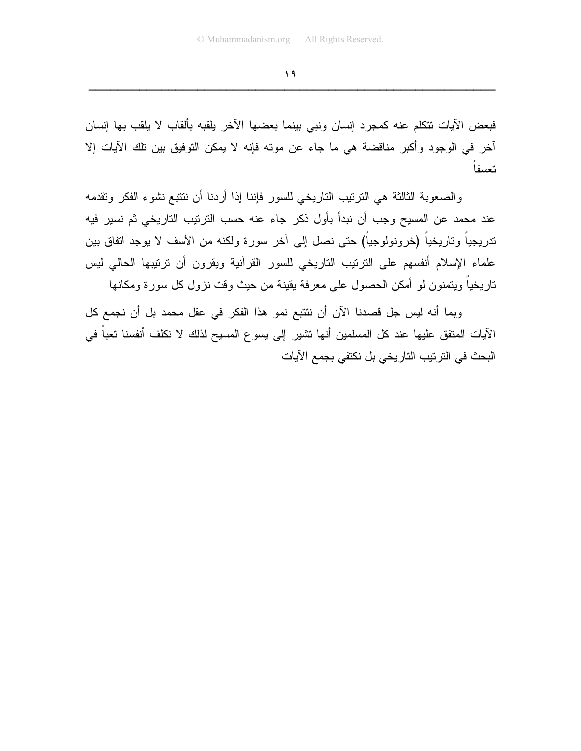فبعض الآيات تتكلم عنه كمجرد إنسان ونبي بينما بعضها الآخر يلقبه بألقاب لا يلقب بها إنسان آخر في الوجود وأكبر مناقضة هي ما جاء عن موته فإنه لا يمكن التوفيق بين تلك الآيات إلا تعسفاً

والصعوبة الثالثة هي الترتيب التاريخي للسور فإننا إذا أردنا أن نتتبع نشوء الفكر وتقدمه عند محمد عن المسيح وجب أن نبدأ بأول ذكر جاء عنه حسب الترتيب التاريخي ثم نسير فيه تدريجياً وتاريخياً (خرونولوجياً) حتى نصل إلى آخر سورة ولكنه من الأسف لا يوجد اتفاق بين علماء الإسلام أنفسهم على الترتيب التاريخي للسور القرآنية ويقرون أن ترتيبها الحالي ليس تاريخياً ويتمنون لو أمكن الحصول على معرفة يقينة من حيث وقت نزول كل سورة ومكانها

وبما أنه ليس جل قصدنا الآن أن نتتبع نمو هذا الفكر في عقل محمد بل أن نجمع كل الآيات المتفق عليها عند كل المسلمين أنها تشير إلى يسوع المسيح لذلك لا نكلف أنفسنا تعباً في البحث في الترتيب التاريخي بل نكتفي بجمع الآيات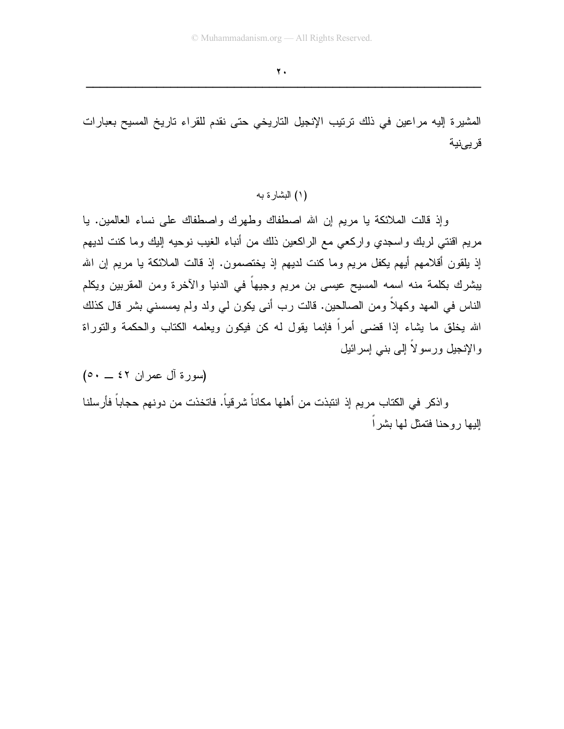المشيرة إليه مراعين في ذلك ترتيب الإنجيل التاريخي حتى نقدم للقراء تاريخ المسيح بعبارات قريبىنية

(١) البشارة به

وإذ قالت الملائكة يا مريم إن الله اصطفاك وطهرك واصطفاك على نساء العالمين. يا مريم اقنتي لربك واسجدي واركعي مع الراكعين ذلك من أنباء الغيب نوحيه إليك وما كنت لديهم إذ يلقون أقلامهم أيهم يكفل مريم وما كنت لديهم إذ يختصمون. إذ قالت الملائكة يا مريم إن الله يبشرك بكلمة منه اسمه المسيح عيسى بن مريم وجيهاً في الدنيا والآخرة ومن المقربين ويكلم الناس في المهد وكهلاً ومن الصالحين. قالت رب أنى يكون لي ولد ولم يمسسني بشر قال كذلك الله يخلق ما يشاء إذا قضى أمراً فإنما يقول له كن فيكون ويعلمه الكتاب والحكمة والتوراة والإنجيل ورسولاً إلى بني إسرائيل

(سورة آل عمران ٤٢ ــ ٥٠)

واذكر في الكتاب مريم إذ انتبذت من أهلها مكاناً شرقياً. فاتخذت من دونهم حجاباً فأرسلنا إليها روحنا فتمثل لها بشراً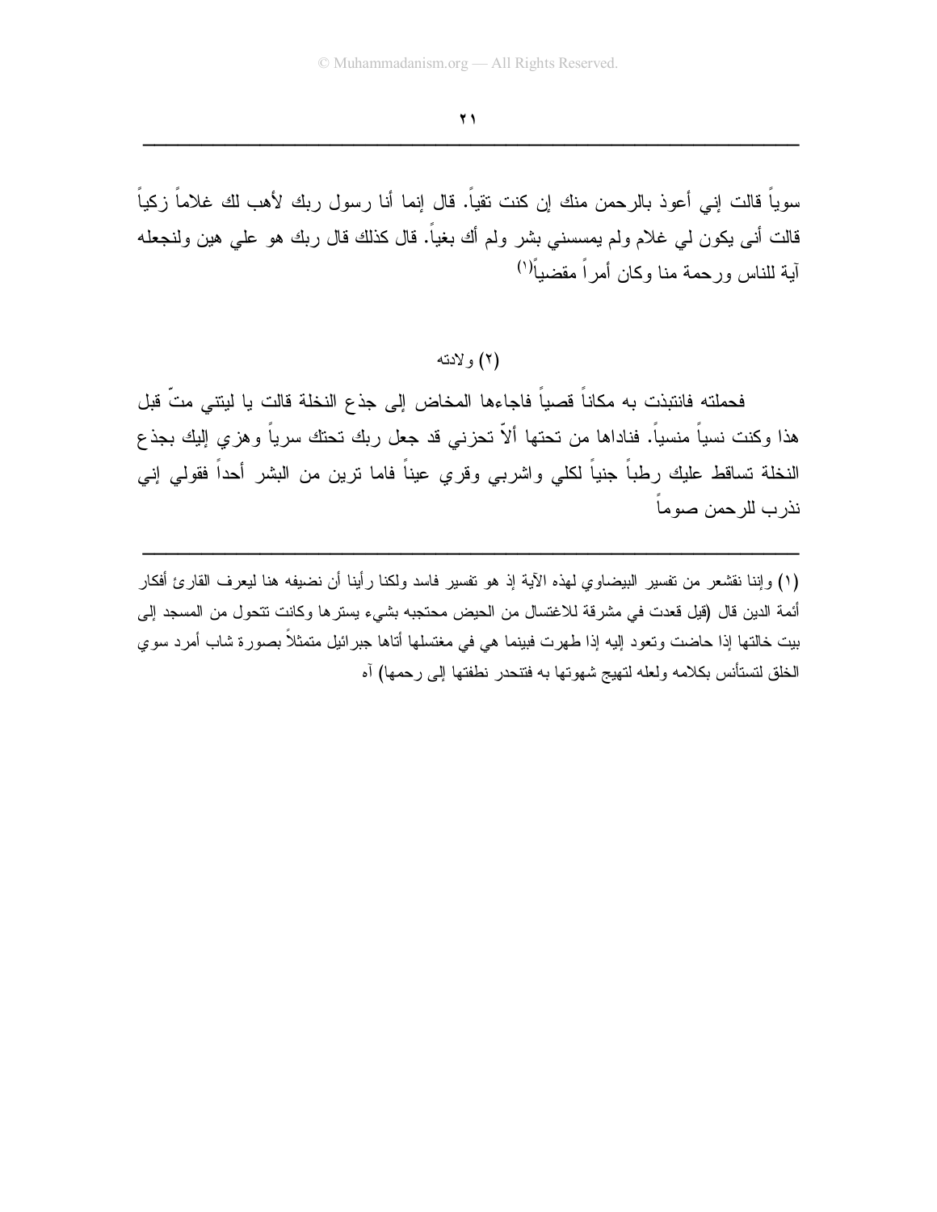سوياً قالت إني أعوذ بالرحمن منك إن كنت تقياً. قال إنما أنا رسول ربك لأهب لك غلاماً زكياً قالت أنى يكون لي غلام ولم يمسسني بشر ولم أك بغياً. قال كذلك قال ربك هو علي هين ولنجعله آية للناس ورحمة منا وكان أمراً مقضياً[١]

(٢) ولادته

فحملته فانتبذت به مكاناً قصياً فاجاءها المخاض إلى جذع النخلة قالت يا ليتني متّ قبل هذا وكنت نسياً منسياً. فناداها من تحتها ألاّ تحزني قد جعل ربك تحتك سرياً وهزي إليك بجذع النخلة تساقط عليك رطباً جنياً لكلي واشربي وقري عيناً فاما ترين من البشر أحداً فقولي إني نذرب للرحمن صوماً

---

(١) وإننا نقشعر من تفسير البيضاوي لهذه الآية إذ هو تفسير فاسد ولكنا رأينا أن نضيفه هنا ليعرف القارئ أفكار أئمة الدين قال (قيل قعدت في مشرقة للاغتسال من الحيض محتجبه بشيء يسترها وكانت تتحول من المسجد إلى بيت خالتها إذا حاضت وتعود إليه إذا طهرت فبينما هي في مغتسلها أتاها جبرائيل متمثلاً بصورة شاب أمرد سوي الخلق لتستأنس بكلامه ولعله لتهيج شهوتها به فتنحدر نطفتها إلى رحمها) آه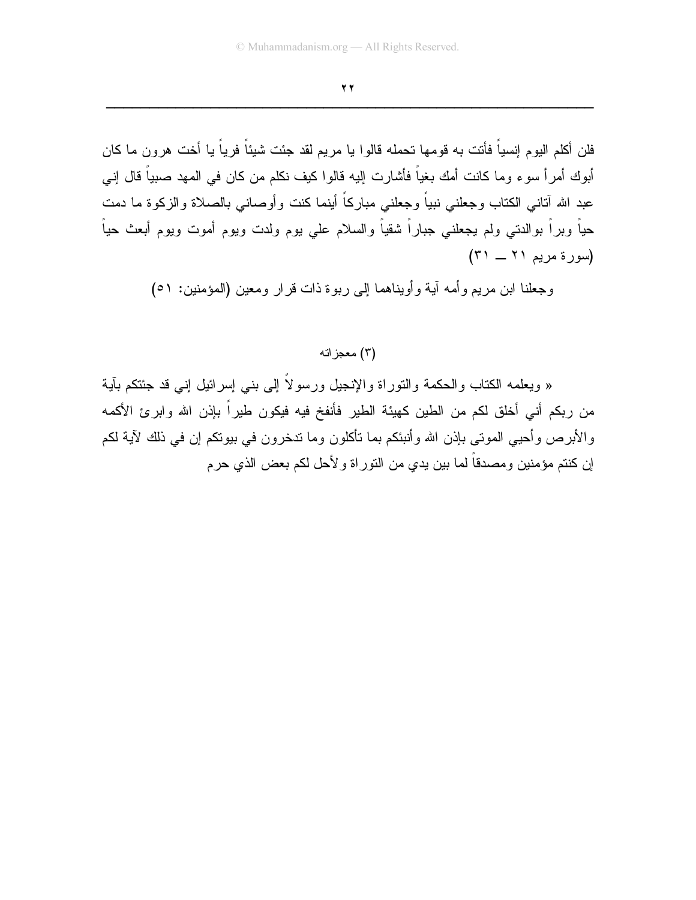فلن أكلم اليوم إنسياً فأتت به قومها تحمله قالوا يا مريم لقد جئت شيئاً فرياً يا أخت هرون ما كان أبوك أمرأ سوء وما كانت أمك بغياً فأشارت إليه قالوا كيف نكلم من كان في المهد صبياً قال إني عبد الله آتاني الكتاب وجعلني نبياً وجعلني مباركاً أينما كنت وأوصاني بالصلاة والزكوة ما دمت حياً وبراً بوالدتي ولم يجعلني جباراً شقياً والسلام علي يوم ولدت ويوم أموت ويوم أبعث حياً (سورة مريم ٢١ ــ ٣١)

وجعلنا ابن مريم وأمه آية وأويناهما إلى ربوة ذات قرار ومعين (المؤمنين: ٥١)

(٣) معجزاته

« ويعلمه الكتاب والحكمة والتوراة والإنجيل ورسولاً إلى بني إسرائيل إني قد جئتكم بآية من ربكم أني أخلق لكم من الطين كهيئة الطير فأنفخ فيه فيكون طيراً بإذن الله وابرئ الأكمه والأبرص وأحيي الموتى بإذن الله وأنبئكم بما تأكلون وما تدخرون في بيوتكم إن في ذلك لآية لكم إن كنتم مؤمنين ومصدقاً لما بين يدي من التوراة ولأحل لكم بعض الذي حرم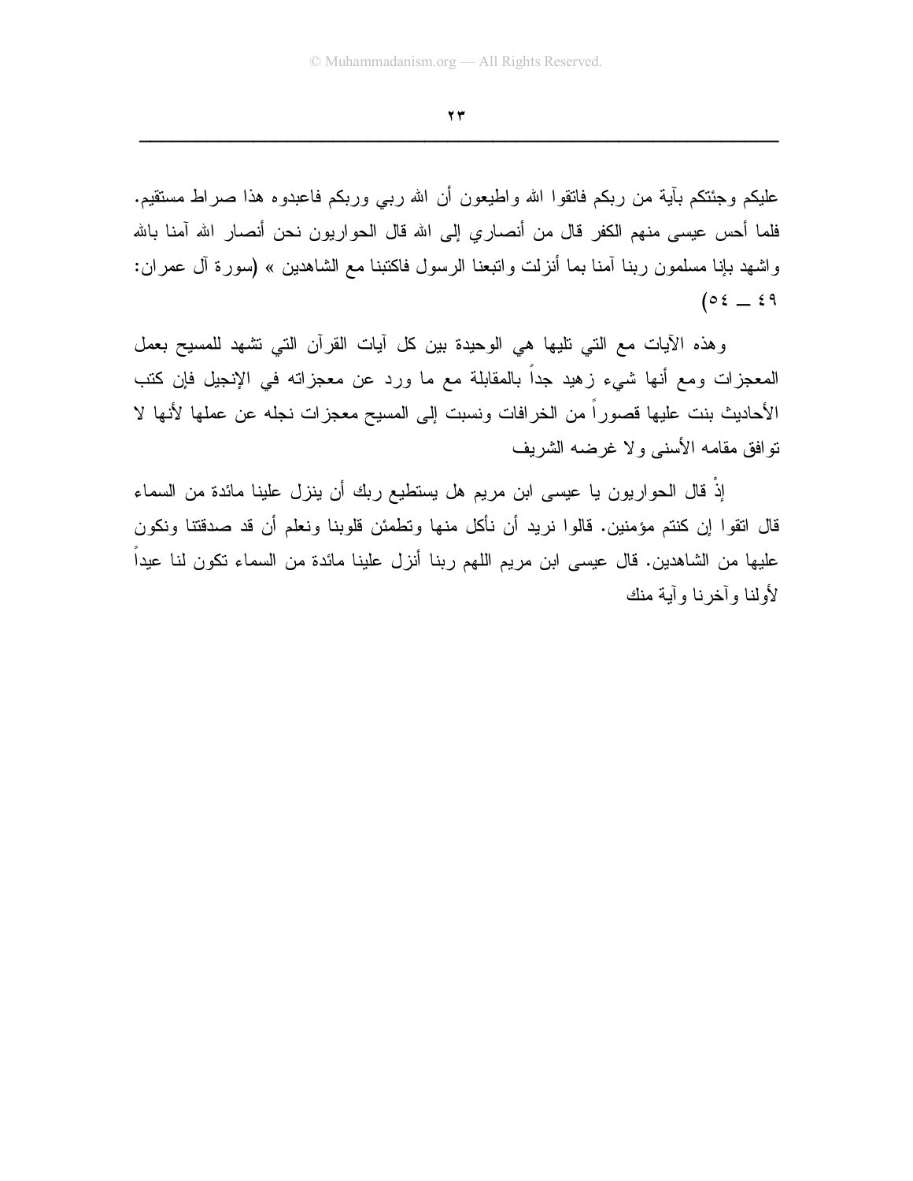عليكم وجئتكم بآية من ربكم فاتقوا الله واطيعون أن الله ربي وربكم فاعبدوه هذا صراط مستقيم. فلما أحس عيسى منهم الكفر قال من أنصاري إلى الله قال الحواريون نحن أنصار الله آمنا بالله واشهد بإنا مسلمون ربنا آمنا بما أنزلت واتبعنا الرسول فاكتبنا مع الشاهدين » (سورة آل عمران: ٤٩ ــ ٥٤)

وهذه الآيات مع التي تليها هي الوحيدة بين كل آيات القرآن التي تشهد للمسيح بعمل المعجزات ومع أنها شيء زهيد جداً بالمقابلة مع ما ورد عن معجزاته في الإنجيل فإن كتب الأحاديث بنت عليها قصوراً من الخرافات ونسبت إلى المسيح معجزات نجله عن عملها لأنها لا توافق مقامه الأسنى ولا غرضه الشريف

إذْ قال الحواريون يا عيسى ابن مريم هل يستطيع ربك أن ينزل علينا مائدة من السماء قال اتقوا إن كنتم مؤمنين. قالوا نريد أن نأكل منها وتطمئن قلوبنا ونعلم أن قد صدقتنا ونكون عليها من الشاهدين. قال عيسى ابن مريم اللهم ربنا أنزل علينا مائدة من السماء تكون لنا عيداً لأولنا وآخرنا وآية منك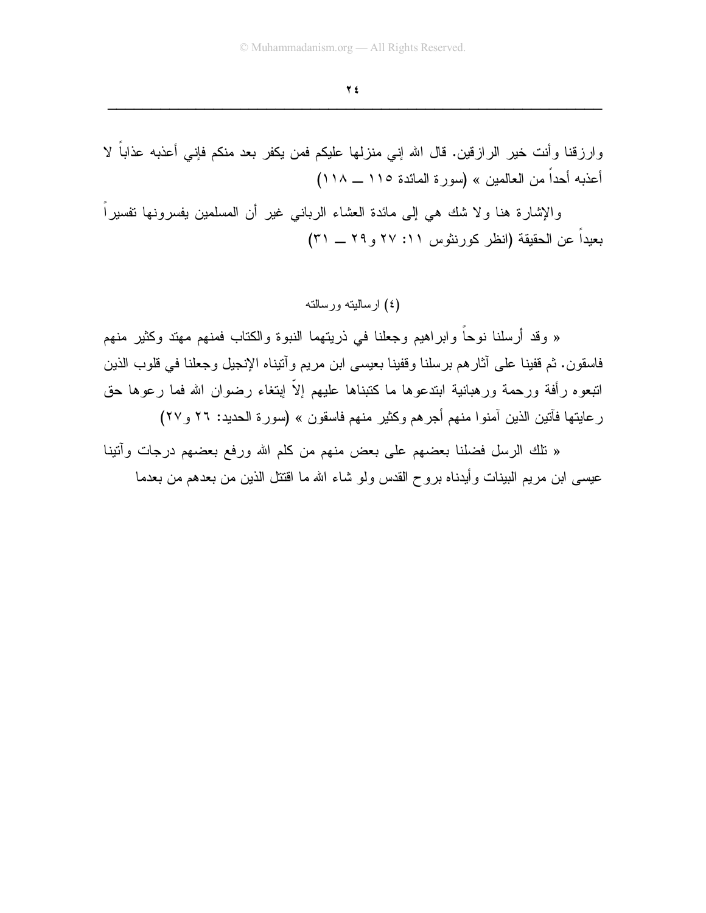وارزقنا وأنت خير الرازقين. قال الله إني منزلها عليكم فمن يكفر بعد منكم فإني أعذبه عذاباً لا أعذبه أحداً من العالمين » (سورة المائدة ١١٥ ــ ١١٨)

والإشارة هنا ولا شك هي إلى مائدة العشاء الرباني غير أن المسلمين يفسرونها تفسيراً بعيداً عن الحقيقة (انظر كورنثوس ١١: ٢٧ و٢٩ ــ ٣١)

(٤) ارساليته ورسالته

« وقد أرسلنا نوحاً وابراهيم وجعلنا في ذريتهما النبوة والكتاب فمنهم مهتد وكثير منهم فاسقون. ثم قفينا على آثارهم برسلنا وقفينا بعيسى ابن مريم وآتيناه الإنجيل وجعلنا في قلوب الذين اتبعوه رأفة ورحمة ورهبانية ابتدعوها ما كتبناها عليهم إلاّ إبتغاء رضوان الله فما رعوها حق رعايتها فآتين الذين آمنوا منهم أجرهم وكثير منهم فاسقون » (سورة الحديد: ٢٦ و٢٧)

« تلك الرسل فضلنا بعضهم على بعض منهم من كلم الله ورفع بعضهم درجات وآتينا عيسى ابن مريم البينات وأيدناه بروح القدس ولو شاء الله ما اقتتل الذين من بعدهم من بعدما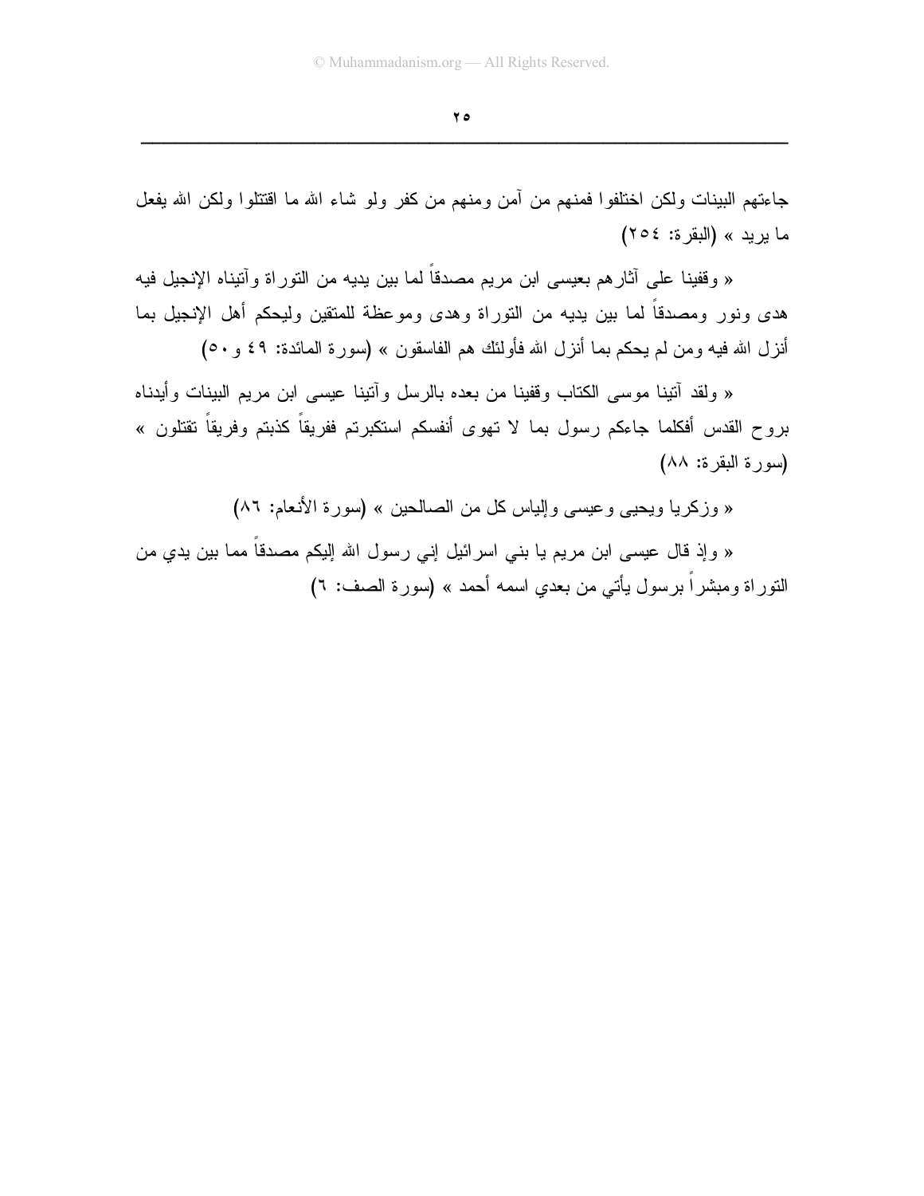جاءتهم البينات ولكن اختلفوا فمنهم من آمن ومنهم من كفر ولو شاء الله ما اقتتلوا ولكن الله يفعل ما يريد » (البقرة: ٢٥٤)

« وقفينا على آثارهم بعيسى ابن مريم مصدقاً لما بين يديه من التوراة وآتيناه الإنجيل فيه هدى ونور ومصدقاً لما بين يديه من التوراة وهدى وموعظة للمتقين وليحكم أهل الإنجيل بما أنزل الله فيه ومن لم يحكم بما أنزل الله فأولئك هم الفاسقون » (سورة المائدة: ٤٩ و٥٠)

« ولقد آتينا موسى الكتاب وقفينا من بعده بالرسل وآتينا عيسى ابن مريم البينات وأيدناه بروح القدس أفكلما جاءكم رسول بما لا تهوى أنفسكم استكبرتم ففريقاً كذبتم وفريقاً تقتلون » (سورة البقرة: ٨٨)

« وزكريا ويحيى وعيسى وإلياس كل من الصالحين » (سورة الأنعام: ٨٦)

« وإذ قال عيسى ابن مريم يا بني اسرائيل إني رسول الله إليكم مصدقاً مما بين يدي من التوراة ومبشراً برسول يأتي من بعدي اسمه أحمد » (سورة الصف: ٦)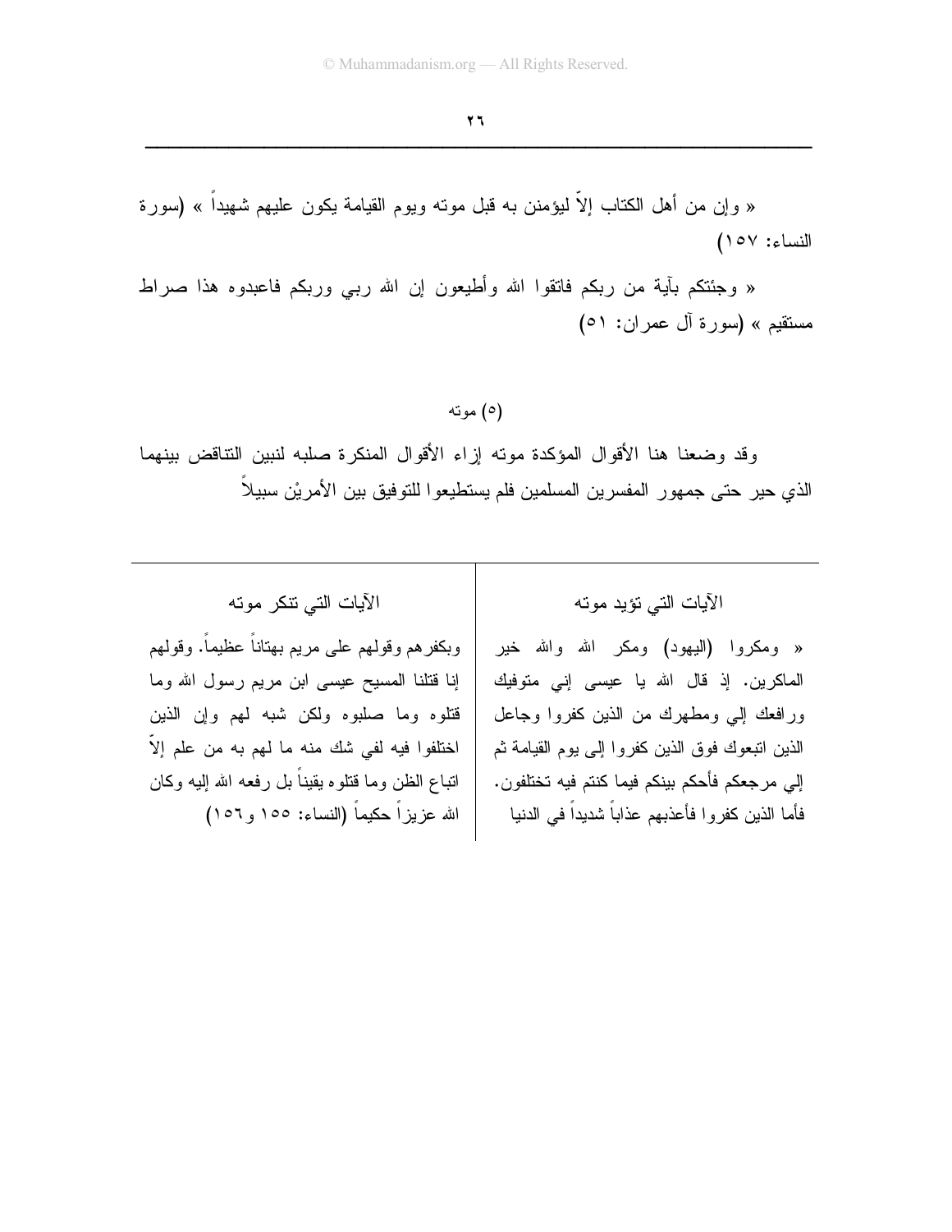« وإن من أهل الكتاب إلاّ ليؤمنن به قبل موته ويوم القيامة يكون عليهم شهيداً » (سورة النساء: ١٥٧)

« وجئتكم بآية من ربكم فاتقوا الله وأطيعون إن الله ربي وربكم فاعبدوه هذا صراط مستقيم » (سورة آل عمران: ٥١)

(٥) موته

وقد وضعنا هنا الأقوال المؤكدة موته إزاء الأقوال المنكرة صلبه لنبين التناقض بينهما الذي حير حتى جمهور المفسرين المسلمين فلم يستطيعوا للتوفيق بين الأمريْن سبيلاً

| الآيات التي تؤيد موته | الآيات التي تنكر موته |
|---|---|
| « ومكروا (اليهود) ومكر الله والله خير الماكرين. إذ قال الله يا عيسى إني متوفيك ورافعك إلي ومطهرك من الذين كفروا وجاعل الذين اتبعوك فوق الذين كفروا إلى يوم القيامة ثم إلي مرجعكم فأحكم بينكم فيما كنتم فيه تختلفون. فأما الذين كفروا فأعذبهم عذاباً شديداً في الدنيا | وبكفرهم وقولهم على مريم بهتاناً عظيماً. وقولهم إنا قتلنا المسيح عيسى ابن مريم رسول الله وما قتلوه وما صلبوه ولكن شبه لهم وإن الذين اختلفوا فيه لفي شك منه ما لهم به من علم إلاّ اتباع الظن وما قتلوه يقيناً بل رفعه الله إليه وكان الله عزيزاً حكيماً (النساء: ١٥٥ و١٥٦) |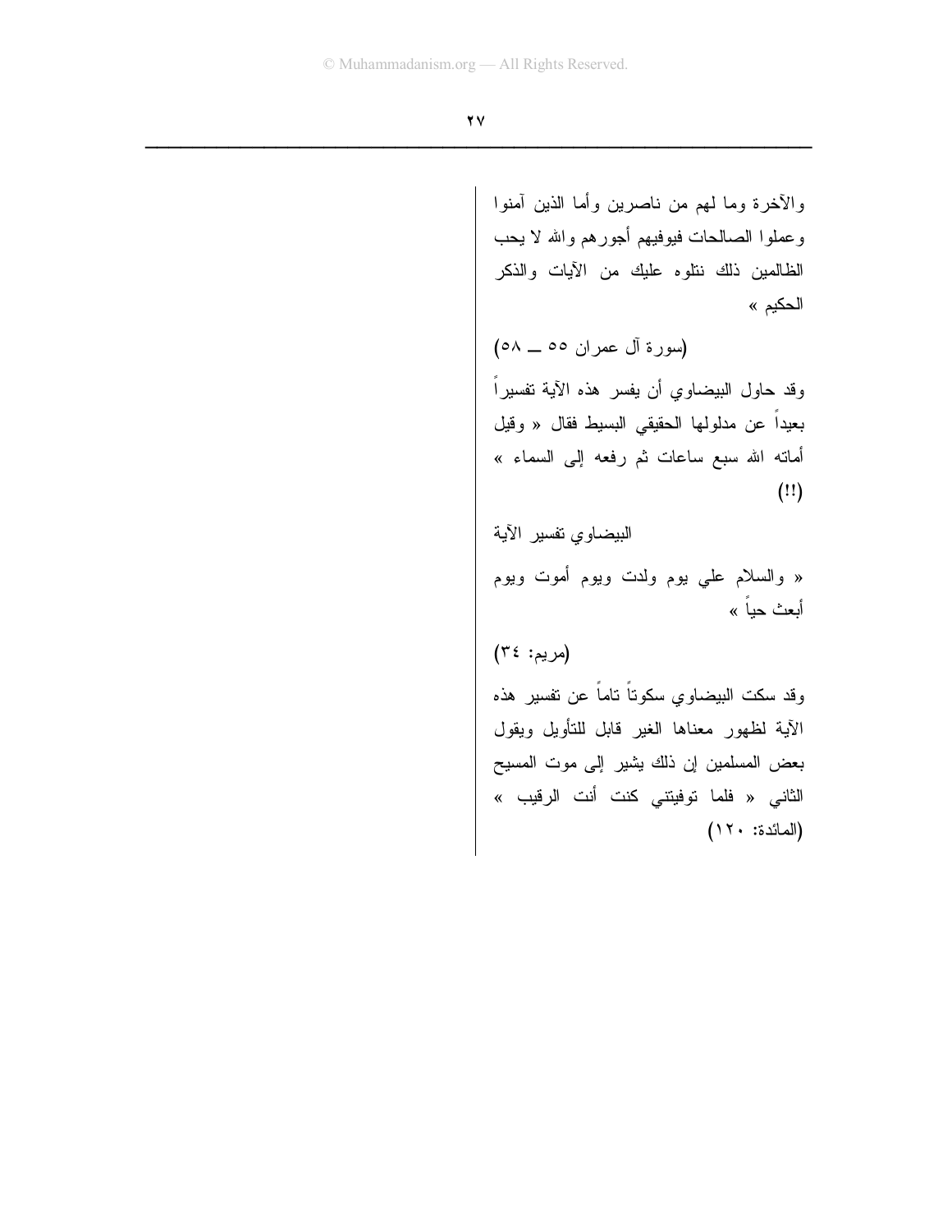والآخرة وما لهم من ناصرين وأما الذين آمنوا وعملوا الصالحات فيوفيهم أجورهم والله لا يحب الظالمين ذلك نتلوه عليك من الآيات والذكر الحكيم »

(سورة آل عمران ٥٥ ــ ٥٨)

وقد حاول البيضاوي أن يفسر هذه الآية تفسيراً بعيداً عن مدلولها الحقيقي البسيط فقال « وقيل أماته الله سبع ساعات ثم رفعه إلى السماء » (!!)

البيضاوي تفسير الآية

« والسلام علي يوم ولدت ويوم أموت ويوم أبعث حياً »

(مريم: ٣٤)

وقد سكت البيضاوي سكوتاً تاماً عن تفسير هذه الآية لظهور معناها الغير قابل للتأويل ويقول بعض المسلمين إن ذلك يشير إلى موت المسيح الثاني « فلما توفيتني كنت أنت الرقيب » (المائدة: ١٢٠)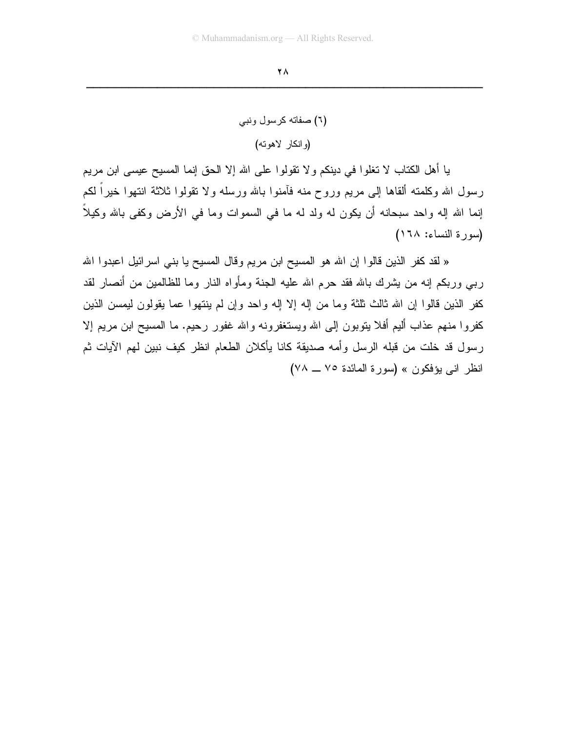### (٦) صفاته كرسول ونبي

### (وانكار لاهوته)

يا أهل الكتاب لا تغلوا في دينكم ولا تقولوا على الله إلا الحق إنما المسيح عيسى ابن مريم رسول الله وكلمته ألقاها إلى مريم وروح منه فآمنوا بالله ورسله ولا تقولوا ثلاثة انتهوا خيراً لكم إنما الله إله واحد سبحانه أن يكون له ولد له ما في السموات وما في الأرض وكفى بالله وكيلاً (سورة النساء: ١٦٨)

« لقد كفر الذين قالوا إن الله هو المسيح ابن مريم وقال المسيح يا بني اسرائيل اعبدوا الله ربي وربكم إنه من يشرك بالله فقد حرم الله عليه الجنة ومأواه النار وما للظالمين من أنصار لقد كفر الذين قالوا إن الله ثالث ثلثة وما من إله إلا إله واحد وإن لم ينتهوا عما يقولون ليمسن الذين كفروا منهم عذاب أليم أفلا يتوبون إلى الله ويستغفرونه والله غفور رحيم. ما المسيح ابن مريم إلا رسول قد خلت من قبله الرسل وأمه صديقة كانا يأكلان الطعام انظر كيف نبين لهم الآيات ثم انظر انى يؤفكون » (سورة المائدة ٧٥ ــ ٧٨)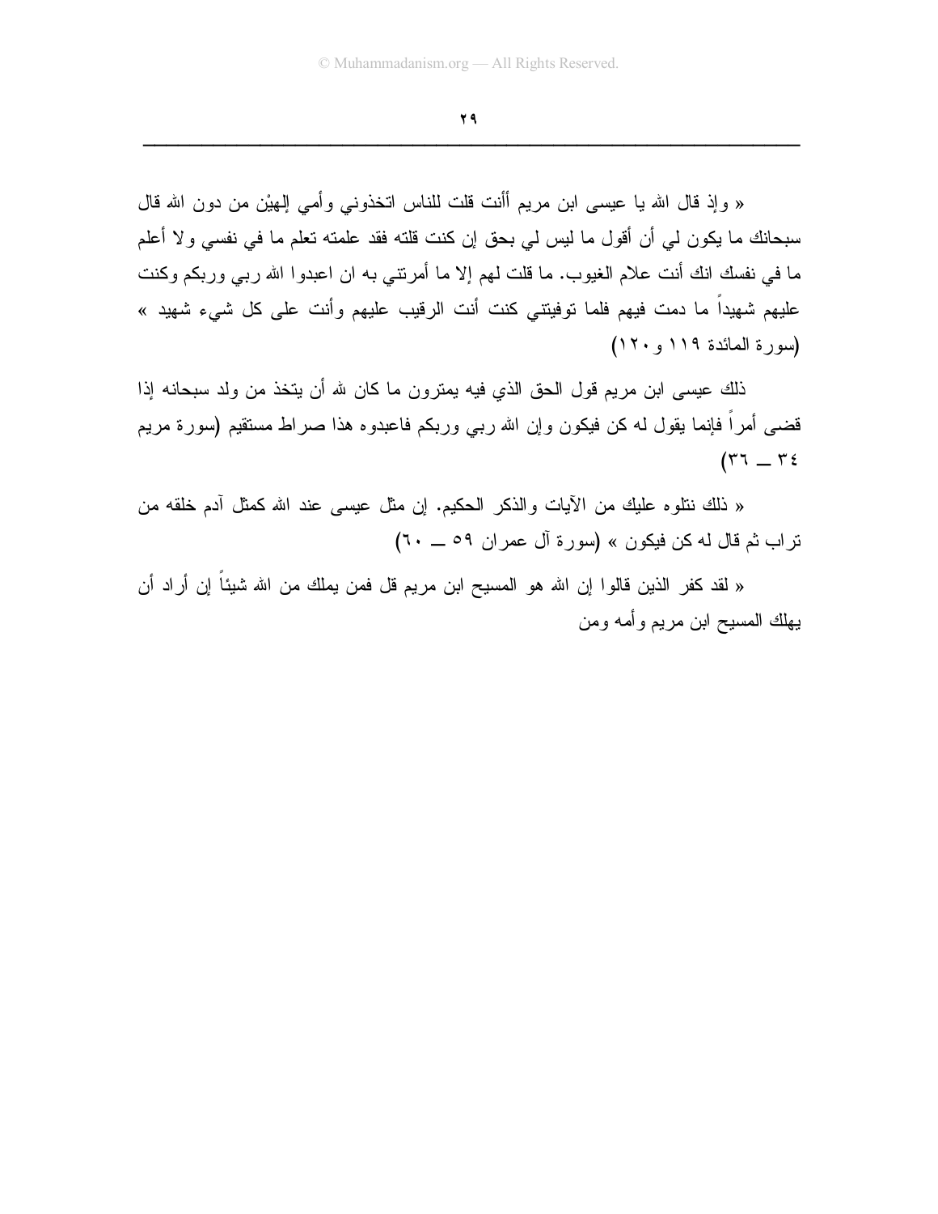« وإذ قال الله يا عيسى ابن مريم أأنت قلت للناس اتخذوني وأمي إلهيْن من دون الله قال سبحانك ما يكون لي أن أقول ما ليس لي بحق إن كنت قلته فقد علمته تعلم ما في نفسي ولا أعلم ما في نفسك انك أنت علام الغيوب. ما قلت لهم إلا ما أمرتني به ان اعبدوا الله ربي وربكم وكنت عليهم شهيداً ما دمت فيهم فلما توفيتني كنت أنت الرقيب عليهم وأنت على كل شيء شهيد » (سورة المائدة ١١٩ و ١٢٠)

ذلك عيسى ابن مريم قول الحق الذي فيه يمترون ما كان لله أن يتخذ من ولد سبحانه إذا قضى أمراً فإنما يقول له كن فيكون وإن الله ربي وربكم فاعبدوه هذا صراط مستقيم (سورة مريم ٣٤ ــ ٣٦)

« ذلك نتلوه عليك من الآيات والذكر الحكيم. إن مثل عيسى عند الله كمثل آدم خلقه من تراب ثم قال له كن فيكون » (سورة آل عمران ٥٩ ــ ٦٠)

« لقد كفر الذين قالوا إن الله هو المسيح ابن مريم قل فمن يملك من الله شيئاً إن أراد أن يهلك المسيح ابن مريم وأمه ومن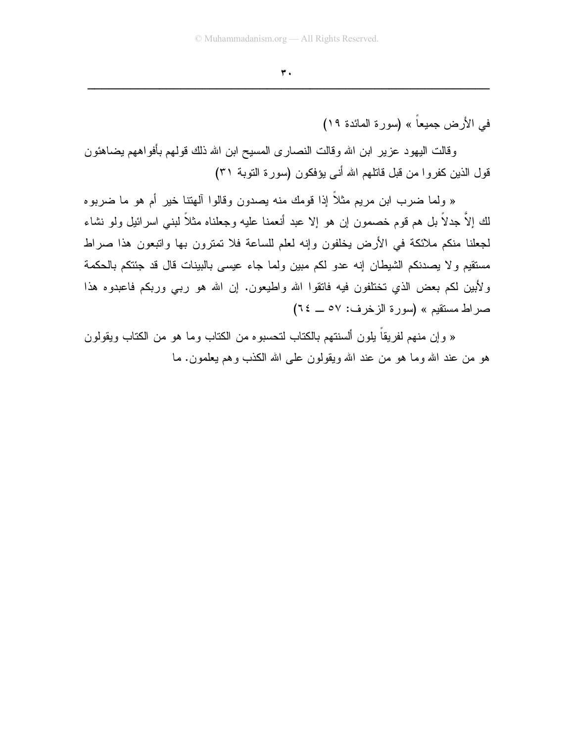في الأرض جميعاً » (سورة المائدة ١٩)

وقالت اليهود عزير ابن الله وقالت النصارى المسيح ابن الله ذلك قولهم بأفواههم يضاهئون قول الذين كفروا من قبل قاتلهم الله أنى يؤفكون (سورة التوبة ٣١)

« ولما ضرب ابن مريم مثلاً إذا قومك منه يصدون وقالوا آلهتنا خير أم هو ما ضربوه لك إلاَّ جدلاً بل هم قوم خصمون إن هو إلا عبد أنعمنا عليه وجعلناه مثلاً لبني اسرائيل ولو نشاء لجعلنا منكم ملائكة في الأرض يخلفون وإنه لعلم للساعة فلا تمترون بها واتبعون هذا صراط مستقيم ولا يصدنكم الشيطان إنه عدو لكم مبين ولما جاء عيسى بالبينات قال قد جئتكم بالحكمة ولأبين لكم بعض الذي تختلفون فيه فاتقوا الله واطيعون. إن الله هو ربي وربكم فاعبدوه هذا صراط مستقيم » (سورة الزخرف: ٥٧ ــ ٦٤)

« وإن منهم لفريقاً يلون ألسنتهم بالكتاب لتحسبوه من الكتاب وما هو من الكتاب ويقولون هو من عند الله وما هو من عند الله ويقولون على الله الكذب وهم يعلمون. ما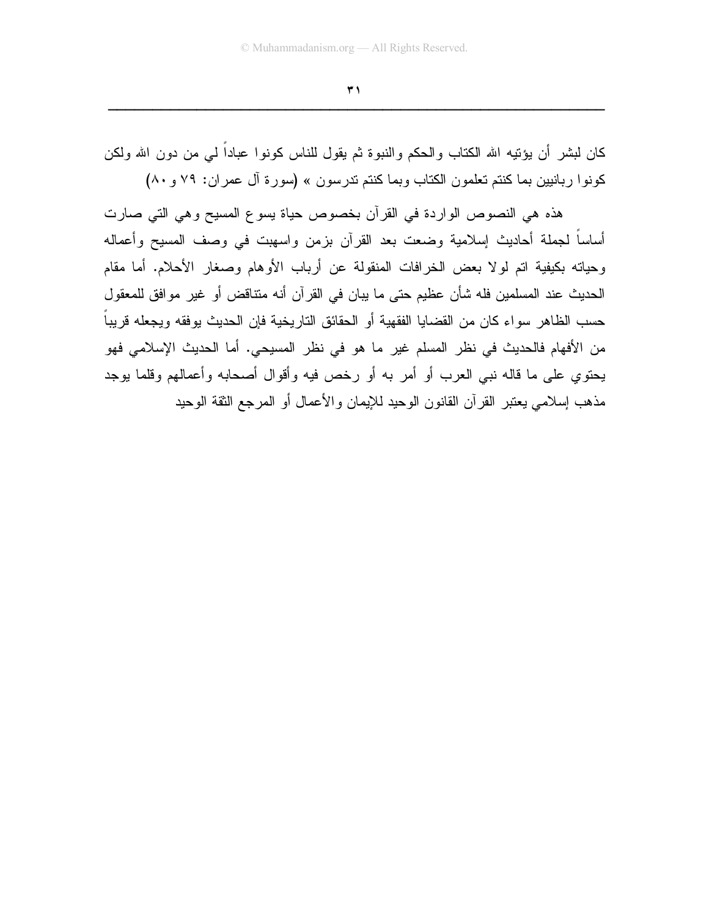كان لبشر أن يؤتيه الله الكتاب والحكم والنبوة ثم يقول للناس كونوا عباداً لي من دون الله ولكن كونوا ربانيين بما كنتم تعلمون الكتاب وبما كنتم تدرسون » (سورة آل عمران: ٧٩ و٨٠)

هذه هي النصوص الواردة في القرآن بخصوص حياة يسوع المسيح وهي التي صارت أساساً لجملة أحاديث إسلامية وضعت بعد القرآن بزمن واسهبت في وصف المسيح وأعماله وحياته بكيفية اتم لولا بعض الخرافات المنقولة عن أرباب الأوهام وصغار الأحلام. أما مقام الحديث عند المسلمين فله شأن عظيم حتى ما يبان في القرآن أنه متناقض أو غير موافق للمعقول حسب الظاهر سواء كان من القضايا الفقهية أو الحقائق التاريخية فإن الحديث يوفقه ويجعله قريباً من الأفهام فالحديث في نظر المسلم غير ما هو في نظر المسيحي. أما الحديث الإسلامي فهو يحتوي على ما قاله نبي العرب أو أمر به أو رخص فيه وأقوال أصحابه وأعمالهم وقلما يوجد مذهب إسلامي يعتبر القرآن القانون الوحيد للإيمان والأعمال أو المرجع الثقة الوحيد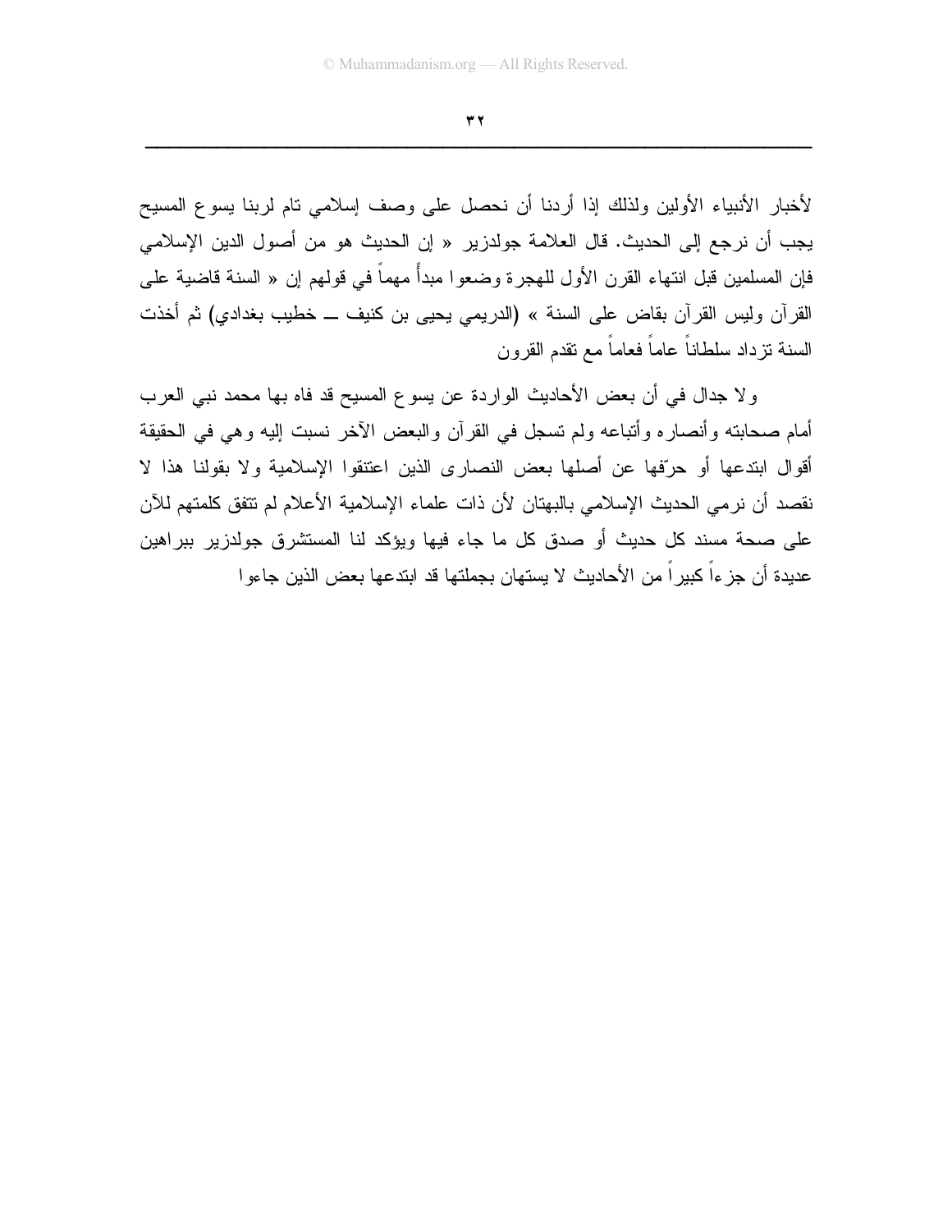لأخبار الأنبياء الأولين ولذلك إذا أردنا أن نحصل على وصف إسلامي تام لربنا يسوع المسيح يجب أن نرجع إلى الحديث. قال العلامة جولدزير « إن الحديث هو من أصول الدين الإسلامي فإن المسلمين قبل انتهاء القرن الأول للهجرة وضعوا مبدأً مهماً في قولهم إن « السنة قاضية على القرآن وليس القرآن بقاض على السنة » (الدريمي يحيى بن كنيف ــ خطيب بغدادي) ثم أخذت السنة تزداد سلطاناً عاماً فعاماً مع تقدم القرون

ولا جدال في أن بعض الأحاديث الواردة عن يسوع المسيح قد فاه بها محمد نبي العرب أمام صحابته وأنصاره وأتباعه ولم تسجل في القرآن والبعض الآخر نسبت إليه وهي في الحقيقة أقوال ابتدعها أو حرّفها عن أصلها بعض النصارى الذين اعتنقوا الإسلامية ولا بقولنا هذا لا نقصد أن نرمي الحديث الإسلامي بالبهتان لأن ذات علماء الإسلامية الأعلام لم تتفق كلمتهم للآن على صحة مسند كل حديث أو صدق كل ما جاء فيها ويؤكد لنا المستشرق جولدزير ببراهين عديدة أن جزءاً كبيراً من الأحاديث لا يستهان بجملتها قد ابتدعها بعض الذين جاءوا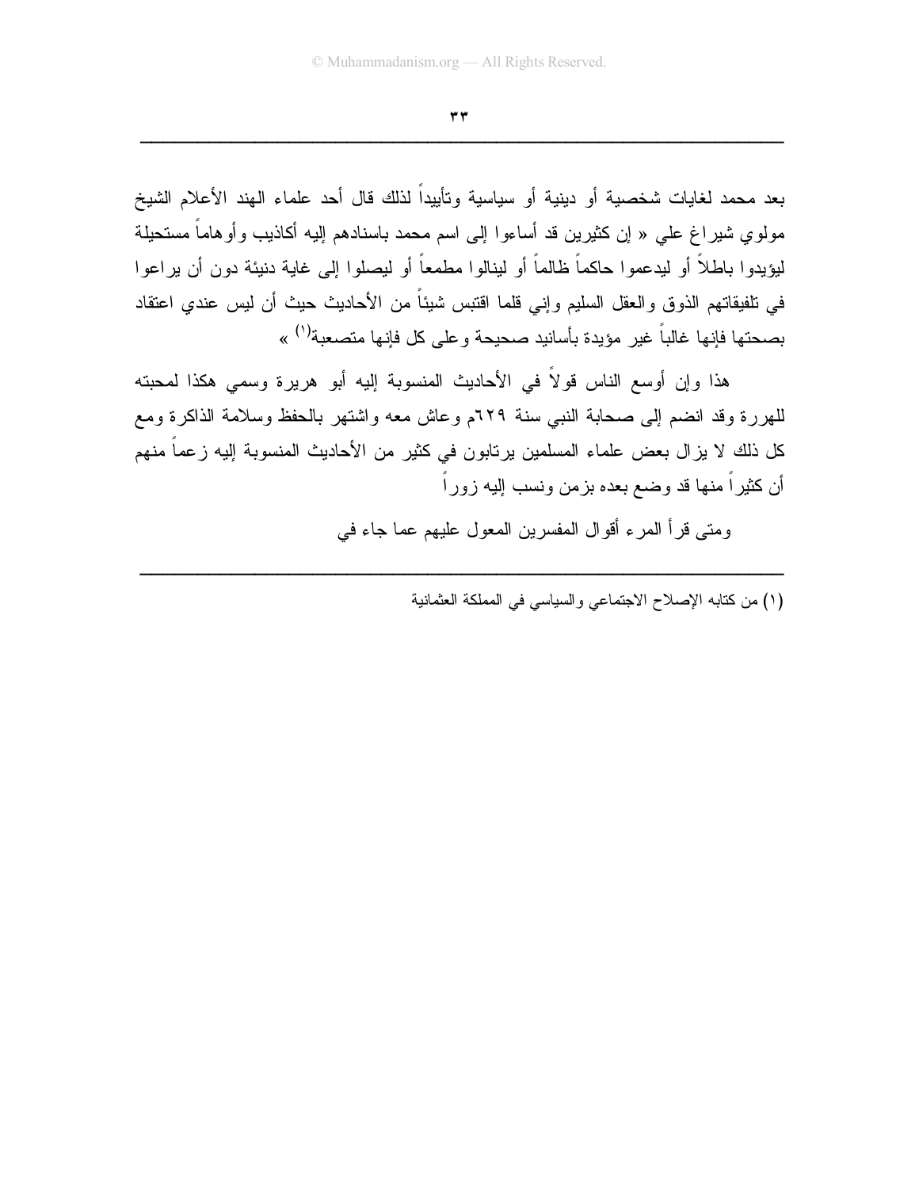بعد محمد لغايات شخصية أو دينية أو سياسية وتأييداً لذلك قال أحد علماء الهند الأعلام الشيخ مولوي شيراغ علي « إن كثيرين قد أساءوا إلى اسم محمد باسنادهم إليه أكاذيب وأوهاماً مستحيلة ليؤيدوا باطلاً أو ليدعموا حاكماً ظالماً أو لينالوا مطمعاً أو ليصلوا إلى غاية دنيئة دون أن يراعوا في تلفيقاتهم الذوق والعقل السليم وإني قلما اقتبس شيئاً من الأحاديث حيث أن ليس عندي اعتقاد بصحتها فإنها غالباً غير مؤيدة بأسانيد صحيحة وعلى كل فإنها متصعبة[1] »

هذا وإن أوسع الناس قولاً في الأحاديث المنسوبة إليه أبو هريرة وسمي هكذا لمحبته للهررة وقد انضم إلى صحابة النبي سنة ٦٢٩م وعاش معه واشتهر بالحفظ وسلامة الذاكرة ومع كل ذلك لا يزال بعض علماء المسلمين يرتابون في كثير من الأحاديث المنسوبة إليه زعماً منهم أن كثيراً منها قد وضع بعده بزمن ونسب إليه زوراً

ومتى قرأ المرء أقوال المفسرين المعول عليهم عما جاء في

---

(١) من كتابه الإصلاح الاجتماعي والسياسي في المملكة العثمانية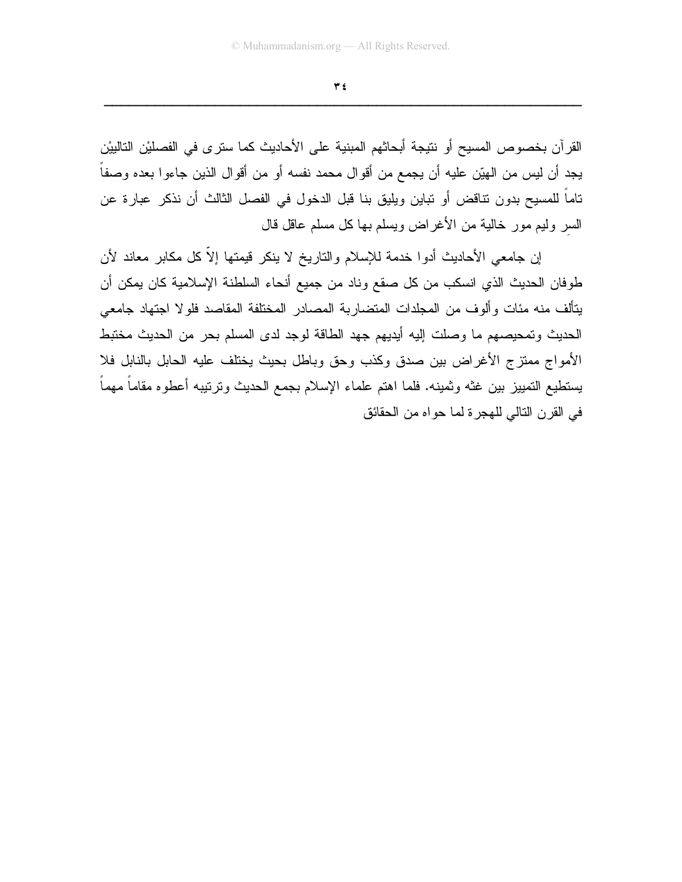القرآن بخصوص المسيح أو نتيجة أبحاثهم المبنية على الأحاديث كما سترى في الفصليْن التاليَيْن يجد أن ليس من الهيّن عليه أن يجمع من أقوال محمد نفسه أو من أقوال الذين جاءوا بعده وصفاً تاماً للمسيح بدون تناقض أو تباين ويليق بنا قبل الدخول في الفصل الثالث أن نذكر عبارة عن السر وليم مور خالية من الأغراض ويسلم بها كل مسلم عاقل قال

إن جامعي الأحاديث أدوا خدمة للإسلام والتاريخ لا ينكر قيمتها إلاّ كل مكابر معاند لأن طوفان الحديث الذي انسكب من كل صقع وناد من جميع أنحاء السلطنة الإسلامية كان يمكن أن يتألف منه مئات وألوف من المجلدات المتضاربة المصادر المختلفة المقاصد فلولا اجتهاد جامعي الحديث وتمحيصهم ما وصلت إليه أيديهم جهد الطاقة لوجد لدى المسلم بحر من الحديث مختبط الأمواج ممتزج الأغراض بين صدق وكذب وحق وباطل بحيث يختلف عليه الحابل بالنابل فلا يستطيع التمييز بين غثه وثمينه. فلما اهتم علماء الإسلام بجمع الحديث وترتيبه أعطوه مقاماً مهماً في القرن التالي للهجرة لما حواه من الحقائق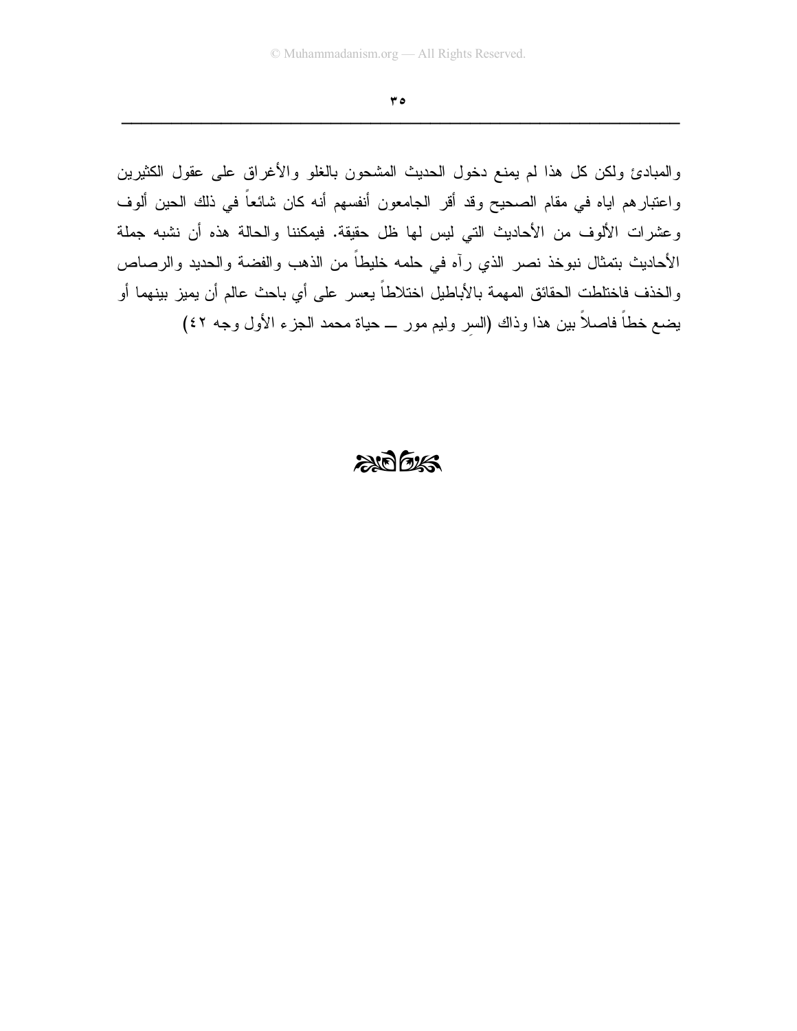والمبادئ ولكن كل هذا لم يمنع دخول الحديث المشحون بالغلو والأغراق على عقول الكثيرين واعتبارهم اياه في مقام الصحيح وقد أقر الجامعون أنفسهم أنه كان شائعاً في ذلك الحين ألوف وعشرات الألوف من الأحاديث التي ليس لها ظل حقيقة. فيمكننا والحالة هذه أن نشبه جملة الأحاديث بتمثال نبوخذ نصر الذي رآه في حلمه خليطاً من الذهب والفضة والحديد والرصاص والخذف فاختلطت الحقائق المهمة بالأباطيل اختلاطاً يعسر على أي باحث عالم أن يميز بينهما أو يضع خطاً فاصلاً بين هذا وذاك (السِر وليم مور ـــ حياة محمد الجزء الأول وجه ٤٢)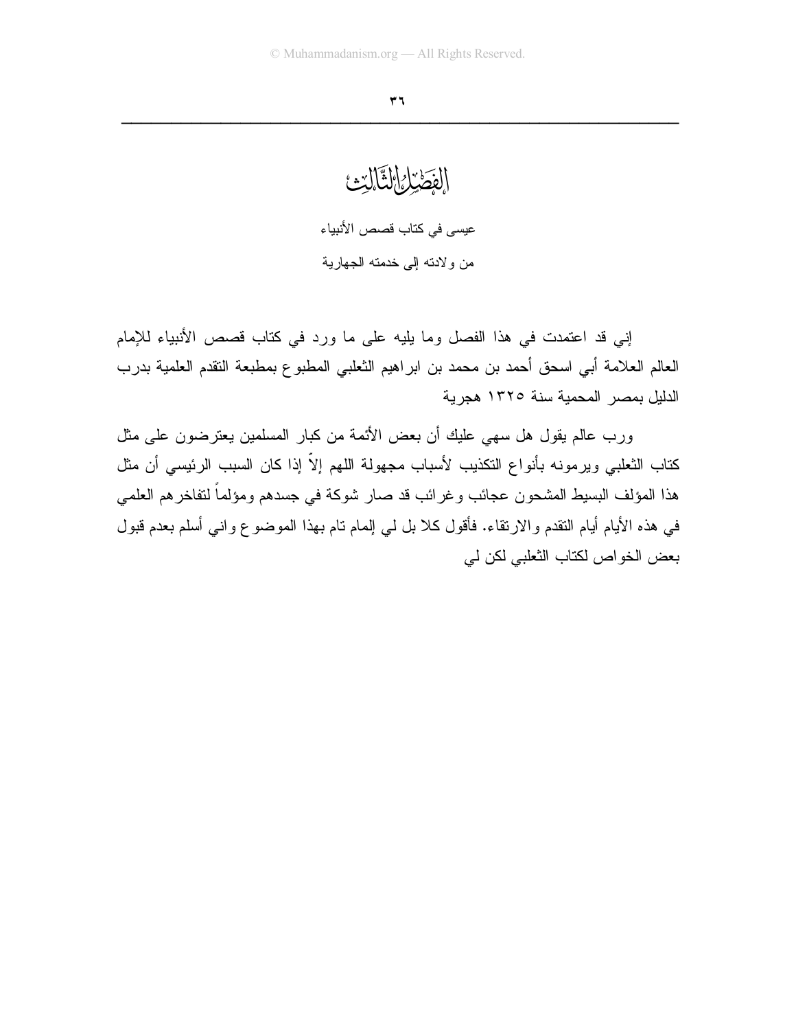# الفصل الثالث

عيسى في كتاب قصص الأنبياء

من ولادته إلى خدمته الجهارية

إني قد اعتمدت في هذا الفصل وما يليه على ما ورد في كتاب قصص الأنبياء للإمام العالم العلامة أبي اسحق أحمد بن محمد بن ابراهيم الثعلبي المطبوع بمطبعة التقدم العلمية بدرب الدليل بمصر المحمية سنة ١٣٢٥ هجرية

ورب عالم يقول هل سهي عليك أن بعض الأئمة من كبار المسلمين يعترضون على مثل كتاب الثعلبي ويرمونه بأنواع التكذيب لأسباب مجهولة اللهم إلاّ إذا كان السبب الرئيسي أن مثل هذا المؤلف البسيط المشحون عجائب وغرائب قد صار شوكة في جسدهم ومؤلماً لتفاخرهم العلمي في هذه الأيام أيام التقدم والارتقاء. فأقول كلا بل لي إلمام تام بهذا الموضوع واني أسلم بعدم قبول بعض الخواص لكتاب الثعلبي لكن لي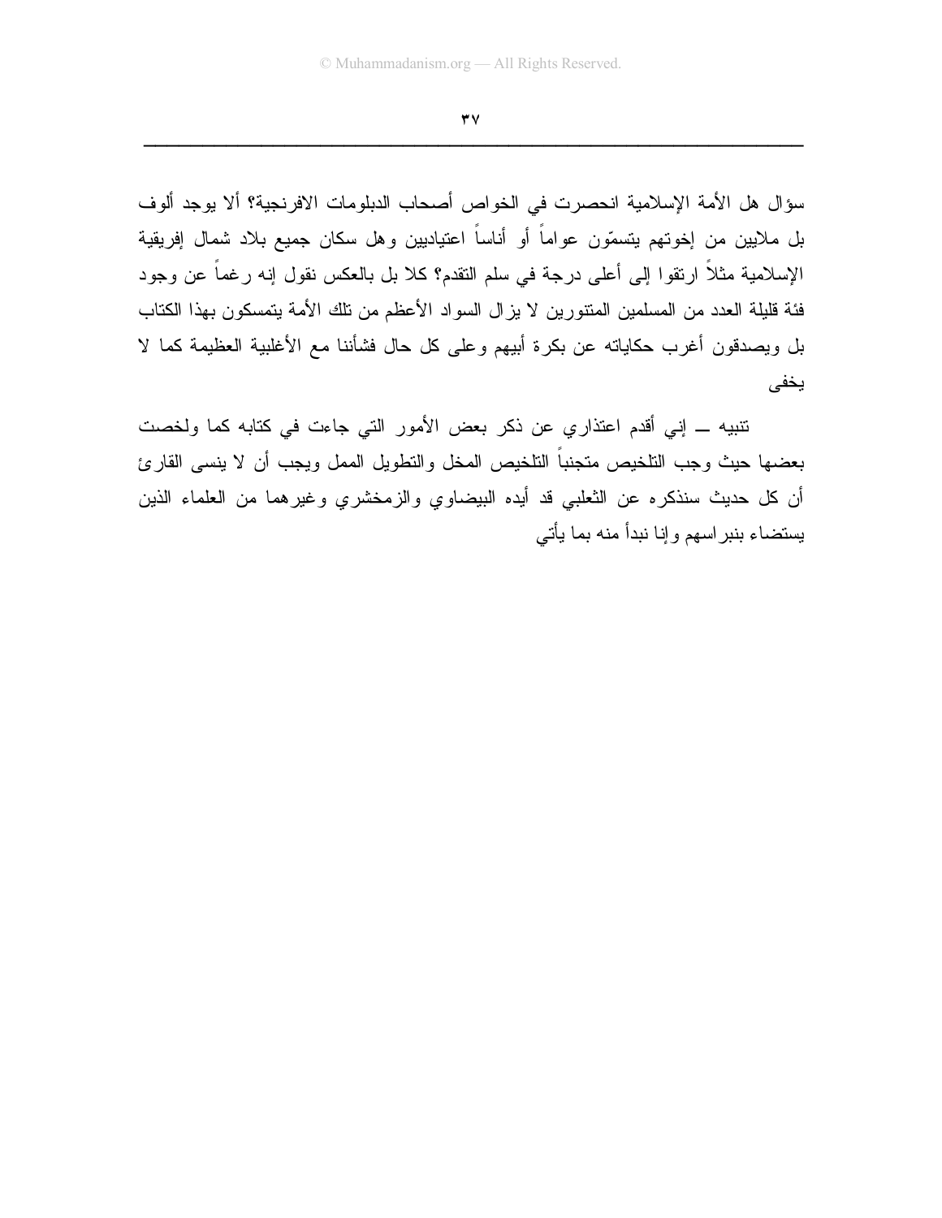سؤال هل الأمة الإسلامية انحصرت في الخواص أصحاب الدبلومات الافرنجية؟ ألا يوجد ألوف بل ملايين من إخوتهم يتسمّون عواماً أو أناساً اعتياديين وهل سكان جميع بلاد شمال إفريقية الإسلامية مثلاً ارتقوا إلى أعلى درجة في سلم التقدم؟ كلا بل بالعكس نقول إنه رغماً عن وجود فئة قليلة العدد من المسلمين المتنورين لا يزال السواد الأعظم من تلك الأمة يتمسكون بهذا الكتاب بل ويصدقون أغرب حكاياته عن بكرة أبيهم وعلى كل حال فشأننا مع الأغلبية العظيمة كما لا يخفى

تنبيه ــ إني أقدم اعتذاري عن ذكر بعض الأمور التي جاءت في كتابه كما ولخصت بعضها حيث وجب التلخيص متجنباً التلخيص المخل والتطويل الممل ويجب أن لا ينسى القارئ أن كل حديث سنذكره عن الثعلبي قد أيده البيضاوي والزمخشري وغيرهما من العلماء الذين يستضاء بنبراسهم وإنا نبدأ منه بما يأتي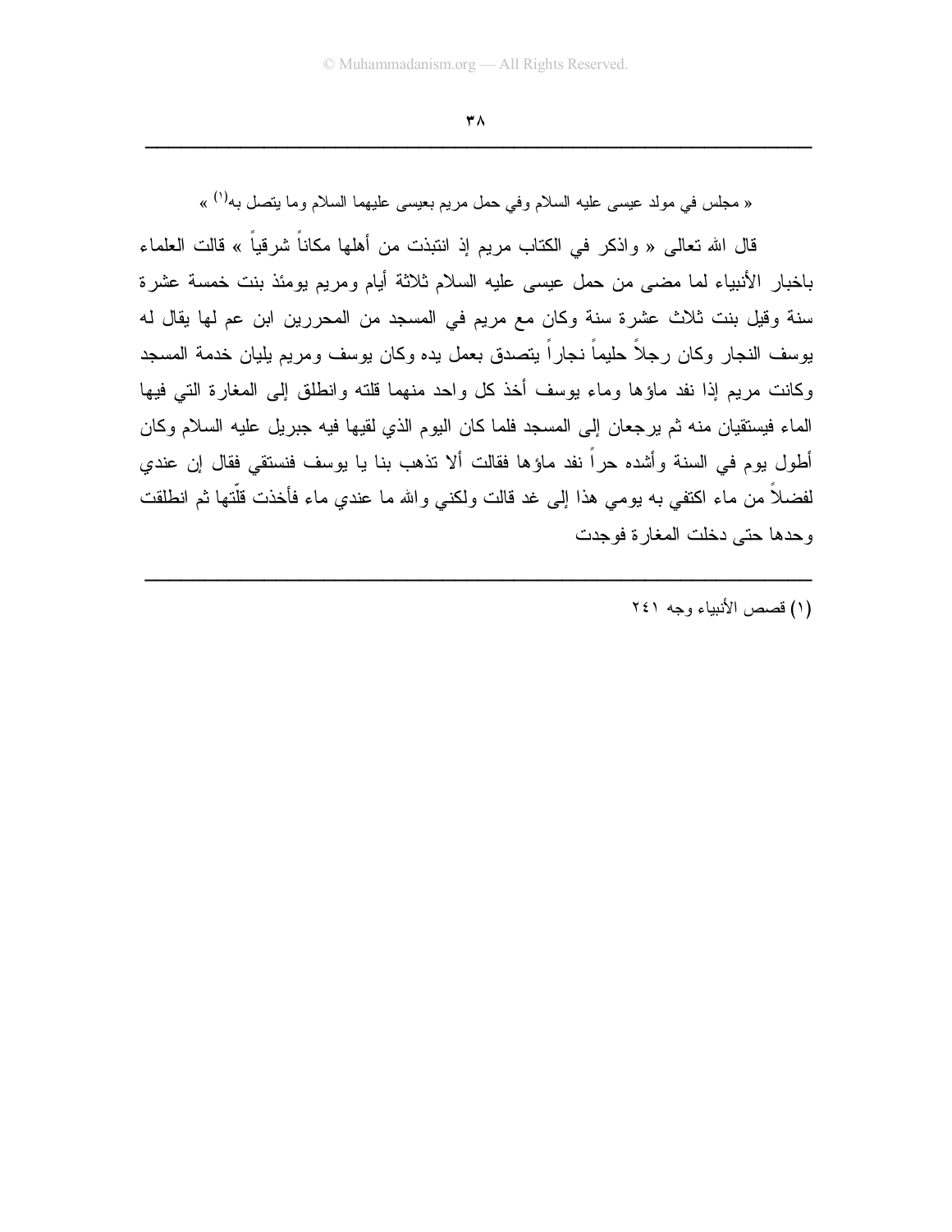« مجلس في مولد عيسى عليه السلام وفي حمل مريم بعيسى عليهما السلام وما يتصل به[1] »

قال الله تعالى « واذكر في الكتاب مريم إذ انتبذت من أهلها مكاناً شرقياً » قالت العلماء باخبار الأنبياء لما مضى من حمل عيسى عليه السلام ثلاثة أيام ومريم يومئذ بنت خمسة عشرة سنة وقيل بنت ثلاث عشرة سنة وكان مع مريم في المسجد من المحررين ابن عم لها يقال له يوسف النجار وكان رجلاً حليماً نجاراً يتصدق بعمل يده وكان يوسف ومريم يليان خدمة المسجد وكانت مريم إذا نفد ماؤها وماء يوسف أخذ كل واحد منهما قلته وانطلق إلى المغارة التي فيها الماء فيستقيان منه ثم يرجعان إلى المسجد فلما كان اليوم الذي لقيها فيه جبريل عليه السلام وكان أطول يوم في السنة وأشده حراً نفد ماؤها فقالت ألا تذهب بنا يا يوسف فنستقي فقال إن عندي لفضلاً من ماء اكتفي به يومي هذا إلى غد قالت ولكني والله ما عندي ماء فأخذت قلّتها ثم انطلقت وحدها حتى دخلت المغارة فوجدت

---

(١) قصص الأنبياء وجه ٢٤١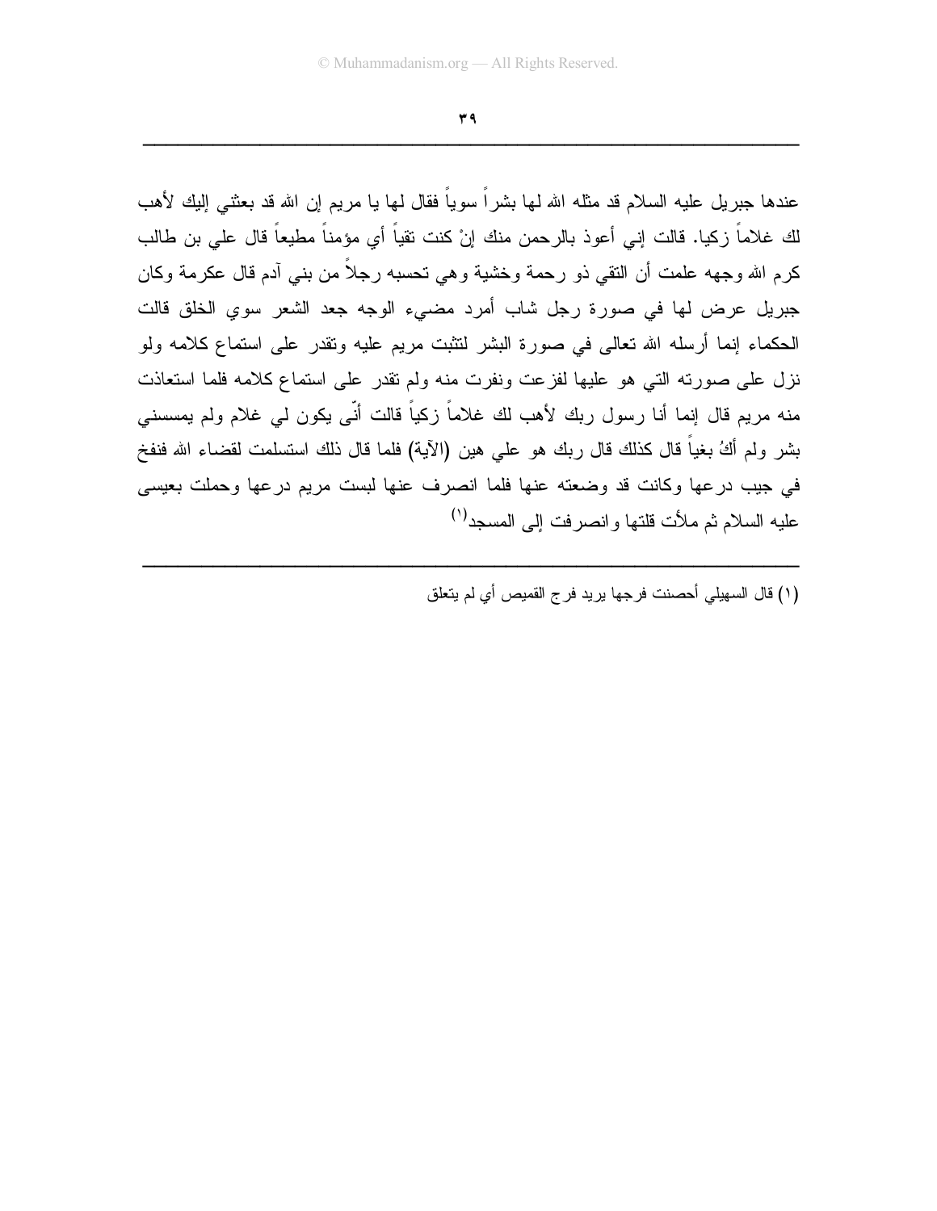عندها جبريل عليه السلام قد مثله الله لها بشراً سوياً فقال لها يا مريم إن الله قد بعثني إليك لأهب لك غلاماً زكيا. قالت إني أعوذ بالرحمن منك إنْ كنت تقياً أي مؤمناً مطيعاً قال علي بن طالب كرم الله وجهه علمت أن التقي ذو رحمة وخشية وهي تحسبه رجلاً من بني آدم قال عكرمة وكان جبريل عرض لها في صورة رجل شاب أمرد مضيء الوجه جعد الشعر سوي الخلق قالت الحكماء إنما أرسله الله تعالى في صورة البشر لتثبت مريم عليه وتقدر على استماع كلامه ولو نزل على صورته التي هو عليها لفزعت ونفرت منه ولم تقدر على استماع كلامه فلما استعاذت منه مريم قال إنما أنا رسول ربك لأهب لك غلاماً زكياً قالت أنّى يكون لي غلام ولم يمسسني بشر ولم أكُ بغياً قال كذلك قال ربك هو علي هين (الآية) فلما قال ذلك استسلمت لقضاء الله فنفخ في جيب درعها وكانت قد وضعته عنها فلما انصرف عنها لبست مريم درعها وحملت بعيسى عليه السلام ثم ملأت قلتها وانصرفت إلى المسجد[١]

---

(١) قال السهيلي أحصنت فرجها يريد فرج القميص أي لم يتعلق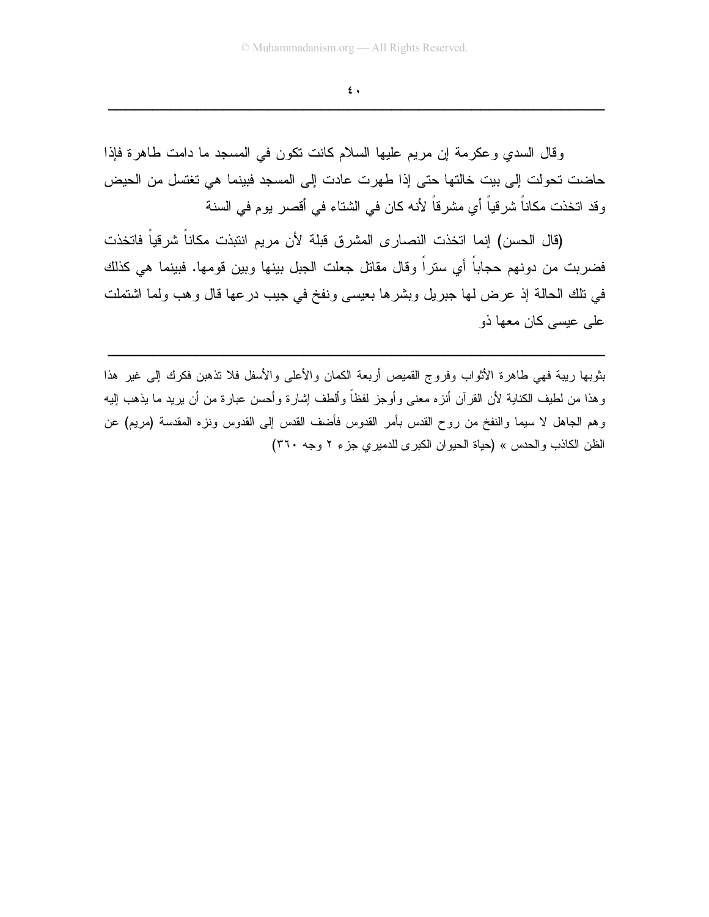وقال السدي وعكرمة إن مريم عليها السلام كانت تكون في المسجد ما دامت طاهرة فإذا حاضت تحولت إلى بيت خالتها حتى إذا طهرت عادت إلى المسجد فبينما هي تغتسل من الحيض وقد اتخذت مكاناً شرقياً أي مشرقاً لأنه كان في الشتاء في أقصر يوم في السنة

(قال الحسن) إنما اتخذت النصارى المشرق قبلة لأن مريم انتبذت مكاناً شرقياً فاتخذت فضربت من دونهم حجاباً أي ستراً وقال مقاتل جعلت الجبل بينها وبين قومها. فبينما هي كذلك في تلك الحالة إذ عرض لها جبريل وبشرها بعيسى ونفخ في جيب درعها قال وهب ولما اشتملت على عيسى كان معها ذو

---

بثوبها ريبة فهي طاهرة الأثواب وفروج القميص أربعة الكمان والأعلى والأسفل فلا تذهبن فكرك إلى غير هذا وهذا من لطيف الكناية لأن القرآن أنزه معنى وأوجز لفظاً وألطف إشارة وأحسن عبارة من أن يريد ما يذهب إليه وهم الجاهل لا سيما والنفخ من روح القدس بأمر القدوس فأضف القدس إلى القدوس ونزه المقدسة (مريم) عن الظن الكاذب والحدس » (حياة الحيوان الكبرى للدميري جزء ٢ وجه ٣٦٠)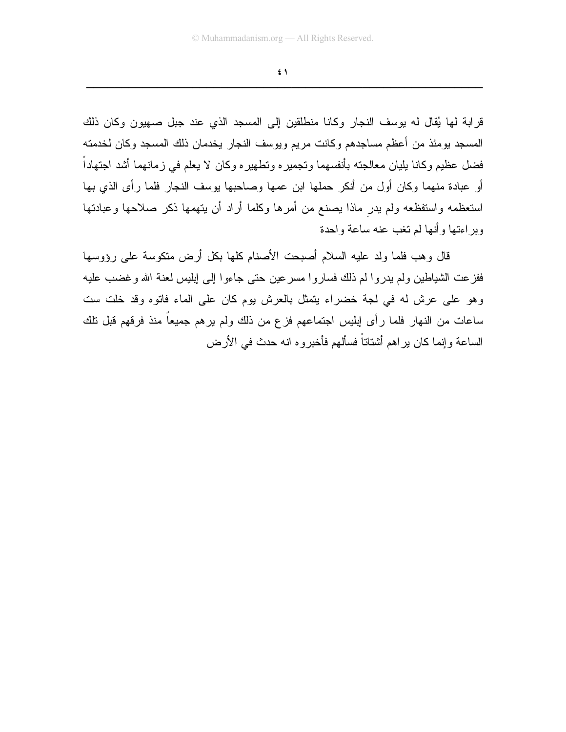قرابة لها يُقال له يوسف النجار وكانا منطلقين إلى المسجد الذي عند جبل صهيون وكان ذلك المسجد يومئذ من أعظم مساجدهم وكانت مريم ويوسف النجار يخدمان ذلك المسجد وكان لخدمته فضل عظيم وكانا يليان معالجته بأنفسهما وتجميره وتطهيره وكان لا يعلم في زمانهما أشد اجتهاداً أو عبادة منهما وكان أول من أنكر حملها ابن عمها وصاحبها يوسف النجار فلما رأى الذي بها استعظمه واستفظعه ولم يدرِ ماذا يصنع من أمرها وكلما أراد أن يتهمها ذكر صلاحها وعبادتها وبراءتها وأنها لم تغب عنه ساعة واحدة

قال وهب فلما ولد عليه السلام أصبحت الأصنام كلها بكل أرض متكوسة على رؤوسها ففزعت الشياطين ولم يدروا لم ذلك فساروا مسرعين حتى جاءوا إلى إبليس لعنة الله وغضب عليه وهو على عرش له في لجة خضراء يتمثل بالعرش يوم كان على الماء فاتوه وقد خلت ست ساعات من النهار فلما رأى إبليس اجتماعهم فزع من ذلك ولم يرهم جميعاً منذ فرقهم قبل تلك الساعة وإنما كان يراهم أشتاتاً فسألهم فأخبروه انه حدث في الأرض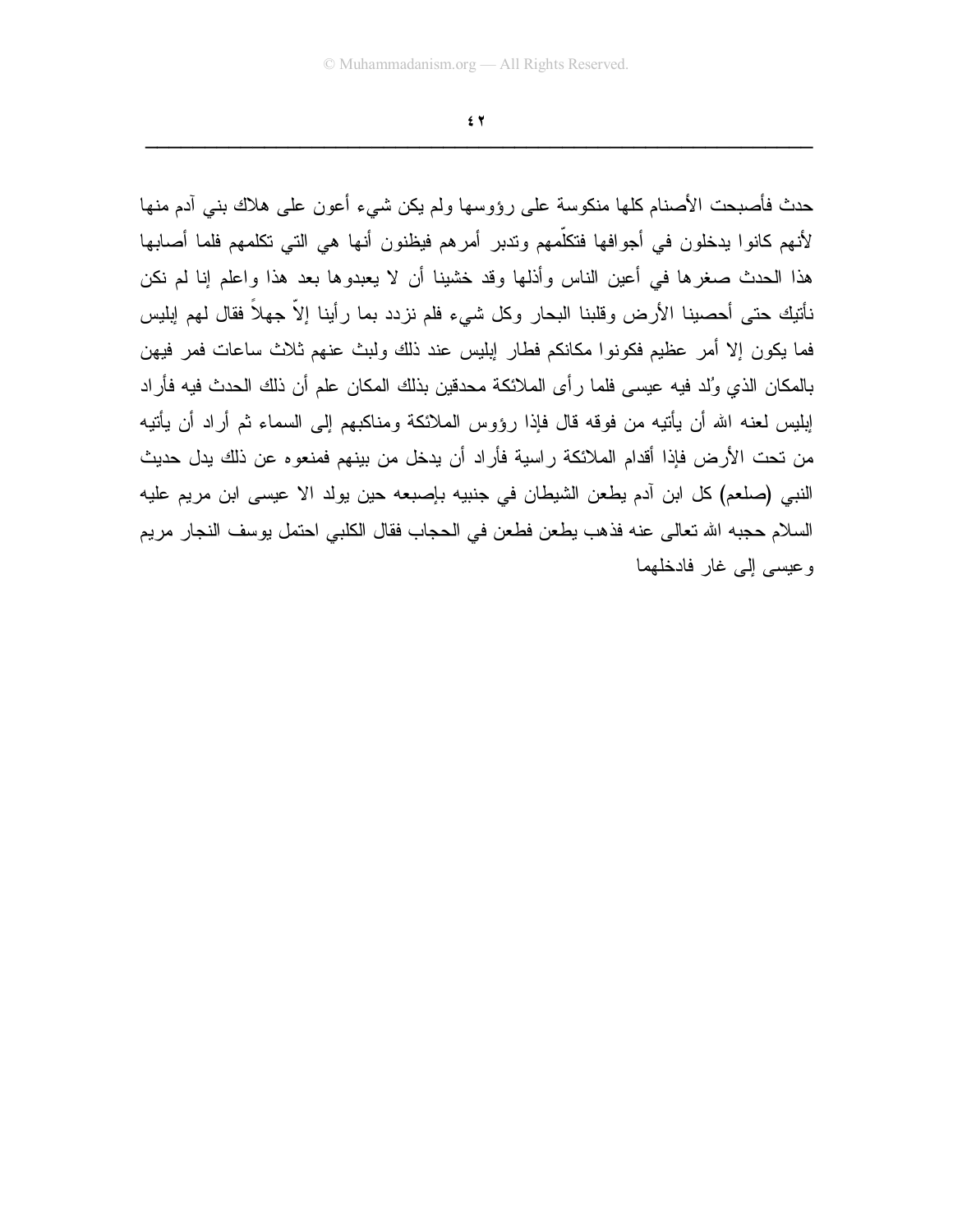حدث فأصبحت الأصنام كلها منكوسة على رؤوسها ولم يكن شيء أعون على هلاك بني آدم منها لأنهم كانوا يدخلون في أجوافها فتكلّمهم وتدبر أمرهم فيظنون أنها هي التي تكلمهم فلما أصابها هذا الحدث صغرها في أعين الناس وأذلها وقد خشينا أن لا يعبدوها بعد هذا واعلم إنا لم نكن نأتيك حتى أحصينا الأرض وقلبنا البحار وكل شيء فلم نزدد بما رأينا إلاّ جهلاً فقال لهم إبليس فما يكون إلا أمر عظيم فكونوا مكانكم فطار إبليس عند ذلك ولبث عنهم ثلاث ساعات فمر فيهن بالمكان الذي وُلد فيه عيسى فلما رأى الملائكة محدقين بذلك المكان علم أن ذلك الحدث فيه فأراد إبليس لعنه الله أن يأتيه من فوقه قال فإذا رؤوس الملائكة ومناكبهم إلى السماء ثم أراد أن يأتيه من تحت الأرض فإذا أقدام الملائكة راسية فأراد أن يدخل من بينهم فمنعوه عن ذلك يدل حديث النبي (صلعم) كل ابن آدم يطعن الشيطان في جنبيه بإصبعه حين يولد الا عيسى ابن مريم عليه السلام حجبه الله تعالى عنه فذهب يطعن فطعن في الحجاب فقال الكلبي احتمل يوسف النجار مريم وعيسى إلى غار فادخلهما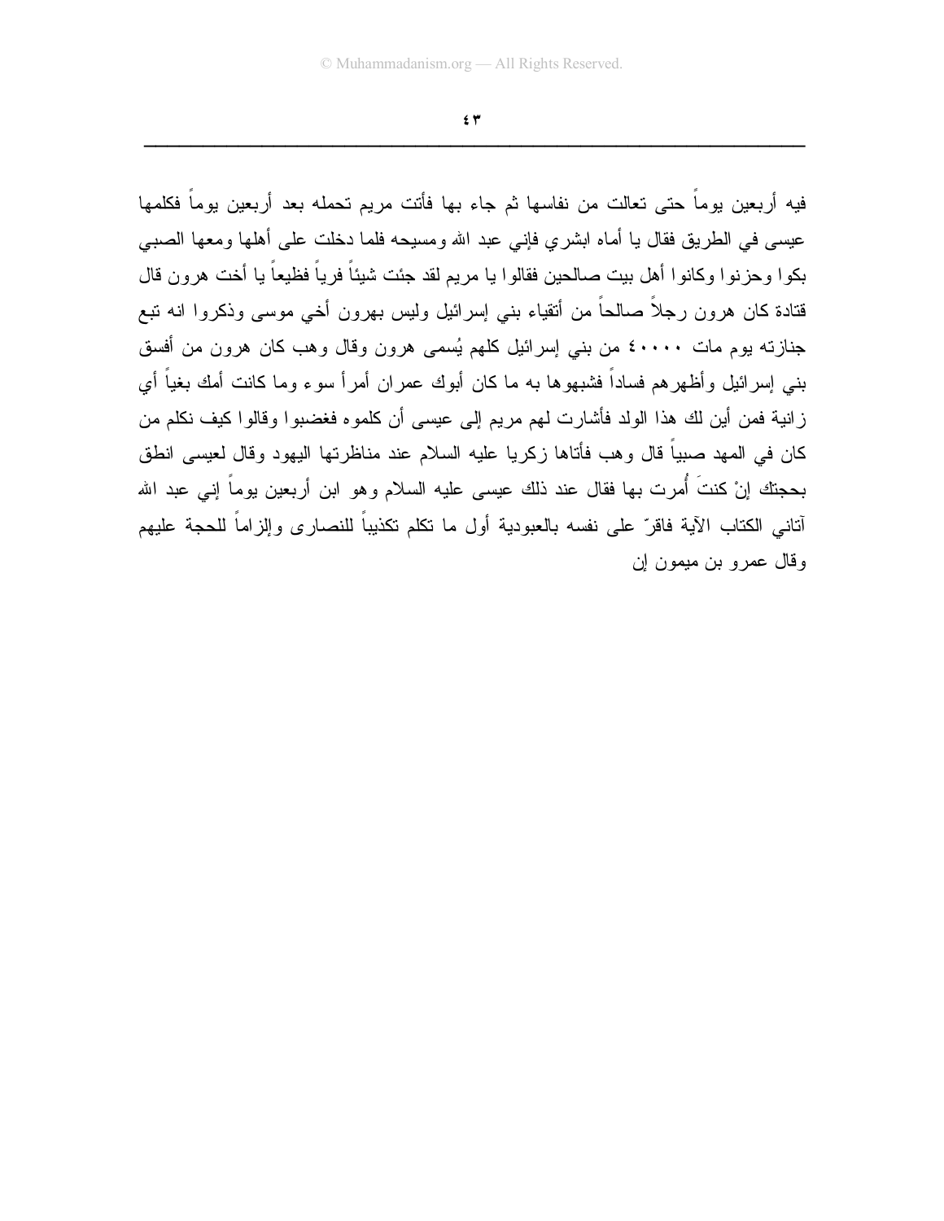فيه أربعين يوماً حتى تعالت من نفاسها ثم جاء بها فأتت مريم تحمله بعد أربعين يوماً فكلمها عيسى في الطريق فقال يا أماه ابشري فإني عبد الله ومسيحه فلما دخلت على أهلها ومعها الصبي بكوا وحزنوا وكانوا أهل بيت صالحين فقالوا يا مريم لقد جئت شيئاً فرياً فظيعاً يا أخت هرون قال قتادة كان هرون رجلاً صالحاً من أتقياء بني إسرائيل وليس بهرون أخي موسى وذكروا انه تبع جنازته يوم مات ٤٠٠٠٠ من بني إسرائيل كلهم يُسمى هرون وقال وهب كان هرون من أفسق بني إسرائيل وأظهرهم فساداً فشبهوها به ما كان أبوك عمران أمرأ سوء وما كانت أمك بغياً أي زانية فمن أين لك هذا الولد فأشارت لهم مريم إلى عيسى أن كلموه فغضبوا وقالوا كيف نكلم من كان في المهد صبياً قال وهب فأتاها زكريا عليه السلام عند مناظرتها اليهود وقال لعيسى انطق بحجتك إنْ كنتَ أُمرت بها فقال عند ذلك عيسى عليه السلام وهو ابن أربعين يوماً إني عبد الله آتاني الكتاب الآية فاقرّ على نفسه بالعبودية أول ما تكلم تكذيباً للنصارى وإلزاماً للحجة عليهم وقال عمرو بن ميمون إن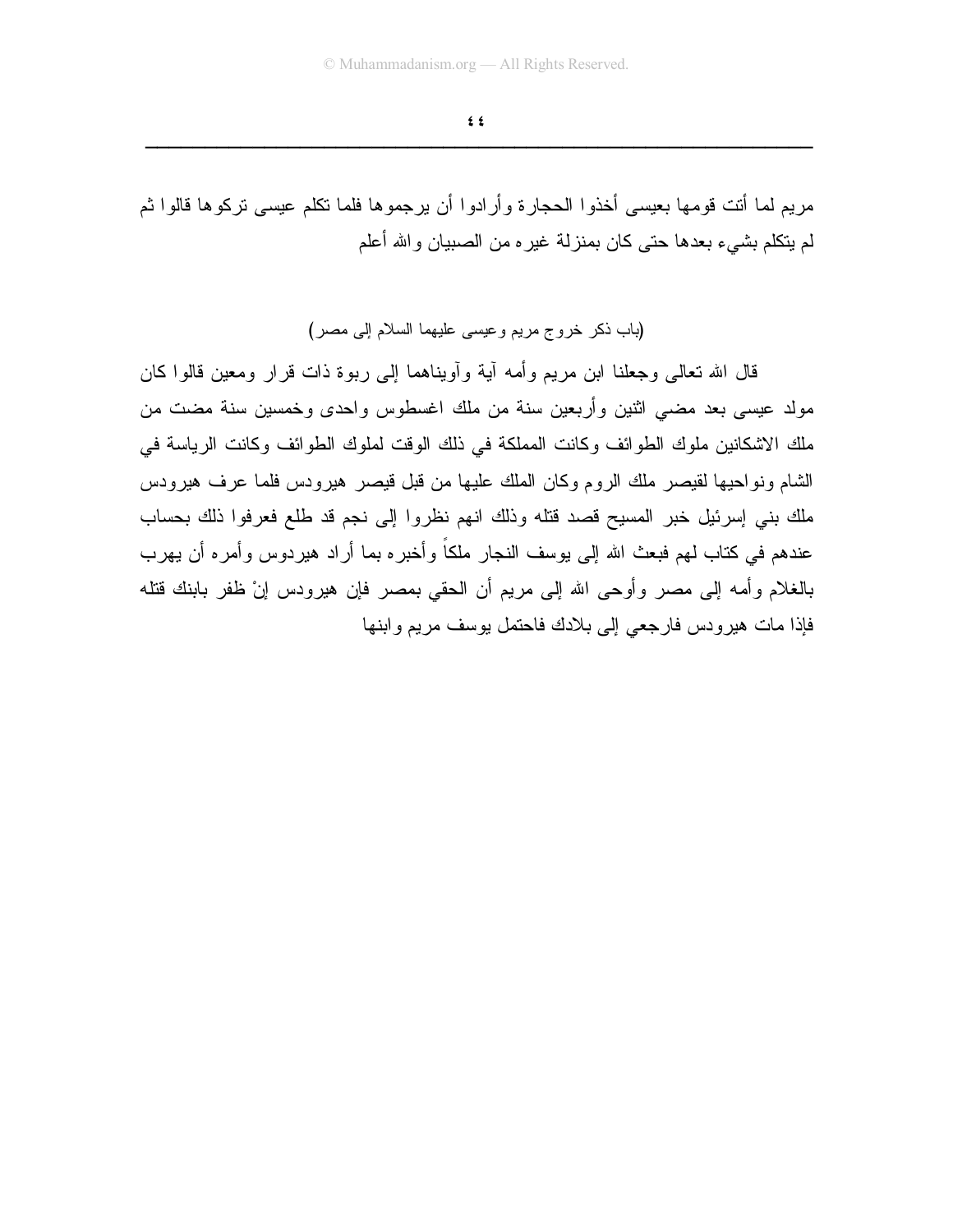مريم لما أتت قومها بعيسى أخذوا الحجارة وأرادوا أن يرجموها فلما تكلم عيسى تركوها قالوا ثم لم يتكلم بشيء بعدها حتى كان بمنزلة غيره من الصبيان والله أعلم

(باب ذكر خروج مريم وعيسى عليهما السلام إلى مصر)

قال الله تعالى وجعلنا ابن مريم وأمه آية وآويناهما إلى ربوة ذات قرار ومعين قالوا كان مولد عيسى بعد مضي اثنين وأربعين سنة من ملك اغسطوس واحدى وخمسين سنة مضت من ملك الاشكانين ملوك الطوائف وكانت المملكة في ذلك الوقت لملوك الطوائف وكانت الرياسة في الشام ونواحيها لقيصر ملك الروم وكان الملك عليها من قبل قيصر هيرودس فلما عرف هيرودس ملك بني إسرائيل خبر المسيح قصد قتله وذلك انهم نظروا إلى نجم قد طلع فعرفوا ذلك بحساب عندهم في كتاب لهم فبعث الله إلى يوسف النجار ملكاً وأخبره بما أراد هيردوس وأمره أن يهرب بالغلام وأمه إلى مصر وأوحى الله إلى مريم أن الحقي بمصر فإن هيرودس إنْ ظفر بابنك قتله فإذا مات هيرودس فارجعي إلى بلادك فاحتمل يوسف مريم وابنها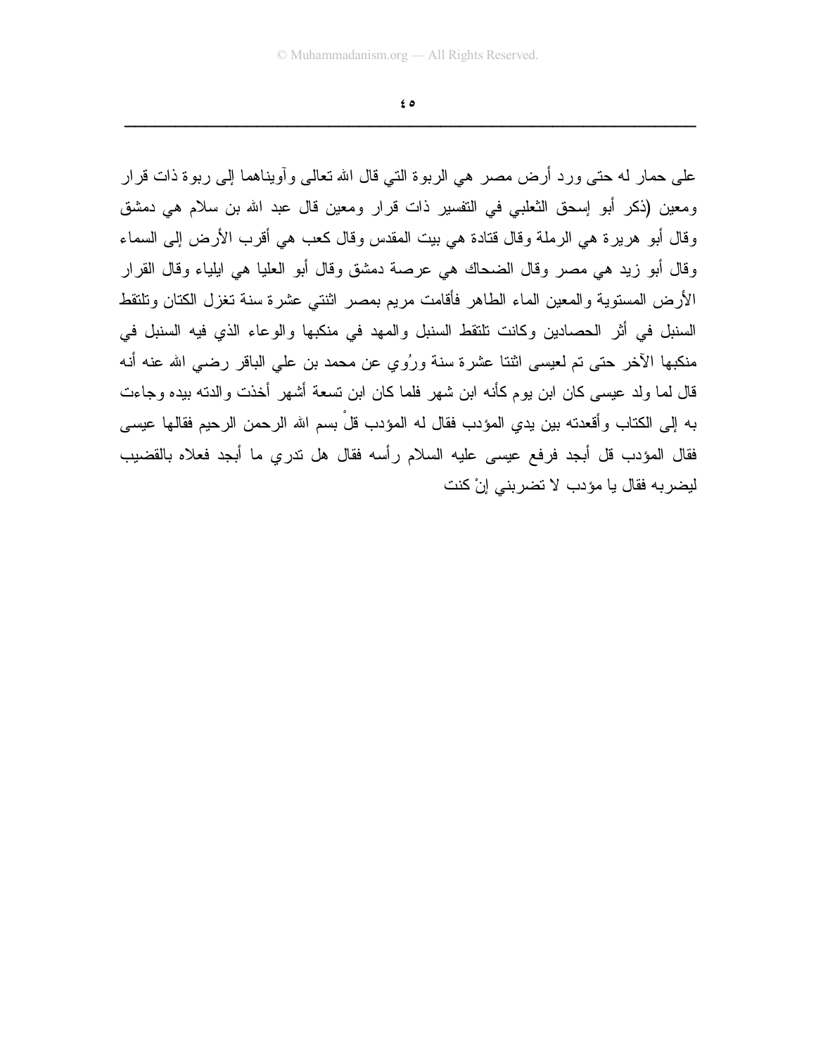على حمار له حتى ورد أرض مصر هي الربوة التي قال الله تعالى وآويناهما إلى ربوة ذات قرار ومعين (ذكر أبو إسحق الثعلبي في التفسير ذات قرار ومعين قال عبد الله بن سلام هي دمشق وقال أبو هريرة هي الرملة وقال قتادة هي بيت المقدس وقال كعب هي أقرب الأرض إلى السماء وقال أبو زيد هي مصر وقال الضحاك هي عرصة دمشق وقال أبو العليا هي ايلياء وقال القرار الأرض المستوية والمعين الماء الطاهر فأقامت مريم بمصر اثنتي عشرة سنة تغزل الكتان وتلتقط السنبل في أثر الحصادين وكانت تلتقط السنبل والمهد في منكبها والوعاء الذي فيه السنبل في منكبها الآخر حتى تم لعيسى اثنتا عشرة سنة ورُوي عن محمد بن علي الباقر رضي الله عنه أنه قال لما ولد عيسى كان ابن يوم كأنه ابن شهر فلما كان ابن تسعة أشهر أخذت والدته بيده وجاءت به إلى الكتاب وأقعدته بين يدي المؤدب فقال له المؤدب قلْ بسم الله الرحمن الرحيم فقالها عيسى فقال المؤدب قل أبجد فرفع عيسى عليه السلام رأسه فقال هل تدري ما أبجد فعلاه بالقضيب ليضربه فقال يا مؤدب لا تضربني إنْ كنت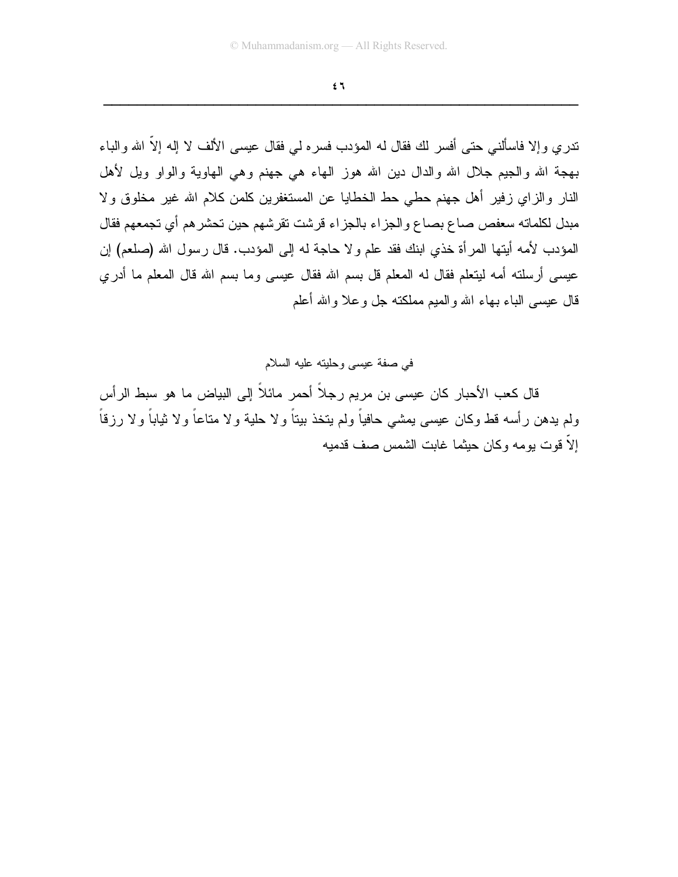تدري وإلا فاسألني حتى أفسر لك فقال له المؤدب فسره لي فقال عيسى الألف لا إله إلاّ الله والباء بهجة الله والجيم جلال الله والدال دين الله هوز الهاء هي جهنم وهي الهاوية والواو ويل لأهل النار والزاي زفير أهل جهنم حطي حط الخطايا عن المستغفرين كلمن كلام الله غير مخلوق ولا مبدل لكلماته سعفص صاع بصاع والجزاء بالجزاء قرشت تقرشهم حين تحشرهم أي تجمعهم فقال المؤدب لأمه أيتها المرأة خذي ابنك فقد علم ولا حاجة له إلى المؤدب. قال رسول الله (صلعم) إن عيسى أرسلته أمه ليتعلم فقال له المعلم قل بسم الله فقال عيسى وما بسم الله قال المعلم ما أدري قال عيسى الباء بهاء الله والميم مملكته جل وعلا والله أعلم

في صفة عيسى وحليته عليه السلام

قال كعب الأحبار كان عيسى بن مريم رجلاً أحمر مائلاً إلى البياض ما هو سبط الرأس ولم يدهن رأسه قط وكان عيسى يمشي حافياً ولم يتخذ بيتاً ولا حلية ولا متاعاً ولا ثياباً ولا رزقاً إلاّ قوت يومه وكان حيثما غابت الشمس صف قدميه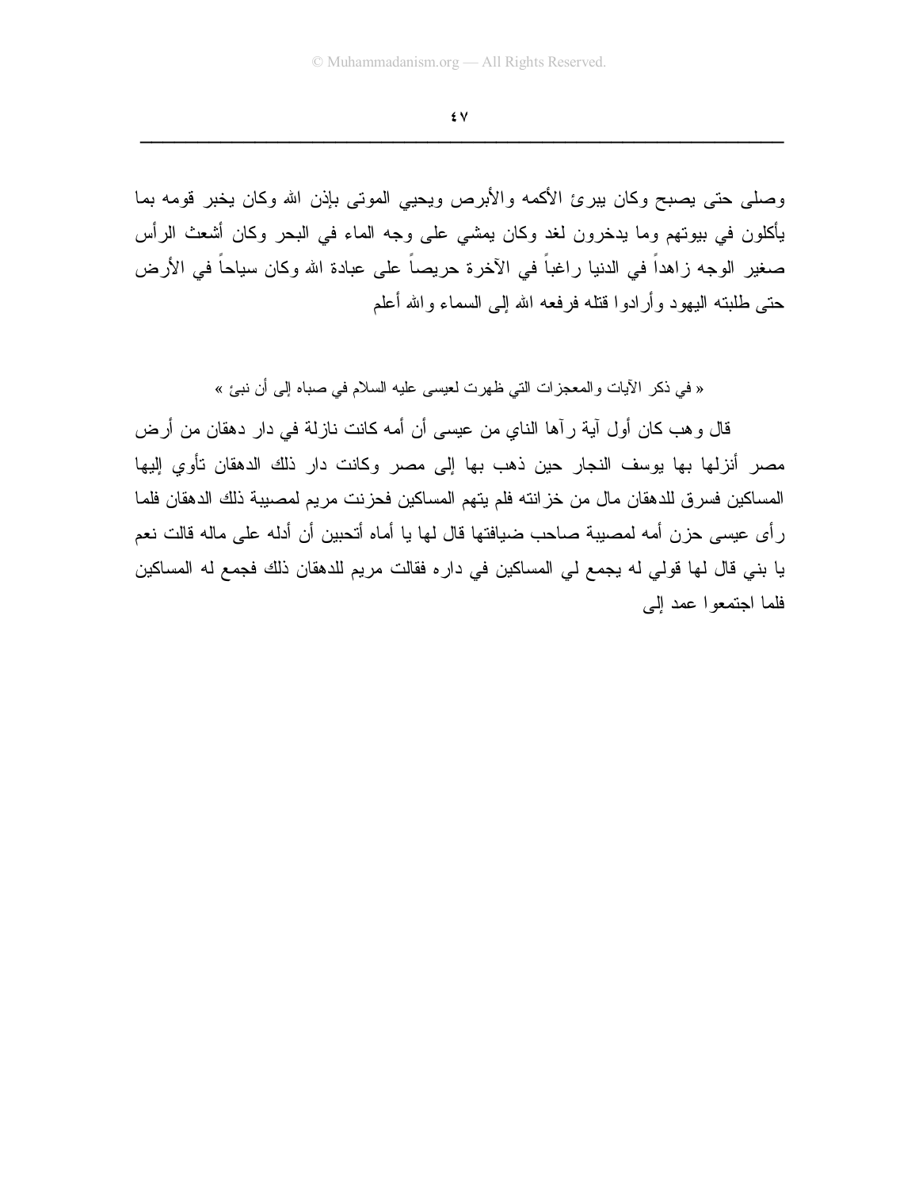وصلى حتى يصبح وكان يبرئ الأكمه والأبرص ويحيي الموتى بإذن الله وكان يخبر قومه بما يأكلون في بيوتهم وما يدخرون لغد وكان يمشي على وجه الماء في البحر وكان أشعث الرأس صغير الوجه زاهداً في الدنيا راغباً في الآخرة حريصاً على عبادة الله وكان سياحاً في الأرض حتى طلبته اليهود وأرادوا قتله فرفعه الله إلى السماء والله أعلم

« في ذكر الآيات والمعجزات التي ظهرت لعيسى عليه السلام في صباه إلى أن نبئ »

قال وهب كان أول آية رآها الناي من عيسى أن أمه كانت نازلة في دار دهقان من أرض مصر أنزلها بها يوسف النجار حين ذهب بها إلى مصر وكانت دار ذلك الدهقان تأوي إليها المساكين فسرق للدهقان مال من خزانته فلم يتهم المساكين فحزنت مريم لمصيبة ذلك الدهقان فلما رأى عيسى حزن أمه لمصيبة صاحب ضيافتها قال لها يا أماه أتحبين أن أدله على ماله قالت نعم يا بني قال لها قولي له يجمع لي المساكين في داره فقالت مريم للدهقان ذلك فجمع له المساكين فلما اجتمعوا عمد إلى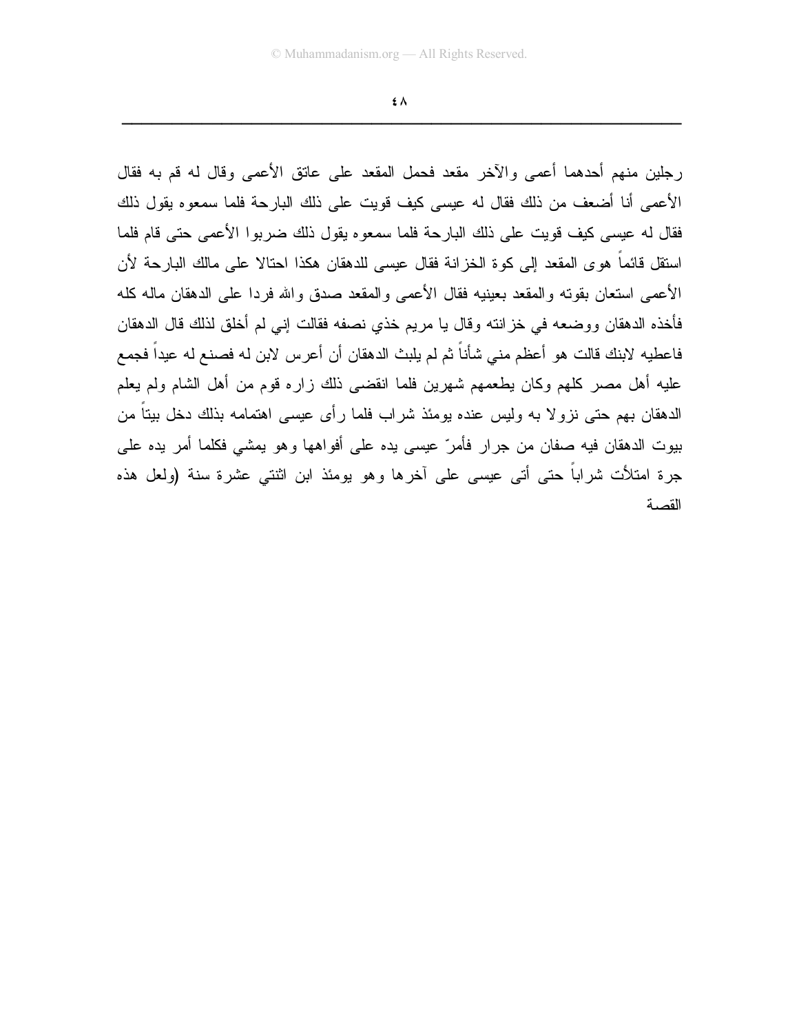رجلين منهم أحدهما أعمى والآخر مقعد فحمل المقعد على عاتق الأعمى وقال له قم به فقال الأعمى أنا أضعف من ذلك فقال له عيسى كيف قويت على ذلك البارحة فلما سمعوه يقول ذلك فقال له عيسى كيف قويت على ذلك البارحة فلما سمعوه يقول ذلك ضربوا الأعمى حتى قام فلما استقل قائماً هوى المقعد إلى كوة الخزانة فقال عيسى للدهقان هكذا احتالا على مالك البارحة لأن الأعمى استعان بقوته والمقعد بعينيه فقال الأعمى والمقعد صدق والله فردا على الدهقان ماله كله فأخذه الدهقان ووضعه في خزانته وقال يا مريم خذي نصفه فقالت إني لم أخلق لذلك قال الدهقان فاعطيه لابنك قالت هو أعظم مني شأناً ثم لم يلبث الدهقان أن أعرس لابن له فصنع له عيداً فجمع عليه أهل مصر كلهم وكان يطعمهم شهرين فلما انقضى ذلك زاره قوم من أهل الشام ولم يعلم الدهقان بهم حتى نزولا به وليس عنده يومئذ شراب فلما رأى عيسى اهتمامه بذلك دخل بيتاً من بيوت الدهقان فيه صفان من جرار فأمرّ عيسى يده على أفواهها وهو يمشي فكلما أمر يده على جرة امتلأت شراباً حتى أتى عيسى على آخرها وهو يومئذ ابن اثنتي عشرة سنة (ولعل هذه القصة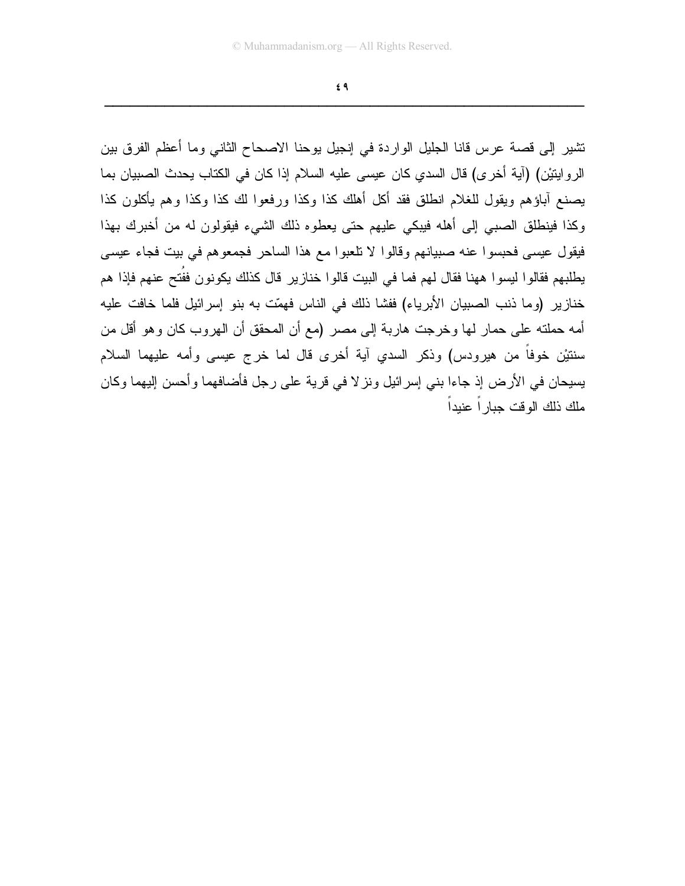تشير إلى قصة عرس قانا الجليل الواردة في إنجيل يوحنا الاصحاح الثاني وما أعظم الفرق بين الروايتيْن) (آية أخرى) قال السدي كان عيسى عليه السلام إذا كان في الكتاب يحدث الصبيان بما يصنع آباؤهم ويقول للغلام انطلق فقد أكل أهلك كذا وكذا ورفعوا لك كذا وكذا وهم يأكلون كذا وكذا فينطلق الصبي إلى أهله فيبكي عليهم حتى يعطوه ذلك الشيء فيقولون له من أخبرك بهذا فيقول عيسى فحبسوا عنه صبيانهم وقالوا لا تلعبوا مع هذا الساحر فجمعوهم في بيت فجاء عيسى يطلبهم فقالوا ليسوا ههنا فقال لهم فما في البيت قالوا خنازير قال كذلك يكونون ففُتح عنهم فإذا هم خنازير (وما ذنب الصبيان الأبرياء) ففشا ذلك في الناس فهمّت به بنو إسرائيل فلما خافت عليه أمه حملته على حمار لها وخرجت هاربة إلى مصر (مع أن المحقق أن الهروب كان وهو أقل من سنتيْن خوفاً من هيرودس) وذكر السدي آية أخرى قال لما خرج عيسى وأمه عليهما السلام يسيحان في الأرض إذ جاءا بني إسرائيل ونزلا في قرية على رجل فأضافهما وأحسن إليهما وكان ملك ذلك الوقت جباراً عنيداً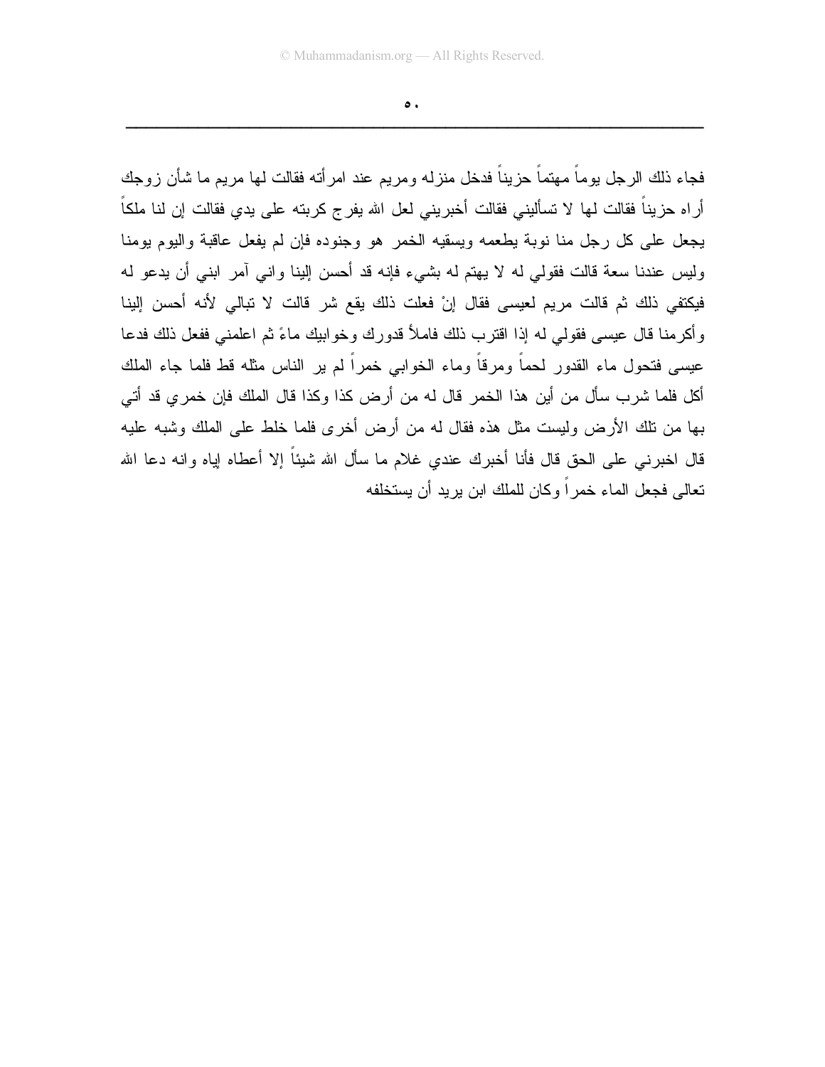فجاء ذلك الرجل يوماً مهتماً حزيناً فدخل منزله ومريم عند امرأته فقالت لها مريم ما شأن زوجك أراه حزيناً فقالت لها لا تسأليني فقالت أخبريني لعل الله يفرج كربته على يدي فقالت إن لنا ملكاً يجعل على كل رجل منا نوبة يطعمه ويسقيه الخمر هو وجنوده فإن لم يفعل عاقبة واليوم يومنا وليس عندنا سعة قالت فقولي له لا يهتم له بشيء فإنه قد أحسن إلينا واني آمر ابني أن يدعو له فيكتفي ذلك ثم قالت مريم لعيسى فقال إنْ فعلت ذلك يقع شر قالت لا تبالي لأنه أحسن إلينا وأكرمنا قال عيسى فقولي له إذا اقترب ذلك فاملأ قدورك وخوابيك ماءً ثم اعلمني ففعل ذلك فدعا عيسى فتحول ماء القدور لحماً ومرقاً وماء الخوابي خمراً لم ير الناس مثله قط فلما جاء الملك أكل فلما شرب سأل من أين هذا الخمر قال له من أرض كذا وكذا قال الملك فإن خمري قد أتي بها من تلك الأرض وليست مثل هذه فقال له من أرض أخرى فلما خلط على الملك وشبه عليه قال اخبرني على الحق قال فأنا أخبرك عندي غلام ما سأل الله شيئاً إلا أعطاه إياه وانه دعا الله تعالى فجعل الماء خمراً وكان للملك ابن يريد أن يستخلفه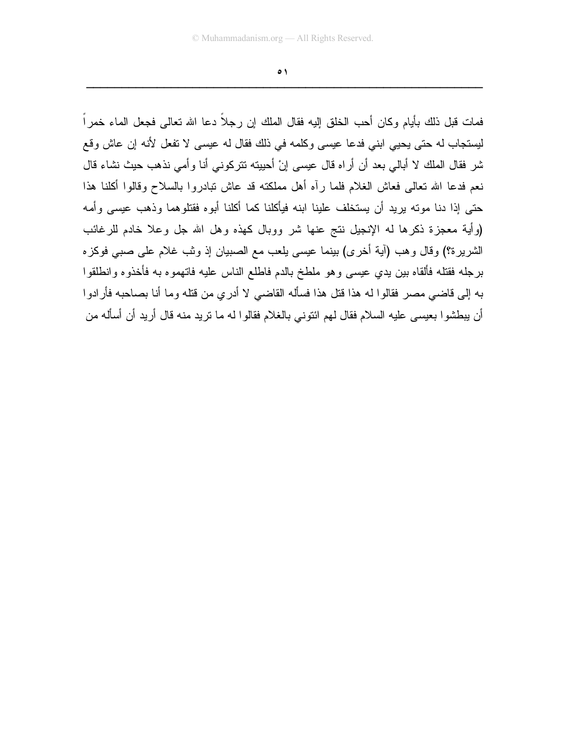فمات قبل ذلك بأيام وكان أحب الخلق إليه فقال الملك إن رجلاً دعا الله تعالى فجعل الماء خمراً ليستجاب له حتى يحيي ابني فدعا عيسى وكلمه في ذلك فقال له عيسى لا تفعل لأنه إن عاش وقع شر فقال الملك لا أبالي بعد أن أراه قال عيسى إنْ أحييته تتركوني أنا وأمي نذهب حيث نشاء قال نعم فدعا الله تعالى فعاش الغلام فلما رآه أهل مملكته قد عاش تبادروا بالسلاح وقالوا أكلنا هذا حتى إذا دنا موته يريد أن يستخلف علينا ابنه فيأكلنا كما أكلنا أبوه فقتلوهما وذهب عيسى وأمه (وأية معجزة ذكرها له الإنجيل نتج عنها شر ووبال كهذه وهل الله جل وعلا خادم للرغائب الشريرة؟) وقال وهب (آية أخرى) بينما عيسى يلعب مع الصبيان إذ وثب غلام على صبي فوكزه برجله فقتله فألقاه بين يدي عيسى وهو ملطخ بالدم فاطلع الناس عليه فاتهموه به فأخذوه وانطلقوا به إلى قاضي مصر فقالوا له هذا قتل هذا فسأله القاضي لا أدري من قتله وما أنا بصاحبه فأرادوا أن يبطشوا بعيسى عليه السلام فقال لهم ائتوني بالغلام فقالوا له ما تريد منه قال أريد أن أسأله من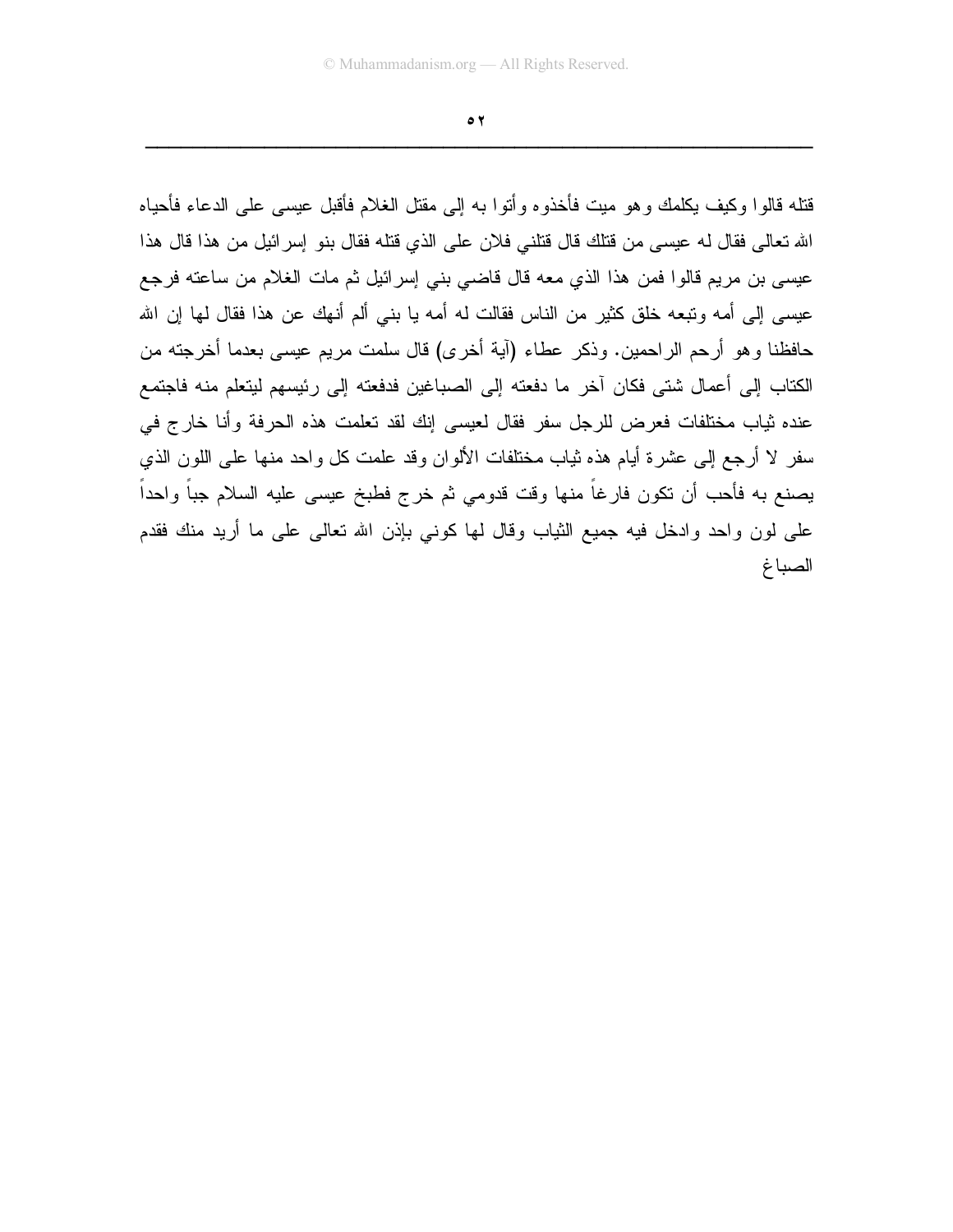قتله قالوا وكيف يكلمك وهو ميت فأخذوه وأتوا به إلى مقتل الغلام فأقبل عيسى على الدعاء فأحياه الله تعالى فقال له عيسى من قتلك قال قتلني فلان على الذي قتله فقال بنو إسرائيل من هذا قال هذا عيسى بن مريم قالوا فمن هذا الذي معه قال قاضي بني إسرائيل ثم مات الغلام من ساعته فرجع عيسى إلى أمه وتبعه خلق كثير من الناس فقالت له أمه يا بني ألم أنهك عن هذا فقال لها إن الله حافظنا وهو أرحم الراحمين. وذكر عطاء (آية أخرى) قال سلمت مريم عيسى بعدما أخرجته من الكتاب إلى أعمال شتى فكان آخر ما دفعته إلى الصباغين فدفعته إلى رئيسهم ليتعلم منه فاجتمع عنده ثياب مختلفات فعرض للرجل سفر فقال لعيسى إنك لقد تعلمت هذه الحرفة وأنا خارج في سفر لا أرجع إلى عشرة أيام هذه ثياب مختلفات الألوان وقد علمت كل واحد منها على اللون الذي يصنع به فأحب أن تكون فارغاً منها وقت قدومي ثم خرج فطبخ عيسى عليه السلام جباً واحداً على لون واحد وادخل فيه جميع الثياب وقال لها كوني بإذن الله تعالى على ما أريد منك فقدم الصباغ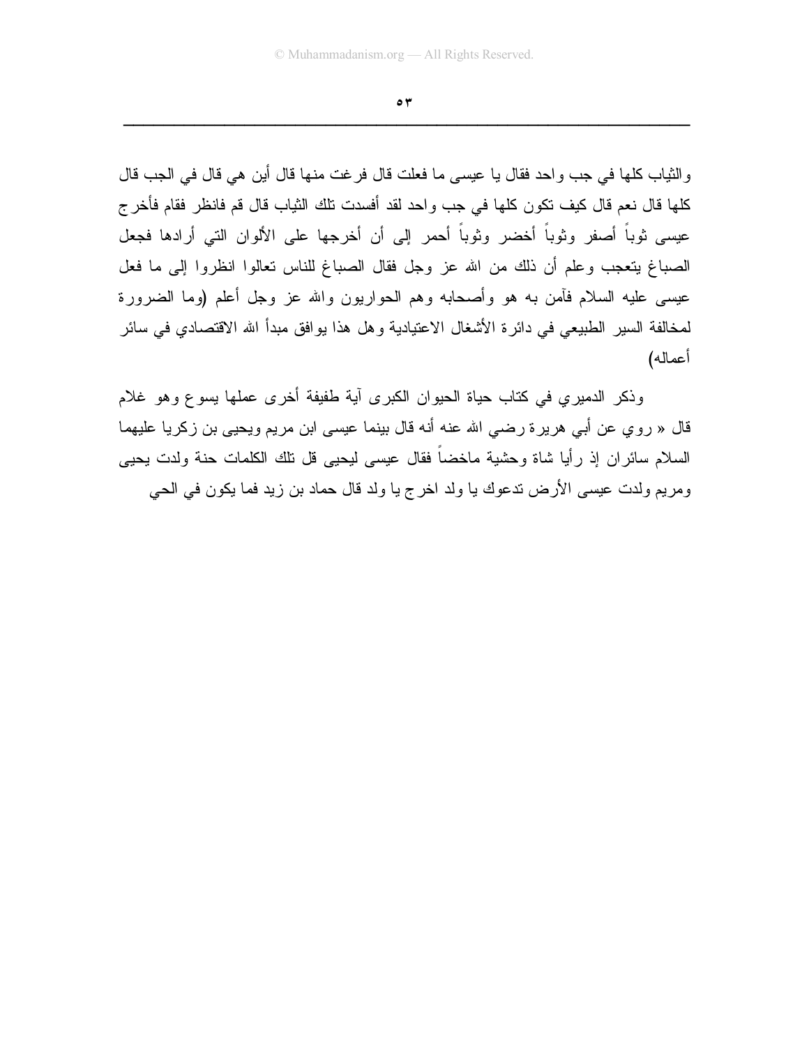والثياب كلها في جب واحد فقال يا عيسى ما فعلت قال فرغت منها قال أين هي قال في الجب قال كلها قال نعم قال كيف تكون كلها في جب واحد لقد أفسدت تلك الثياب قال قم فانظر فقام فأخرج عيسى ثوباً أصفر وثوباً أخضر وثوباً أحمر إلى أن أخرجها على الألوان التي أرادها فجعل الصباغ يتعجب وعلم أن ذلك من الله عز وجل فقال الصباغ للناس تعالوا انظروا إلى ما فعل عيسى عليه السلام فآمن به هو وأصحابه وهم الحواريون والله عز وجل أعلم (وما الضرورة لمخالفة السير الطبيعي في دائرة الأشغال الاعتيادية وهل هذا يوافق مبدأ الله الاقتصادي في سائر أعماله)

وذكر الدميري في كتاب حياة الحيوان الكبرى آية طفيفة أخرى عملها يسوع وهو غلام قال « روي عن أبي هريرة رضي الله عنه أنه قال بينما عيسى ابن مريم ويحيى بن زكريا عليهما السلام سائران إذ رأيا شاة وحشية ماخضاً فقال عيسى ليحيى قل تلك الكلمات حنة ولدت يحيى ومريم ولدت عيسى الأرض تدعوك يا ولد اخرج يا ولد قال حماد بن زيد فما يكون في الحي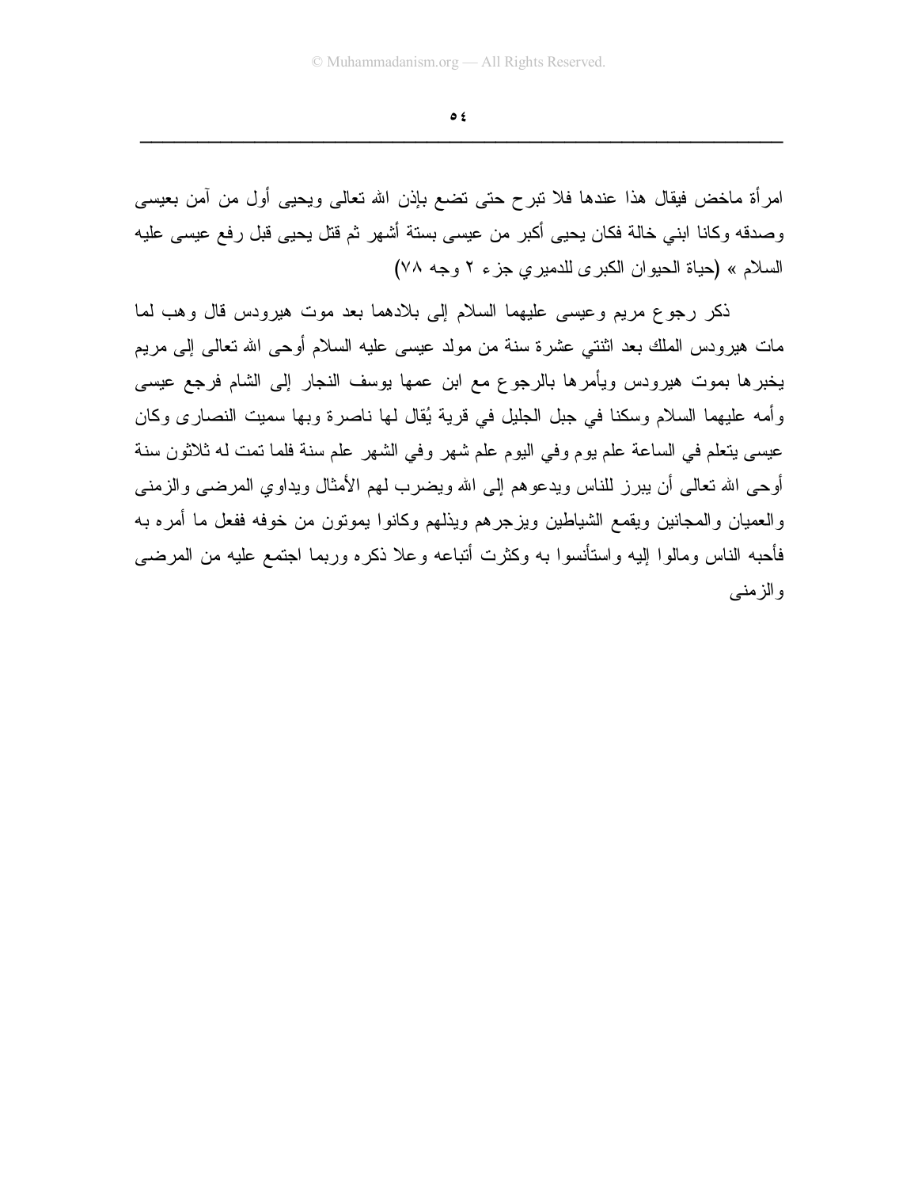امرأة ماخض فيقال هذا عندها فلا تبرح حتى تضع بإذن الله تعالى ويحيى أول من آمن بعيسى وصدقه وكانا ابني خالة فكان يحيى أكبر من عيسى بستة أشهر ثم قتل يحيى قبل رفع عيسى عليه السلام » (حياة الحيوان الكبرى للدميري جزء ٢ وجه ٧٨)

ذكر رجوع مريم وعيسى عليهما السلام إلى بلادهما بعد موت هيرودس قال وهب لما مات هيرودس الملك بعد اثنتي عشرة سنة من مولد عيسى عليه السلام أوحى الله تعالى إلى مريم يخبرها بموت هيرودس ويأمرها بالرجوع مع ابن عمها يوسف النجار إلى الشام فرجع عيسى وأمه عليهما السلام وسكنا في جبل الجليل في قرية يُقال لها ناصرة وبها سميت النصارى وكان عيسى يتعلم في الساعة علم يوم وفي اليوم علم شهر وفي الشهر علم سنة فلما تمت له ثلاثون سنة أوحى الله تعالى أن يبرز للناس ويدعوهم إلى الله ويضرب لهم الأمثال ويداوي المرضى والزمنى والعميان والمجانين ويقمع الشياطين ويزجرهم ويذلهم وكانوا يموتون من خوفه ففعل ما أمره به فأحبه الناس ومالوا إليه واستأنسوا به وكثرت أتباعه وعلا ذكره وربما اجتمع عليه من المرضى والزمنى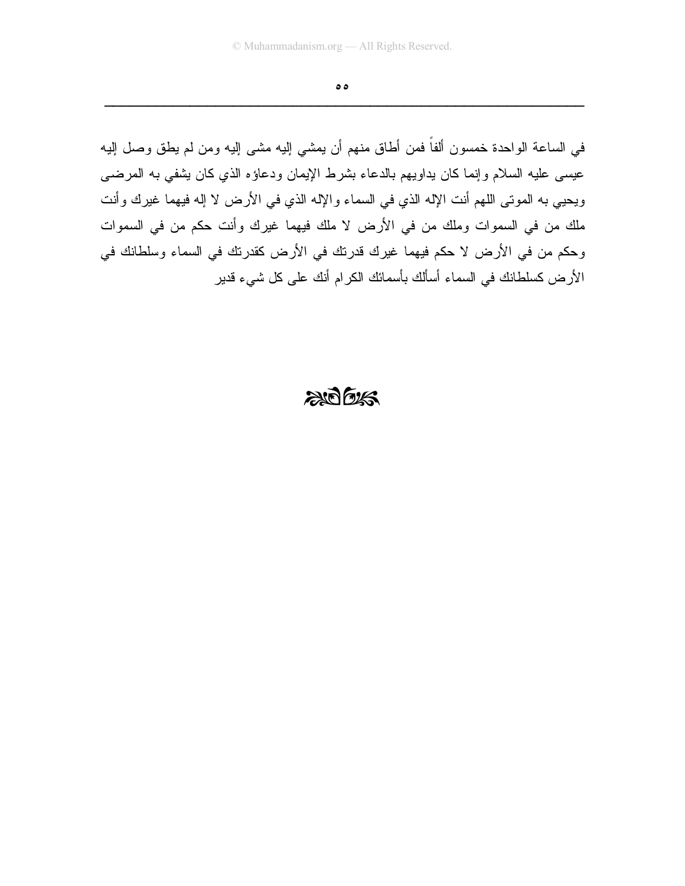في الساعة الواحدة خمسون ألفاً فمن أطاق منهم أن يمشي إليه مشى إليه ومن لم يطق وصل إليه عيسى عليه السلام وإنما كان يداويهم بالدعاء بشرط الإيمان ودعاؤه الذي كان يشفي به المرضى ويحيي به الموتى اللهم أنت الإله الذي في السماء والإله الذي في الأرض لا إله فيهما غيرك وأنت ملك من في السموات وملك من في الأرض لا ملك فيهما غيرك وأنت حكم من في السموات وحكم من في الأرض لا حكم فيهما غيرك قدرتك في الأرض كقدرتك في السماء وسلطانك في الأرض كسلطانك في السماء أسألك بأسمائك الكرام أنك على كل شيء قدير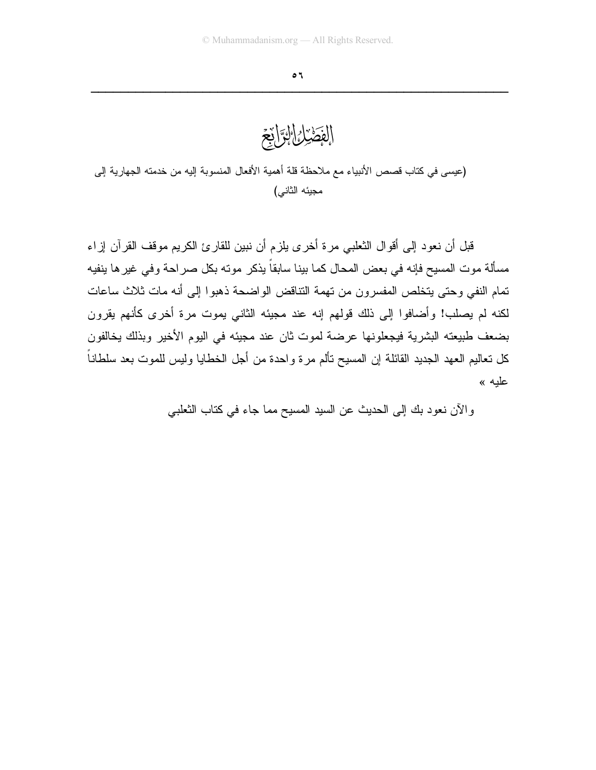# الفصل الرابع

(عيسى في كتاب قصص الأنبياء مع ملاحظة قلة أهمية الأفعال المنسوبة إليه من خدمته الجهارية إلى مجيئه الثاني)

قبل أن نعود إلى أقوال الثعلبي مرة أخرى يلزم أن نبين للقارئ الكريم موقف القرآن إزاء مسألة موت المسيح فإنه في بعض المحال كما بينا سابقاً يذكر موته بكل صراحة وفي غيرها ينفيه تمام النفي وحتى يتخلص المفسرون من تهمة التناقض الواضحة ذهبوا إلى أنه مات ثلاث ساعات لكنه لم يصلب! وأضافوا إلى ذلك قولهم إنه عند مجيئه الثاني يموت مرة أخرى كأنهم يقرون بضعف طبيعته البشرية فيجعلونها عرضة لموت ثان عند مجيئه في اليوم الأخير وبذلك يخالفون كل تعاليم العهد الجديد القائلة إن المسيح تألم مرة واحدة من أجل الخطايا وليس للموت بعد سلطاناً عليه »

والآن نعود بك إلى الحديث عن السيد المسيح مما جاء في كتاب الثعلبي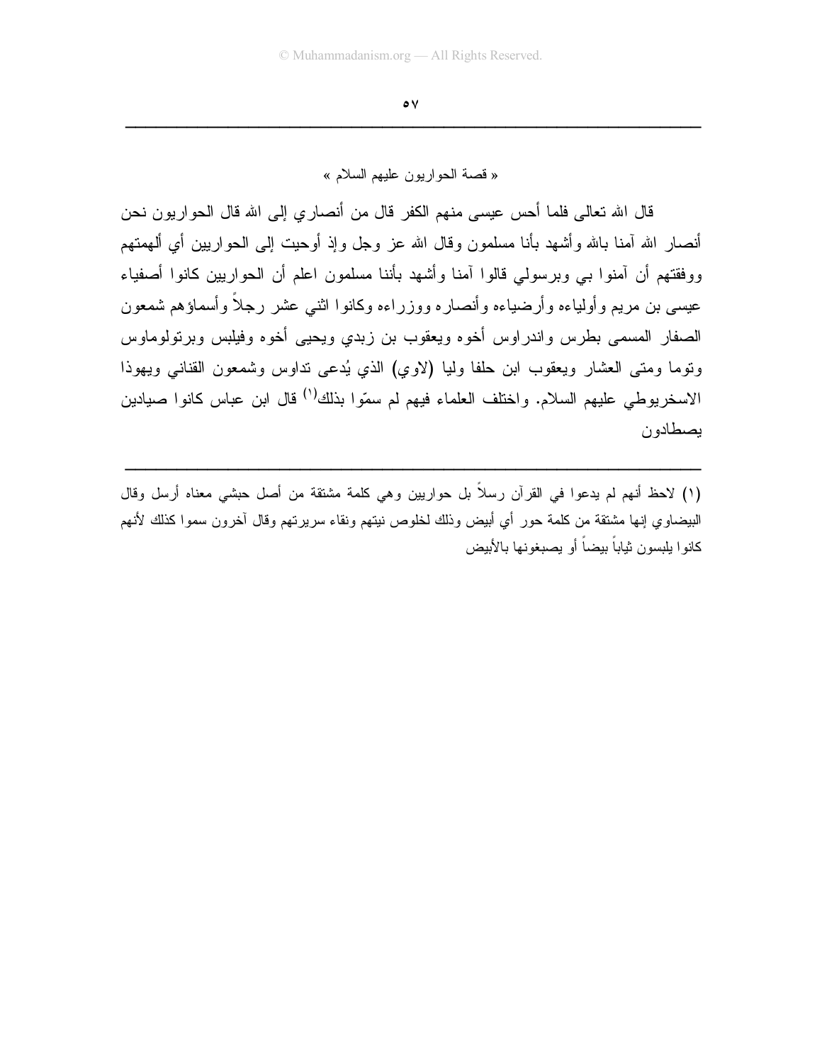« قصة الحواريون عليهم السلام »

قال الله تعالى فلما أحس عيسى منهم الكفر قال من أنصاري إلى الله قال الحواريون نحن أنصار الله آمنا بالله وأشهد بأنا مسلمون وقال الله عز وجل وإذ أوحيت إلى الحواريين أي ألهمتهم ووفقتهم أن آمنوا بي وبرسولي قالوا آمنا وأشهد بأننا مسلمون اعلم أن الحواريين كانوا أصفياء عيسى بن مريم وأولياءه وأرضياءه وأنصاره ووزراءه وكانوا اثني عشر رجلاً وأسماؤهم شمعون الصفار المسمى بطرس واندراوس أخوه ويعقوب بن زبدي ويحيى أخوه وفيلبس وبرتولوماوس وتوما ومتى العشار ويعقوب ابن حلفا وليا (لاوي) الذي يُدعى تداوس وشمعون القناني ويهوذا الاسخريوطي عليهم السلام. واختلف العلماء فيهم لم سمّوا بذلك[1] قال ابن عباس كانوا صيادين يصطادون

---

(١) لاحظ أنهم لم يدعوا في القرآن رسلاً بل حواريين وهي كلمة مشتقة من أصل حبشي معناه أرسل وقال البيضاوي إنها مشتقة من كلمة حور أي أبيض وذلك لخلوص نيتهم ونقاء سريرتهم وقال آخرون سموا كذلك لأنهم كانوا يلبسون ثياباً بيضاً أو يصبغونها بالأبيض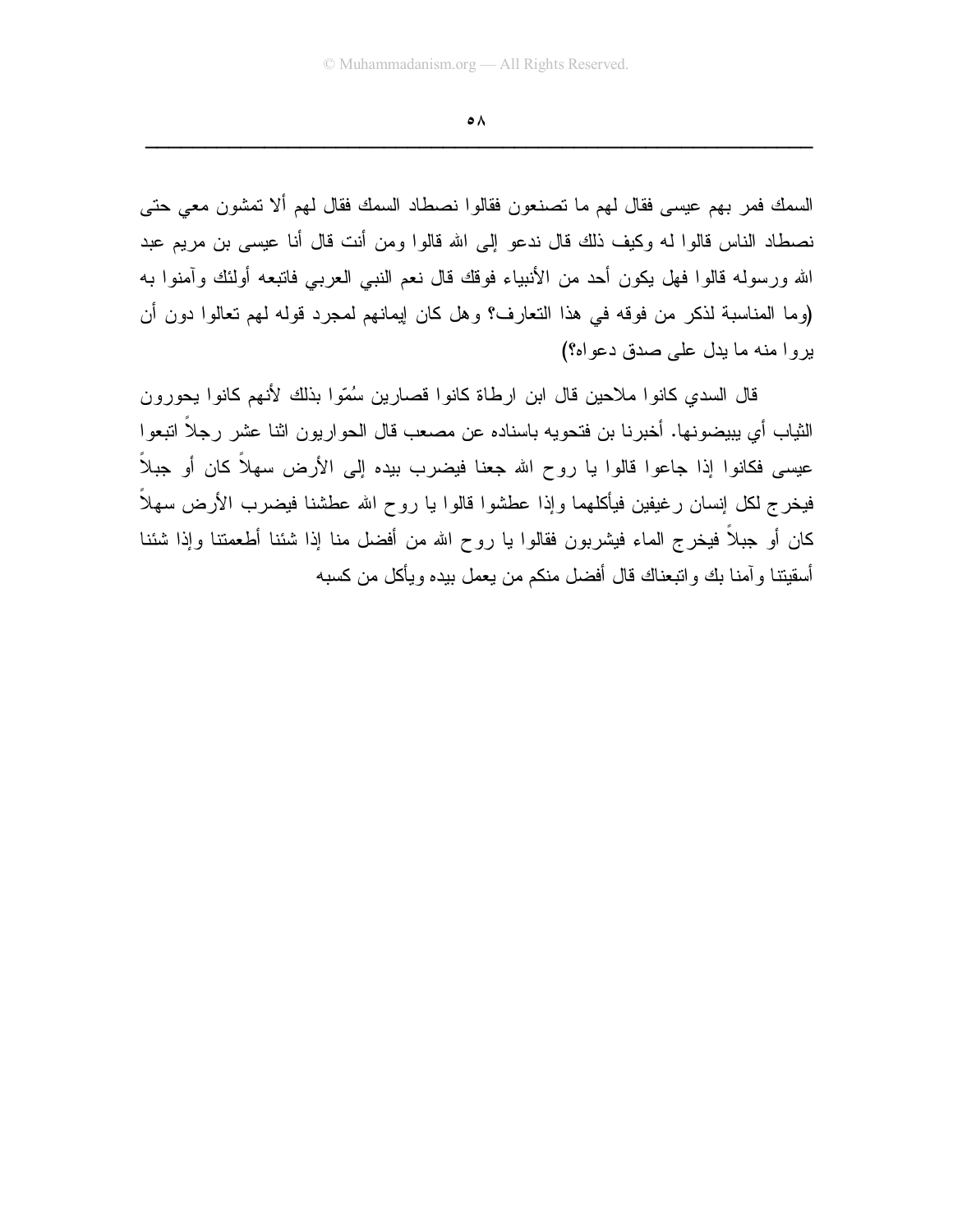السمك فمر بهم عيسى فقال لهم ما تصنعون فقالوا نصطاد السمك فقال لهم ألا تمشون معي حتى نصطاد الناس قالوا له وكيف ذلك قال ندعو إلى الله قالوا ومن أنت قال أنا عيسى بن مريم عبد الله ورسوله قالوا فهل يكون أحد من الأنبياء فوقك قال نعم النبي العربي فاتبعه أولئك وآمنوا به (وما المناسبة لذكر من فوقه في هذا التعارف؟ وهل كان إيمانهم لمجرد قوله لهم تعالوا دون أن يروا منه ما يدل على صدق دعواه؟)

قال السدي كانوا ملاحين قال ابن ارطاة كانوا قصارين سُمّوا بذلك لأنهم كانوا يحورون الثياب أي يبيضونها. أخبرنا بن فتحويه باسناده عن مصعب قال الحواريون اثنا عشر رجلاً اتبعوا عيسى فكانوا إذا جاعوا قالوا يا روح الله جعنا فيضرب بيده إلى الأرض سهلاً كان أو جبلاً فيخرج لكل إنسان رغيفين فيأكلهما وإذا عطشوا قالوا يا روح الله عطشنا فيضرب الأرض سهلاً كان أو جبلاً فيخرج الماء فيشربون فقالوا يا روح الله من أفضل منا إذا شئنا أطعمتنا وإذا شئنا أسقيتنا وآمنا بك واتبعناك قال أفضل منكم من يعمل بيده ويأكل من كسبه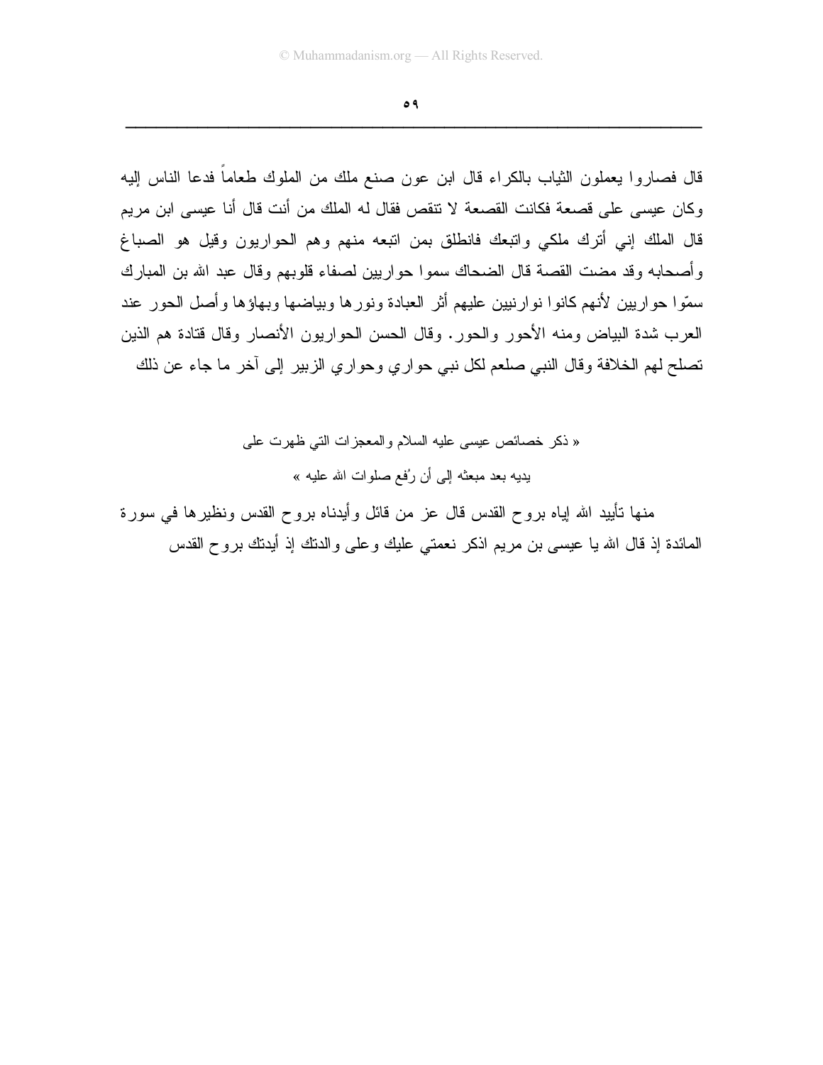قال فصاروا يعملون الثياب بالكراء قال ابن عون صنع ملك من الملوك طعاماً فدعا الناس إليه وكان عيسى على قصعة فكانت القصعة لا تنقص فقال له الملك من أنت قال أنا عيسى ابن مريم قال الملك إني أترك ملكي واتبعك فانطلق بمن اتبعه منهم وهم الحواريون وقيل هو الصباغ وأصحابه وقد مضت القصة قال الضحاك سموا حواريين لصفاء قلوبهم وقال عبد الله بن المبارك سمّوا حواريين لأنهم كانوا نوارنيين عليهم أثر العبادة ونورها وبياضها وبهاؤها وأصل الحور عند العرب شدة البياض ومنه الأحور والحور. وقال الحسن الحواريون الأنصار وقال قتادة هم الذين تصلح لهم الخلافة وقال النبي صلعم لكل نبي حواري وحواري الزبير إلى آخر ما جاء عن ذلك

« ذكر خصائص عيسى عليه السلام والمعجزات التي ظهرت على يديه بعد مبعثه إلى أن رُفع صلوات الله عليه »

منها تأييد الله إياه بروح القدس قال عز من قائل وأيدناه بروح القدس ونظيرها في سورة المائدة إذ قال الله يا عيسى بن مريم اذكر نعمتي عليك وعلى والدتك إذ أيدتك بروح القدس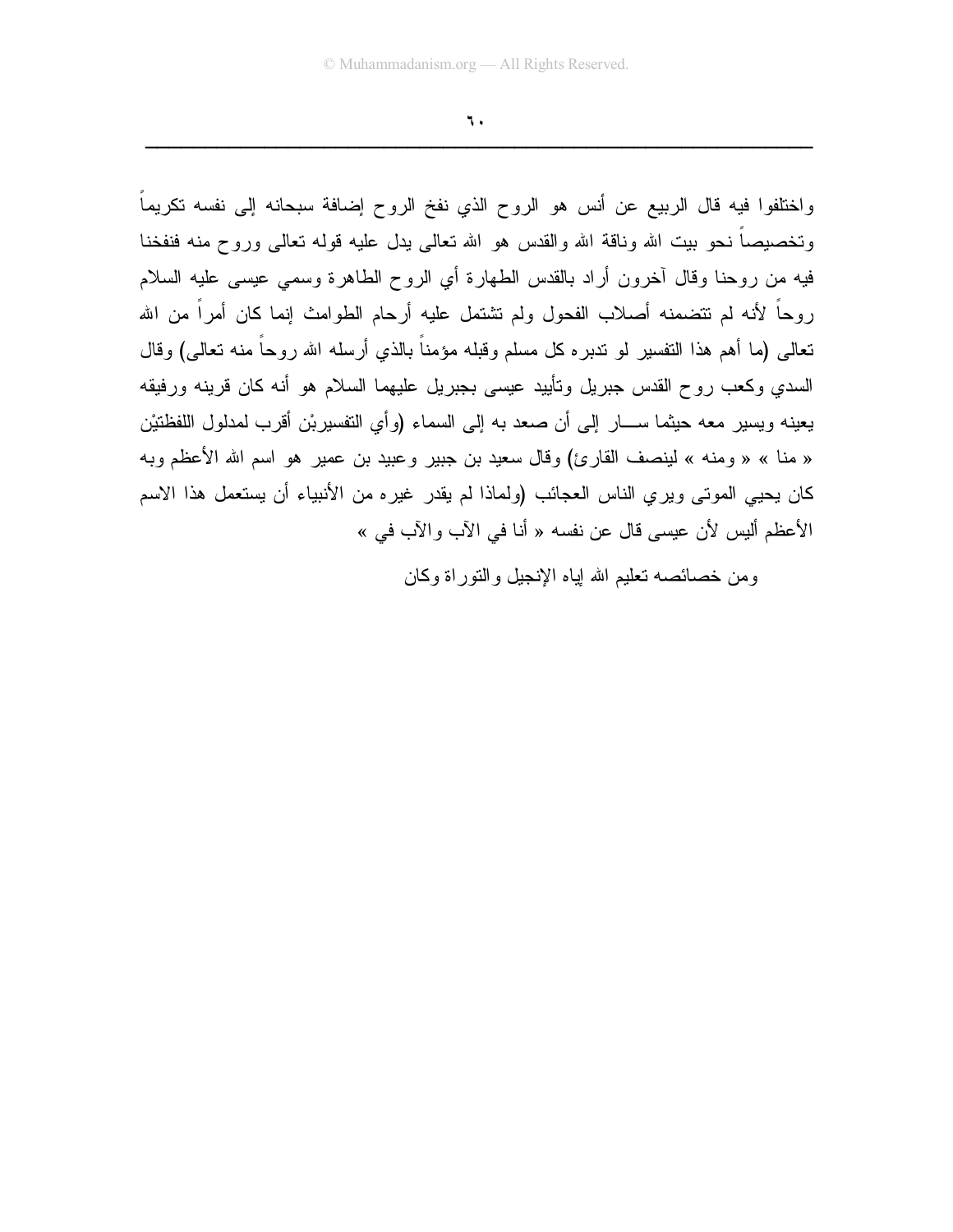واختلفوا فيه قال الربيع عن أنس هو الروح الذي نفخ الروح إضافة سبحانه إلى نفسه تكريماً وتخصيصاً نحو بيت الله وناقة الله والقدس هو الله تعالى يدل عليه قوله تعالى وروح منه فنفخنا فيه من روحنا وقال آخرون أراد بالقدس الطهارة أي الروح الطاهرة وسمي عيسى عليه السلام روحاً لأنه لم تتضمنه أصلاب الفحول ولم تشتمل عليه أرحام الطوامث إنما كان أمراً من الله تعالى (ما أهم هذا التفسير لو تدبره كل مسلم وقبله مؤمناً بالذي أرسله الله روحاً منه تعالى) وقال السدي وكعب روح القدس جبريل وتأييد عيسى بجبريل عليهما السلام هو أنه كان قرينه ورفيقه يعينه ويسير معه حيثما ســـار إلى أن صعد به إلى السماء (وأي التفسيرين أقرب لمدلول اللفظتين « منا » « ومنه » لينصف القارئ) وقال سعيد بن جبير وعبيد بن عمير هو اسم الله الأعظم وبه كان يحيي الموتى ويري الناس العجائب (ولماذا لم يقدر غيره من الأنبياء أن يستعمل هذا الاسم الأعظم أليس لأن عيسى قال عن نفسه « أنا في الآب والآب في »

ومن خصائصه تعليم الله إياه الإنجيل والتوراة وكان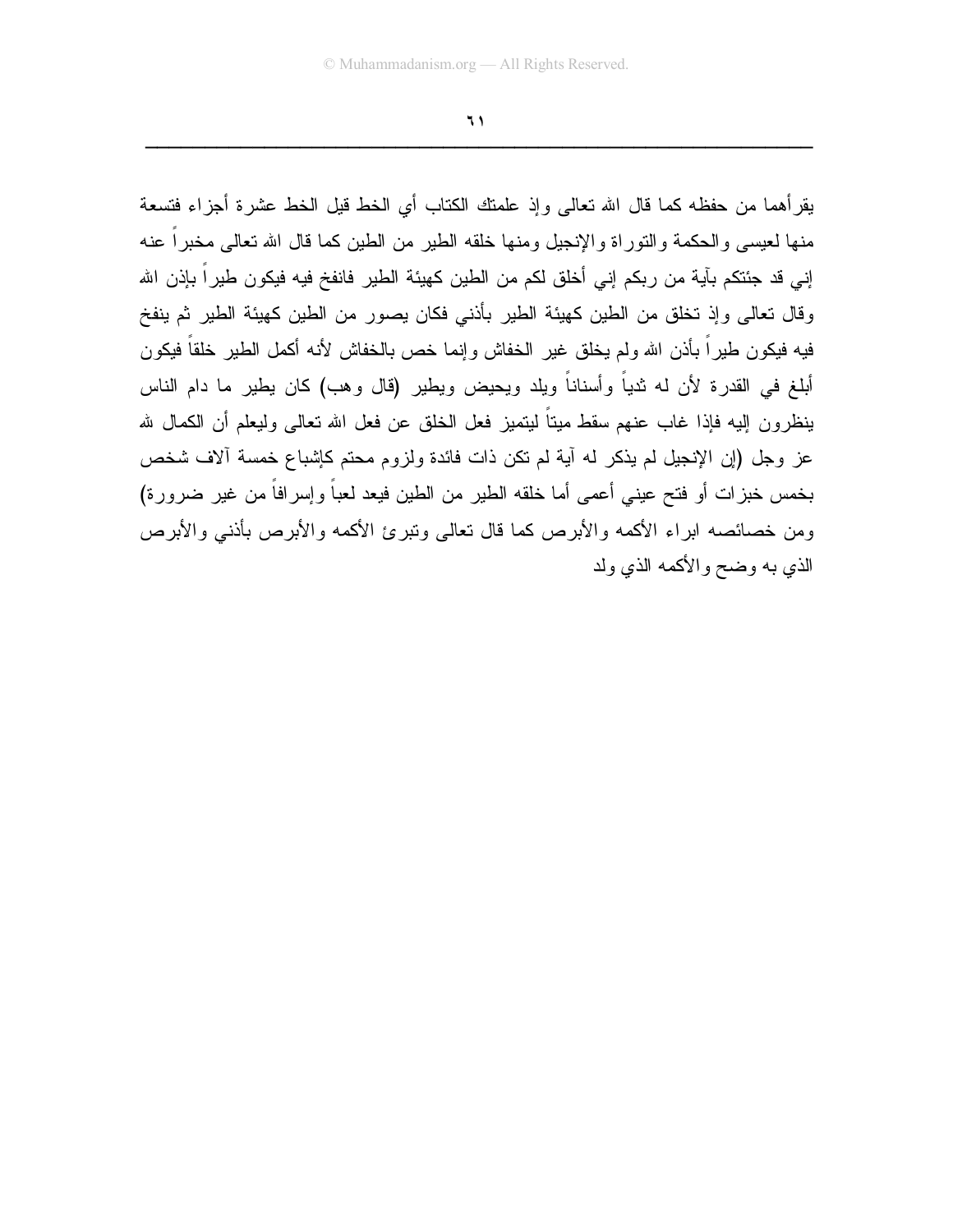يقرأهما من حفظه كما قال الله تعالى وإذ علمتك الكتاب أي الخط قيل الخط عشرة أجزاء فتسعة منها لعيسى والحكمة والتوراة والإنجيل ومنها خلقه الطير من الطين كما قال الله تعالى مخبراً عنه إني قد جئتكم بآية من ربكم إني أخلق لكم من الطين كهيئة الطير فانفخ فيه فيكون طيراً بإذن الله وقال تعالى وإذ تخلق من الطين كهيئة الطير بأذني فكان يصور من الطين كهيئة الطير ثم ينفخ فيه فيكون طيراً بأذن الله ولم يخلق غير الخفاش وإنما خص بالخفاش لأنه أكمل الطير خلقاً فيكون أبلغ في القدرة لأن له ثدياً وأسناناً ويلد ويحيض ويطير (قال وهب) كان يطير ما دام الناس ينظرون إليه فإذا غاب عنهم سقط ميتاً ليتميز فعل الخلق عن فعل الله تعالى وليعلم أن الكمال لله عز وجل (إن الإنجيل لم يذكر له آية لم تكن ذات فائدة ولزوم محتم كإشباع خمسة آلاف شخص بخمس خبزات أو فتح عيني أعمى أما خلقه الطير من الطين فيعد لعباً وإسرافاً من غير ضرورة) ومن خصائصه ابراء الأكمه والأبرص كما قال تعالى وتبرئ الأكمه والأبرص بأذني والأبرص الذي به وضح والأكمه الذي ولد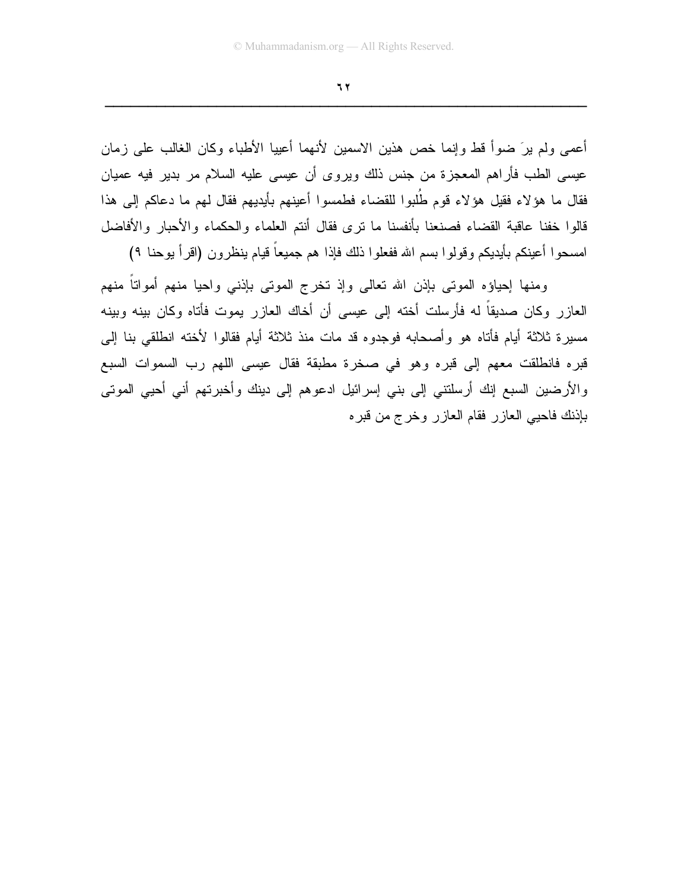أعمى ولم يرَ ضوأ قط وإنما خص هذين الاسمين لأنهما أعييا الأطباء وكان الغالب على زمان عيسى الطب فأراهم المعجزة من جنس ذلك ويروى أن عيسى عليه السلام مر بدير فيه عميان فقال ما هؤلاء فقيل هؤلاء قوم طُلبوا للقضاء فطمسوا أعينهم بأيديهم فقال لهم ما دعاكم إلى هذا قالوا خفنا عاقبة القضاء فصنعنا بأنفسنا ما ترى فقال أنتم العلماء والحكماء والأحبار والأفاضل امسحوا أعينكم بأيديكم وقولوا بسم الله ففعلوا ذلك فإذا هم جميعاً قيام ينظرون (اقرأ يوحنا ٩)

ومنها إحياؤه الموتى بإذن الله تعالى وإذ تخرج الموتى بإذني واحيا منهم أمواتاً منهم العازر وكان صديقاً له فأرسلت أخته إلى عيسى أن أخاك العازر يموت فأتاه وكان بينه وبينه مسيرة ثلاثة أيام فأتاه هو وأصحابه فوجدوه قد مات منذ ثلاثة أيام فقالوا لأخته انطلقي بنا إلى قبره فانطلقت معهم إلى قبره وهو في صخرة مطبقة فقال عيسى اللهم رب السموات السبع والأرضين السبع إنك أرسلتني إلى بني إسرائيل ادعوهم إلى دينك وأخبرتهم أني أحيي الموتى بإذنك فاحيي العازر فقام العازر وخرج من قبره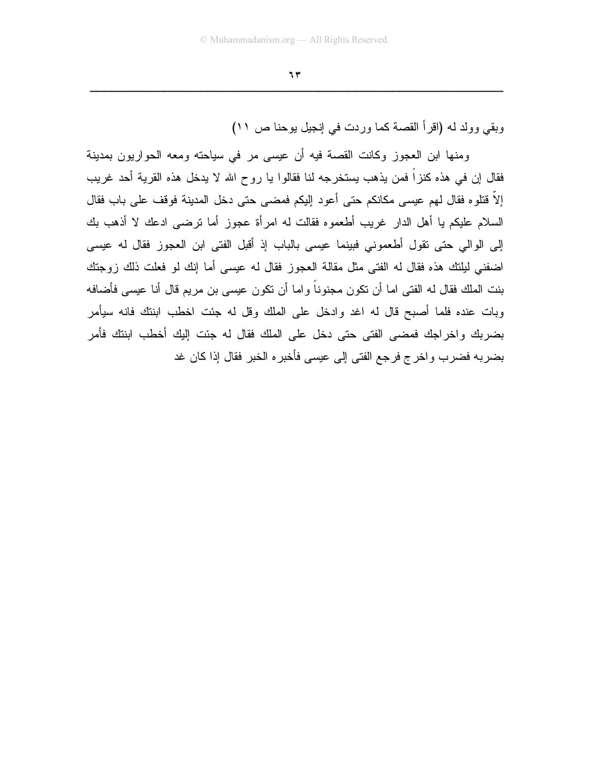وبقي وولد له (اقرأ القصة كما وردت في إنجيل يوحنا ص ١١)

ومنها ابن العجوز وكانت القصة فيه أن عيسى مر في سياحته ومعه الحواريون بمدينة فقال إن في هذه كنزاً فمن يذهب يستخرجه لنا فقالوا يا روح الله لا يدخل هذه القرية أحد غريب إلاّ قتلوه فقال لهم عيسى مكانكم حتى أعود إليكم فمضى حتى دخل المدينة فوقف على باب فقال السلام عليكم يا أهل الدار غريب أطعموه فقالت له امرأة عجوز أما ترضى ادعك لا أذهب بك إلى الوالي حتى تقول أطعموني فبينما عيسى بالباب إذ أقبل الفتى ابن العجوز فقال له عيسى اضفني ليلتك هذه فقال له الفتى مثل مقالة العجوز فقال له عيسى أما إنك لو فعلت ذلك زوجتك بنت الملك فقال له الفتى اما أن تكون مجنوناً واما أن تكون عيسى بن مريم قال أنا عيسى فأضافه وبات عنده فلما أصبح قال له اغد وادخل على الملك وقل له جئت اخطب ابنتك فانه سيأمر بضربك واخراجك فمضى الفتى حتى دخل على الملك فقال له جئت إليك أخطب ابنتك فأمر بضربه فضرب واخرج فرجع الفتى إلى عيسى فأخبره الخبر فقال إذا كان غد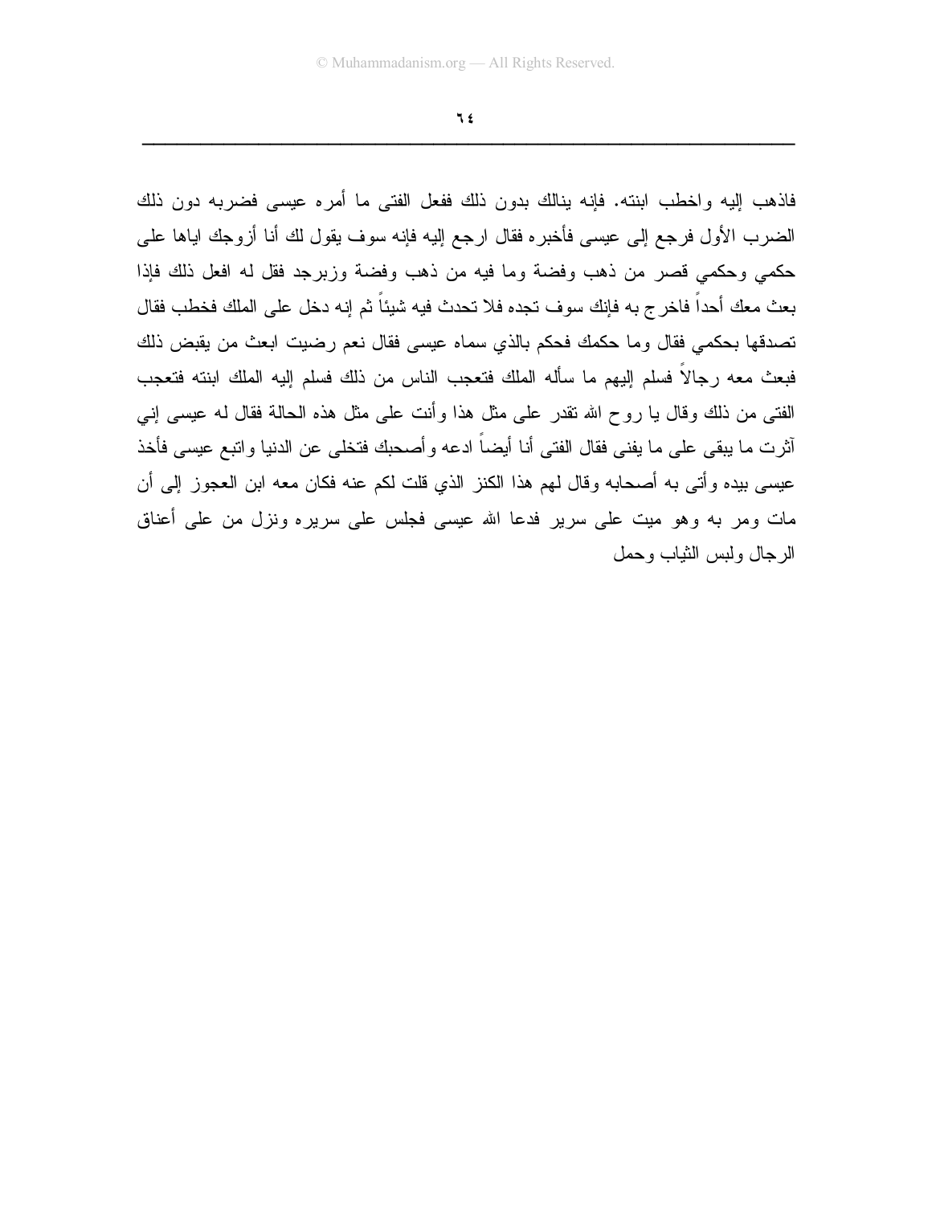فاذهب إليه واخطب ابنته. فإنه ينالك بدون ذلك ففعل الفتى ما أمره عيسى فضربه دون ذلك الضرب الأول فرجع إلى عيسى فأخبره فقال ارجع إليه فإنه سوف يقول لك أنا أزوجك اياها على حكمي وحكمي قصر من ذهب وفضة وما فيه من ذهب وفضة وزبرجد فقل له افعل ذلك فإذا بعث معك أحداً فاخرج به فإنك سوف تجده فلا تحدث فيه شيئاً ثم إنه دخل على الملك فخطب فقال تصدقها بحكمي فقال وما حكمك فحكم بالذي سماه عيسى فقال نعم رضيت ابعث من يقبض ذلك فبعث معه رجالاً فسلم إليهم ما سأله الملك فتعجب الناس من ذلك فسلم إليه الملك ابنته فتعجب الفتى من ذلك وقال يا روح الله تقدر على مثل هذا وأنت على مثل هذه الحالة فقال له عيسى إني آثرت ما يبقى على ما يفنى فقال الفتى أنا أيضاً ادعه وأصحبك فتخلى عن الدنيا واتبع عيسى فأخذ عيسى بيده وأتى به أصحابه وقال لهم هذا الكنز الذي قلت لكم عنه فكان معه ابن العجوز إلى أن مات ومر به وهو ميت على سرير فدعا الله عيسى فجلس على سريره ونزل من على أعناق الرجال ولبس الثياب وحمل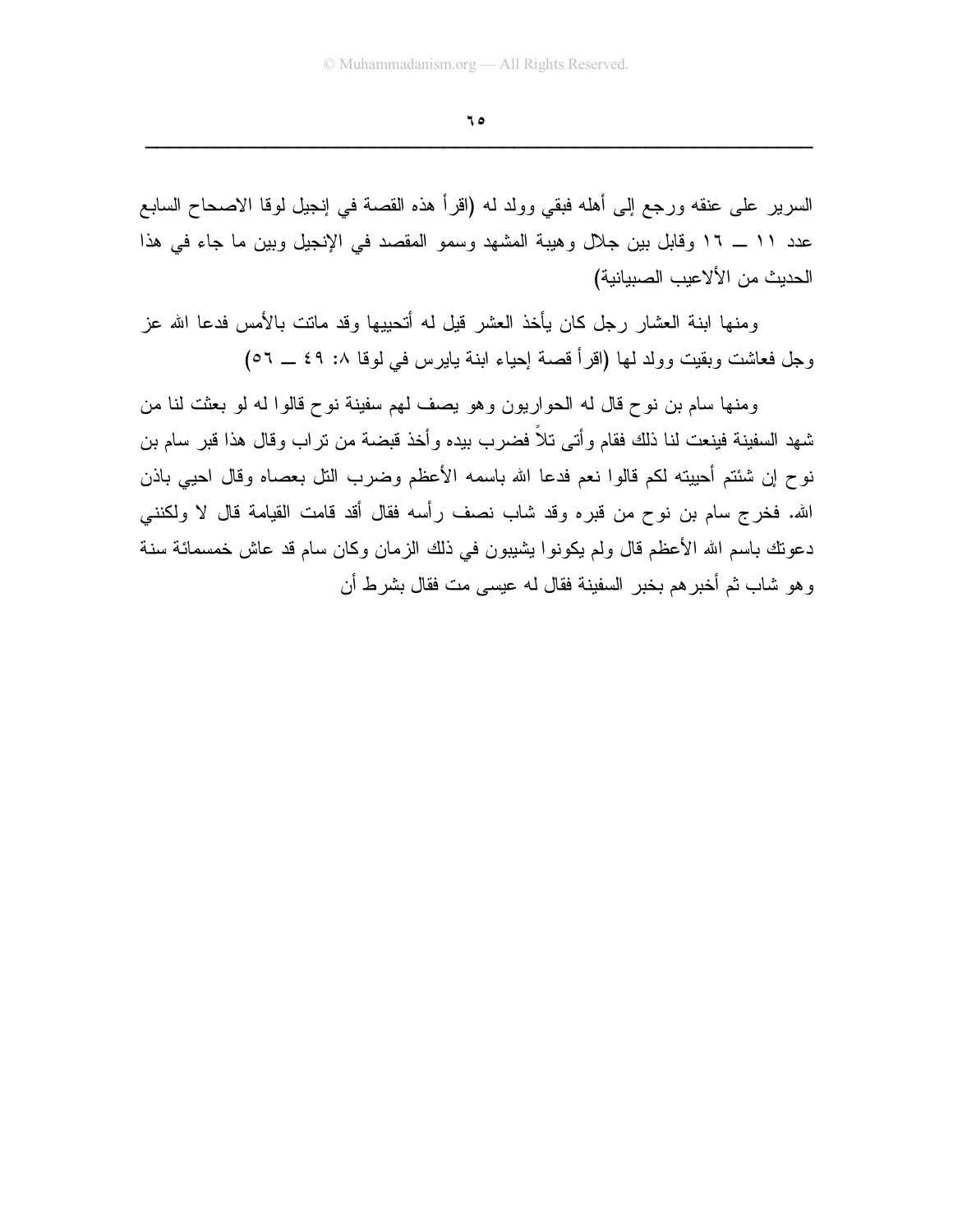السرير على عنقه ورجع إلى أهله فبقي وولد له (اقرأ هذه القصة في إنجيل لوقا الاصحاح السابع عدد ١١ ــ ١٦ وقابل بين جلال وهيبة المشهد وسمو المقصد في الإنجيل وبين ما جاء في هذا الحديث من الألاعيب الصبيانية)

ومنها ابنة العشار رجل كان يأخذ العشر قيل له أتحييها وقد ماتت بالأمس فدعا الله عز وجل فعاشت وبقيت وولد لها (اقرأ قصة إحياء ابنة يايرس في لوقا ٨: ٤٩ ــ ٥٦)

ومنها سام بن نوح قال له الحواريون وهو يصف لهم سفينة نوح قالوا له لو بعثت لنا من شهد السفينة فينعت لنا ذلك فقام وأتى تلاً فضرب بيده وأخذ قبضة من تراب وقال هذا قبر سام بن نوح إن شئتم أحييته لكم قالوا نعم فدعا الله باسمه الأعظم وضرب التل بعصاه وقال احيي باذن الله. فخرج سام بن نوح من قبره وقد شاب نصف رأسه فقال أقد قامت القيامة قال لا ولكنني دعوتك باسم الله الأعظم قال ولم يكونوا يشيبون في ذلك الزمان وكان سام قد عاش خمسمائة سنة وهو شاب ثم أخبرهم بخبر السفينة فقال له عيسى مت فقال بشرط أن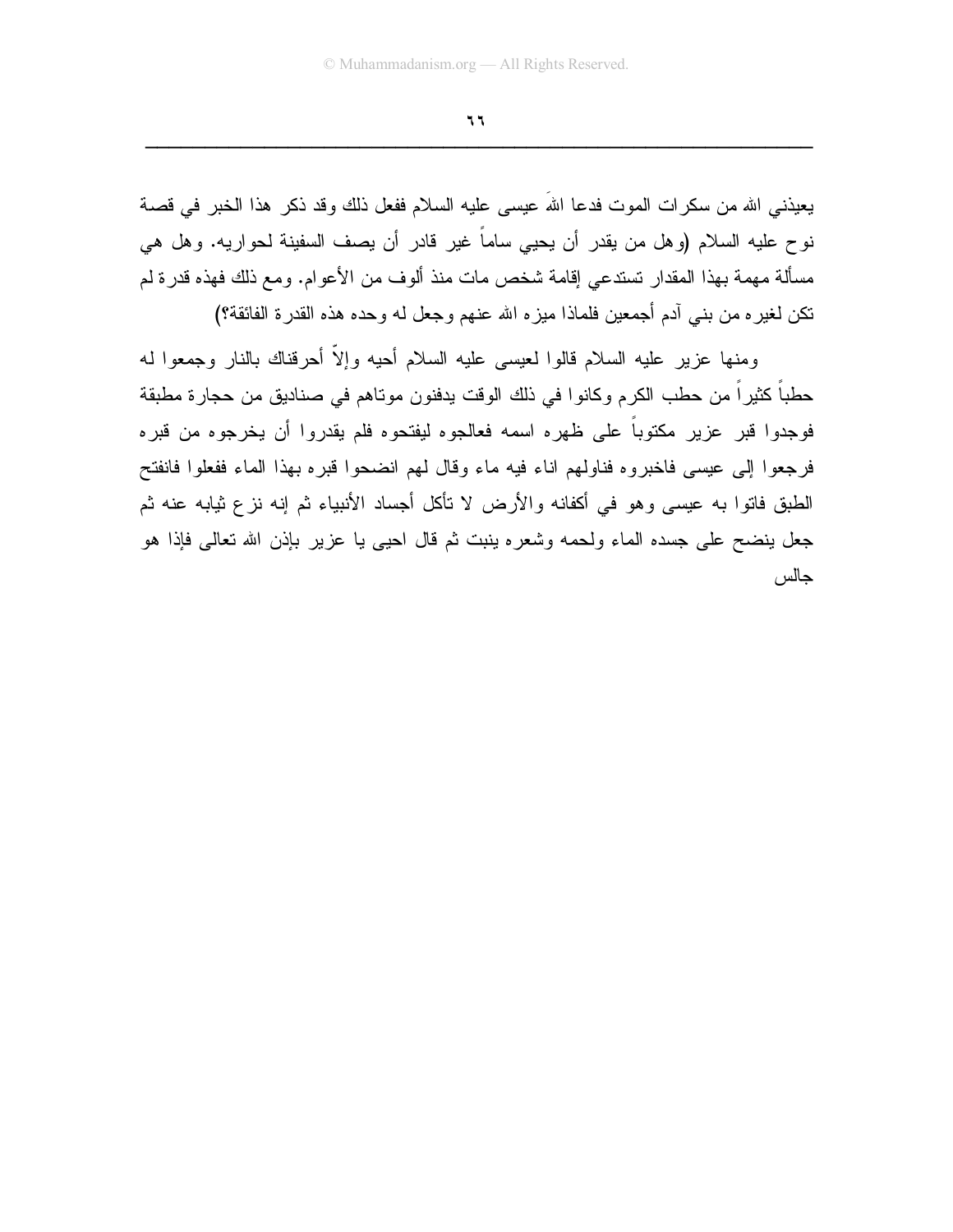يعيذني الله من سكرات الموت فدعا اللهَ عيسى عليه السلام ففعل ذلك وقد ذكر هذا الخبر في قصة نوح عليه السلام (وهل من يقدر أن يحيي ساماً غير قادر أن يصف السفينة لحواريه. وهل هي مسألة مهمة بهذا المقدار تستدعي إقامة شخص مات منذ ألوف من الأعوام. ومع ذلك فهذه قدرة لم تكن لغيره من بني آدم أجمعين فلماذا ميزه الله عنهم وجعل له وحده هذه القدرة الفائقة؟)

ومنها عزير عليه السلام قالوا لعيسى عليه السلام أحيه وإلاّ أحرقناك بالنار وجمعوا له حطباً كثيراً من حطب الكرم وكانوا في ذلك الوقت يدفنون موتاهم في صناديق من حجارة مطبقة فوجدوا قبر عزير مكتوباً على ظهره اسمه فعالجوه ليفتحوه فلم يقدروا أن يخرجوه من قبره فرجعوا إلى عيسى فاخبروه فناولهم اناء فيه ماء وقال لهم انضحوا قبره بهذا الماء ففعلوا فانفتح الطبق فاتوا به عيسى وهو في أكفانه والأرض لا تأكل أجساد الأنبياء ثم إنه نزع ثيابه عنه ثم جعل ينضح على جسده الماء ولحمه وشعره ينبت ثم قال احيى يا عزير بإذن الله تعالى فإذا هو جالس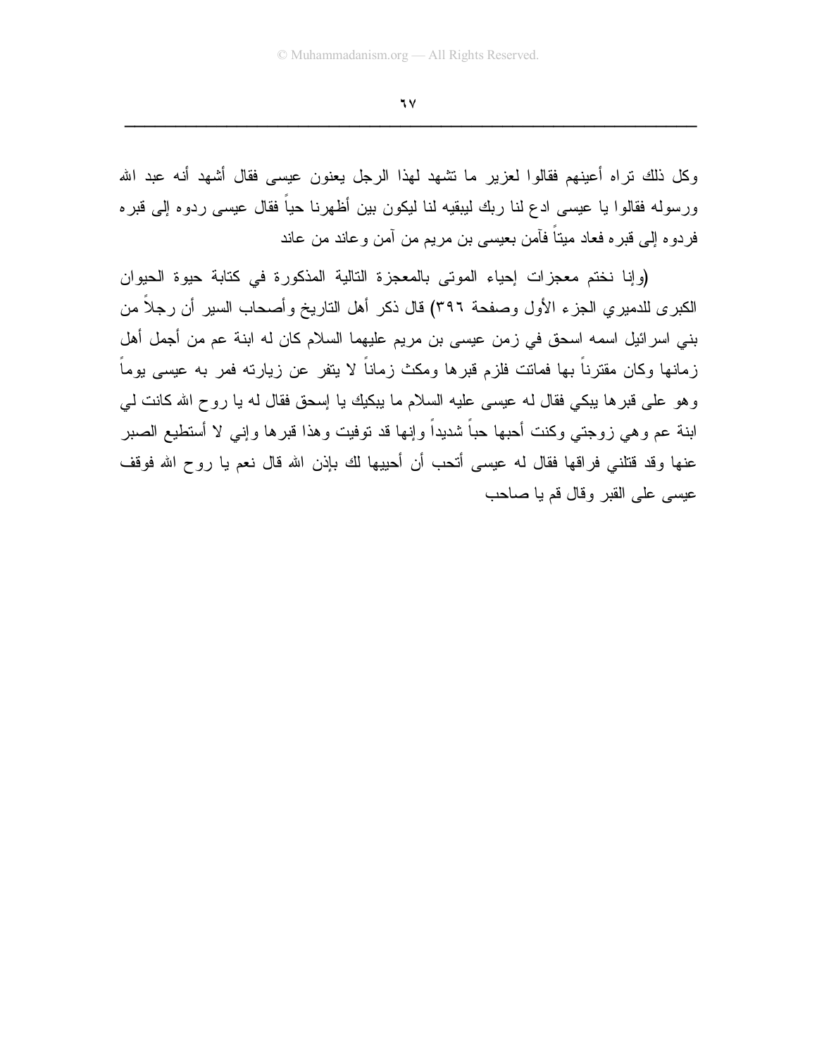وكل ذلك تراه أعينهم فقالوا لعزير ما تشهد لهذا الرجل يعنون عيسى فقال أشهد أنه عبد الله ورسوله فقالوا يا عيسى ادع لنا ربك ليبقيه لنا ليكون بين أظهرنا حياً فقال عيسى ردوه إلى قبره فردوه إلى قبره فعاد ميتاً فآمن بعيسى بن مريم من آمن وعاند من عاند

(وإنا نختم معجزات إحياء الموتى بالمعجزة التالية المذكورة في كتابة حيوة الحيوان الكبرى للدميري الجزء الأول وصفحة ٣٩٦) قال ذكر أهل التاريخ وأصحاب السير أن رجلاً من بني اسرائيل اسمه اسحق في زمن عيسى بن مريم عليهما السلام كان له ابنة عم من أجمل أهل زمانها وكان مقترناً بها فماتت فلزم قبرها ومكث زماناً لا يتفر عن زيارته فمر به عيسى يوماً وهو على قبرها يبكي فقال له عيسى عليه السلام ما يبكيك يا إسحق فقال له يا روح الله كانت لي ابنة عم وهي زوجتي وكنت أحبها حباً شديداً وإنها قد توفيت وهذا قبرها وإني لا أستطيع الصبر عنها وقد قتلني فراقها فقال له عيسى أتحب أن أحييها لك بإذن الله قال نعم يا روح الله فوقف عيسى على القبر وقال قم يا صاحب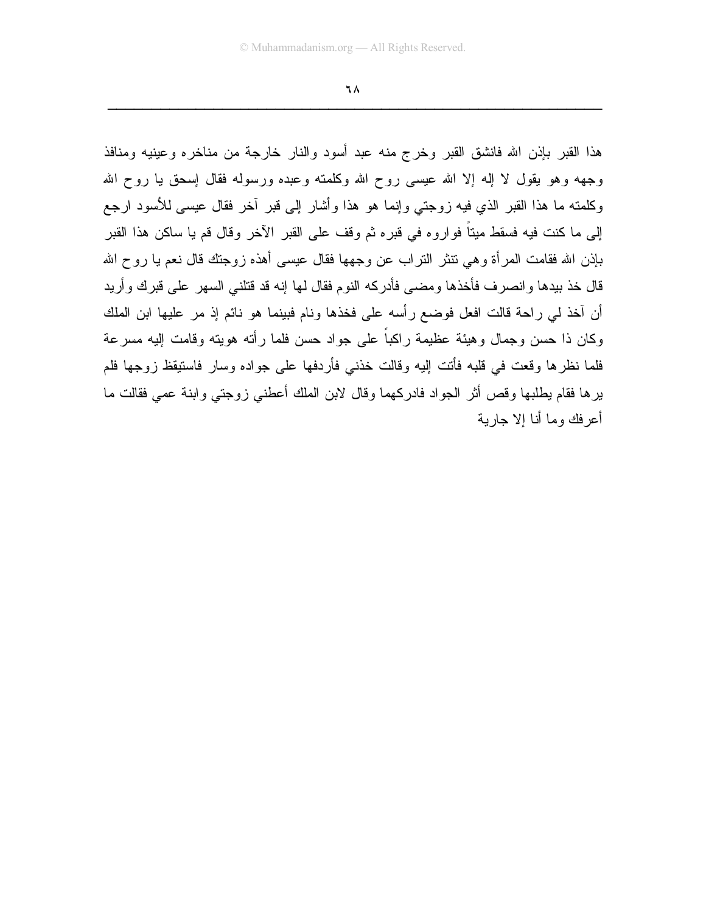هذا القبر بإذن الله فانشق القبر وخرج منه عبد أسود والنار خارجة من مناخره وعينيه ومنافذ وجهه وهو يقول لا إله إلا الله عيسى روح الله وكلمته وعبده ورسوله فقال إسحق يا روح الله وكلمته ما هذا القبر الذي فيه زوجتي وإنما هو هذا وأشار إلى قبر آخر فقال عيسى للأسود ارجع إلى ما كنت فيه فسقط ميتاً فواروه في قبره ثم وقف على القبر الآخر وقال قم يا ساكن هذا القبر بإذن الله فقامت المرأة وهي تنثر التراب عن وجهها فقال عيسى أهذه زوجتك قال نعم يا روح الله قال خذ بيدها وانصرف فأخذها ومضى فأدركه النوم فقال لها إنه قد قتلني السهر على قبرك وأريد أن آخذ لي راحة قالت افعل فوضع رأسه على فخذها ونام فبينما هو نائم إذ مر عليها ابن الملك وكان ذا حسن وجمال وهيئة عظيمة راكباً على جواد حسن فلما رأته هويته وقامت إليه مسرعة فلما نظرها وقعت في قلبه فأتت إليه وقالت خذني فأردفها على جواده وسار فاستيقظ زوجها فلم يرها فقام يطلبها وقص أثر الجواد فادركهما وقال لابن الملك أعطني زوجتي وابنة عمي فقالت ما أعرفك وما أنا إلا جارية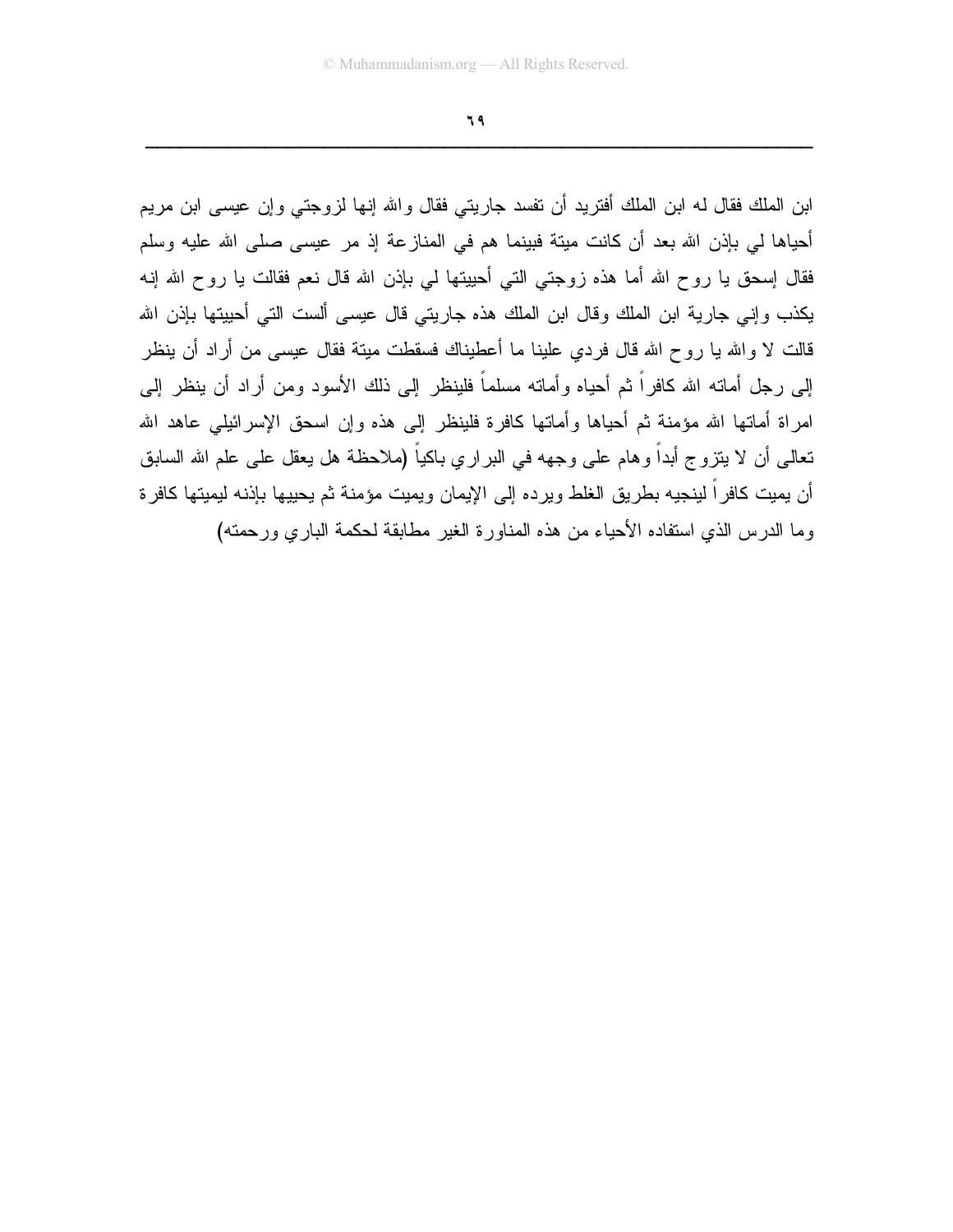ابن الملك فقال له ابن الملك أفتريد أن تفسد جاريتي فقال والله إنها لزوجتي وإن عيسى ابن مريم أحياها لي بإذن الله بعد أن كانت ميتة فبينما هم في المنازعة إذ مر عيسى صلى الله عليه وسلم فقال إسحق يا روح الله أما هذه زوجتي التي أحييتها لي بإذن الله قال نعم فقالت يا روح الله إنه يكذب وإني جارية ابن الملك وقال ابن الملك هذه جاريتي قال عيسى ألست التي أحييتها بإذن الله قالت لا والله يا روح الله قال فردي علينا ما أعطيناك فسقطت ميتة فقال عيسى من أراد أن ينظر إلى رجل أماته الله كافراً ثم أحياه وأماته مسلماً فلينظر إلى ذلك الأسود ومن أراد أن ينظر إلى امراة أماتها الله مؤمنة ثم أحياها وأماتها كافرة فلينظر إلى هذه وإن اسحق الإسرائيلي عاهد الله تعالى أن لا يتزوج أبداً وهام على وجهه في البراري باكياً **(ملاحظة هل يعقل على علم الله السابق أن يميت كافراً لينجيه بطريق الغلط ويرده إلى الإيمان ويميت مؤمنة ثم يحييها بإذنه ليميتها كافرة وما الدرس الذي استفاده الأحياء من هذه المناورة الغير مطابقة لحكمة الباري ورحمته)**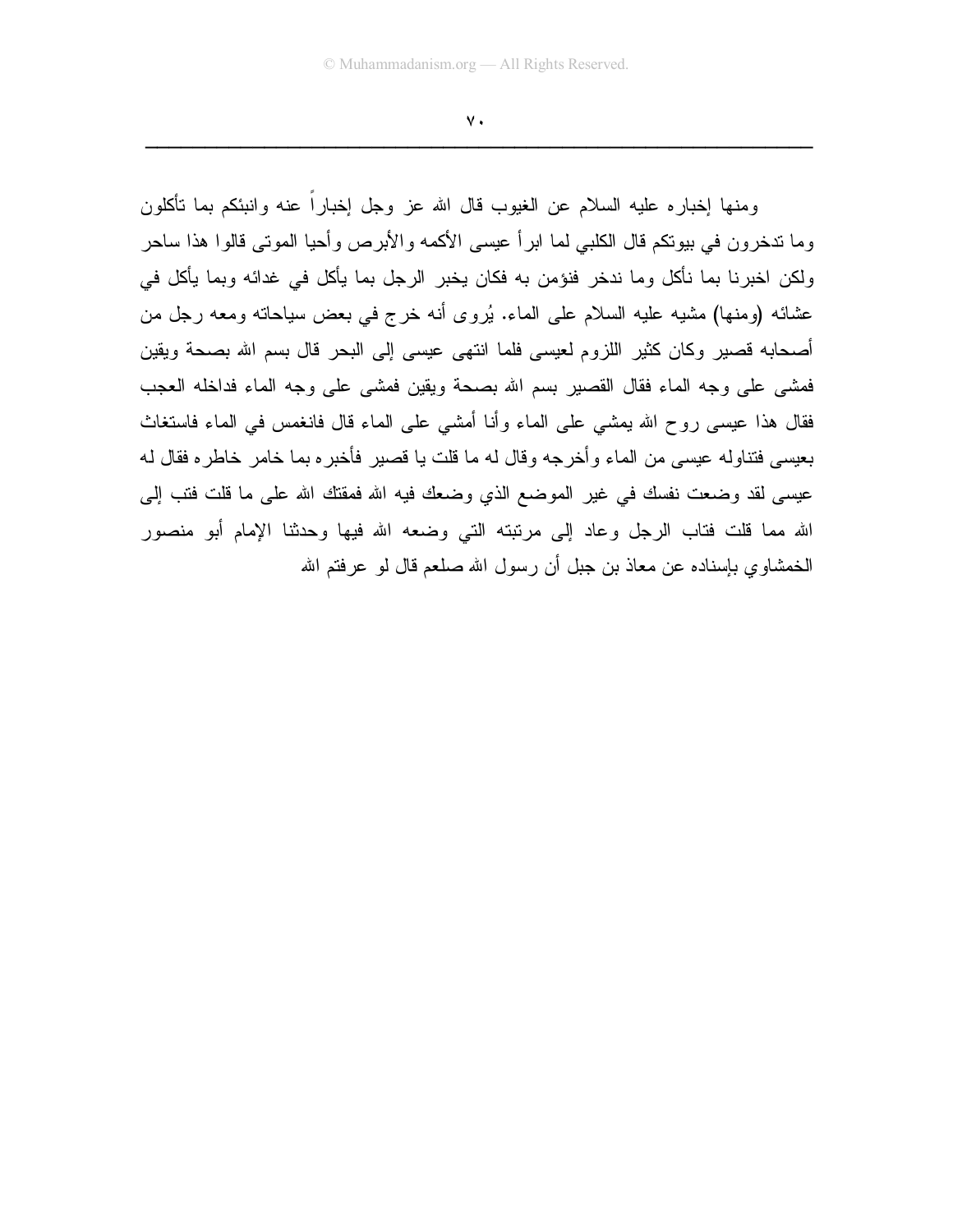ومنها إخباره عليه السلام عن الغيوب قال الله عز وجل إخباراً عنه وانبئكم بما تأكلون وما تدخرون في بيوتكم قال الكلبي لما ابرأ عيسى الأكمه والأبرص وأحيا الموتى قالوا هذا ساحر ولكن اخبرنا بما نأكل وما ندخر فنؤمن به فكان يخبر الرجل بما يأكل في غدائه وبما يأكل في عشائه (ومنها) مشيه عليه السلام على الماء. يُروى أنه خرج في بعض سياحاته ومعه رجل من أصحابه قصير وكان كثير اللزوم لعيسى فلما انتهى عيسى إلى البحر قال بسم الله بصحة ويقين فمشى على وجه الماء فقال القصير بسم الله بصحة ويقين فمشى على وجه الماء فداخله العجب فقال هذا عيسى روح الله يمشي على الماء وأنا أمشي على الماء قال فانغمس في الماء فاستغاث بعيسى فتناوله عيسى من الماء وأخرجه وقال له ما قلت يا قصير فأخبره بما خامر خاطره فقال له عيسى لقد وضعت نفسك في غير الموضع الذي وضعك فيه الله فمقتك الله على ما قلت فتب إلى الله مما قلت فتاب الرجل وعاد إلى مرتبته التي وضعه الله فيها وحدثنا الإمام أبو منصور الخمشاوي بإسناده عن معاذ بن جبل أن رسول الله صلعم قال لو عرفتم الله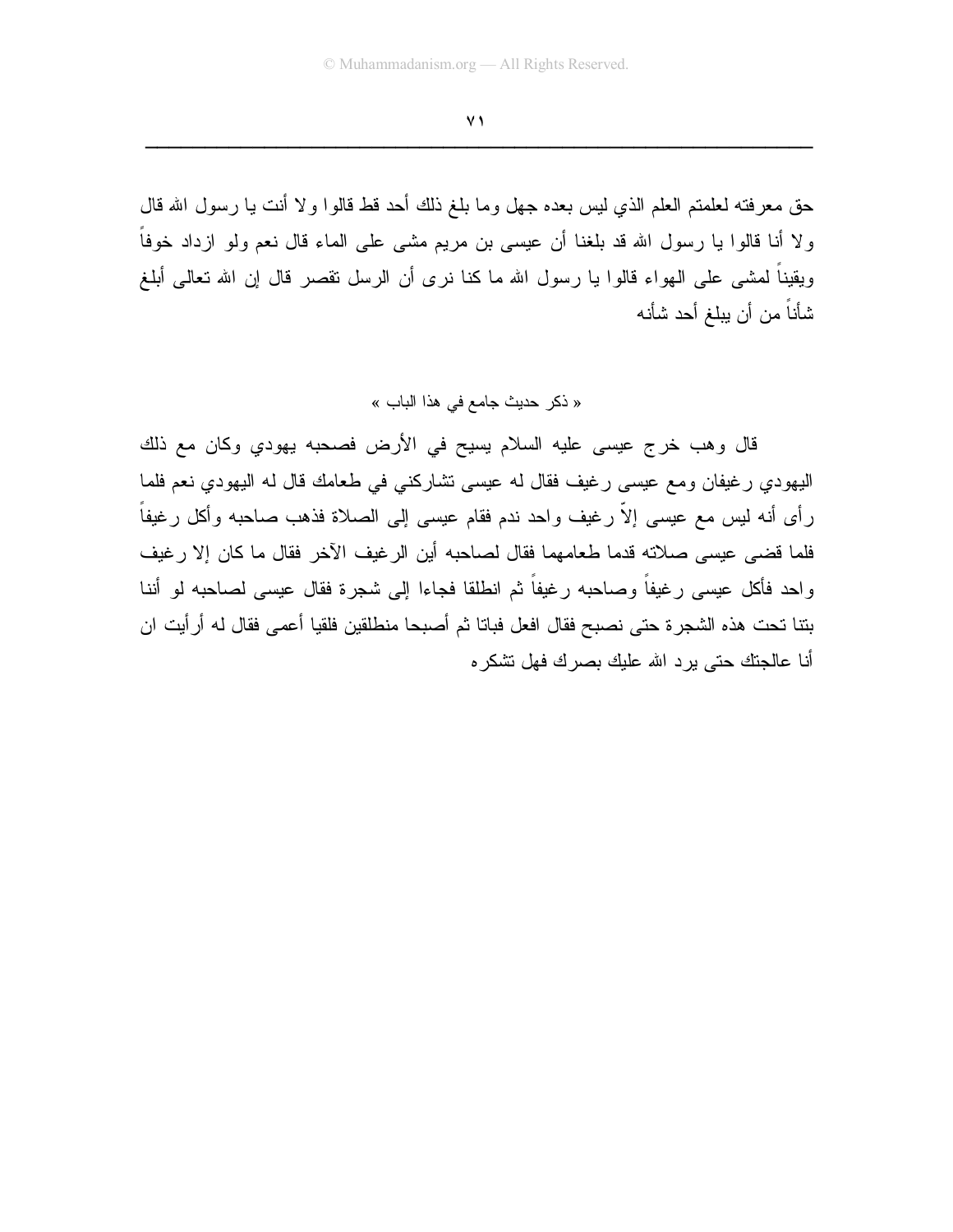حق معرفته لعلمتم العلم الذي ليس بعده جهل وما بلغ ذلك أحد قط قالوا ولا أنت يا رسول الله قال ولا أنا قالوا يا رسول الله قد بلغنا أن عيسى بن مريم مشى على الماء قال نعم ولو ازداد خوفاً ويقيناً لمشى على الهواء قالوا يا رسول الله ما كنا نرى أن الرسل تقصر قال إن الله تعالى أبلغ شأناً من أن يبلغ أحد شأنه

« ذكر حديث جامع في هذا الباب »

قال وهب خرج عيسى عليه السلام يسيح في الأرض فصحبه يهودي وكان مع ذلك اليهودي رغيفان ومع عيسى رغيف فقال له عيسى تشاركني في طعامك قال له اليهودي نعم فلما رأى أنه ليس مع عيسى إلاّ رغيف واحد ندم فقام عيسى إلى الصلاة فذهب صاحبه وأكل رغيفاً فلما قضى عيسى صلاته قدما طعامهما فقال لصاحبه أين الرغيف الآخر فقال ما كان إلا رغيف واحد فأكل عيسى رغيفاً وصاحبه رغيفاً ثم انطلقا فجاءا إلى شجرة فقال عيسى لصاحبه لو أننا بتنا تحت هذه الشجرة حتى نصبح فقال افعل فباتا ثم أصبحا منطلقين فلقيا أعمى فقال له أرأيت ان أنا عالجتك حتى يرد الله عليك بصرك فهل تشكره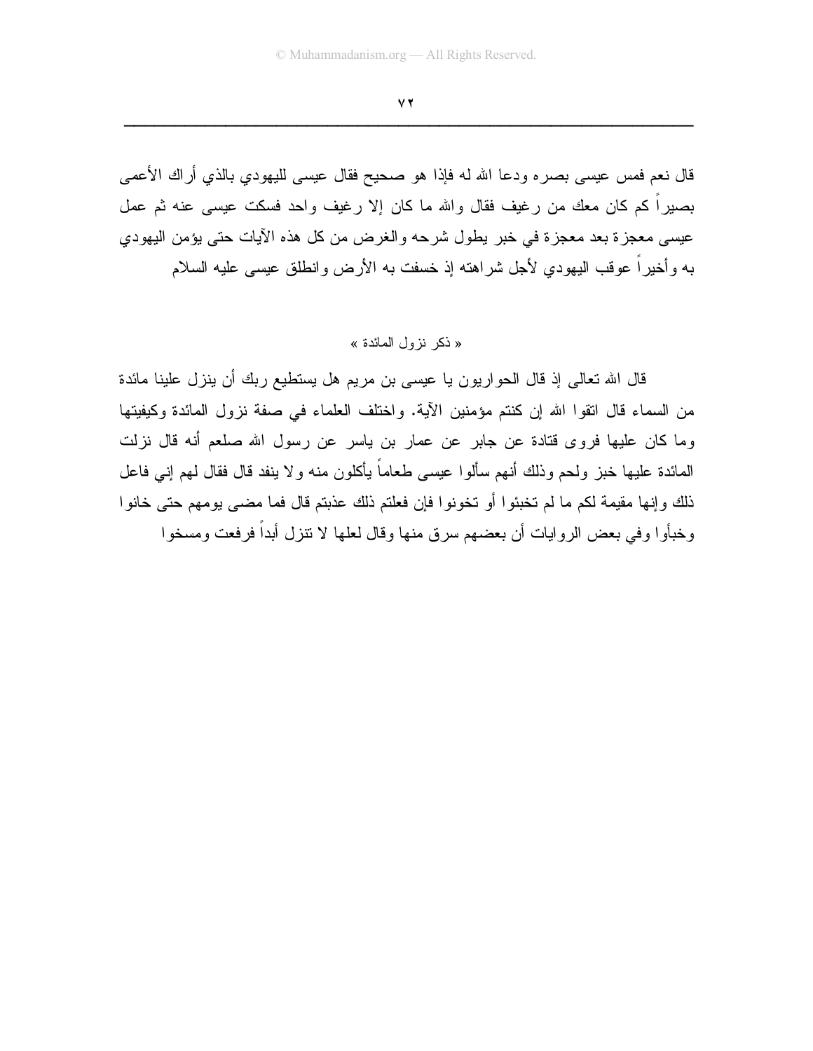قال نعم فمس عيسى بصره ودعا الله له فإذا هو صحيح فقال عيسى لليهودي بالذي أراك الأعمى بصيراً كم كان معك من رغيف فقال والله ما كان إلا رغيف واحد فسكت عيسى عنه ثم عمل عيسى معجزة بعد معجزة في خبر يطول شرحه والغرض من كل هذه الآيات حتى يؤمن اليهودي به وأخيراً عوقب اليهودي لأجل شراهته إذ خسفت به الأرض وانطلق عيسى عليه السلام

« ذكر نزول المائدة »

قال الله تعالى إذ قال الحواريون يا عيسى بن مريم هل يستطيع ربك أن ينزل علينا مائدة من السماء قال اتقوا الله إن كنتم مؤمنين الآية. واختلف العلماء في صفة نزول المائدة وكيفيتها وما كان عليها فروى قتادة عن جابر عن عمار بن ياسر عن رسول الله صلعم أنه قال نزلت المائدة عليها خبز ولحم وذلك أنهم سألوا عيسى طعاماً يأكلون منه ولا ينفد قال فقال لهم إني فاعل ذلك وإنها مقيمة لكم ما لم تخبئوا أو تخونوا فإن فعلتم ذلك عذبتم قال فما مضى يومهم حتى خانوا وخبأوا وفي بعض الروايات أن بعضهم سرق منها وقال لعلها لا تنزل أبداً فرفعت ومسخوا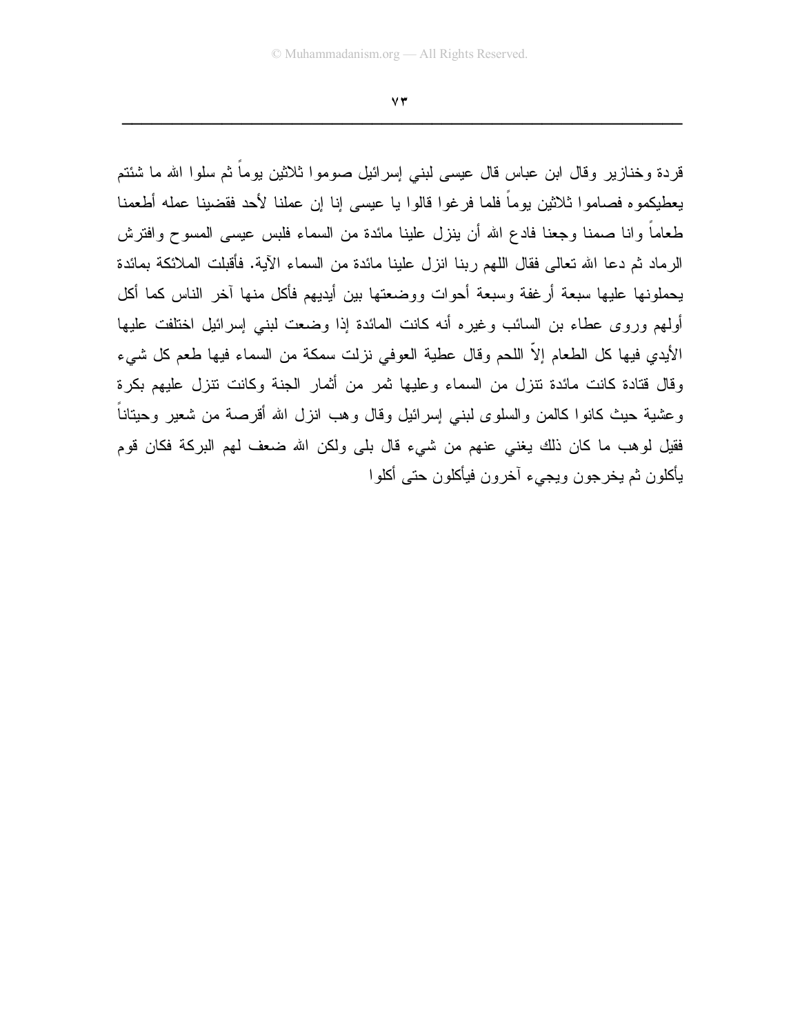قردة وخنازير وقال ابن عباس قال عيسى لبني إسرائيل صوموا ثلاثين يوماً ثم سلوا الله ما شئتم يعطيكموه فصاموا ثلاثين يوماً فلما فرغوا قالوا يا عيسى إنا إن عملنا لأحد فقضينا عمله أطعمنا طعاماً وانا صمنا وجعنا فادع الله أن ينزل علينا مائدة من السماء فلبس عيسى المسوح وافترش الرماد ثم دعا الله تعالى فقال اللهم ربنا انزل علينا مائدة من السماء الآية. فأقبلت الملائكة بمائدة يحملونها عليها سبعة أرغفة وسبعة أحوات ووضعتها بين أيديهم فأكل منها آخر الناس كما أكل أولهم وروى عطاء بن السائب وغيره أنه كانت المائدة إذا وضعت لبني إسرائيل اختلفت عليها الأيدي فيها كل الطعام إلاّ اللحم وقال عطية العوفي نزلت سمكة من السماء فيها طعم كل شيء وقال قتادة كانت مائدة تنزل من السماء وعليها ثمر من أثمار الجنة وكانت تنزل عليهم بكرة وعشية حيث كانوا كالمن والسلوى لبني إسرائيل وقال وهب انزل الله أقرصة من شعير وحيتاناً فقيل لوهب ما كان ذلك يغني عنهم من شيء قال بلى ولكن الله ضعف لهم البركة فكان قوم يأكلون ثم يخرجون ويجيء آخرون فيأكلون حتى أكلوا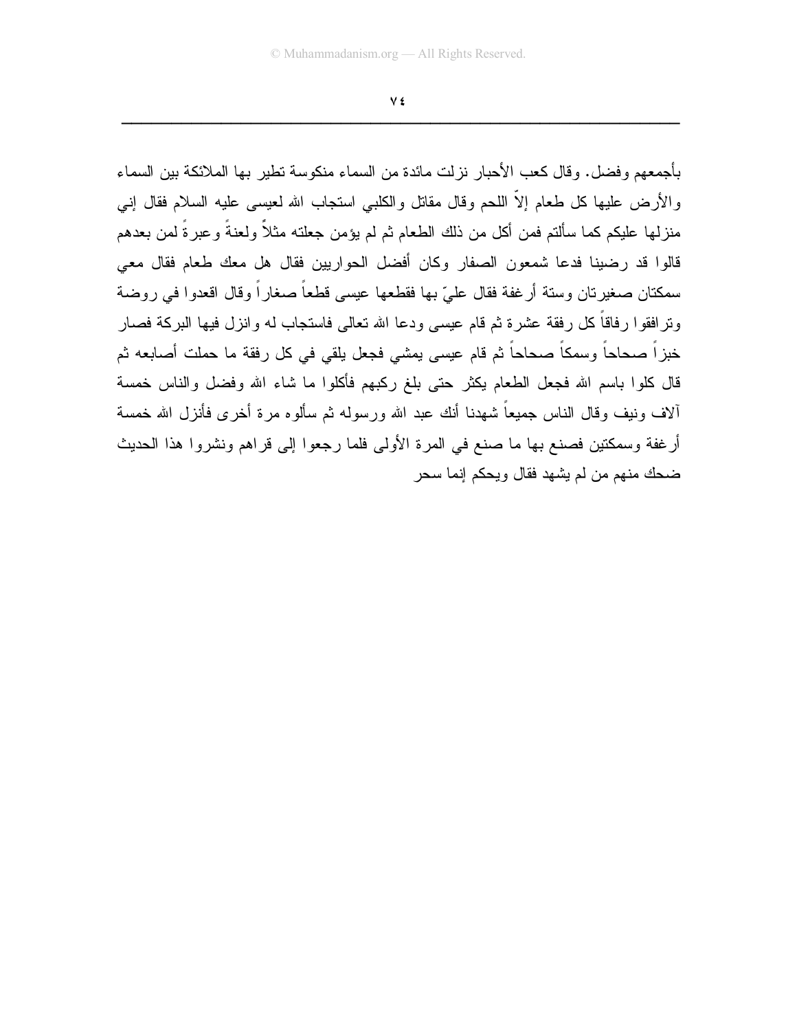بأجمعهم وفضل. وقال كعب الأحبار نزلت مائدة من السماء منكوسة تطير بها الملائكة بين السماء والأرض عليها كل طعام إلاّ اللحم وقال مقاتل والكلبي استجاب الله لعيسى عليه السلام فقال إني منزلها عليكم كما سألتم فمن أكل من ذلك الطعام ثم لم يؤمن جعلته مثلاً ولعنةً وعبرةً لمن بعدهم قالوا قد رضينا فدعا شمعون الصفار وكان أفضل الحواريين فقال هل معك طعام فقال معي سمكتان صغيرتان وستة أرغفة فقال عليّ بها فقطعها عيسى قطعاً صغاراً وقال اقعدوا في روضة وترافقوا رفاقاً كل رفقة عشرة ثم قام عيسى ودعا الله تعالى فاستجاب له وانزل فيها البركة فصار خبزاً صحاحاً وسمكاً صحاحاً ثم قام عيسى يمشي فجعل يلقي في كل رفقة ما حملت أصابعه ثم قال كلوا باسم الله فجعل الطعام يكثر حتى بلغ ركبهم فأكلوا ما شاء الله وفضل والناس خمسة آلاف ونيف وقال الناس جميعاً شهدنا أنك عبد الله ورسوله ثم سألوه مرة أخرى فأنزل الله خمسة أرغفة وسمكتين فصنع بها ما صنع في المرة الأولى فلما رجعوا إلى قراهم ونشروا هذا الحديث ضحك منهم من لم يشهد فقال ويحكم إنما سحر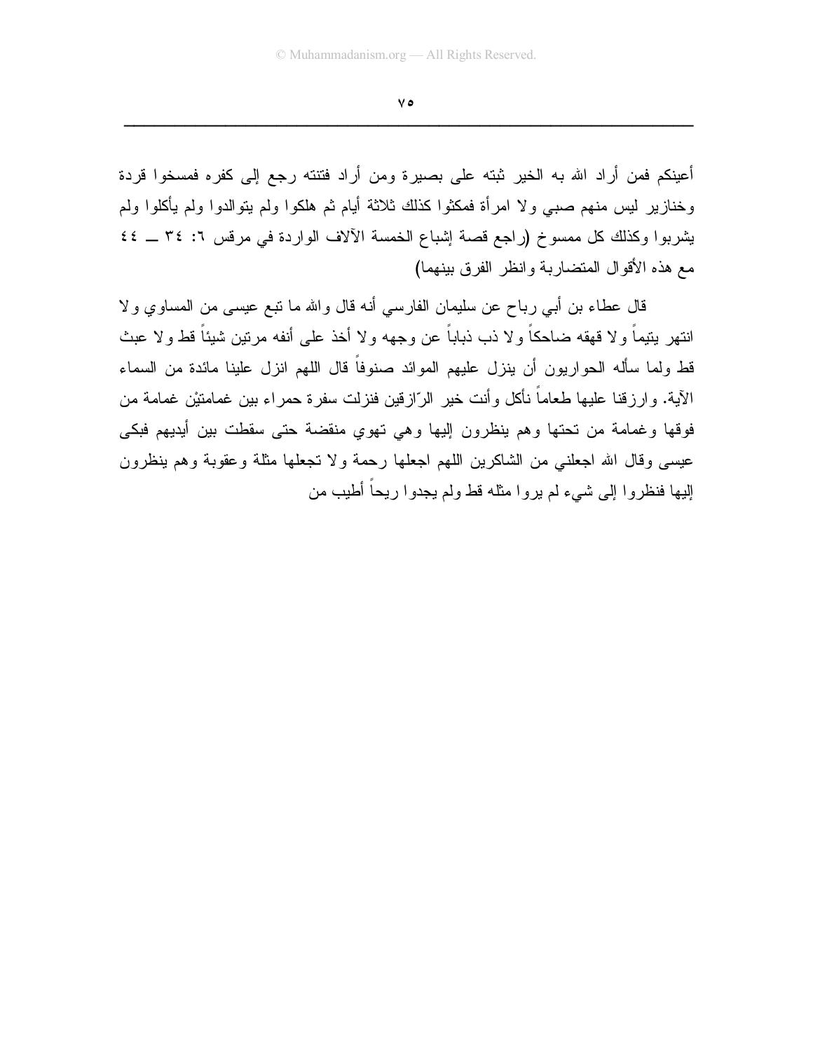أعينكم فمن أراد الله به الخير ثبته على بصيرة ومن أراد فتنته رجع إلى كفره فمسخوا قردة وخنازير ليس منهم صبي ولا امرأة فمكثوا كذلك ثلاثة أيام ثم هلكوا ولم يتوالدوا ولم يأكلوا ولم يشربوا وكذلك كل ممسوخ (راجع قصة إشباع الخمسة الآلاف الواردة في مرقس ٦: ٣٤ ــ ٤٤ مع هذه الأقوال المتضاربة وانظر الفرق بينهما)

قال عطاء بن أبي رباح عن سليمان الفارسي أنه قال والله ما تبع عيسى من المساوي ولا انتهر يتيماً ولا قهقه ضاحكاً ولا ذب ذباباً عن وجهه ولا أخذ على أنفه مرتين شيئاً قط ولا عبث قط ولما سأله الحواريون أن ينزل عليهم الموائد صنوفاً قال اللهم انزل علينا مائدة من السماء الآية. وارزقنا عليها طعاماً نأكل وأنت خير الرّازقين فنزلت سفرة حمراء بين غمامتيْن غمامة من فوقها وغمامة من تحتها وهم ينظرون إليها وهي تهوي منقضة حتى سقطت بين أيديهم فبكى عيسى وقال الله اجعلني من الشاكرين اللهم اجعلها رحمة ولا تجعلها مثلة وعقوبة وهم ينظرون إليها فنظروا إلى شيء لم يروا مثله قط ولم يجدوا ريحاً أطيب من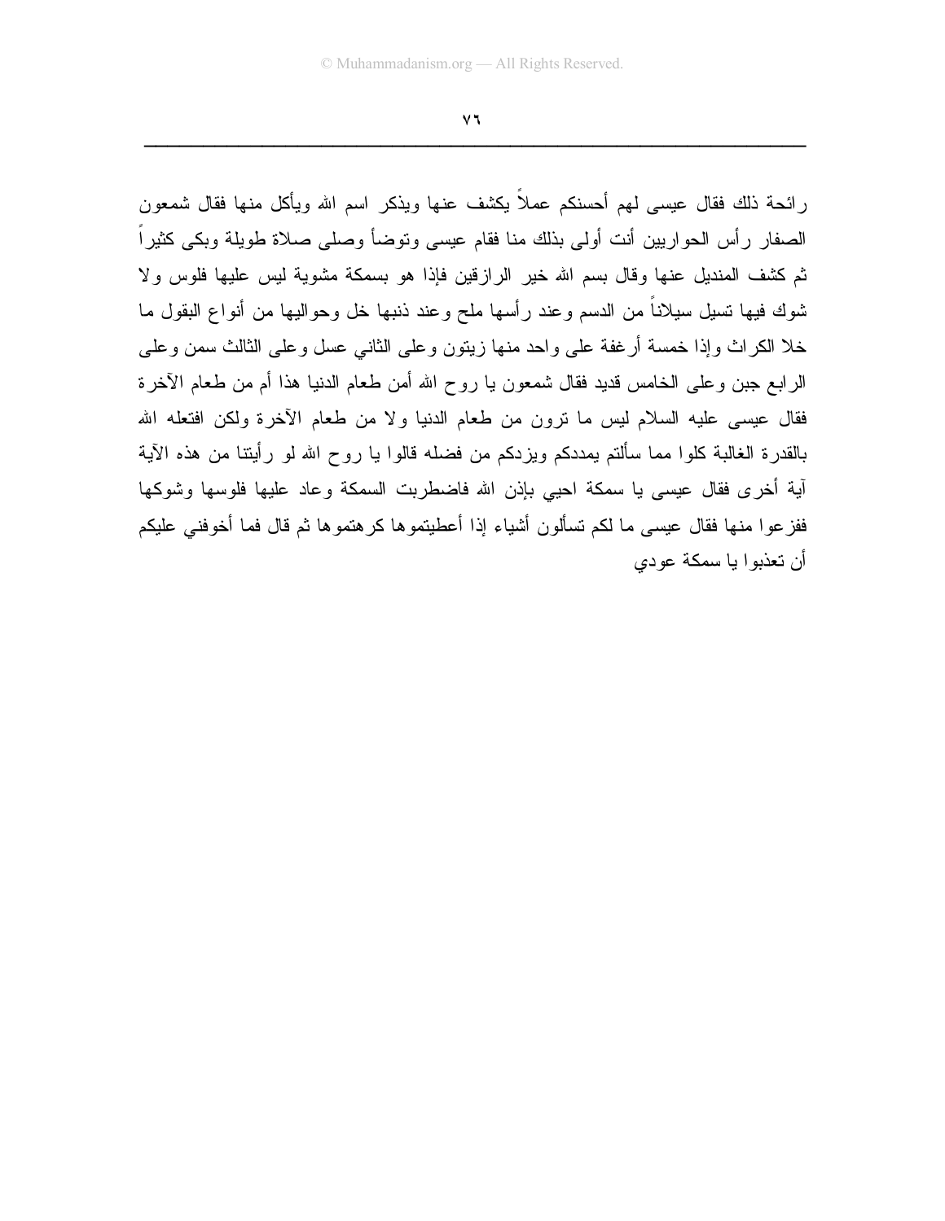رائحة ذلك فقال عيسى لهم أحسنكم عملاً يكشف عنها ويذكر اسم الله ويأكل منها فقال شمعون الصفار رأس الحواريين أنت أولى بذلك منا فقام عيسى وتوضأ وصلى صلاة طويلة وبكى كثيراً ثم كشف المنديل عنها وقال بسم الله خير الرازقين فإذا هو بسمكة مشوية ليس عليها فلوس ولا شوك فيها تسيل سيلاناً من الدسم وعند رأسها ملح وعند ذنبها خل وحواليها من أنواع البقول ما خلا الكراث وإذا خمسة أرغفة على واحد منها زيتون وعلى الثاني عسل وعلى الثالث سمن وعلى الرابع جبن وعلى الخامس قديد فقال شمعون يا روح الله أمن طعام الدنيا هذا أم من طعام الآخرة فقال عيسى عليه السلام ليس ما ترون من طعام الدنيا ولا من طعام الآخرة ولكن افتعله الله بالقدرة الغالبة كلوا مما سألتم يمددكم ويزدكم من فضله قالوا يا روح الله لو رأيتنا من هذه الآية آية أخرى فقال عيسى يا سمكة احيي بإذن الله فاضطربت السمكة وعاد عليها فلوسها وشوكها ففزعوا منها فقال عيسى ما لكم تسألون أشياء إذا أعطيتموها كرهتموها ثم قال فما أخوفني عليكم أن تعذبوا يا سمكة عودي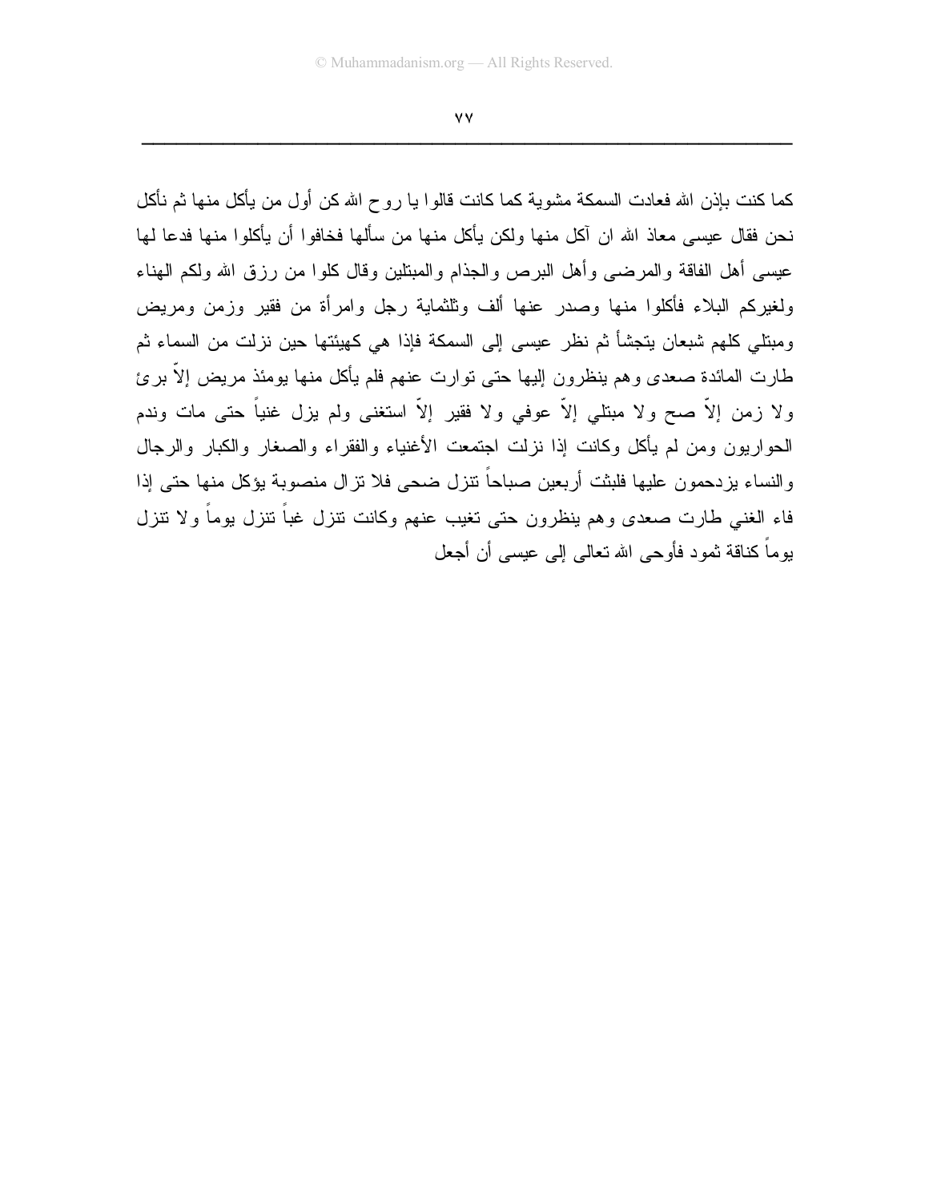كما كنت بإذن الله فعادت السمكة مشوية كما كانت قالوا يا روح الله كن أول من يأكل منها ثم نأكل نحن فقال عيسى معاذ الله ان آكل منها ولكن يأكل منها من سألها فخافوا أن يأكلوا منها فدعا لها عيسى أهل الفاقة والمرضى وأهل البرص والجذام والمبتلين وقال كلوا من رزق الله ولكم الهناء ولغيركم البلاء فأكلوا منها وصدر عنها ألف وثلثماية رجل وامرأة من فقير وزمن ومريض ومبتلي كلهم شبعان يتجشأ ثم نظر عيسى إلى السمكة فإذا هي كهيئتها حين نزلت من السماء ثم طارت المائدة صعدى وهم ينظرون إليها حتى توارت عنهم فلم يأكل منها يومئذ مريض إلاّ برئ ولا زمن إلاّ صح ولا مبتلي إلاّ عوفي ولا فقير إلاّ استغنى ولم يزل غنياً حتى مات وندم الحواريون ومن لم يأكل وكانت إذا نزلت اجتمعت الأغنياء والفقراء والصغار والكبار والرجال والنساء يزدحمون عليها فلبثت أربعين صباحاً تنزل ضحى فلا تزال منصوبة يؤكل منها حتى إذا فاء الغني طارت صعدى وهم ينظرون حتى تغيب عنهم وكانت تنزل غباً تنزل يوماً ولا تنزل يوماً كناقة ثمود فأوحى الله تعالى إلى عيسى أن أجعل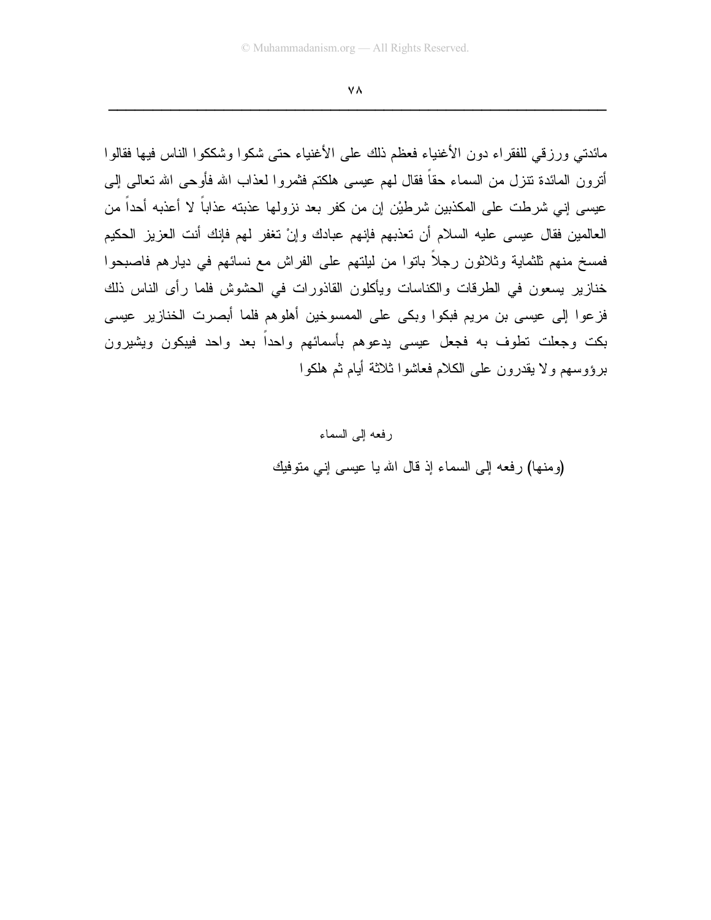مائدتي ورزقي للفقراء دون الأغنياء فعظم ذلك على الأغنياء حتى شكوا وشككوا الناس فيها فقالوا أترون المائدة تنزل من السماء حقاً فقال لهم عيسى هلكتم فثمروا لعذاب الله فأوحى الله تعالى إلى عيسى إني شرطت على المكذبين شرطيْن إن من كفر بعد نزولها عذبته عذاباً لا أعذبه أحداً من العالمين فقال عيسى عليه السلام أن تعذبهم فإنهم عبادك وإنْ تغفر لهم فإنك أنت العزيز الحكيم فمسخ منهم ثلثماية وثلاثون رجلاً باتوا من ليلتهم على الفراش مع نسائهم في ديارهم فاصبحوا خنازير يسعون في الطرقات والكناسات ويأكلون القاذورات في الحشوش فلما رأى الناس ذلك فزعوا إلى عيسى بن مريم فبكوا وبكى على الممسوخين أهلوهم فلما أبصرت الخنازير عيسى بكت وجعلت تطوف به فجعل عيسى يدعوهم بأسمائهم واحداً بعد واحد فيبكون ويشيرون برؤوسهم ولا يقدرون على الكلام فعاشوا ثلاثة أيام ثم هلكوا

## رفعه إلى السماء

(ومنها) رفعه إلى السماء إذ قال الله يا عيسى إني متوفيك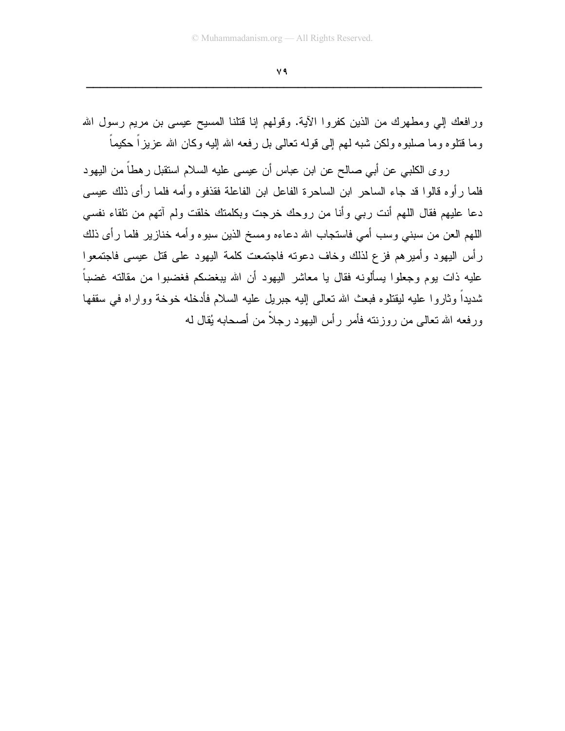ورافعك إلي ومطهرك من الذين كفروا الآية. وقولهم إنا قتلنا المسيح عيسى بن مريم رسول الله وما قتلوه وما صلبوه ولكن شبه لهم إلى قوله تعالى بل رفعه الله إليه وكان الله عزيزاً حكيماً

روى الكلبي عن أبي صالح عن ابن عباس أن عيسى عليه السلام استقبل رهطاً من اليهود فلما رأوه قالوا قد جاء الساحر ابن الساحرة الفاعل ابن الفاعلة فقذفوه وأمه فلما رأى ذلك عيسى دعا عليهم فقال اللهم أنت ربي وأنا من روحك خرجت وبكلمتك خلقت ولم آتهم من تلقاء نفسي اللهم العن من سبني وسب أمي فاستجاب الله دعاءه ومسخ الذين سبوه وأمه خنازير فلما رأى ذلك رأس اليهود وأميرهم فزع لذلك وخاف دعوته فاجتمعت كلمة اليهود على قتل عيسى فاجتمعوا عليه ذات يوم وجعلوا يسألونه فقال يا معاشر اليهود أن الله يبغضكم فغضبوا من مقالته غضباً شديداً وثاروا عليه ليقتلوه فبعث الله تعالى إليه جبريل عليه السلام فأدخله خوخة وواراه في سقفها ورفعه الله تعالى من روزنته فأمر رأس اليهود رجلاً من أصحابه يُقال له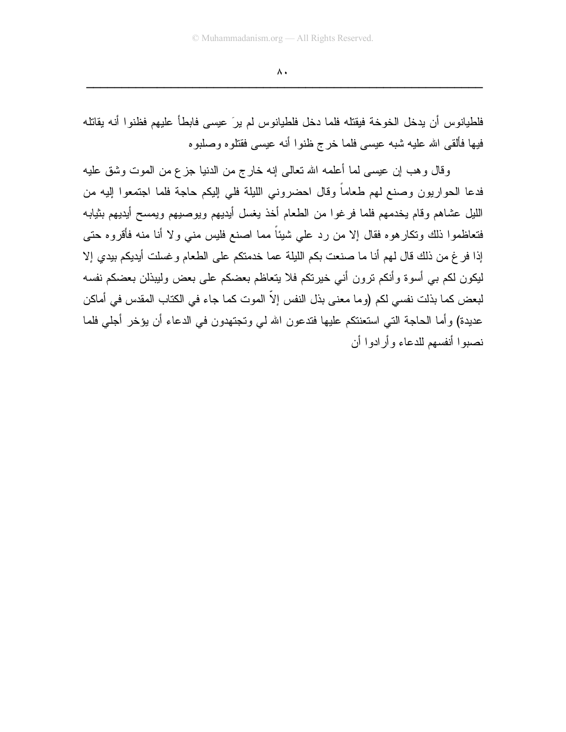فلطيانوس أن يدخل الخوخة فيقتله فلما دخل فلطيانوس لم يرَ عيسى فابطأ عليهم فظنوا أنه يقاتله فيها فألقى الله عليه شبه عيسى فلما خرج ظنوا أنه عيسى فقتلوه وصلبوه

وقال وهب إن عيسى لما أعلمه الله تعالى إنه خارج من الدنيا جزع من الموت وشق عليه فدعا الحواريون وصنع لهم طعاماً وقال احضروني الليلة فلي إليكم حاجة فلما اجتمعوا إليه من الليل عشاهم وقام يخدمهم فلما فرغوا من الطعام أخذ يغسل أيديهم ويوصيهم ويمسح أيديهم بثيابه فتعاظموا ذلك وتكارهوه فقال إلا من رد علي شيئاً مما اصنع فليس مني ولا أنا منه فأقروه حتى إذا فرغ من ذلك قال لهم أنا ما صنعت بكم الليلة عما خدمتكم على الطعام وغسلت أيديكم بيدي إلا ليكون لكم بي أسوة وأنكم ترون أني خيرتكم فلا يتعاظم بعضكم على بعض وليبذلن بعضكم نفسه لبعض كما بذلت نفسي لكم (وما معنى بذل النفس إلاّ الموت كما جاء في الكتاب المقدس في أماكن عديدة) وأما الحاجة التي استعنتكم عليها فتدعون الله لي وتجتهدون في الدعاء أن يؤخر أجلي فلما نصبوا أنفسهم للدعاء وأرادوا أن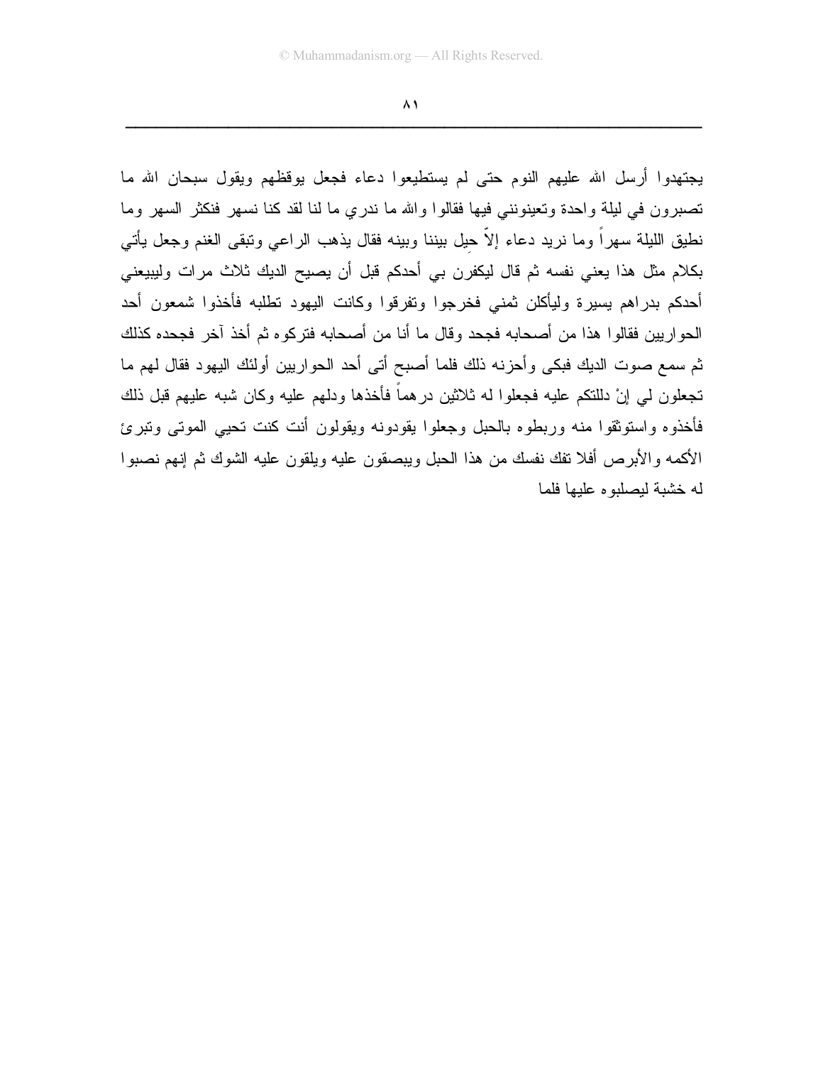يجتهدوا أرسل الله عليهم النوم حتى لم يستطيعوا دعاء فجعل يوقظهم ويقول سبحان الله ما تصبرون في ليلة واحدة وتعينونني فيها فقالوا والله ما ندري ما لنا لقد كنا نسهر فنكثر السهر وما نطيق الليلة سهراً وما نريد دعاء إلاّ حِيل بيننا وبينه فقال يذهب الراعي وتبقى الغنم وجعل يأتي بكلام مثل هذا يعني نفسه ثم قال ليكفرن بي أحدكم قبل أن يصيح الديك ثلاث مرات وليبيعني أحدكم بدراهم يسيرة وليأكلن ثمني فخرجوا وتفرقوا وكانت اليهود تطلبه فأخذوا شمعون أحد الحواريين فقالوا هذا من أصحابه فجحد وقال ما أنا من أصحابه فتركوه ثم أخذ آخر فجحده كذلك ثم سمع صوت الديك فبكى وأحزنه ذلك فلما أصبح أتى أحد الحواريين أولئك اليهود فقال لهم ما تجعلون لي إنْ دللتكم عليه فجعلوا له ثلاثين درهماً فأخذها ودلهم عليه وكان شبه عليهم قبل ذلك فأخذوه واستوثقوا منه وربطوه بالحبل وجعلوا يقودونه ويقولون أنت كنت تحيي الموتى وتبرئ الأكمه والأبرص أفلا تفك نفسك من هذا الحبل ويبصقون عليه ويلقون عليه الشوك ثم إنهم نصبوا له خشبة ليصلبوه عليها فلما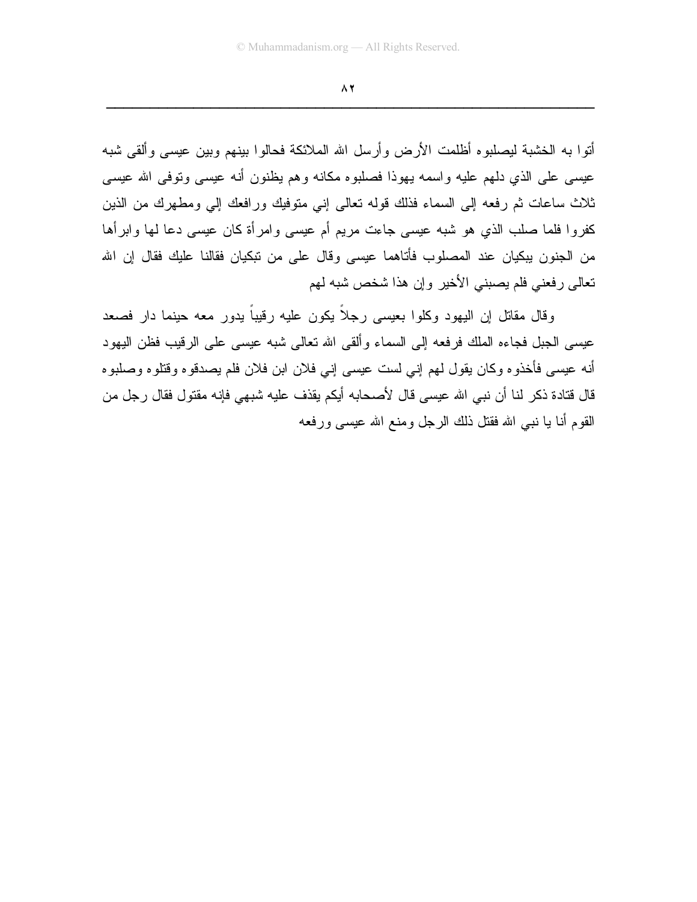أتوا به الخشبة ليصلبوه أظلمت الأرض وأرسل الله الملائكة فحالوا بينهم وبين عيسى وألقى شبه عيسى على الذي دلهم عليه واسمه يهوذا فصلبوه مكانه وهم يظنون أنه عيسى وتوفى الله عيسى ثلاث ساعات ثم رفعه إلى السماء فذلك قوله تعالى إني متوفيك ورافعك إلي ومطهرك من الذين كفروا فلما صلب الذي هو شبه عيسى جاءت مريم أم عيسى وامرأة كان عيسى دعا لها وابرأها من الجنون يبكيان عند المصلوب فأتاهما عيسى وقال على من تبكيان فقالنا عليك فقال إن الله تعالى رفعني فلم يصبني الأخير وإن هذا شخص شبه لهم

وقال مقاتل إن اليهود وكلوا بعيسى رجلاً يكون عليه رقيباً يدور معه حينما دار فصعد عيسى الجبل فجاءه الملك فرفعه إلى السماء وألقى الله تعالى شبه عيسى على الرقيب فظن اليهود أنه عيسى فأخذوه وكان يقول لهم إني لست عيسى إني فلان ابن فلان فلم يصدقوه وقتلوه وصلبوه قال قتادة ذكر لنا أن نبي الله عيسى قال لأصحابه أيكم يقذف عليه شبهي فإنه مقتول فقال رجل من القوم أنا يا نبي الله فقتل ذلك الرجل ومنع الله عيسى ورفعه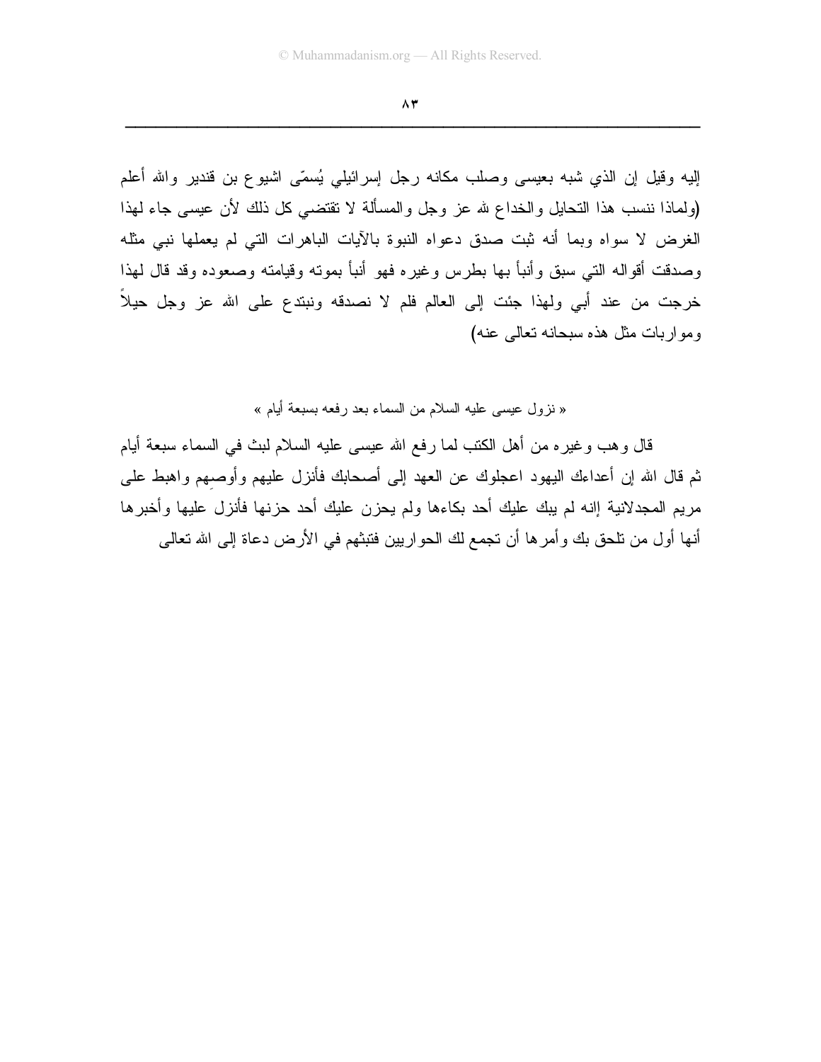إليه وقيل إن الذي شبه بعيسى وصلب مكانه رجل إسرائيلي يُسمّى اشيوع بن قندير والله أعلم (ولماذا ننسب هذا التحايل والخداع لله عز وجل والمسألة لا تقتضي كل ذلك لأن عيسى جاء لهذا الغرض لا سواه وبما أنه ثبت صدق دعواه النبوة بالآيات الباهرات التي لم يعملها نبي مثله وصدقت أقواله التي سبق وأنبأ بها بطرس وغيره فهو أنبأ بموته وقيامته وصعوده وقد قال لهذا خرجت من عند أبي ولهذا جئت إلى العالم فلم لا نصدقه ونبتدع على الله عز وجل حيلاً ومواربات مثل هذه سبحانه تعالى عنه)

« نزول عيسى عليه السلام من السماء بعد رفعه بسبعة أيام »

قال وهب وغيره من أهل الكتب لما رفع الله عيسى عليه السلام لبث في السماء سبعة أيام ثم قال الله إن أعداءك اليهود اعجلوك عن العهد إلى أصحابك فأنزل عليهم وأوصِهم واهبط على مريم المجدلانية إنه لم يبك عليك أحد بكاءها ولم يحزن عليك أحد حزنها فأنزل عليها وأخبرها أنها أول من تلحق بك وأمرها أن تجمع لك الحواريين فتبثهم في الأرض دعاة إلى الله تعالى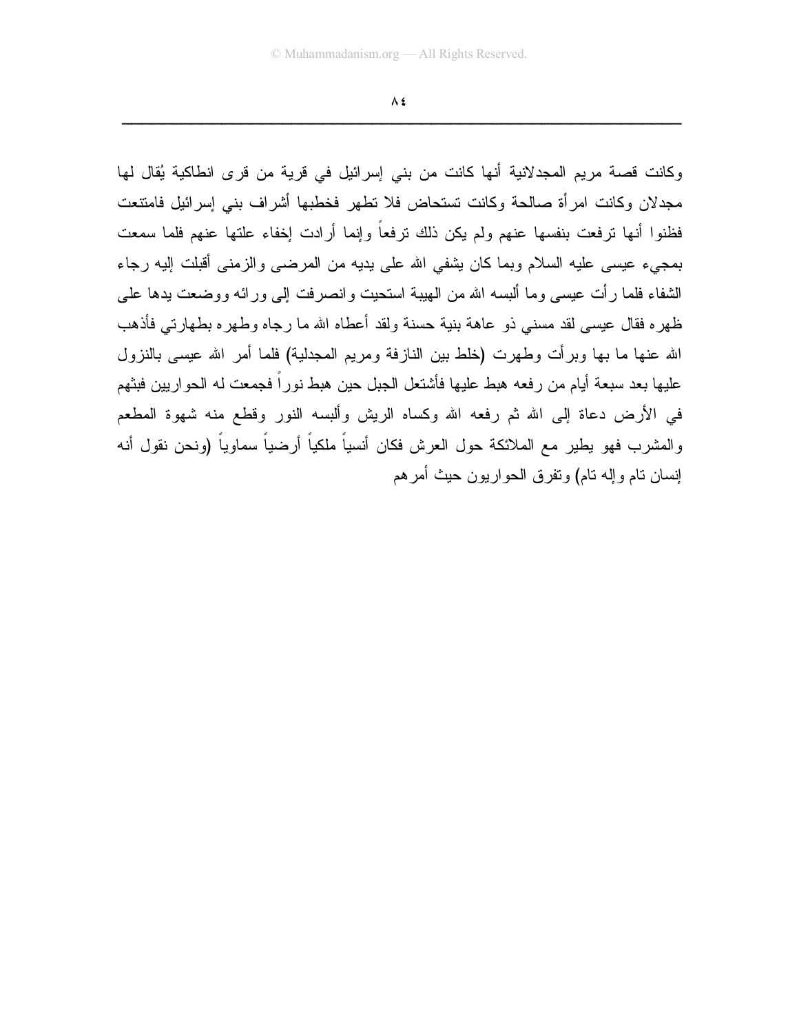وكانت قصة مريم المجدلانية أنها كانت من بني إسرائيل في قرية من قرى انطاكية يُقال لها مجدلان وكانت امرأة صالحة وكانت تستحاض فلا تطهر فخطبها أشراف بني إسرائيل فامتنعت فظنوا أنها ترفعت بنفسها عنهم ولم يكن ذلك ترفعاً وإنما أرادت إخفاء علتها عنهم فلما سمعت بمجيء عيسى عليه السلام وبما كان يشفي الله على يديه من المرضى والزمنى أقبلت إليه رجاء الشفاء فلما رأت عيسى وما ألبسه الله من الهيبة استحيت وانصرفت إلى ورائه ووضعت يدها على ظهره فقال عيسى لقد مسني ذو عاهة بنية حسنة ولقد أعطاه الله ما رجاه وطهره بطهارتي فأذهب الله عنها ما بها وبرأت وطهرت (خلط بين النازفة ومريم المجدلية) فلما أمر الله عيسى بالنزول عليها بعد سبعة أيام من رفعه هبط عليها فأشتعل الجبل حين هبط نوراً فجمعت له الحواريين فبثهم في الأرض دعاة إلى الله ثم رفعه الله وكساه الريش وألبسه النور وقطع منه شهوة المطعم والمشرب فهو يطير مع الملائكة حول العرش فكان أنسياً ملكياً أرضياً سماوياً (ونحن نقول أنه إنسان تام وإله تام) وتفرق الحواريون حيث أمرهم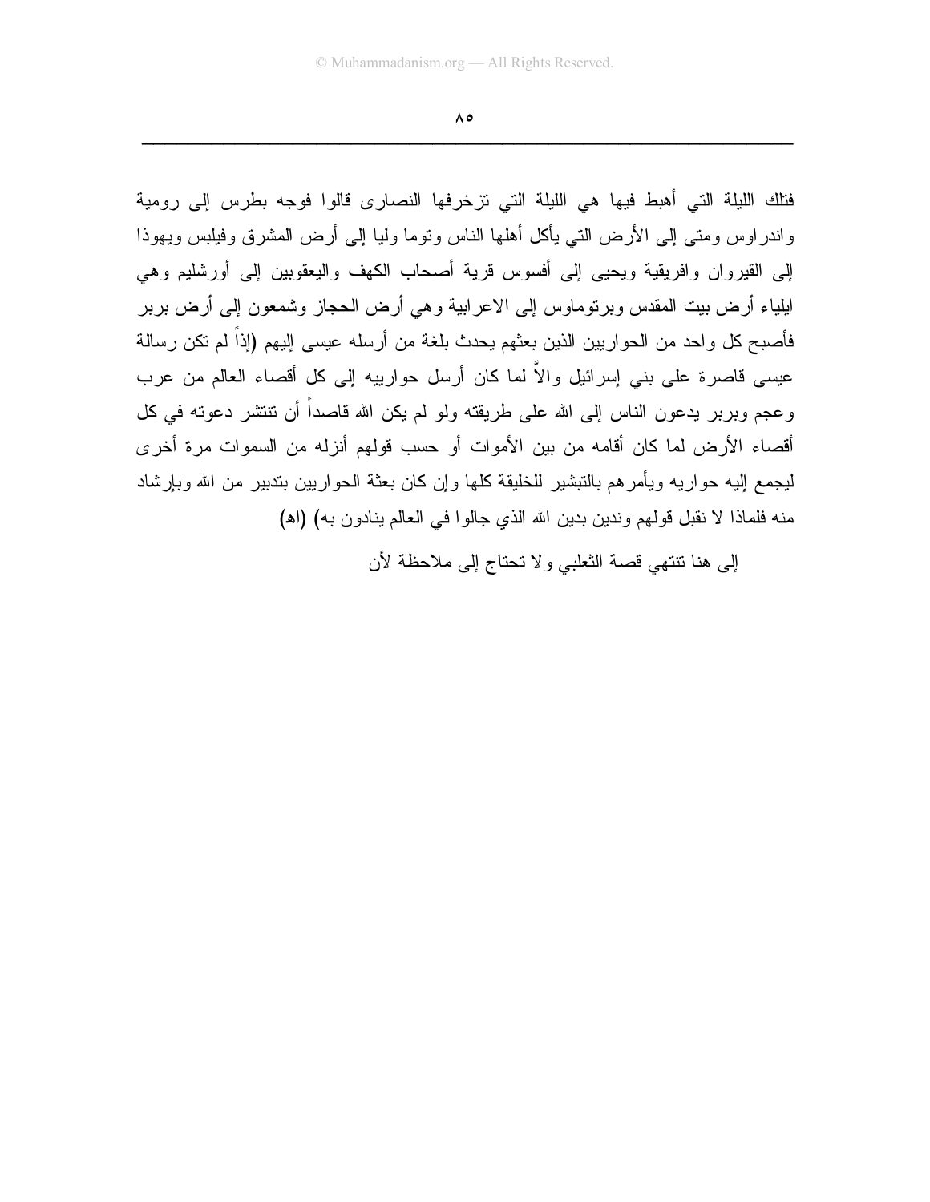فتلك الليلة التي أهبط فيها هي الليلة التي تزخرفها النصارى قالوا فوجه بطرس إلى رومية واندراوس ومتى إلى الأرض التي يأكل أهلها الناس وتوما وليا إلى أرض المشرق وفيلبس ويهوذا إلى القيروان وافريقية ويحيى إلى أفسوس قرية أصحاب الكهف واليعقوبين إلى أورشليم وهي ايلياء أرض بيت المقدس وبرتوماوس إلى الاعرابية وهي أرض الحجاز وشمعون إلى أرض بربر فأصبح كل واحد من الحواريين الذين بعثهم يحدث بلغة من أرسله عيسى إليهم (إذاً لم تكن رسالة عيسى قاصرة على بني إسرائيل والاَّ لما كان أرسل حوارييه إلى كل أقصاء العالم من عرب وعجم وبربر يدعون الناس إلى الله على طريقته ولو لم يكن الله قاصداً أن تنتشر دعوته في كل أقصاء الأرض لما كان أقامه من بين الأموات أو حسب قولهم أنزله من السموات مرة أخرى ليجمع إليه حواريه ويأمرهم بالتبشير للخليقة كلها وإن كان بعثة الحواريين بتدبير من الله وبإرشاد منه فلماذا لا نقبل قولهم وندين بدين الله الذي جالوا في العالم ينادون به) (اه)

إلى هنا تنتهي قصة الثعلبي ولا تحتاج إلى ملاحظة لأن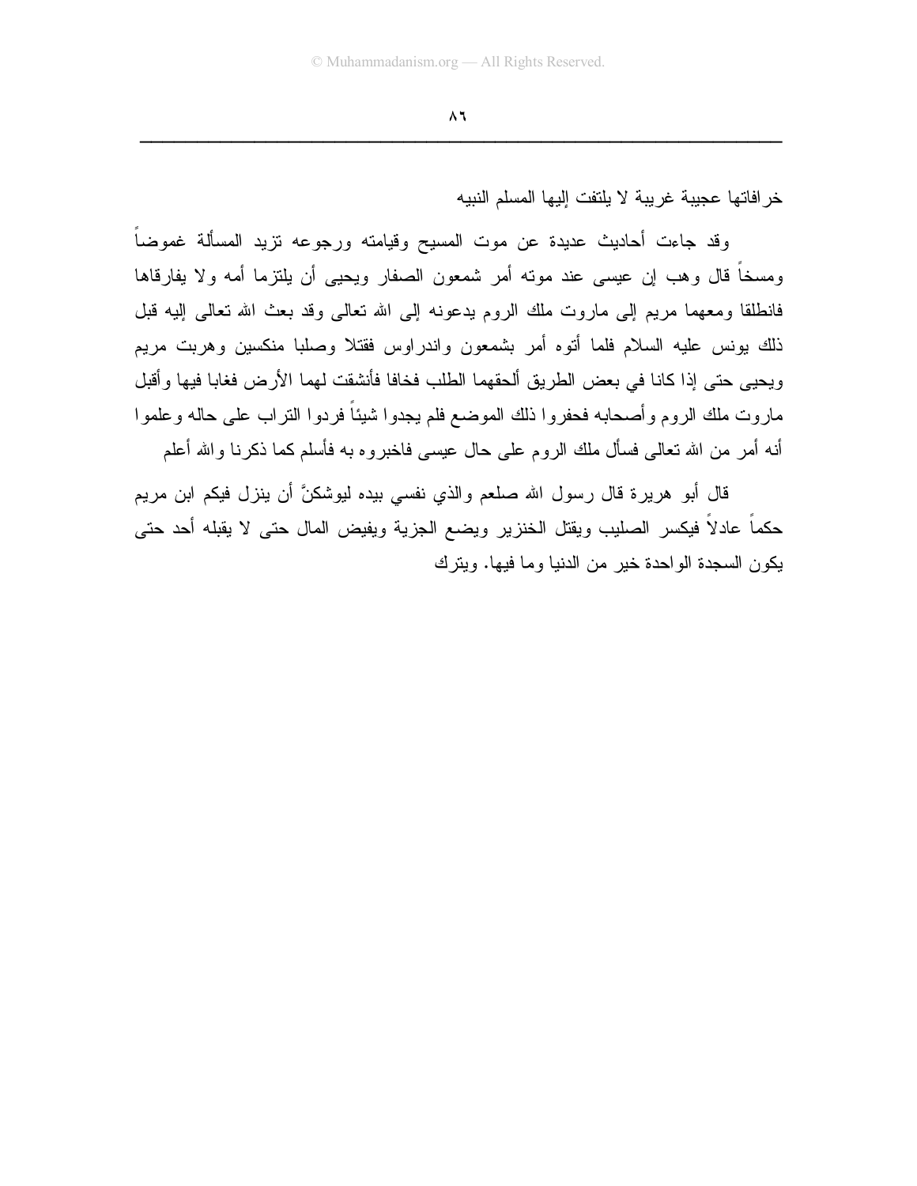خرافاتها عجيبة غريبة لا يلتفت إليها المسلم النبيه

وقد جاءت أحاديث عديدة عن موت المسيح وقيامته ورجوعه تزيد المسألة غموضاً ومسخاً قال وهب إن عيسى عند موته أمر شمعون الصفار ويحيى أن يلتزما أمه ولا يفارقاها فانطلقا ومعهما مريم إلى ماروت ملك الروم يدعونه إلى الله تعالى وقد بعث الله تعالى إليه قبل ذلك يونس عليه السلام فلما أتوه أمر بشمعون واندراوس فقتلا وصلبا منكسين وهربت مريم ويحيى حتى إذا كانا في بعض الطريق ألحقهما الطلب فخافا فأنشقت لهما الأرض فغابا فيها وأقبل ماروت ملك الروم وأصحابه فحفروا ذلك الموضع فلم يجدوا شيئاً فردوا التراب على حاله وعلموا أنه أمر من الله تعالى فسأل ملك الروم على حال عيسى فاخبروه به فأسلم كما ذكرنا والله أعلم

قال أبو هريرة قال رسول الله صلعم والذي نفسي بيده ليوشكنَّ أن ينزل فيكم ابن مريم حكماً عادلاً فيكسر الصليب ويقتل الخنزير ويضع الجزية ويفيض المال حتى لا يقبله أحد حتى يكون السجدة الواحدة خير من الدنيا وما فيها. ويترك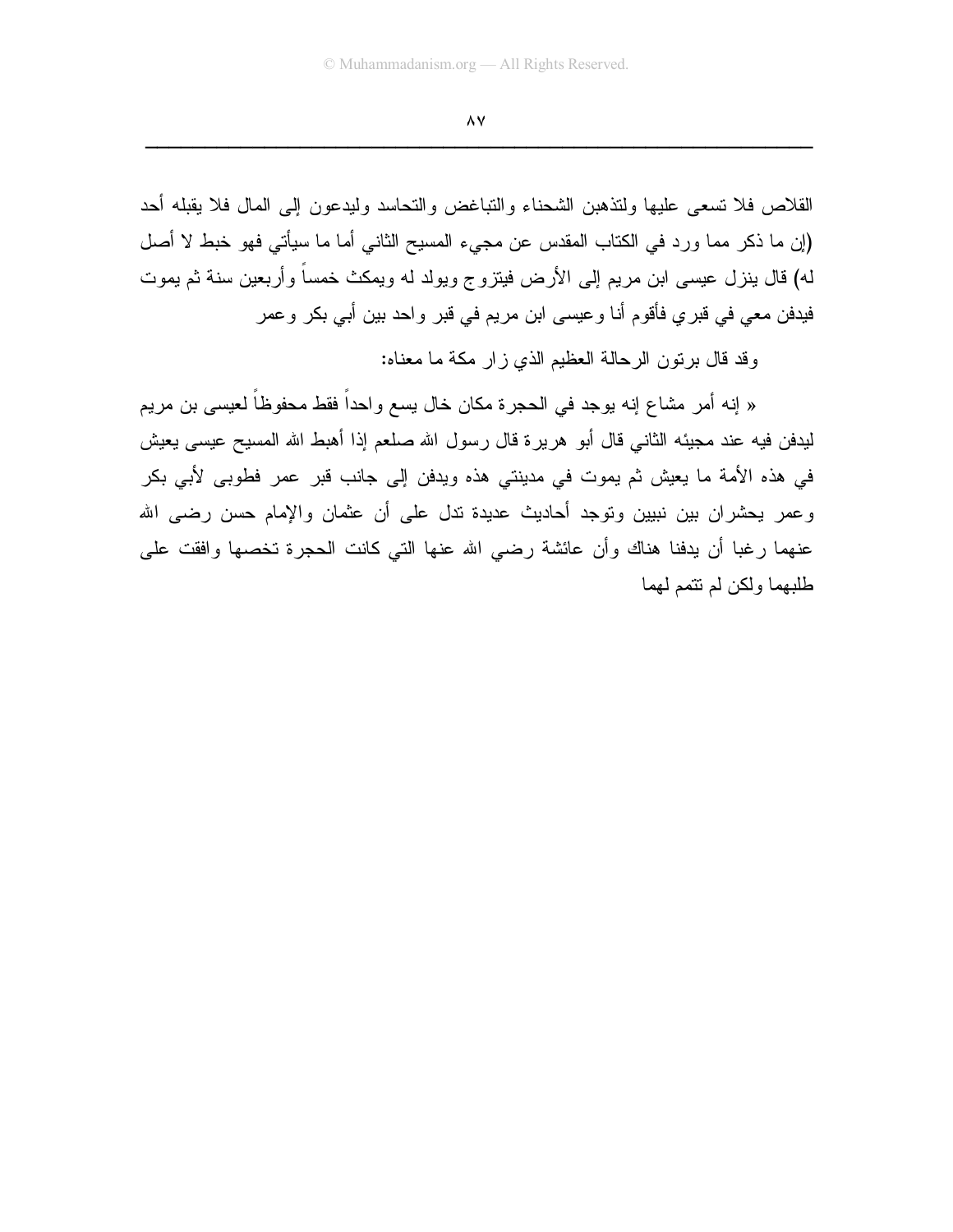القلاص فلا تسعى عليها ولتذهبن الشحناء والتباغض والتحاسد وليدعون إلى المال فلا يقبله أحد (إن ما ذكر مما ورد في الكتاب المقدس عن مجيء المسيح الثاني أما ما سيأتي فهو خبط لا أصل له) قال ينزل عيسى ابن مريم إلى الأرض فيتزوج ويولد له ويمكث خمساً وأربعين سنة ثم يموت فيدفن معي في قبري فأقوم أنا وعيسى ابن مريم في قبر واحد بين أبي بكر وعمر

وقد قال برتون الرحالة العظيم الذي زار مكة ما معناه:

« إنه أمر مشاع إنه يوجد في الحجرة مكان خال يسع واحداً فقط محفوظاً لعيسى بن مريم ليدفن فيه عند مجيئه الثاني قال أبو هريرة قال رسول الله صلعم إذا أهبط الله المسيح عيسى يعيش في هذه الأمة ما يعيش ثم يموت في مدينتي هذه ويدفن إلى جانب قبر عمر فطوبى لأبي بكر وعمر يحشران بين نبيين وتوجد أحاديث عديدة تدل على أن عثمان والإمام حسن رضى الله عنهما رغبا أن يدفنا هناك وأن عائشة رضي الله عنها التي كانت الحجرة تخصها وافقت على طلبهما ولكن لم تتمم لهما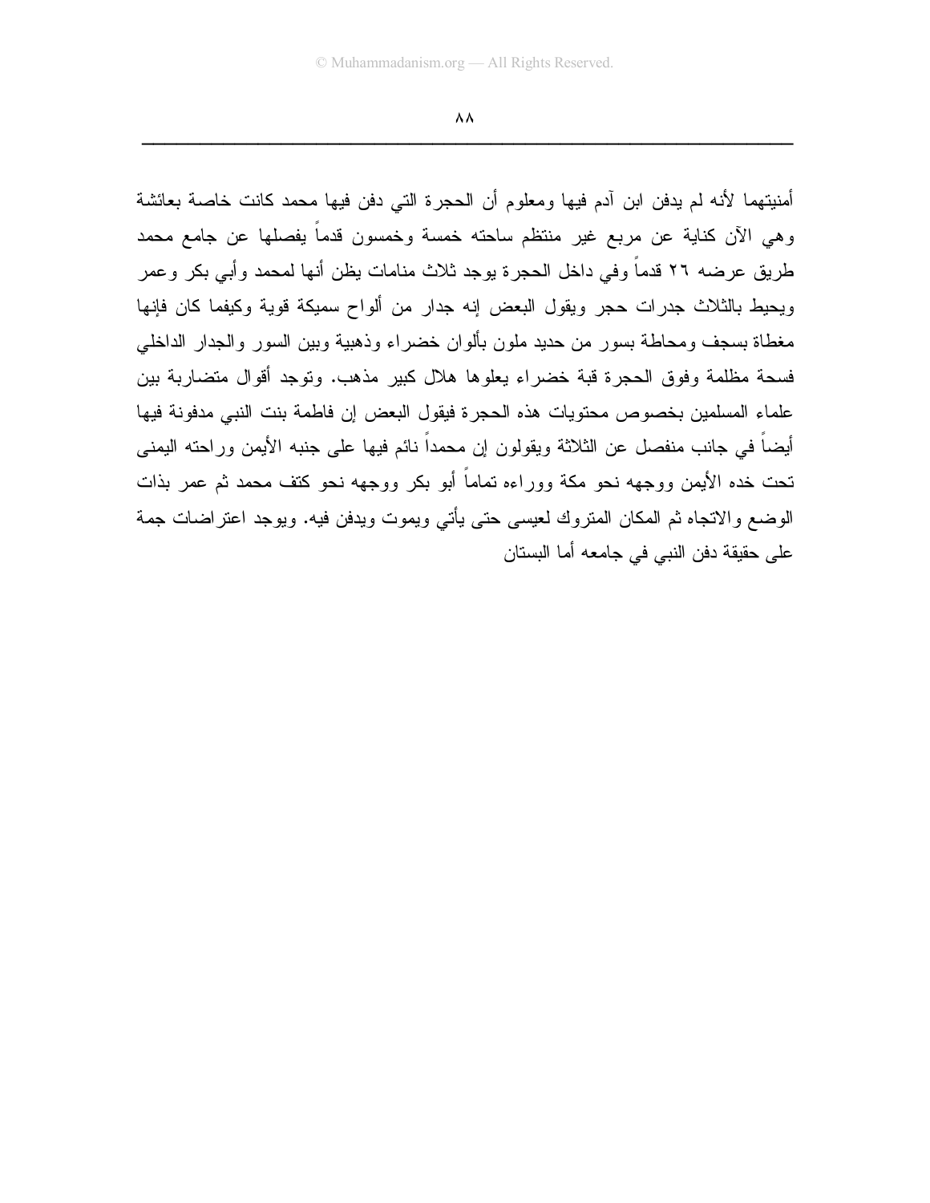أمنيتهما لأنه لم يدفن ابن آدم فيها ومعلوم أن الحجرة التي دفن فيها محمد كانت خاصة بعائشة وهي الآن كناية عن مربع غير منتظم ساحته خمسة وخمسون قدماً يفصلها عن جامع محمد طريق عرضه ٢٦ قدماً وفي داخل الحجرة يوجد ثلاث منامات يظن أنها لمحمد وأبي بكر وعمر ويحيط بالثلاث جدرات حجر ويقول البعض إنه جدار من ألواح سميكة قوية وكيفما كان فإنها مغطاة بسجف ومحاطة بسور من حديد ملون بألوان خضراء وذهبية وبين السور والجدار الداخلي فسحة مظلمة وفوق الحجرة قبة خضراء يعلوها هلال كبير مذهب. وتوجد أقوال متضاربة بين علماء المسلمين بخصوص محتويات هذه الحجرة فيقول البعض إن فاطمة بنت النبي مدفونة فيها أيضاً في جانب منفصل عن الثلاثة ويقولون إن محمداً نائم فيها على جنبه الأيمن وراحته اليمنى تحت خده الأيمن ووجهه نحو مكة ووراءه تماماً أبو بكر ووجهه نحو كتف محمد ثم عمر بذات الوضع والاتجاه ثم المكان المتروك لعيسى حتى يأتي ويموت ويدفن فيه. ويوجد اعتراضات جمة على حقيقة دفن النبي في جامعه أما البستان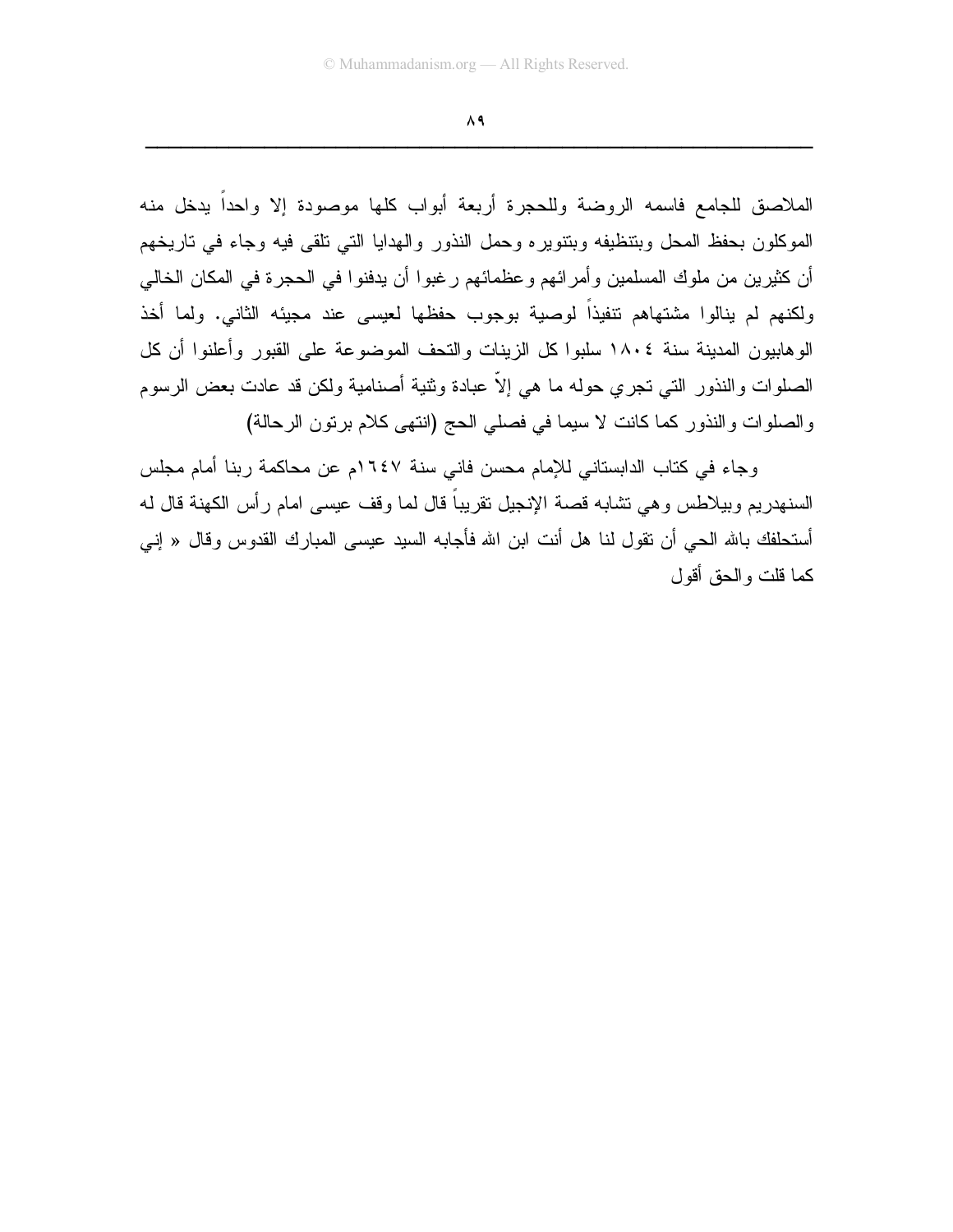الملاصق للجامع فاسمه الروضة وللحجرة أربعة أبواب كلها موصودة إلا واحداً يدخل منه الموكلون بحفظ المحل وبتنظيفه وبتنويره وحمل النذور والهدايا التي تلقى فيه وجاء في تاريخهم أن كثيرين من ملوك المسلمين وأمرائهم وعظمائهم رغبوا أن يدفنوا في الحجرة في المكان الخالي ولكنهم لم ينالوا مشتهاهم تنفيذاً لوصية بوجوب حفظها لعيسى عند مجيئه الثاني. ولما أخذ الوهابيون المدينة سنة ١٨٠٤ سلبوا كل الزينات والتحف الموضوعة على القبور وأعلنوا أن كل الصلوات والنذور التي تجري حوله ما هي إلاّ عبادة وثنية أصنامية ولكن قد عادت بعض الرسوم والصلوات والنذور كما كانت لا سيما في فصلي الحج (انتهى كلام برتون الرحالة)

وجاء في كتاب الدابستاني للإمام محسن فاني سنة ١٦٤٧م عن محاكمة ربنا أمام مجلس السنهدريم وبيلاطس وهي تشابه قصة الإنجيل تقريباً قال لما وقف عيسى امام رأس الكهنة قال له أستحلفك بالله الحي أن تقول لنا هل أنت ابن الله فأجابه السيد عيسى المبارك القدوس وقال « إني كما قلت والحق أقول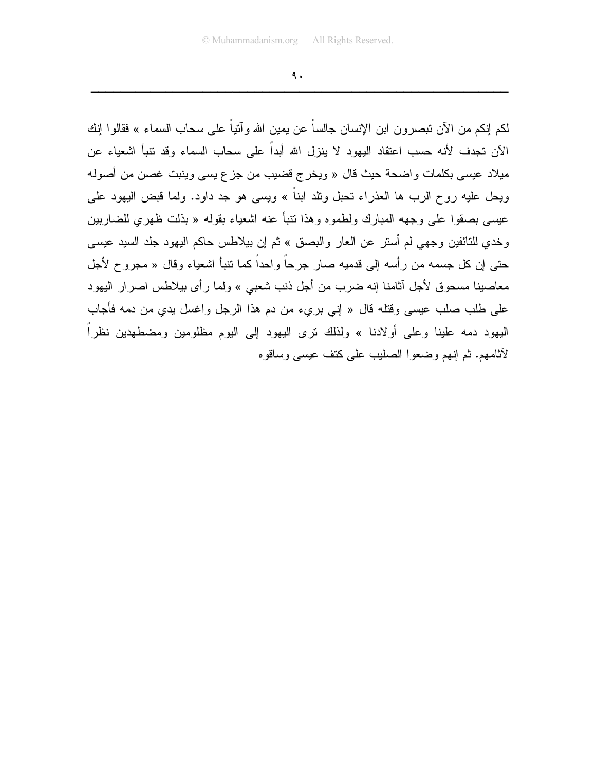لكم إنكم من الآن تبصرون ابن الإنسان جالساً عن يمين الله وآتياً على سحاب السماء » فقالوا إنك الآن تجدف لأنه حسب اعتقاد اليهود لا ينزل الله أبداً على سحاب السماء وقد تنبأ اشعياء عن ميلاد عيسى بكلمات واضحة حيث قال « ويخرج قضيب من جزع يسى وينبت غصن من أصوله ويحل عليه روح الرب ها العذراء تحبل وتلد ابناً » ويسى هو جد داود. ولما قبض اليهود على عيسى بصقوا على وجهه المبارك ولطموه وهذا تنبأ عنه اشعياء بقوله « بذلت ظهري للضاربين وخدي للناتفين وجهي لم أستر عن العار والبصق » ثم إن بيلاطس حاكم اليهود جلد السيد عيسى حتى إن كل جسمه من رأسه إلى قدميه صار جرحاً واحداً كما تنبأ اشعياء وقال « مجروح لأجل معاصينا مسحوق لأجل آثامنا إنه ضرب من أجل ذنب شعبي » ولما رأى بيلاطس اصرار اليهود على طلب صلب عيسى وقتله قال « إني بريء من دم هذا الرجل واغسل يدي من دمه فأجاب اليهود دمه علينا وعلى أولادنا » ولذلك ترى اليهود إلى اليوم مظلومين ومضطهدين نظراً لآثامهم. ثم إنهم وضعوا الصليب على كتف عيسى وساقوه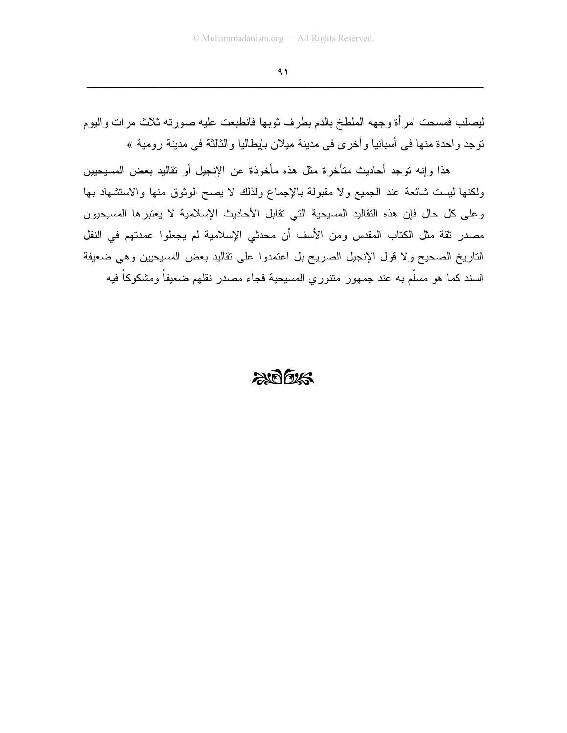ليصلب فمسحت امرأة وجهه الملطخ بالدم بطرف ثوبها فانطبعت عليه صورته ثلاث مرات واليوم توجد واحدة منها في أسبانيا وأخرى في مدينة ميلان بإيطاليا والثالثة في مدينة رومية »

هذا وإنه توجد أحاديث متأخرة مثل هذه مأخوذة عن الإنجيل أو تقاليد بعض المسيحيين ولكنها ليست شائعة عند الجميع ولا مقبولة بالإجماع ولذلك لا يصح الوثوق منها والاستشهاد بها وعلى كل حال فإن هذه التقاليد المسيحية التي تقابل الأحاديث الإسلامية لا يعتبرها المسيحيون مصدر ثقة مثل الكتاب المقدس ومن الأسف أن محدثي الإسلامية لم يجعلوا عمدتهم في النقل التاريخ الصحيح ولا قول الإنجيل الصريح بل اعتمدوا على تقاليد بعض المسيحيين وهي ضعيفة السند كما هو مسلّم به عند جمهور متنوري المسيحية فجاء مصدر نقلهم ضعيفاً ومشكوكاً فيه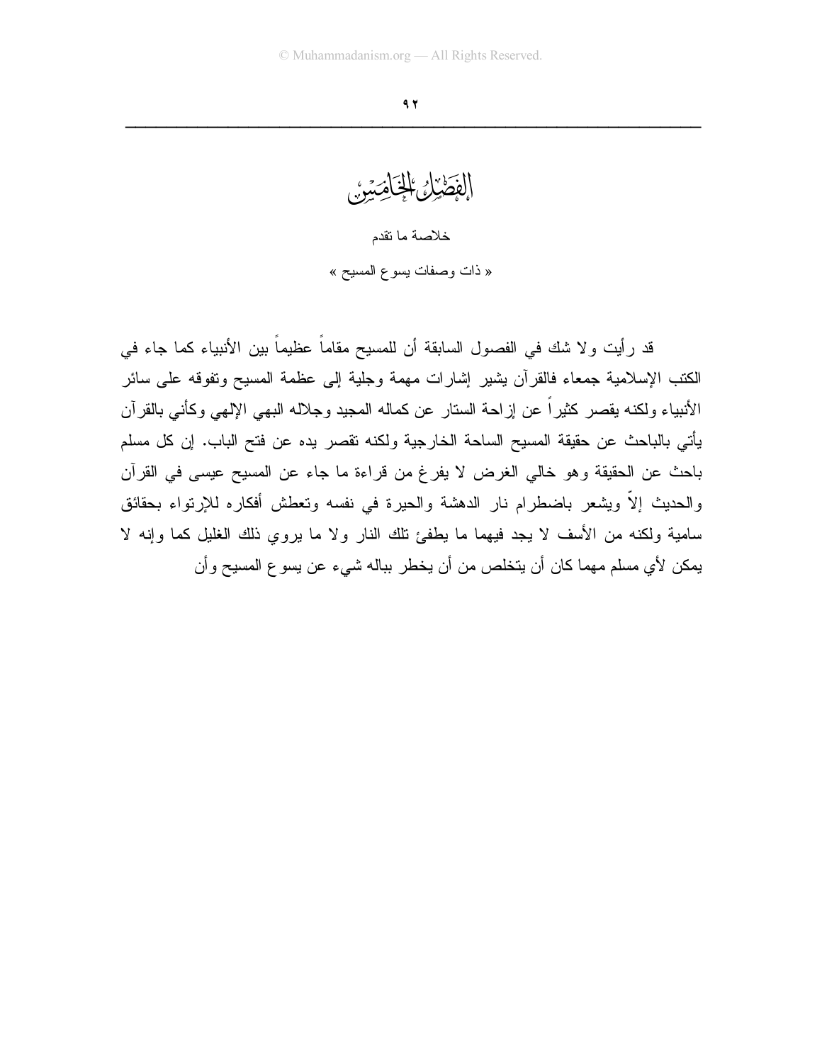# الفصل الخامس

خلاصة ما تقدم

« ذات وصفات يسوع المسيح »

قد رأيت ولا شك في الفصول السابقة أن للمسيح مقاماً عظيماً بين الأنبياء كما جاء في الكتب الإسلامية جمعاء فالقرآن يشير إشارات مهمة وجلية إلى عظمة المسيح وتفوقه على سائر الأنبياء ولكنه يقصر كثيراً عن إزاحة الستار عن كماله المجيد وجلاله البهي الإلهي وكأني بالقرآن يأتي بالباحث عن حقيقة المسيح الساحة الخارجية ولكنه تقصر يده عن فتح الباب. إن كل مسلم باحث عن الحقيقة وهو خالي الغرض لا يفرغ من قراءة ما جاء عن المسيح عيسى في القرآن والحديث إلاّ ويشعر باضطرام نار الدهشة والحيرة في نفسه وتعطش أفكاره للإرتواء بحقائق سامية ولكنه من الأسف لا يجد فيهما ما يطفئ تلك النار ولا ما يروي ذلك الغليل كما وإنه لا يمكن لأي مسلم مهما كان أن يتخلص من أن يخطر بباله شيء عن يسوع المسيح وأن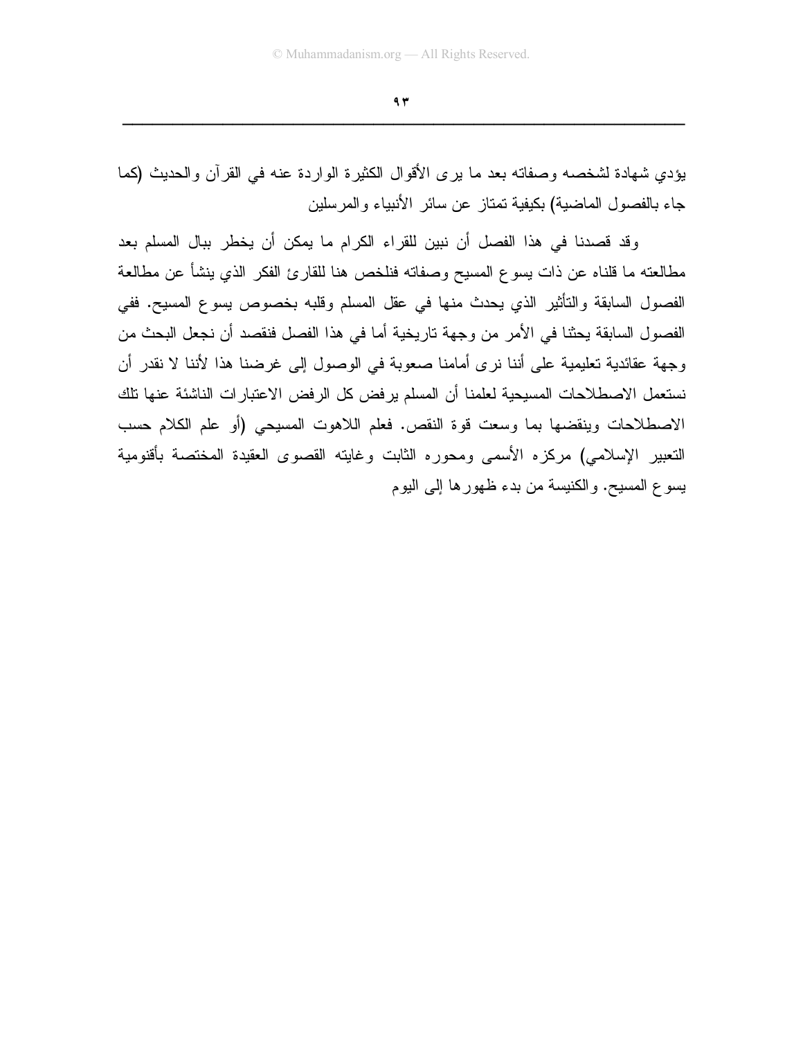يؤدي شهادة لشخصه وصفاته بعد ما يرى الأقوال الكثيرة الواردة عنه في القرآن والحديث (كما جاء بالفصول الماضية) بكيفية تمتاز عن سائر الأنبياء والمرسلين

وقد قصدنا في هذا الفصل أن نبين للقراء الكرام ما يمكن أن يخطر ببال المسلم بعد مطالعته ما قلناه عن ذات يسوع المسيح وصفاته فنلخص هنا للقارئ الفكر الذي ينشأ عن مطالعة الفصول السابقة والتأثير الذي يحدث منها في عقل المسلم وقلبه بخصوص يسوع المسيح. ففي الفصول السابقة بحثنا في الأمر من وجهة تاريخية أما في هذا الفصل فنقصد أن نجعل البحث من وجهة عقائدية تعليمية على أننا نرى أمامنا صعوبة في الوصول إلى غرضنا هذا لأننا لا نقدر أن نستعمل الاصطلاحات المسيحية لعلمنا أن المسلم يرفض كل الرفض الاعتبارات الناشئة عنها تلك الاصطلاحات وينقضها بما وسعت قوة النقص. فعلم اللاهوت المسيحي (أو علم الكلام حسب التعبير الإسلامي) مركزه الأسمى ومحوره الثابت وغايته القصوى العقيدة المختصة بأقنومية يسوع المسيح. والكنيسة من بدء ظهورها إلى اليوم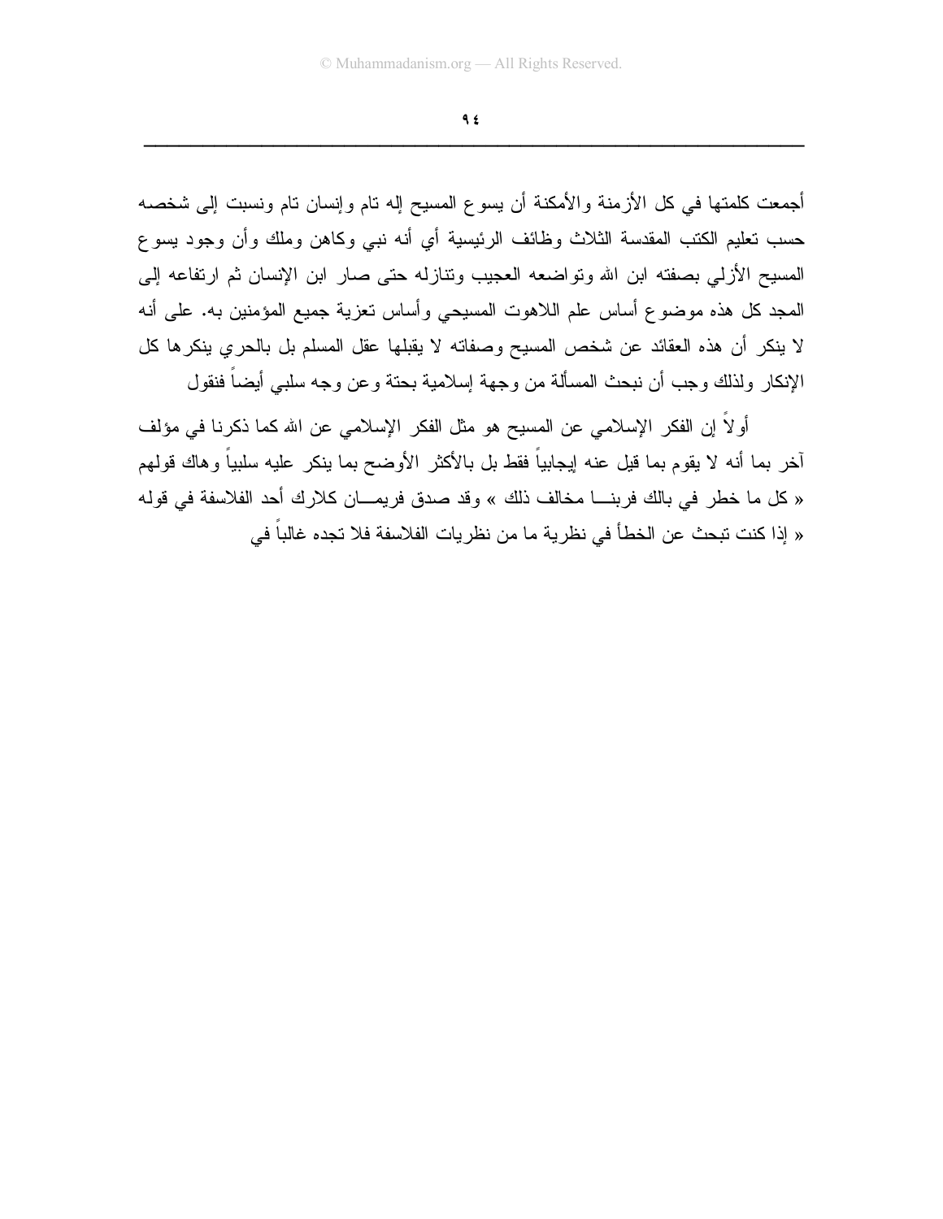أجمعت كلمتها في كل الأزمنة والأمكنة أن يسوع المسيح إله تام وإنسان تام ونسبت إلى شخصه حسب تعليم الكتب المقدسة الثلاث وظائف الرئيسية أي أنه نبي وكاهن وملك وأن وجود يسوع المسيح الأزلي بصفته ابن الله وتواضعه العجيب وتنازله حتى صار ابن الإنسان ثم ارتفاعه إلى المجد كل هذه موضوع أساس علم اللاهوت المسيحي وأساس تعزية جميع المؤمنين به. على أنه لا ينكر أن هذه العقائد عن شخص المسيح وصفاته لا يقبلها عقل المسلم بل بالحري ينكرها كل الإنكار ولذلك وجب أن نبحث المسألة من وجهة إسلامية بحتة وعن وجه سلبي أيضاً فنقول

أولاً إن الفكر الإسلامي عن المسيح هو مثل الفكر الإسلامي عن الله كما ذكرنا في مؤلف آخر بما أنه لا يقوم بما قيل عنه إيجابياً فقط بل بالأكثر الأوضح بما ينكر عليه سلبياً وهاك قولهم « كل ما خطر في بالك فربنا مخالف ذلك » وقد صدق فريمان كلارك أحد الفلاسفة في قوله « إذا كنت تبحث عن الخطأ في نظرية ما من نظريات الفلاسفة فلا تجده غالباً في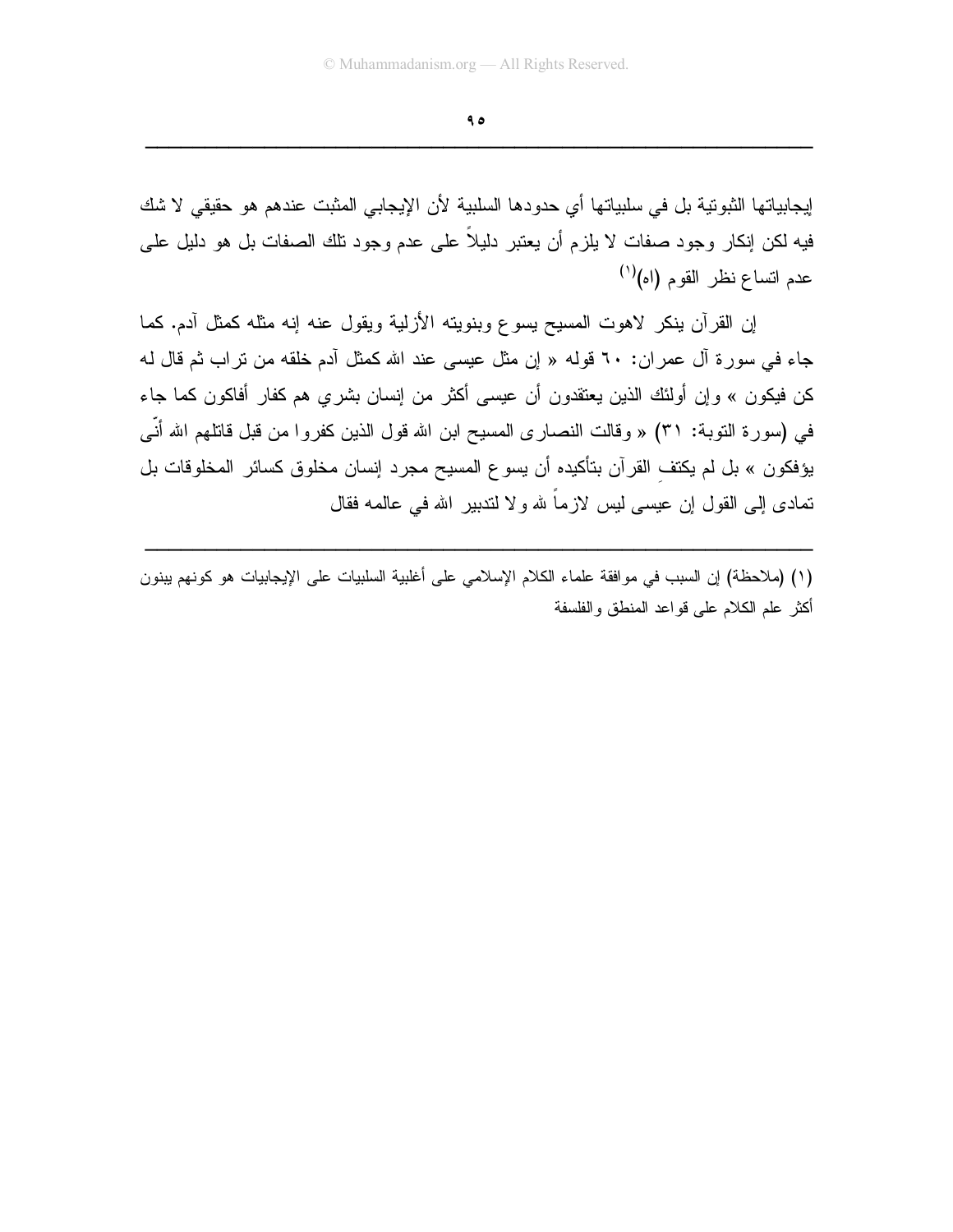إيجابياتها الثبوتية بل في سلبياتها أي حدودها السلبية لأن الإيجابي المثبت عندهم هو حقيقي لا شك فيه لكن إنكار وجود صفات لا يلزم أن يعتبر دليلاً على عدم وجود تلك الصفات بل هو دليل على عدم اتساع نظر القوم (اه)[1]

إن القرآن ينكر لاهوت المسيح يسوع وبنويته الأزلية ويقول عنه إنه مثله كمثل آدم. كما جاء في سورة آل عمران: ٦٠ قوله « إن مثل عيسى عند الله كمثل آدم خلقه من تراب ثم قال له كن فيكون » وإن أولئك الذين يعتقدون أن عيسى أكثر من إنسان بشري هم كفار أفاكون كما جاء في (سورة التوبة: ٣١) « وقالت النصارى المسيح ابن الله قول الذين كفروا من قبل قاتلهم الله أنّى يؤفكون » بل لم يكتفِ القرآن بتأكيده أن يسوع المسيح مجرد إنسان مخلوق كسائر المخلوقات بل تمادى إلى القول إن عيسى ليس لازماً لله ولا لتدبير الله في عالمه فقال

---

(١) (ملاحظة) إن السبب في موافقة علماء الكلام الإسلامي على أغلبية السلبيات على الإيجابيات هو كونهم يبنون أكثر علم الكلام على قواعد المنطق والفلسفة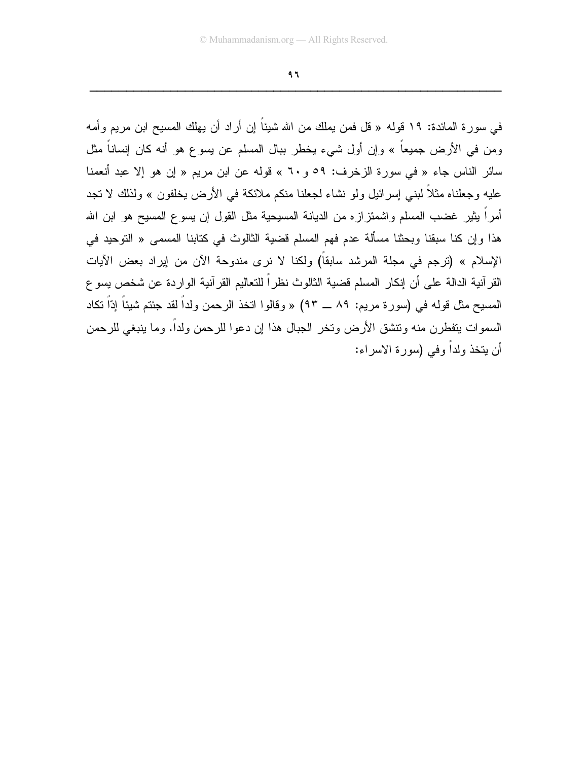في سورة المائدة: ١٩ قوله « قل فمن يملك من الله شيئاً إن أراد أن يهلك المسيح ابن مريم وأمه ومن في الأرض جميعاً » وإن أول شيء يخطر ببال المسلم عن يسوع هو أنه كان إنساناً مثل سائر الناس جاء « في سورة الزخرف: ٥٩ و٦٠ » قوله عن ابن مريم « إن هو إلا عبد أنعمنا عليه وجعلناه مثلاً لبني إسرائيل ولو نشاء لجعلنا منكم ملائكة في الأرض يخلفون » ولذلك لا تجد أمراً يثير غضب المسلم واشمئزازه من الديانة المسيحية مثل القول إن يسوع المسيح هو ابن الله هذا وإن كنا سبقنا وبحثنا مسألة عدم فهم المسلم قضية الثالوث في كتابنا المسمى « التوحيد في الإسلام » (ترجم في مجلة المرشد سابقاً) ولكنا لا نرى مندوحة الآن من إيراد بعض الآيات القرآنية الدالة على أن إنكار المسلم قضية الثالوث نظراً للتعاليم القرآنية الواردة عن شخص يسوع المسيح مثل قوله في (سورة مريم: ٨٩ ــ ٩٣) « وقالوا اتخذ الرحمن ولداً لقد جئتم شيئاً إدّاً تكاد السموات يتفطرن منه وتنشق الأرض وتخر الجبال هذا إن دعوا للرحمن ولداً. وما ينبغي للرحمن أن يتخذ ولداً وفي (سورة الاسراء: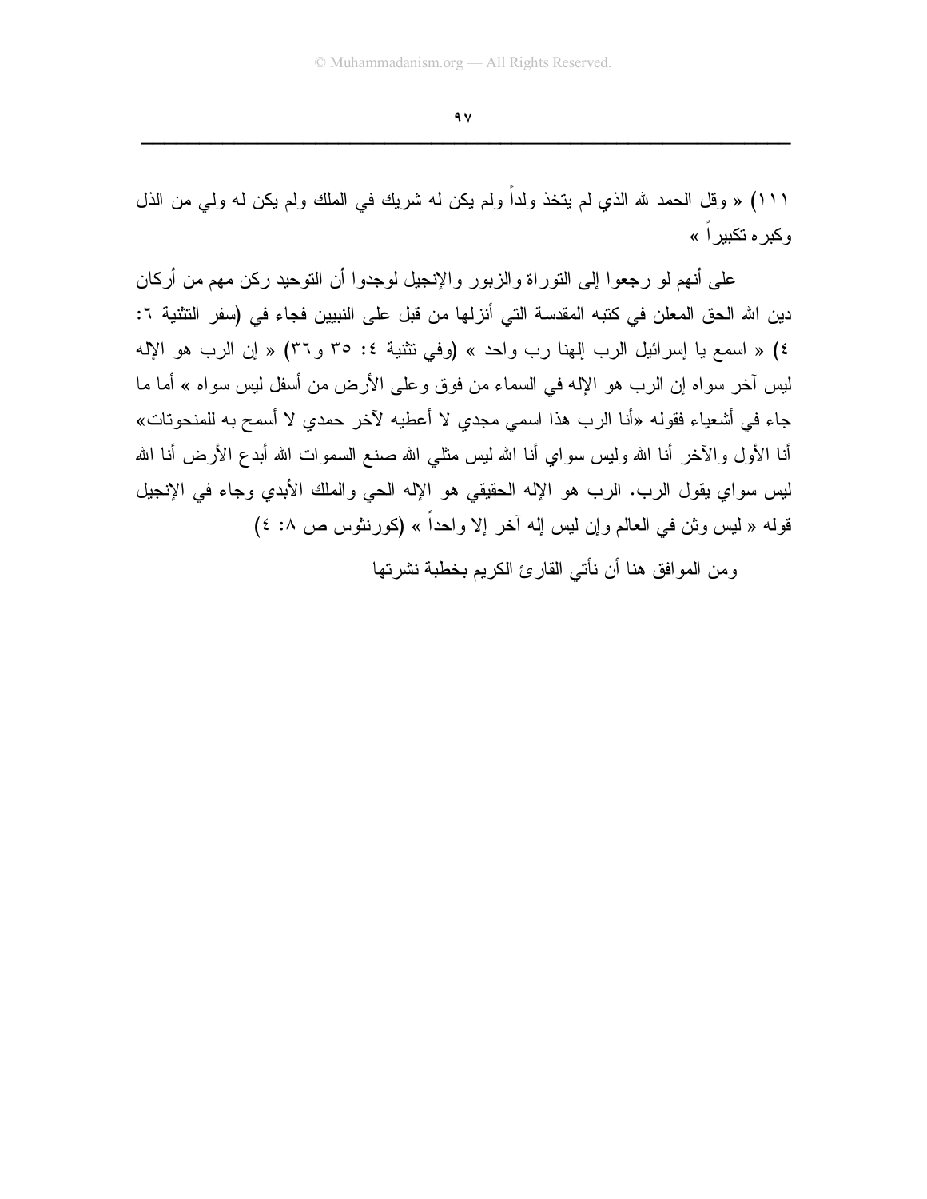١١١) « وقل الحمد لله الذي لم يتخذ ولداً ولم يكن له شريك في الملك ولم يكن له ولي من الذل وكبره تكبيراً »

على أنهم لو رجعوا إلى التوراة والزبور والإنجيل لوجدوا أن التوحيد ركن مهم من أركان دين الله الحق المعلن في كتبه المقدسة التي أنزلها من قبل على النبيين فجاء في (سفر التثنية ٦: ٤) « اسمع يا إسرائيل الرب إلهنا رب واحد » (وفي تثنية ٤: ٣٥ و٣٦) « إن الرب هو الإله ليس آخر سواه إن الرب هو الإله في السماء من فوق وعلى الأرض من أسفل ليس سواه » أما ما جاء في أشعياء فقوله «أنا الرب هذا اسمي مجدي لا أعطيه لآخر حمدي لا أسمح به للمنحوتات» أنا الأول والآخر أنا الله وليس سواي أنا الله ليس مثلي الله صنع السموات الله أبدع الأرض أنا الله ليس سواي يقول الرب. الرب هو الإله الحقيقي هو الإله الحي والملك الأبدي وجاء في الإنجيل قوله « ليس وثن في العالم وإن ليس إله آخر إلا واحداً » (كورنثوس ص ٨: ٤)

ومن الموافق هنا أن نأتي القارئ الكريم بخطبة نشرتها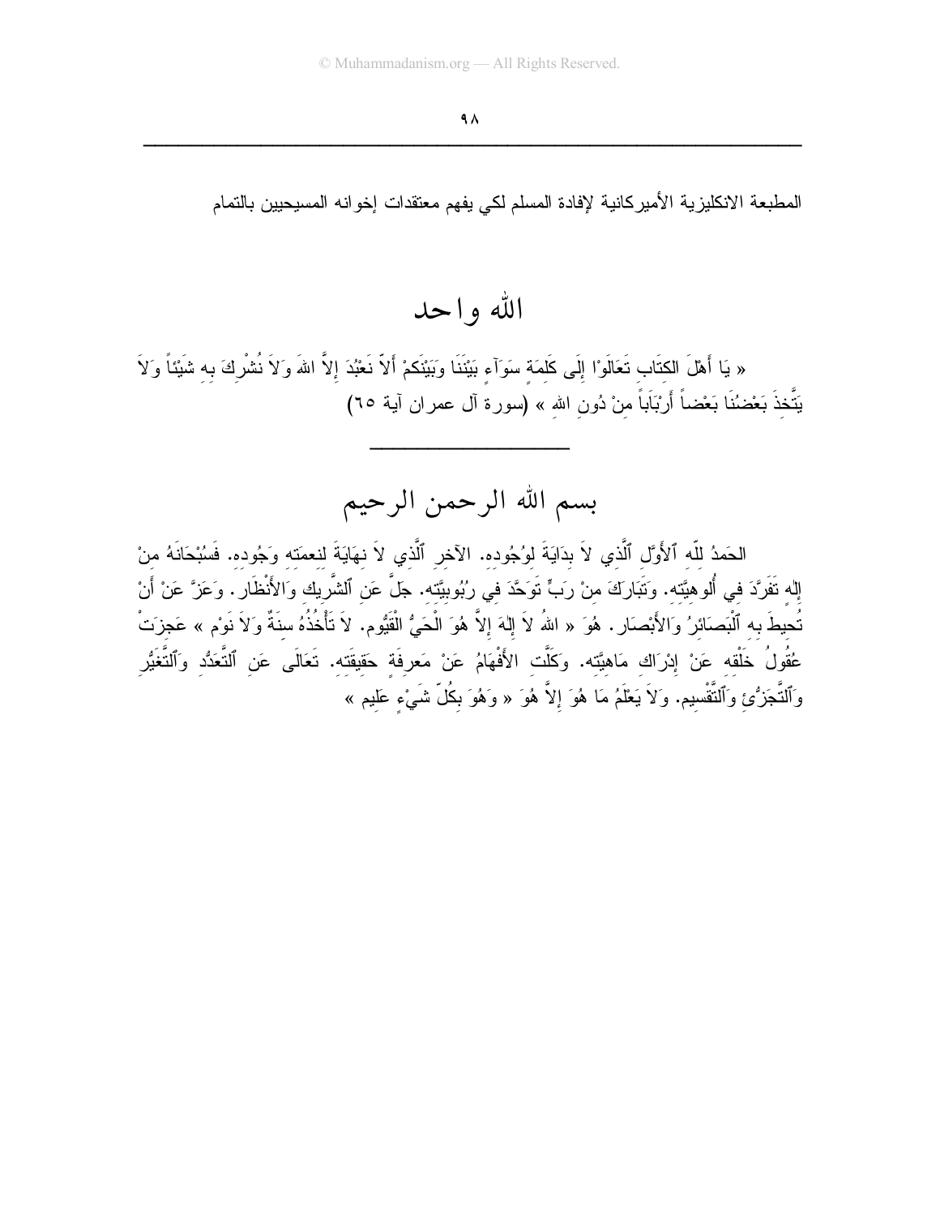المطبعة الانكليزية الأميركانية لإفادة المسلم لكي يفهم معتقدات إخوانه المسيحيين بالتمام

# الله واحد

« يَا أَهْلَ الكتَابِ تَعَالَوْا إِلَى كَلِمَةٍ سَوَآءٍ بَيْنَنَا وَبَيْنَكمْ أَلاَّ نَعْبُدَ إِلاَّ اللهَ وَلاَ نُشْرِكَ بِهِ شَيْئاً وَلاَ يَتَّخِذَ بَعْضُنَا بَعْضاً أَرْبَاباً مِنْ دُونِ الله » (سورة آل عمران آية ٦٥)

---

## بسم الله الرحمن الرحيم

الحَمدُ للّه ٱلأَوَّلِ ٱلَّذي لاَ بدَايَةَ لوُجُوده. الآخرِ ٱلَّذي لاَ نهَايَةَ لنعمَته وَجُوده. فَسُبْحَانَهُ منْ إِلهٍ تَفَرَّدَ في أُلوهيَّته. وَتَبَارَكَ منْ رَبٍّ تَوَحَّدَ في رُبُوبيَّته. جَلَّ عَنِ ٱلشَّرِيك وَالأَنْظَارِ. وَعَزَّ عَنْ أَنْ تُحيطَ به ٱلْبَصَائرُ وَالأَبْصَارِ. هُوَ « اللهُ لاَ إِلهَ إِلاَّ هُوَ الْحَيُّ الْقَيُّوم. لاَ تَأْخُذُهُ سنَةٌ وَلاَ نَوْم » عَجزَتْ عُقُولُ خَلْقه عَنْ إِدْرَاك مَاهيَّته. وَكَلَّت الأَفْهَامُ عَنْ مَعرفَة حَقيقَته. تَعَالَى عَنِ ٱلتَّعَدُّد وَٱلتَّغَيُّر وَٱلتَّجَزُّئِ وَٱلتَّقْسيم. وَلاَ يَعْلَمُ مَا هُوَ إِلاَّ هُوَ « وَهُوَ بِكُلِّ شَيْءٍ عَليم »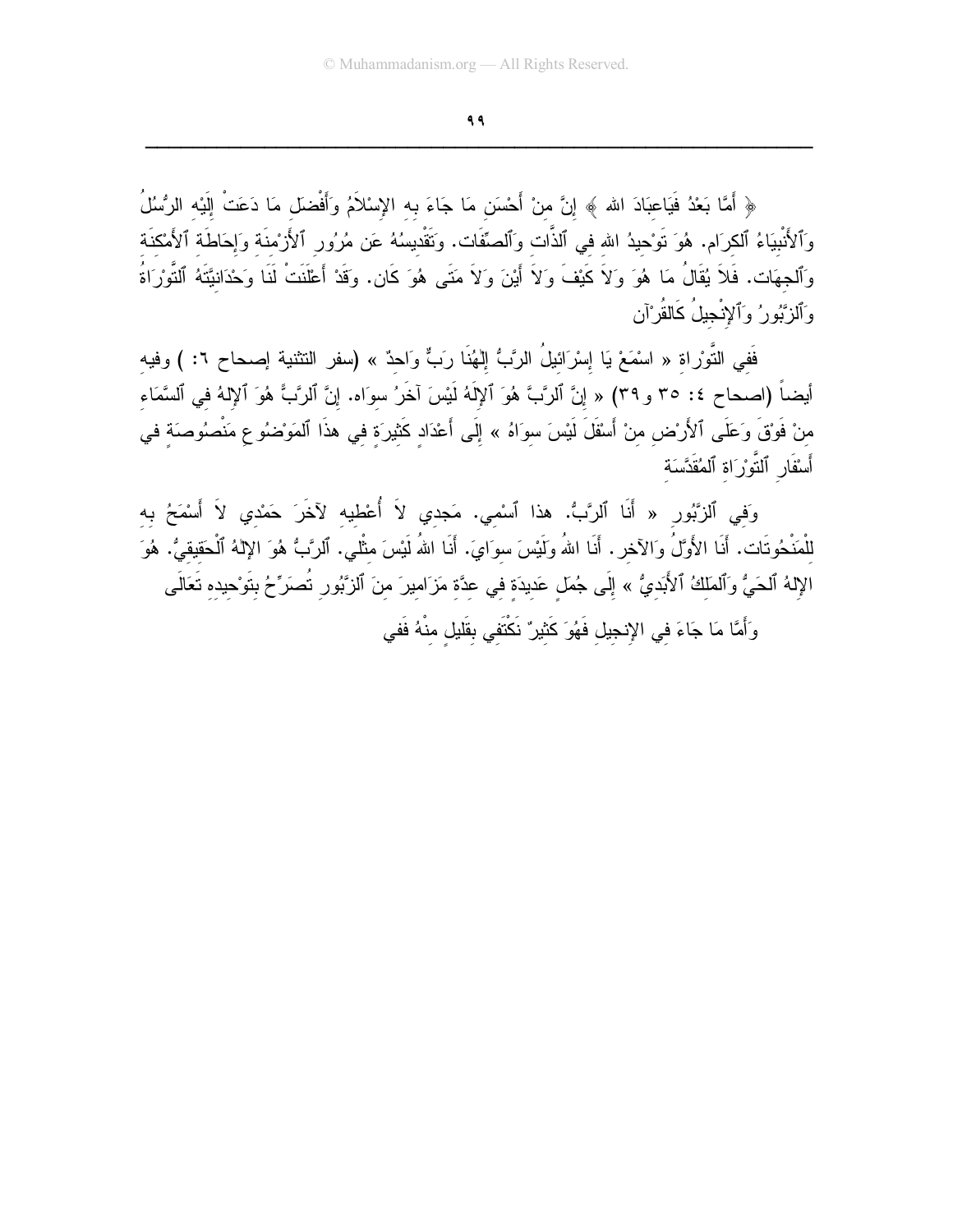﴿ أَمَّا بَعْدُ فَيَاعِبَادَ الله ﴾ إِنَّ مِنْ أَحْسَنِ مَا جَاءَ بِهِ الإِسْلاَمُ وَأَفْضَلِ مَا دَعَتْ إِلَيْهِ الرُّسُلُ وَٱلأَنْبِيَاءُ ٱلكِرَام. هُوَ تَوْحِيدُ الله في ٱلذَّات وَٱلصِّفَات. وَتَقْدِيسُهُ عَن مُرُورِ ٱلأَزْمِنَة وَإِحَاطَة ٱلأَمْكِنَة وَٱلجِهَات. فَلاَ يُقَالُ مَا هُوَ وَلاَ كَيْفَ وَلاَ أَيْنَ وَلاَ مَتَى هُوَ كَان. وَقَدْ أَعْلَنَتْ لَنَا وَحْدَانِيَّتَهُ ٱلتَّوْرَاةُ وَٱلزَّبُورُ وَٱلإِنْجِيلُ كَالقُرْآن

فَفِي التَّوْراةِ « اسْمَعْ يَا إِسْرَائِيلُ الرَّبُّ إِلٰهُنَا رَبٌّ وَاحِدٌ » (سفر التثنية إصحاح ٦: ) وفيه أيضاً (اصحاح ٤: ٣٥ و٣٩) « إِنَّ ٱلرَّبَّ هُوَ ٱلإِلَهُ لَيْسَ آخَرُ سِوَاه. إِنَّ ٱلرَّبَّ هُوَ ٱلإِلهُ في ٱلسَّمَاءِ مِنْ فَوْقَ وَعَلَى ٱلأَرْضِ مِنْ أَسْفَلَ لَيْسَ سِوَاهُ » إِلَى أَعْدَادٍ كَثِيرَةٍ فِي هذَا ٱلمَوْضُوعِ مَنْصُوصَةٍ في أَسْفَارِ ٱلتَّوْرَاةِ ٱلمُقَدَّسَةِ

وَفِي ٱلزَّبُورِ « أَنَا ٱلرَّبُّ. هذا ٱسْمِي. مَجدِي لاَ أُعْطِيهِ لآخَرَ حَمْدِي لاَ أَسْمَحُ بِهِ لِلْمَنْحُوتَات. أَنَا الأَوَّلُ وَالآخر. أَنَا اللهُ وَلَيْسَ سِوَايَ. أَنَا اللهُ لَيْسَ مِثْلِي. ٱلرَّبُّ هُوَ الإِلهُ ٱلْحَقِيقِيُّ. هُوَ الإِلهُ ٱلحَيُّ وَٱلمَلِكُ ٱلأَبَدِيُّ » إِلَى جُمَلٍ عَدِيدَةٍ فِي عِدَّةِ مَزَامِيرَ مِنَ ٱلزَّبُورِ تُصَرِّحُ بِتَوْحِيدِهِ تَعَالَى

وَأَمَّا مَا جَاءَ فِي الإِنجِيلِ فَهُوَ كَثِيرٌ نَكْتَفِي بِقَلِيلٍ مِنْهُ فَفِي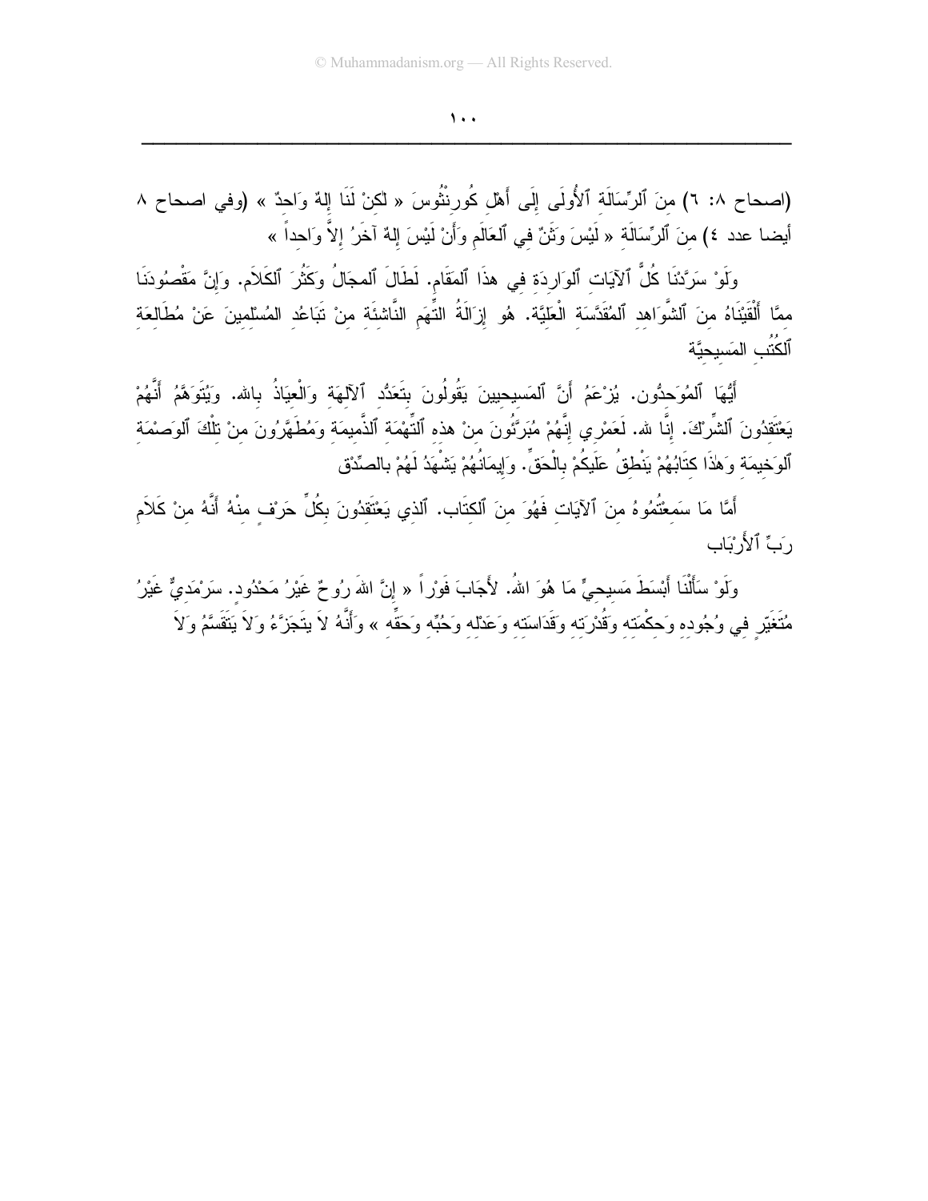(اصحاح ٨: ٦) منَ ٱلرِّسَالَةِ ٱلأُولَى إِلَى أَهْلِ كُورِنْثُوسَ « لكنْ لَنَا إلهٌ وَاحدٌ » (وفي اصحاح ٨ أيضا عدد ٤) منَ ٱلرِّسَالَةِ « لَيْسَ وَثَنٌ في ٱلعَالَمِ وَأَنْ لَيْسَ إلهٌ آخَرُ إلاَّ وَاحداً »

وَلَوْ سَرَّدْنَا كُلَّ ٱلآيَاتِ ٱلوَارِدَةِ في هذَا ٱلمَقَامِ. لَطَالَ ٱلمجَالُ وكَثُرَ ٱلكَلاَم. وَإنَّ مَقْصُودَنَا ممَّا أَلْقَيْنَاهُ منَ ٱلشَّوَاهِدِ ٱلمُقَدَّسَةِ الْعَلِيَّة. هُو إزَالَةُ التُّهَمِ النَّاشئَةِ منْ تَبَاعُدِ المُسْلمينَ عَنْ مُطَالَعَةِ ٱلكُتُبِ المَسيحيَّة

أَيُّهَا ٱلمُوَحدُّون. يُزْعَمُ أَنَّ ٱلمَسيحيينَ يَقُولُونَ بتَعَدُّدِ ٱلآلهَةِ وَالْعيَاذُ بالله. وَيُتَوَهَّمُ أَنَّهُمْ يَعْتَقدُونَ ٱلشِّرْكَ. إنَّا لله. لَعَمْري إنَّهُمْ مُبَرَّئُونَ منْ هذه ٱلتُّهْمَةِ ٱلذَّميمَةِ وَمُطَهَّرُونَ منْ تلْكَ ٱلوَصْمَةِ ٱلوَخيمَةِ وَهذَا كتَابُهُمْ يَنْطقُ عَلَيكُمْ بالْحَقِّ. وَإيمَانُهُمْ يَشْهَدُ لَهُمْ بالصِّدْق

أَمَّا مَا سَمعْتُمُوهُ منَ ٱلآيَاتِ فَهُوَ منَ ٱلكتَاب. ٱلذي يَعْتَقدُونَ بكُلِّ حَرْفٍ منْهُ أَنَّهُ منْ كَلاَمِ رَبِّ ٱلأَرْبَاب

وَلَوْ سَأَلْنَا أَبْسَطَ مَسيحيٍّ مَا هُوَ اللهُ. لأَجَابَ فَوْراً « إنَّ اللهَ رُوحٌ غَيْرُ مَحْدُود. سَرْمَديٌّ غَيْرُ مُتَغَيِّرٍ في وُجُوده وَحكْمَته وَقُدْرَته وَقَدَاسَته وَعَدْله وَحُبِّه وَحَقِّه » وَأَنَّهُ لاَ يتَجَزَّءُ وَلاَ يَتَقَسَّمُ وَلاَ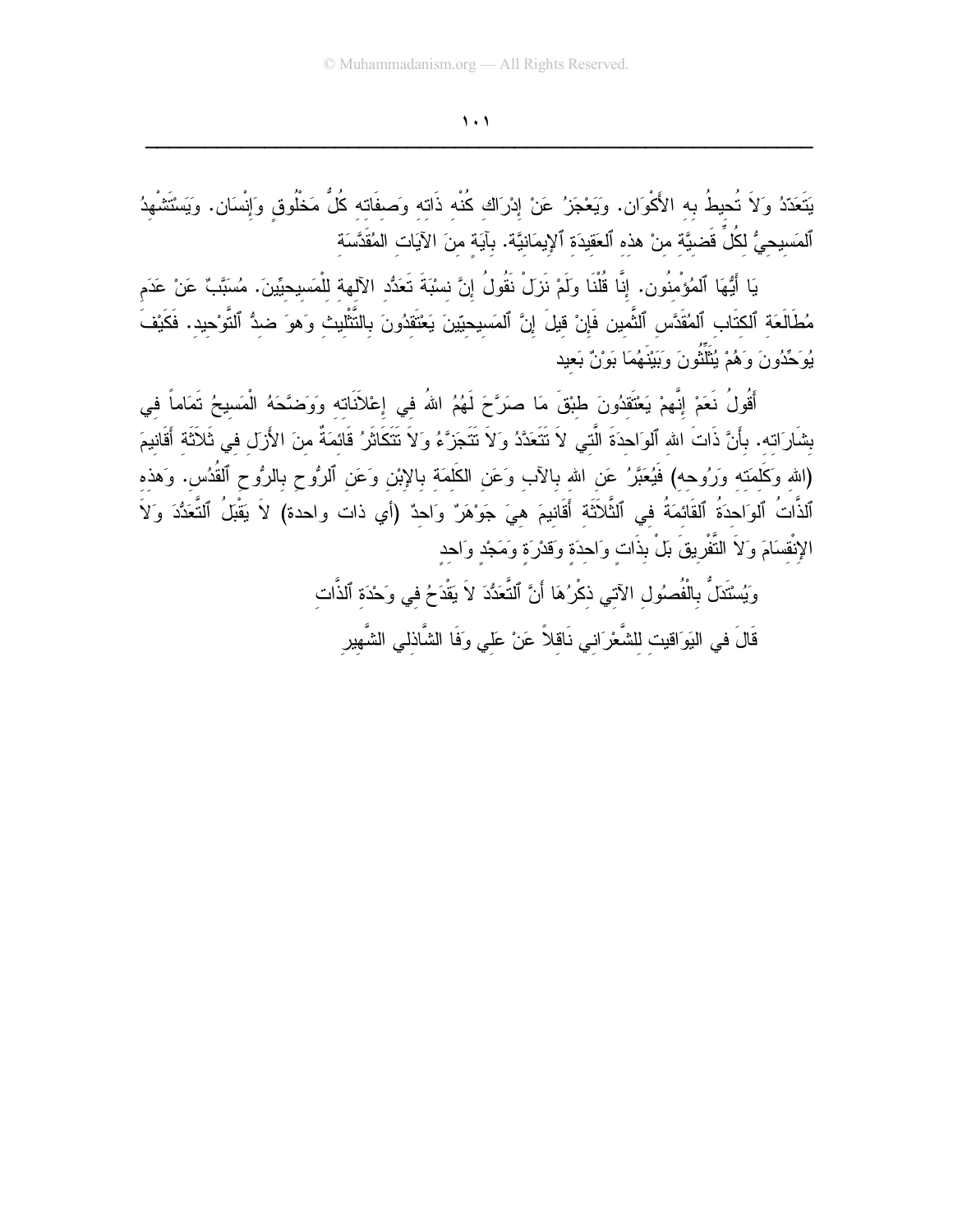يَتَعَدَّدُ وَلاَ تُحيطُ بِهِ الأَكْوَان. وَيَعْجَزُ عَنْ إِدْرَاك كُنْهِ ذَاتِهِ وَصِفَاتِهِ كُلُّ مَخْلُوقٍ وَإِنْسَان. وَيَسْتَشْهِدُ ٱلمَسِيحِيُّ لِكُلِّ قَضِيَّةٍ مِنْ هذهِ ٱلعَقِيدَةِ ٱلإِيمَانِيَّة. بِآيَةٍ مِنَ الآيَاتِ المُقَدَّسَةِ

يَا أَيُّهَا ٱلمُؤْمِنُون. إِنَّا قُلْنَا وَلَمْ نَزَلْ نَقُولُ إِنَّ نِسْبَةَ تَعَدُّدِ الآلِهةِ لِلْمَسِيحِيِّينَ. مُسَبَّبٌ عَنْ عَدَمِ مُطَالَعَةِ ٱلكِتَابِ ٱلمُقَدَّسِ ٱلثَّمين فَإِنْ قِيلَ إِنَّ ٱلمَسِيحِيّينَ يَعْتَقِدُونَ بِالتَّثْلِيثِ وَهوَ ضِدُّ ٱلتَّوْحِيد. فَكَيْفَ يُوَحِّدُونَ وَهُمْ يُثَلِّثُونَ وَبَيْنَهُمَا بَوْنٌ بَعيد

أَقُولُ نَعَمْ إِنَّهمْ يَعْتَقِدُونَ طِبْقَ مَا صَرَّحَ لَهُمُ اللهُ فِي إِعْلاَنَاتِهِ وَوَضَّحَهُ الْمَسِيحُ تَمَاماً فِي بِشَارَاتِهِ. بِأَنَّ ذَاتَ اللهِ ٱلوَاحِدَةَ الَّتِي لاَ تَتَعَدَّدُ وَلاَ تَتَجَزَّءُ وَلاَ تَتَكَاثَرُ قَائِمَةٌ مِنَ الأَزَلِ فِي ثَلاَثَةِ أَقَانِيمَ (الله وكَلِمَتِه ورُوحه) فَيُعَبَّرُ عَنِ اللهِ بِالآبِ وَعَنِ الكَلِمَةِ بِالإِبْنِ وَعَنِ ٱلرُّوحِ بِالرُّوحِ ٱلقُدُس. وَهذهِ ٱلذَّاتُ ٱلوَاحِدَةُ ٱلقَائِمَةُ فِي ٱلثَّلاَثَةِ أَقَانِيمَ هِيَ جَوْهَرٌ وَاحِدٌ (أي ذات واحدة) لاَ يَقْبَلُ ٱلتَّعَدُّدَ وَلاَ الإِنْقِسَامَ وَلاَ التَّفْرِيقَ بَلْ بِذَاتٍ وَاحِدَةٍ وَقُدْرَةٍ وَمَجْدٍ وَاحِدٍ

وَيُسْتَدَلُّ بِالْفُصُولِ الآتِي ذِكْرُهَا أَنَّ ٱلتَّعَدُّدَ لاَ يَقْدَحُ فِي وَحْدَةِ ٱلذَّاتِ

قَالَ فِي اليَوَاقِيتِ لِلشَّعْرَانِي نَاقِلاً عَنْ عَلِي وَفَا الشَّاذلِي الشَّهِيرِ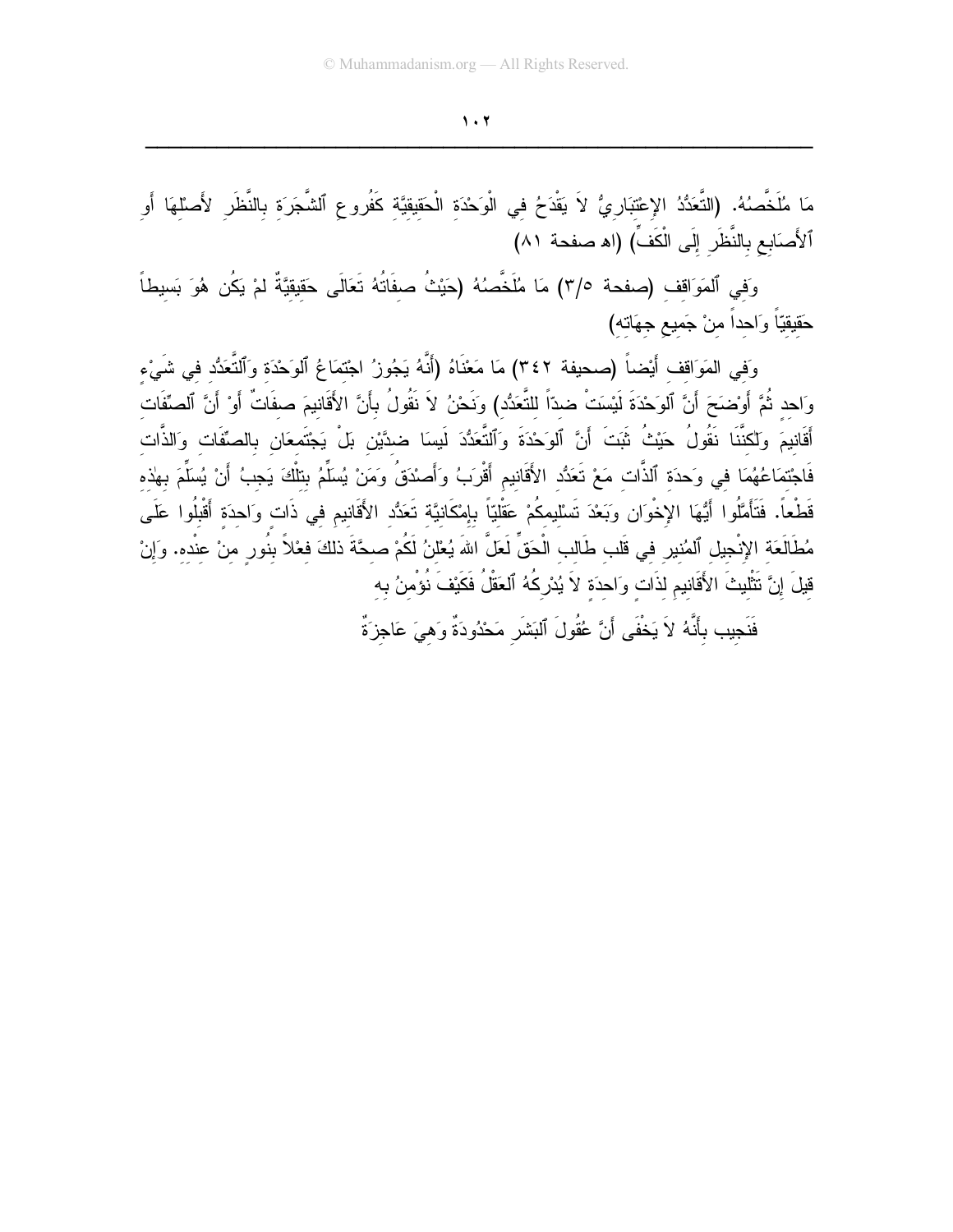مَا مُلَخَّصُهُ. (التَّعَدُّدُ الإعْتِبَارِيُّ لاَ يَقْدَحُ فِي الْوَحْدَةِ الْحَقِيقِيَّةِ كَفُرُوعِ ٱلشَّجَرَةِ بِالنَّظَرِ لأَصْلِهَا أَوِ ٱلأَصَابِعِ بِالنَّظَرِ إِلَى الْكَفِّ) (اه صفحة ٨١)

وَفِي ٱلمَوَاقِفِ (صفحة ٣/٥) مَا مُلَخَّصُهُ (حَيْثُ صِفَاتُهُ تَعَالَى حَقِيقِيَّةٌ لمْ يَكُن هُوَ بَسِيطاً حَقِيقِيّاً وَاحِداً مِنْ جَمِيعِ جِهَاتِهِ)

وَفِي المَوَاقِفِ أَيْضاً (صحيفة ٣٤٢) مَا مَعْنَاهُ (أَنَّهُ يَجُوزُ اجْتِمَاعُ ٱلوَحْدَةِ وَٱلتَّعَدُّدِ فِي شَيْءٍ وَاحِدٍ ثُمَّ أَوْضَحَ أَنَّ ٱلوَحْدَةَ لَيْسَتْ ضِدّاً للتَّعَدُّدِ) ونَحْنُ لاَ نَقُولُ بِأَنَّ الأَقَانِيمَ صِفَاتٌ أَوْ أَنَّ ٱلصِّفَاتِ أَقَانِيمَ وَلَكِنَّنَا نَقُولُ حَيْثُ ثَبَتَ أَنَّ ٱلوَحْدَةَ وَٱلتَّعَدُّدَ لَيسَا ضِدَّيْنِ بَلْ يَجْتَمِعَانِ بالصِّفَاتِ وَالذَّاتِ فَاجْتِمَاعُهُمَا فِي وَحدَةِ ٱلذَّاتِ مَعْ تَعَدُّدِ الأَقَانِيمِ أَقْرَبُ وَأَصْدَقُ وَمَنْ يُسَلِّمُ بِتِلْكَ يَجِبُ أَنْ يُسَلِّمَ بِهٰذِهِ قَطْعاً. فَتَأَمَّلُوا أَيُّهَا الإِخْوَانِ وَبَعْدَ تَسْلِيمِكُمْ عَقْلِيّاً بِإِمْكَانِيَّةِ تَعَدُّدِ الأَقَانِيمِ فِي ذَاتٍ وَاحِدَةٍ أَقْبِلُوا عَلَى مُطَالَعَةِ الإِنْجِيلِ ٱلمُنِيرِ فِي قَلْبِ طَالِبِ الْحَقِّ لَعَلَّ اللهَ يُعْلِنُ لَكُمْ صِحَّةَ ذَلكَ فِعْلاً بِنُورٍ مِنْ عِنْدِهِ. وَإِنْ قِيلَ إِنَّ تَثْلِيثَ الأَقَانِيمِ لِذَاتٍ وَاحِدَةٍ لاَ يُدْرِكُهُ ٱلعَقْلُ فَكَيْفَ نُؤْمِنُ بِهِ

فَنَجِيب بِأَنَّهُ لاَ يَخْفَى أَنَّ عُقُولَ ٱلبَشَرِ مَحْدُودَةٌ وَهِيَ عَاجِزَةٌ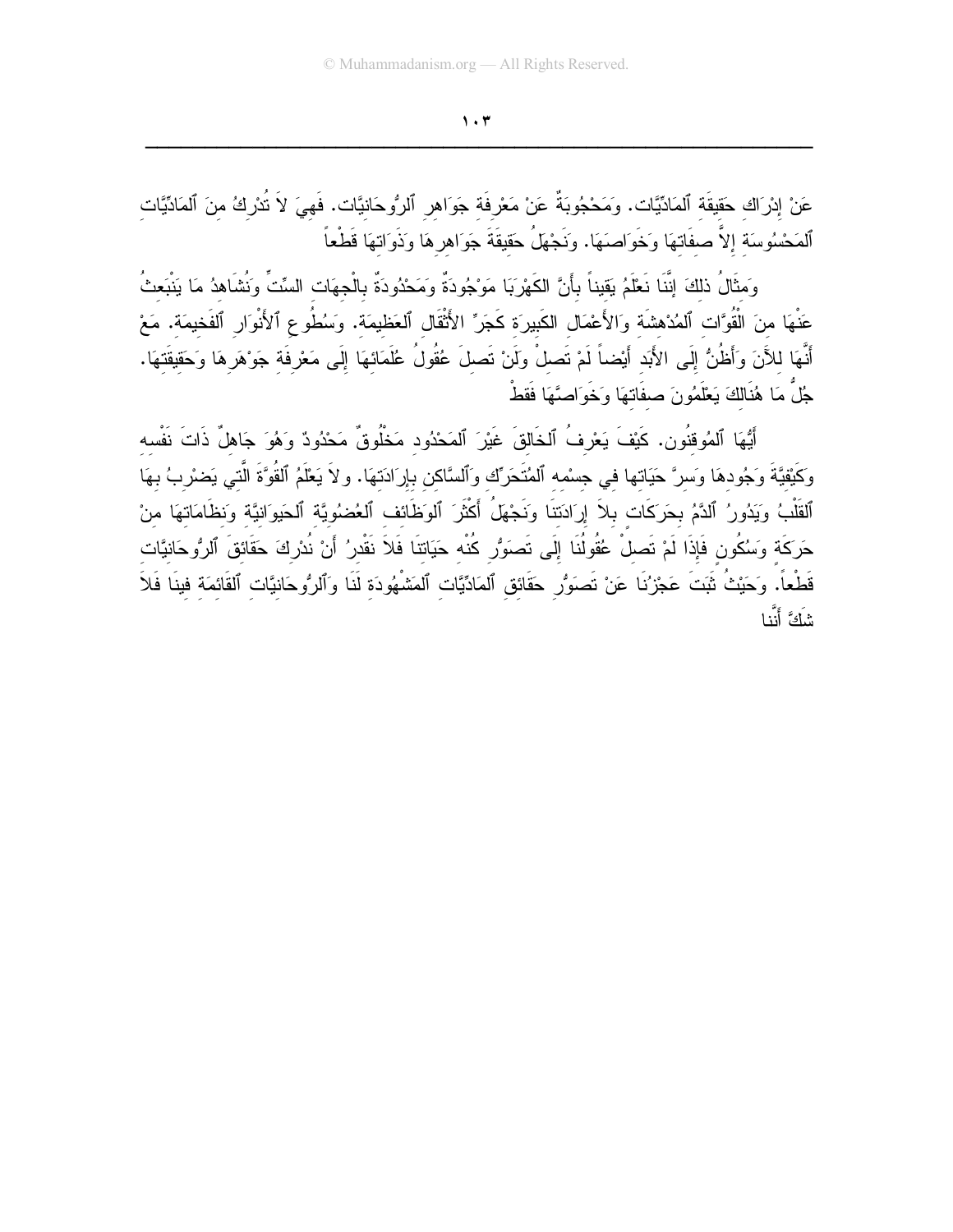عَنْ إِدْرَاكِ حَقِيقَةِ ٱلمَادِّيَّات. وَمَحْجُوبَةٌ عَنْ مَعْرِفَةِ جَوَاهِرِ ٱلرُّوحَانِيَّات. فَهِيَ لاَ تُدْرِكُ مِنَ ٱلمَادِّيَّاتِ ٱلمَحْسُوسَةِ إِلاَّ صِفَاتِهَا وَخَوَاصَهَا. وَنَجْهَلُ حَقِيقَةَ جَوَاهِرِهَا وَذَوَاتِهَا قَطْعاً

وَمِثَالُ ذلِكَ إِنَّنَا نَعْلَمُ يَقِيناً بِأَنَّ الكَهْرَبَا مَوْجُودَةٌ وَمَحْدُودَةٌ بِالْجِهَاتِ السِّتِّ وَنُشَاهِدُ مَا يَنْبَعِثُ عَنْهَا مِنَ ٱلْقُوَّاتِ ٱلمُدْهِشَةِ وَالأَعْمَالِ الكَبِيرَةِ كَجَرِّ الأَثْقَالِ ٱلعَظِيمَةِ. وَسُطُوعِ ٱلأَنْوَارِ ٱلفَخِيمَةِ. مَعْ أَنَّهَا لِلآنَ وَأَظُنُّ إِلَى الأَبَدِ أَيْضاً لَمْ تَصِلْ وَلَنْ تَصِلَ عُقُولُ عُلَمَائِهَا إِلَى مَعْرِفَةِ جَوْهَرِهَا وَحَقِيقَتِهَا. جُلُّ مَا هُنَالِكَ يَعْلَمُونَ صِفَاتِهَا وَخَوَاصَّهَا فَقَطْ

أَيُّهَا ٱلمُوقِنُون. كَيْفَ يَعْرِفُ ٱلخَالِقَ غَيْرَ ٱلمَحْدُودِ مَخْلُوقٌ مَحْدُودٌ وَهُوَ جَاهِلٌ ذَاتَ نَفْسِهِ وَكَيْفِيَّةَ وَجُودِهَا وَسِرَّ حَيَاتِها فِي جِسْمِهِ ٱلمُتَحَرِّكِ وَٱلسَّاكِنِ بِإِرَادَتِهَا. وَلاَ يَعْلَمُ ٱلقُوَّةَ الَّتِي يَضْرِبُ بِهَا ٱلقَلْبُ وَيَدُورُ ٱلدَّمُ بِحَرَكَاتٍ بِلاَ إِرَادَتِنَا وَنَجْهَلُ أَكْثَرَ ٱلوَظَائِفِ ٱلعُضْوِيَّةِ ٱلحَيَوَانِيَّةِ وَنِظَامَاتِهَا مِنْ حَرَكَةٍ وَسُكُونٍ فَإِذَا لَمْ تَصِلْ عُقُولُنَا إِلَى تَصَوُّرِ كُنْهِ حَيَاتِنَا فَلاَ نَقْدِرُ أَنْ نُدْرِكَ حَقَائِقَ ٱلرُّوحَانِيَّاتِ قَطْعاً. وَحَيْثُ ثَبَتَ عَجْزُنَا عَنْ تَصَوُّرِ حَقَائِقِ ٱلمَادِّيَّاتِ ٱلمَشْهُودَةِ لَنَا وَٱلرُّوحَانِيَّاتِ ٱلقَائِمَةِ فِينَا فَلاَ شَكَّ أَنَّنا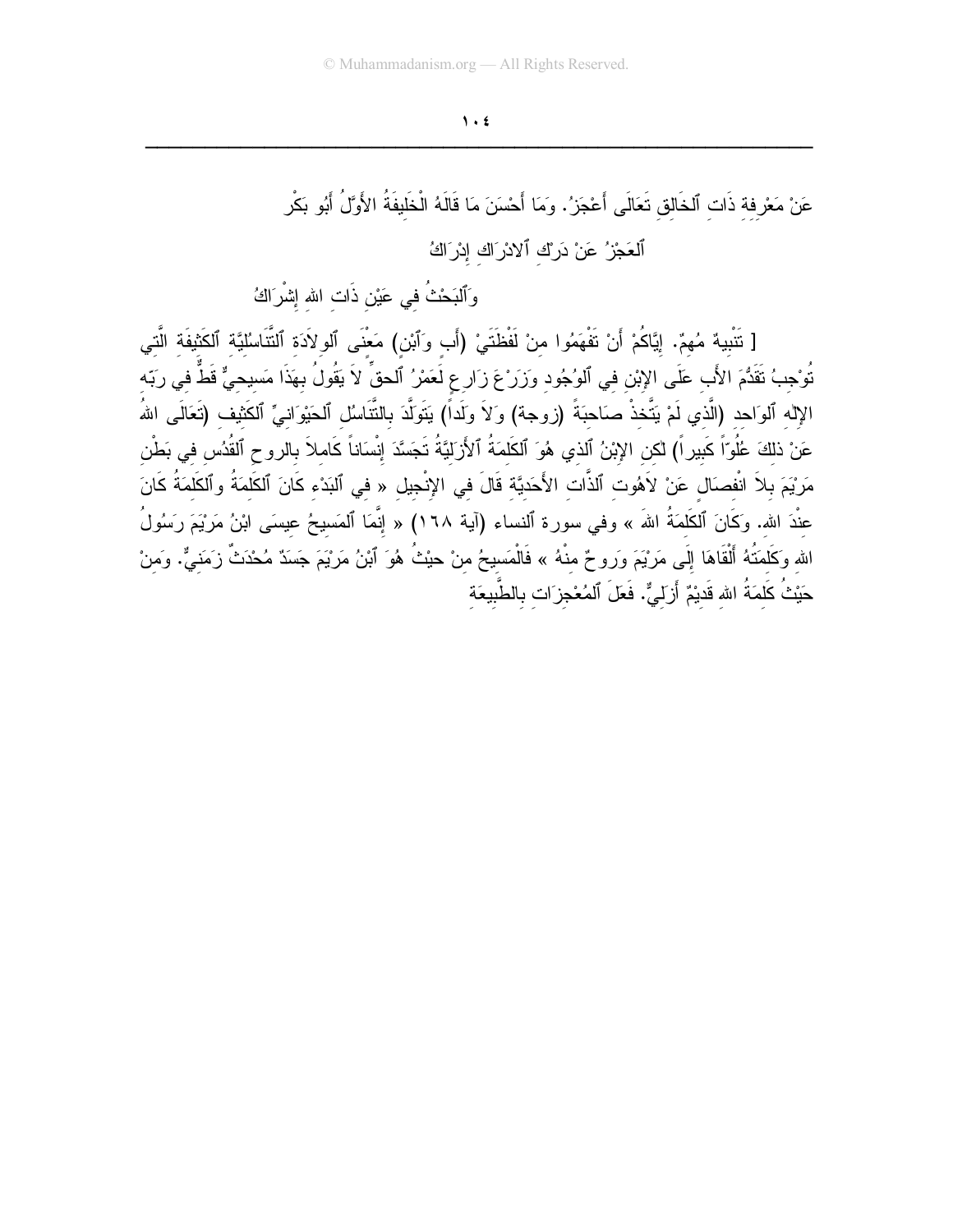عَنْ مَعْرِفةِ ذَاتِ ٱلخَالِقِ تَعَالَى أَعْجَزُ. وَمَا أَحْسَنَ مَا قَالَهُ الْخَلِيفَةُ الأَوَّلُ أَبُو بَكْر

ٱلعَجْزُ عَنْ دَرْكِ ٱلادْرَاكِ إِدْرَاكُ

وَٱلبَحْثُ فِي عَيْنِ ذَاتِ اللهِ إِشْرَاكُ

[ تَنْبِيهٌ مُهِمٌ. إِيَّاكُمْ أَنْ تَفْهَمُوا مِنْ لَفْظَتَيْ (أَبٍ وَٱبْنٍ) مَعْنَى ٱلوِلاَدَةِ ٱلتَّنَاسُلِيَّةِ ٱلكَثِيفَةِ الَّتِي تُوْجِبُ تَقَدُّمَ الأَبِ عَلَى الإِبْنِ فِي ٱلوُجُودِ وَزَرْعَ زَارِعٍ لَعَمْرُ ٱلحقِّ لاَ يَقُولُ بِهَذَا مَسِيحِيٌّ قَطُّ فِي رَبِّهِ الإِلَهِ ٱلوَاحِدِ (الَّذِي لَمْ يَتَّخِذْ صَاحِبَةً (زوجة) وَلاَ وَلَداً) يَتَوَلَّدَ بِالتَّنَاسُلِ ٱلحَيْوَانِيِّ ٱلكَثِيفِ (تَعَالَى اللهُ عَنْ ذلكَ عُلُوّاً كَبِيراً) لكِن الإِبْنُ ٱلذي هُوَ ٱلكَلِمَةُ ٱلأَزَلِيَّةُ تَجَسَّدَ إِنْسَاناً كَامِلاً بِالروحِ ٱلقُدُسِ فِي بَطْنِ مَرْيَمَ بِلاَ انْفِصَالٍ عَنْ لاَهُوتِ ٱلذَّاتِ الأَحَدِيَّةِ قَالَ فِي الإِنْجِيلِ « فِي ٱلبَدْءِ كَانَ ٱلكَلِمَةُ وٱلكَلِمَةُ كَانَ عِنْدَ اللهِ. وَكَانَ ٱلكَلِمَةُ اللهَ » وفي سورة ٱلنساء (آية ١٦٨) « إِنَّمَا ٱلمَسِيحُ عِيسَى ابْنُ مَرْيَمَ رَسُولُ اللهِ وَكَلِمَتُهُ أَلْقَاهَا إِلَى مَرْيَمَ وَرُوحٌ مِنْهُ » فَالْمَسِيحُ مِنْ حَيْثُ هُوَ ٱبْنُ مَرْيَمَ جَسَدٌ مُحْدَثٌ زَمَنِيٌّ. وَمِنْ حَيْثُ كَلِمَةُ اللهِ قَدِيمٌ أَزَلِيٌّ. فَعَلَ ٱلمُعْجِزَاتِ بِالطَّبِيعَةِ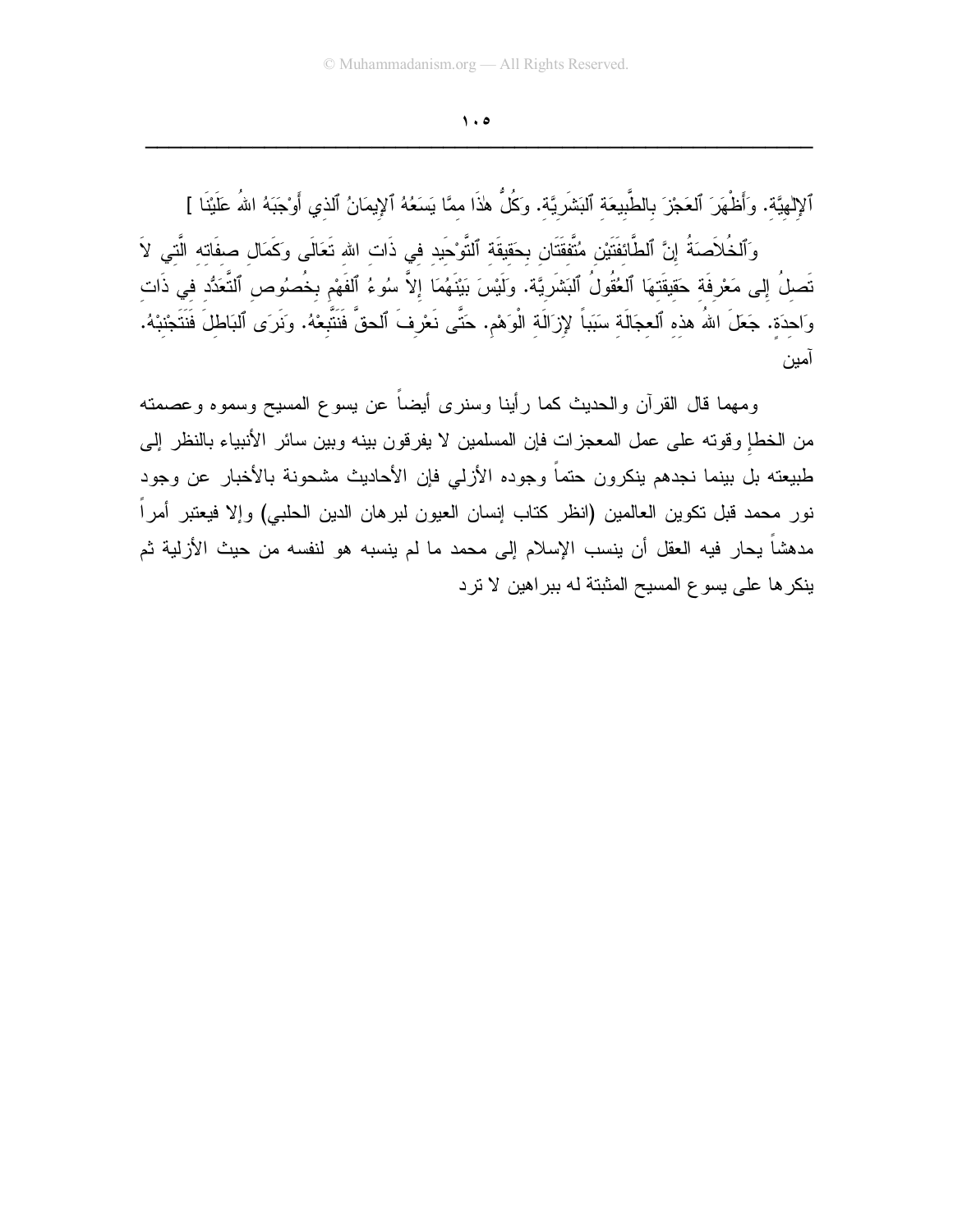ٱلإلٰهيَّة. وأَظْهَرَ ٱلعَجْزَ بالطَّبيعَةِ ٱلبَشَرِيَّةِ. وكُلُّ هٰذَا ممَّا يَسَعُهُ ٱلإيمَانُ ٱلذي أَوْجَبَهُ اللهُ عَلَيْنَا ]

وَٱلخُلاَصَةُ إنَّ ٱلطَّائفَتَيْنِ مُتَّفقَتَان بحَقيقَةِ ٱلتَّوْحيدِ في ذَاتِ اللهِ تَعَالَى وكَمَالِ صفَاتِه الَّتي لاَ تَصلُ إلى مَعْرفَةِ حَقيقَتهَا ٱلعُقُولُ ٱلبَشَرِيَّة. ولَيْسَ بَيْنَهُمَا إلاَّ سُوءُ ٱلفَهْمِ بخُصُوصِ ٱلتَّعَدُّدِ في ذَاتٍ وَاحِدَةٍ. جَعَلَ اللهُ هذهِ ٱلعجَالَةِ سَبَباً لإزَالَةِ الْوَهْمِ. حَتَّى نَعْرِفَ ٱلحقَّ فَنَتَّبِعْهُ. ونَرَى ٱلبَاطلَ فَنَتَجْنِبْهُ. آمين

ومهما قال القرآن والحديث كما رأينا وسنرى أيضاً عن يسوع المسيح وسموه وعصمته من الخطإ وقوته على عمل المعجزات فإن المسلمين لا يفرقون بينه وبين سائر الأنبياء بالنظر إلى طبيعته بل بينما نجدهم ينكرون حتماً وجوده الأزلي فإن الأحاديث مشحونة بالأخبار عن وجود نور محمد قبل تكوين العالمين (انظر كتاب إنسان العيون لبرهان الدين الحلبي) وإلا فيعتبر أمراً مدهشاً يحار فيه العقل أن ينسب الإسلام إلى محمد ما لم ينسبه هو لنفسه من حيث الأزلية ثم ينكرها على يسوع المسيح المثبتة له ببراهين لا ترد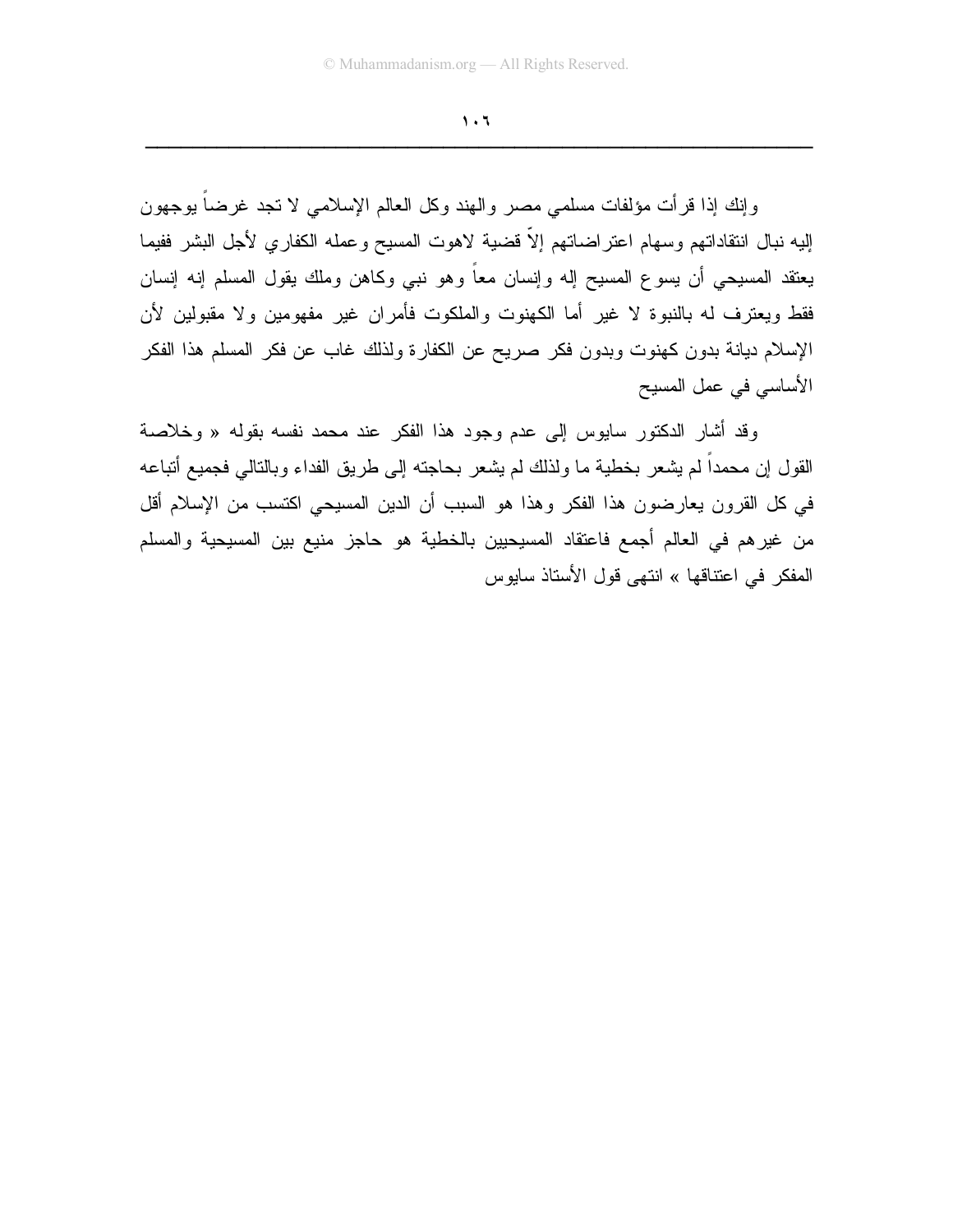وإنك إذا قرأت مؤلفات مسلمي مصر والهند وكل العالم الإسلامي لا تجد غرضاً يوجهون إليه نبال انتقاداتهم وسهام اعتراضاتهم إلاّ قضية لاهوت المسيح وعمله الكفاري لأجل البشر ففيما يعتقد المسيحي أن يسوع المسيح إله وإنسان معاً وهو نبي وكاهن وملك يقول المسلم إنه إنسان فقط ويعترف له بالنبوة لا غير أما الكهنوت والملكوت فأمران غير مفهومين ولا مقبولين لأن الإسلام ديانة بدون كهنوت وبدون فكر صريح عن الكفارة ولذلك غاب عن فكر المسلم هذا الفكر الأساسي في عمل المسيح

وقد أشار الدكتور سايوس إلى عدم وجود هذا الفكر عند محمد نفسه بقوله « وخلاصة القول إن محمداً لم يشعر بخطية ما ولذلك لم يشعر بحاجته إلى طريق الفداء وبالتالي فجميع أتباعه في كل القرون يعارضون هذا الفكر وهذا هو السبب أن الدين المسيحي اكتسب من الإسلام أقل من غيرهم في العالم أجمع فاعتقاد المسيحيين بالخطية هو حاجز منيع بين المسيحية والمسلم المفكر في اعتناقها » انتهى قول الأستاذ سايوس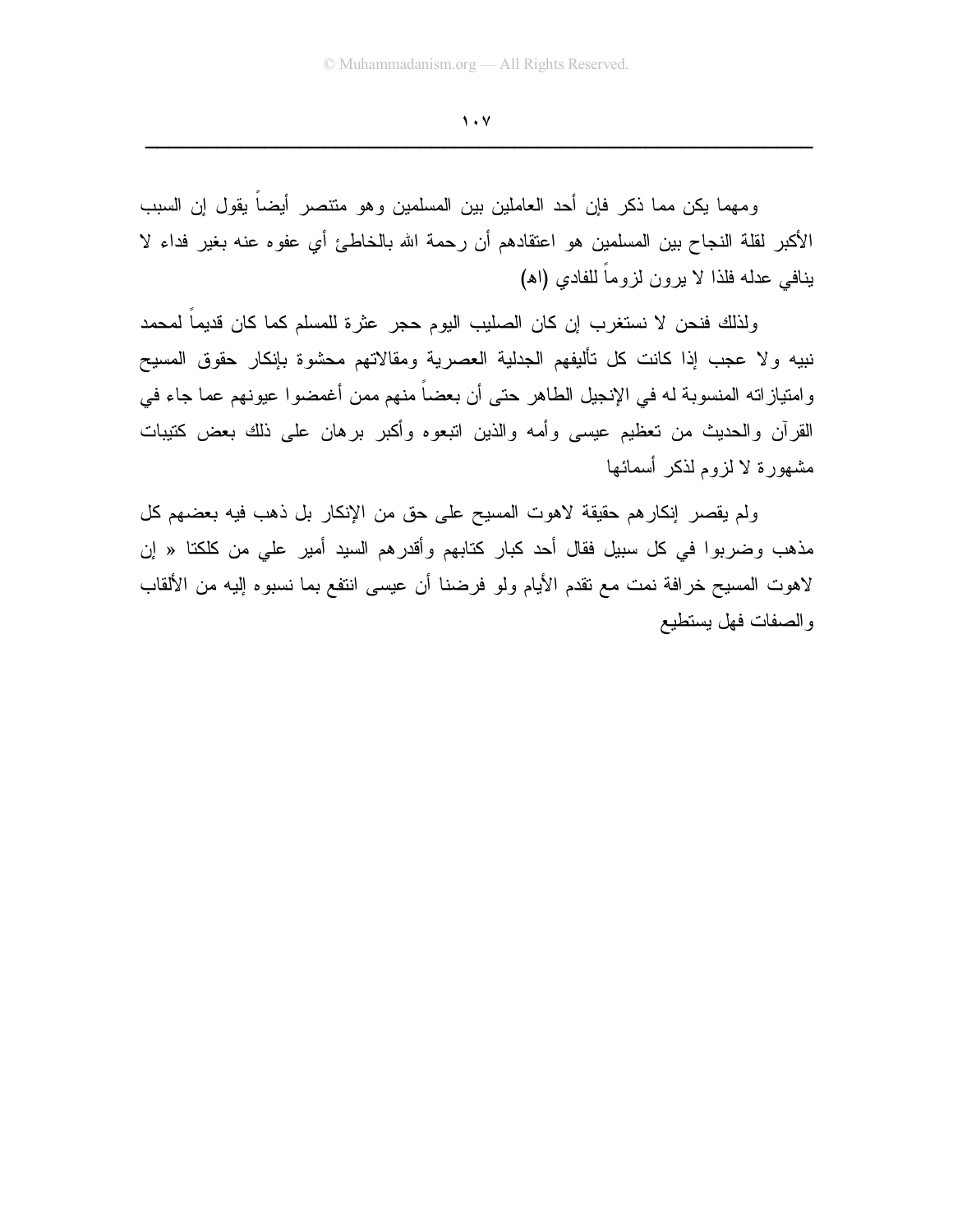ومهما يكن مما ذكر فإن أحد العاملين بين المسلمين وهو متنصر أيضاً يقول إن السبب الأكبر لقلة النجاح بين المسلمين هو اعتقادهم أن رحمة الله بالخاطئ أي عفوه عنه بغير فداء لا ينافي عدله فلذا لا يرون لزوماً للفادي (اهـ)

ولذلك فنحن لا نستغرب إن كان الصليب اليوم حجر عثرة للمسلم كما كان قديماً لمحمد نبيه ولا عجب إذا كانت كل تأليفهم الجدلية العصرية ومقالاتهم محشوة بإنكار حقوق المسيح وامتيازاته المنسوبة له في الإنجيل الطاهر حتى أن بعضاً منهم ممن أغمضوا عيونهم عما جاء في القرآن والحديث من تعظيم عيسى وأمه والذين اتبعوه وأكبر برهان على ذلك بعض كتيبات مشهورة لا لزوم لذكر أسمائها

ولم يقصر إنكارهم حقيقة لاهوت المسيح على حق من الإنكار بل ذهب فيه بعضهم كل مذهب وضربوا في كل سبيل فقال أحد كبار كتابهم وأقدرهم السيد أمير علي من كلكتا « إن لاهوت المسيح خرافة نمت مع تقدم الأيام ولو فرضنا أن عيسى انتفع بما نسبوه إليه من الألقاب والصفات فهل يستطيع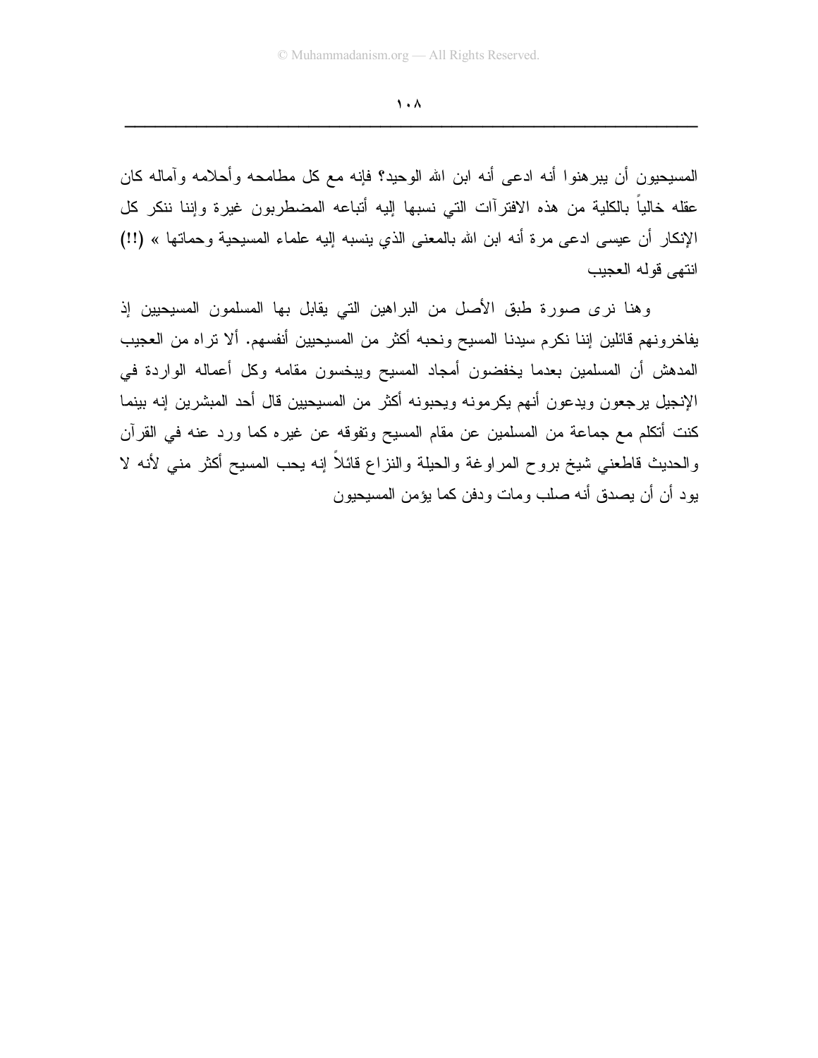المسيحيون أن يبرهنوا أنه ادعى أنه ابن الله الوحيد؟ فإنه مع كل مطامحه وأحلامه وآماله كان عقله خالياً بالكلية من هذه الافتراآت التي نسبها إليه أتباعه المضطربون غيرة وإننا ننكر كل الإنكار أن عيسى ادعى مرة أنه ابن الله بالمعنى الذي ينسبه إليه علماء المسيحية وحماتها » (!!) انتهى قوله العجيب

وهنا نرى صورة طبق الأصل من البراهين التي يقابل بها المسلمون المسيحيين إذ يفاخرونهم قائلين إننا نكرم سيدنا المسيح ونحبه أكثر من المسيحيين أنفسهم. ألا تراه من العجيب المدهش أن المسلمين بعدما يخفضون أمجاد المسيح ويبخسون مقامه وكل أعماله الواردة في الإنجيل يرجعون ويدعون أنهم يكرمونه ويحبونه أكثر من المسيحيين قال أحد المبشرين إنه بينما كنت أتكلم مع جماعة من المسلمين عن مقام المسيح وتفوقه عن غيره كما ورد عنه في القرآن والحديث قاطعني شيخ بروح المراوغة والحيلة والنزاع قائلاً إنه يحب المسيح أكثر مني لأنه لا يود أن أن يصدق أنه صلب ومات ودفن كما يؤمن المسيحيون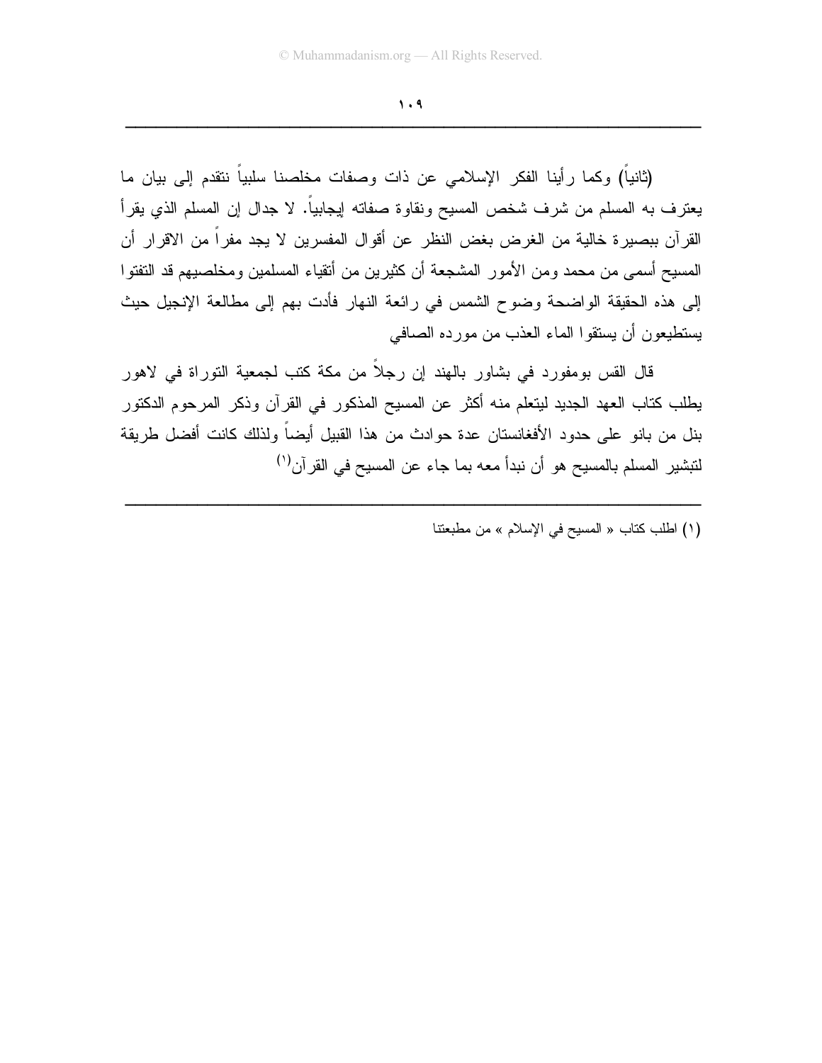(ثانياً) وكما رأينا الفكر الإسلامي عن ذات وصفات مخلصنا سلبياً نتقدم إلى بيان ما يعترف به المسلم من شرف شخص المسيح ونقاوة صفاته إيجابياً. لا جدال إن المسلم الذي يقرأ القرآن ببصيرة خالية من الغرض بغض النظر عن أقوال المفسرين لا يجد مفراً من الاقرار أن المسيح أسمى من محمد ومن الأمور المشجعة أن كثيرين من أتقياء المسلمين ومخلصيهم قد التفتوا إلى هذه الحقيقة الواضحة وضوح الشمس في رائعة النهار فأدت بهم إلى مطالعة الإنجيل حيث يستطيعون أن يستقوا الماء العذب من مورده الصافي

قال القس بومفورد في بشاور بالهند إن رجلاً من مكة كتب لجمعية التوراة في لاهور يطلب كتاب العهد الجديد ليتعلم منه أكثر عن المسيح المذكور في القرآن وذكر المرحوم الدكتور بنل من بانو على حدود الأفغانستان عدة حوادث من هذا القبيل أيضاً ولذلك كانت أفضل طريقة لتبشير المسلم بالمسيح هو أن نبدأ معه بما جاء عن المسيح في القرآن[١]

---

(١) اطلب كتاب « المسيح في الإسلام » من مطبعتنا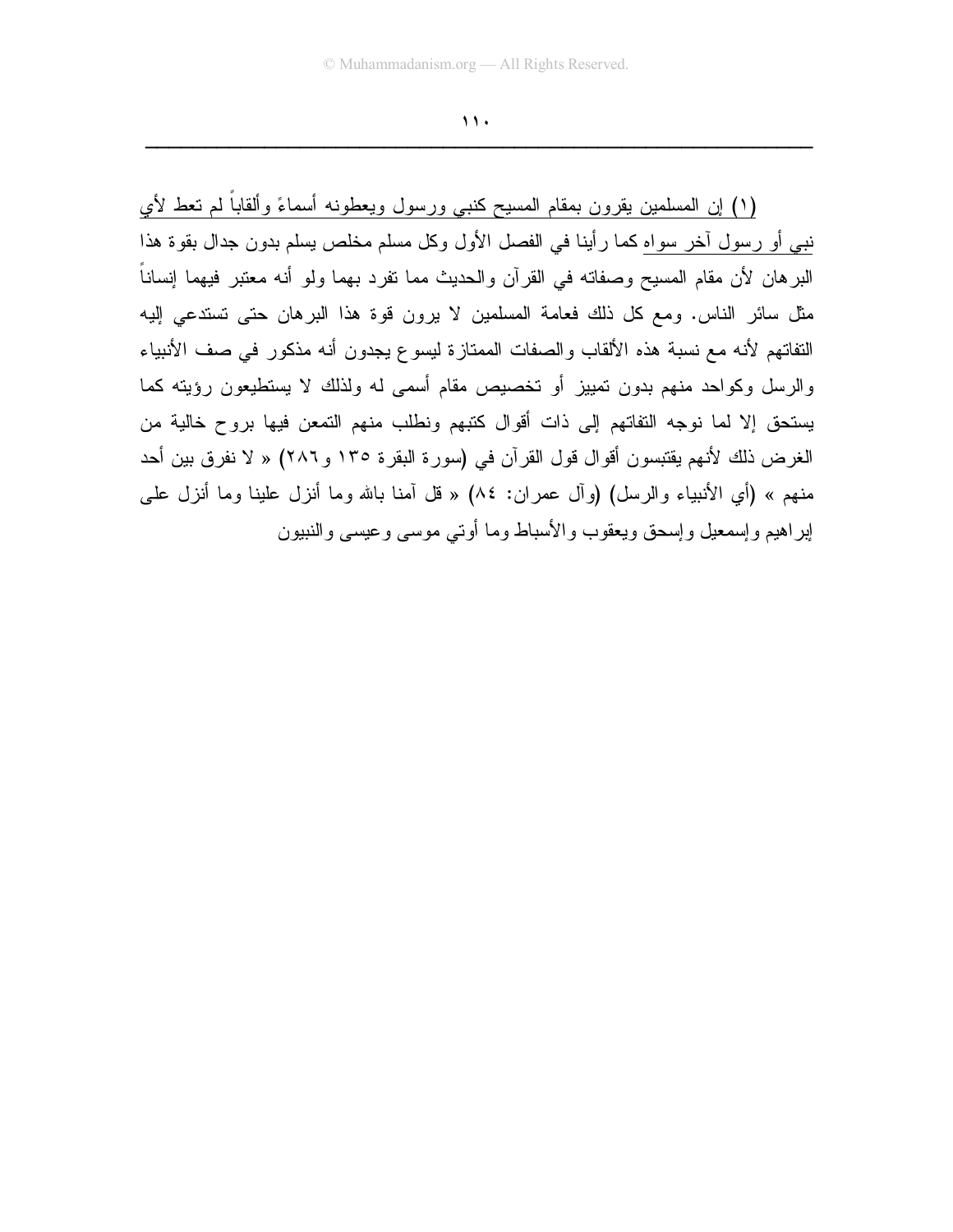(١) إن المسلمين يقرون بمقام المسيح كنبي ورسول ويعطونه أسماءً وألقاباً لم تعط لأي نبي أو رسول آخر سواه كما رأينا في الفصل الأول وكل مسلم مخلص يسلم بدون جدال بقوة هذا البرهان لأن مقام المسيح وصفاته في القرآن والحديث مما تفرد بهما ولو أنه معتبر فيهما إنساناً مثل سائر الناس. ومع كل ذلك فعامة المسلمين لا يرون قوة هذا البرهان حتى تستدعي إليه التفاتهم لأنه مع نسبة هذه الألقاب والصفات الممتازة ليسوع يجدون أنه مذكور في صف الأنبياء والرسل وكواحد منهم بدون تمييز أو تخصيص مقام أسمى له ولذلك لا يستطيعون رؤيته كما يستحق إلا لما نوجه التفاتهم إلى ذات أقوال كتبهم ونطلب منهم التمعن فيها بروح خالية من الغرض ذلك لأنهم يقتبسون أقوال قول القرآن في (سورة البقرة ١٣٥ و٢٨٦) « لا نفرق بين أحد منهم » (أي الأنبياء والرسل) (وآل عمران: ٨٤) « قل آمنا بالله وما أنزل علينا وما أنزل على إبراهيم وإسمعيل وإسحق ويعقوب والأسباط وما أوتي موسى وعيسى والنبيون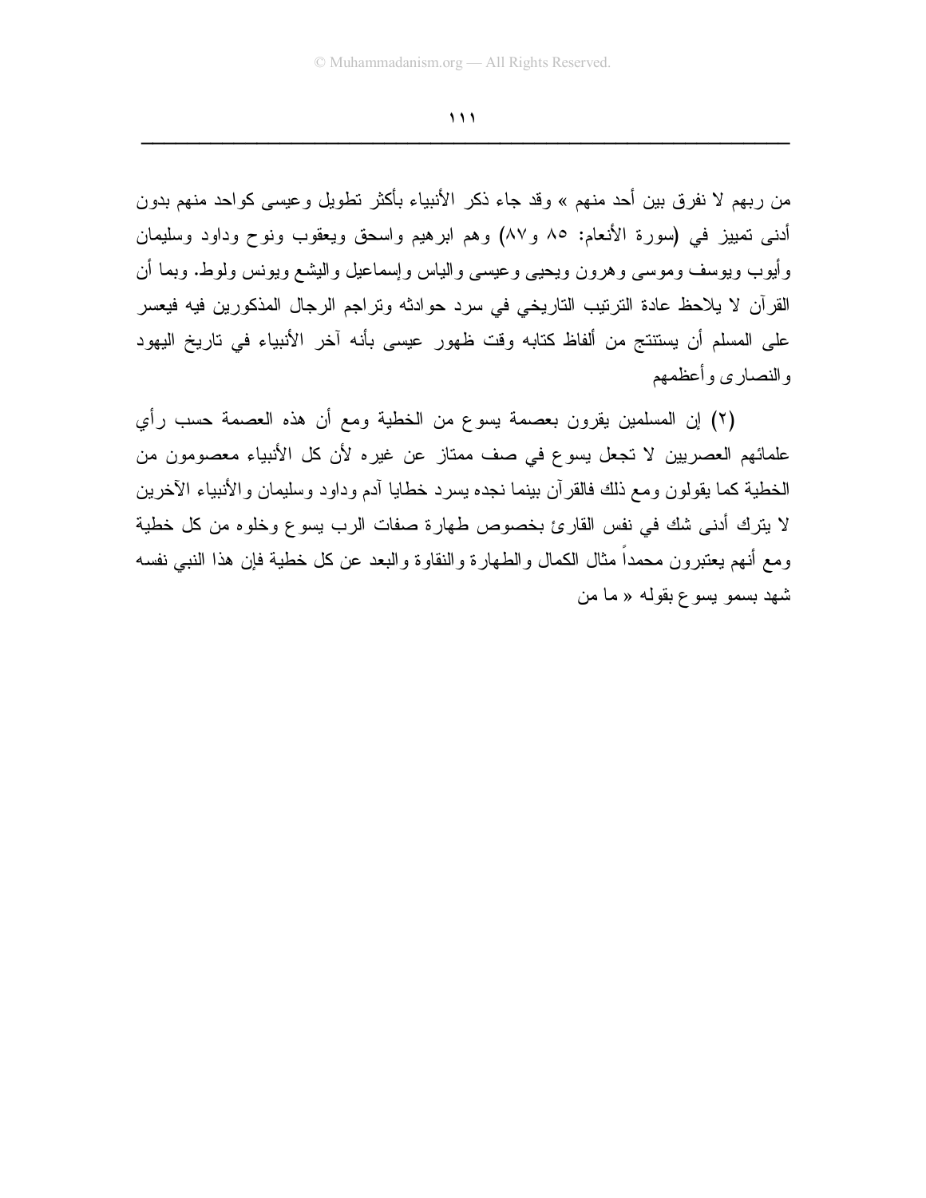من ربهم لا نفرق بين أحد منهم » وقد جاء ذكر الأنبياء بأكثر تطويل وعيسى كواحد منهم بدون أدنى تمييز في (سورة الأنعام: ٨٥ و٨٧) وهم ابرهيم واسحق ويعقوب ونوح وداود وسليمان وأيوب ويوسف وموسى وهرون ويحيى وعيسى والياس وإسماعيل واليشع ويونس ولوط. وبما أن القرآن لا يلاحظ عادة الترتيب التاريخي في سرد حوادثه وتراجم الرجال المذكورين فيه فيعسر على المسلم أن يستنتج من ألفاظ كتابه وقت ظهور عيسى بأنه آخر الأنبياء في تاريخ اليهود والنصارى وأعظمهم

(٢) إن المسلمين يقرون بعصمة يسوع من الخطية ومع أن هذه العصمة حسب رأي علمائهم العصريين لا تجعل يسوع في صف ممتاز عن غيره لأن كل الأنبياء معصومون من الخطية كما يقولون ومع ذلك فالقرآن بينما نجده يسرد خطايا آدم وداود وسليمان والأنبياء الآخرين لا يترك أدنى شك في نفس القارئ بخصوص طهارة صفات الرب يسوع وخلوه من كل خطية ومع أنهم يعتبرون محمداً مثال الكمال والطهارة والنقاوة والبعد عن كل خطية فإن هذا النبي نفسه شهد بسمو يسوع بقوله « ما من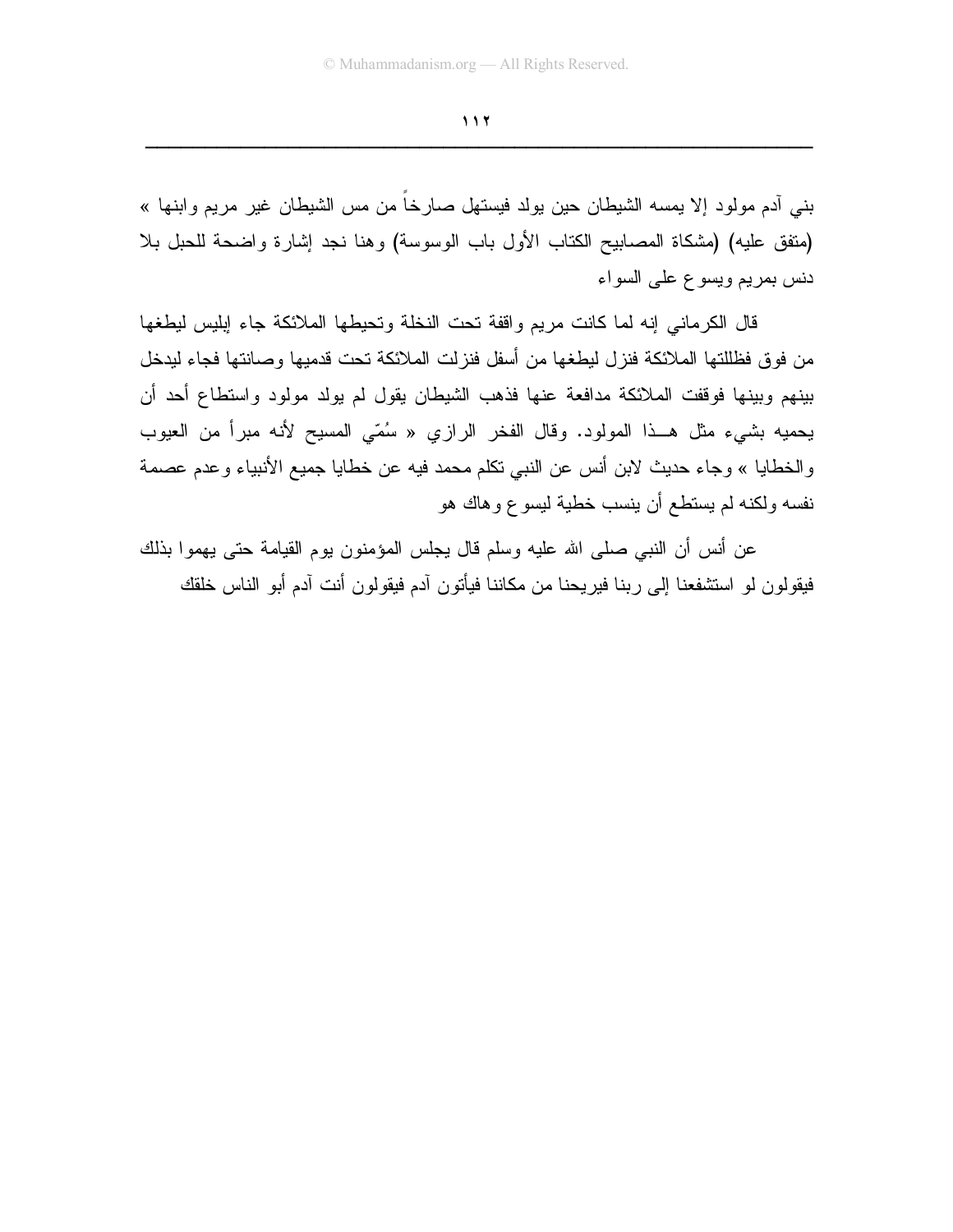بني آدم مولود إلا يمسه الشيطان حين يولد فيستهل صارخاً من مس الشيطان غير مريم وابنها » (متفق عليه) (مشكاة المصابيح الكتاب الأول باب الوسوسة) وهنا نجد إشارة واضحة للحبل بلا دنس بمريم ويسوع على السواء

قال الكرماني إنه لما كانت مريم واقفة تحت النخلة وتحيطها الملائكة جاء إبليس ليطغها من فوق فظللتها الملائكة فنزل ليطغها من أسفل فنزلت الملائكة تحت قدميها وصانتها فجاء ليدخل بينهم وبينها فوقفت الملائكة مدافعة عنها فذهب الشيطان يقول لم يولد مولود واستطاع أحد أن يحميه بشيء مثل هــذا المولود. وقال الفخر الرازي « سُمّي المسيح لأنه مبرأ من العيوب والخطايا » وجاء حديث لابن أنس عن النبي تكلم محمد فيه عن خطايا جميع الأنبياء وعدم عصمة نفسه ولكنه لم يستطع أن ينسب خطية ليسوع وهاك هو

عن أنس أن النبي صلى الله عليه وسلم قال يجلس المؤمنون يوم القيامة حتى يهموا بذلك فيقولون لو استشفعنا إلى ربنا فيريحنا من مكاننا فيأتون آدم فيقولون أنت آدم أبو الناس خلقك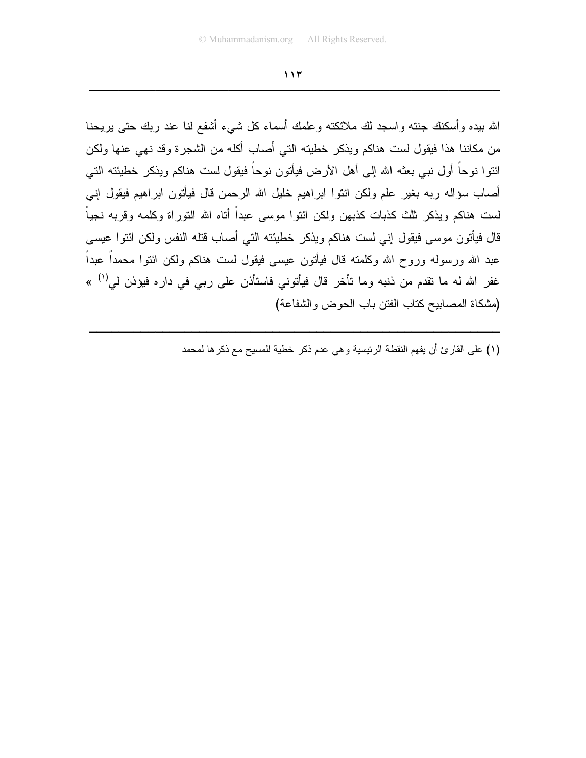الله بيده وأسكنك جنته واسجد لك ملائكته وعلمك أسماء كل شيء أشفع لنا عند ربك حتى يريحنا من مكاننا هذا فيقول لست هناكم ويذكر خطيته التي أصاب أكله من الشجرة وقد نهي عنها ولكن ائتوا نوحاً أول نبي بعثه الله إلى أهل الأرض فيأتون نوحاً فيقول لست هناكم ويذكر خطيئته التي أصاب سؤاله ربه بغير علم ولكن ائتوا ابراهيم خليل الله الرحمن قال فيأتون ابراهيم فيقول إني لست هناكم ويذكر ثلث كذبات كذبهن ولكن ائتوا موسى عبداً أتاه الله التوراة وكلمه وقربه نجياً قال فيأتون موسى فيقول إني لست هناكم ويذكر خطيئته التي أصاب قتله النفس ولكن ائتوا عيسى عبد الله ورسوله وروح الله وكلمته قال فيأتون عيسى فيقول لست هناكم ولكن ائتوا محمداً عبداً غفر الله له ما تقدم من ذنبه وما تأخر قال فيأتوني فاستأذن على ربي في داره فيؤذن لي[١] » (مشكاة المصابيح كتاب الفتن باب الحوض والشفاعة)

---

(١) على القارئ أن يفهم النقطة الرئيسية وهي عدم ذكر خطية للمسيح مع ذكرها لمحمد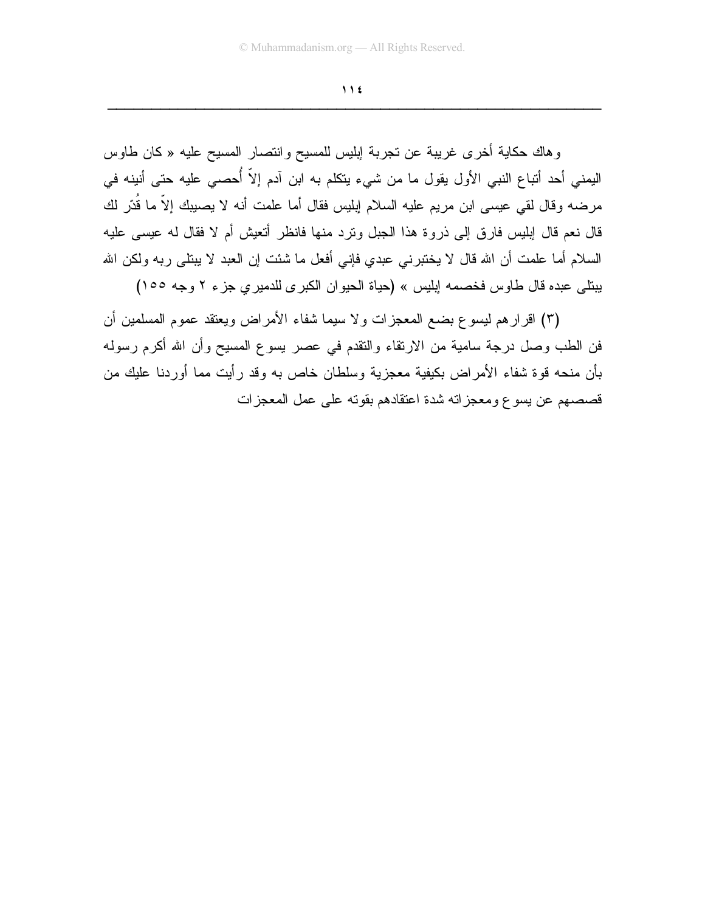وهاك حكاية أخرى غريبة عن تجربة إبليس للمسيح وانتصار المسيح عليه « كان طاوس اليمني أحد أتباع النبي الأول يقول ما من شيء يتكلم به ابن آدم إلاّ أُحصي عليه حتى أنينه في مرضه وقال لقي عيسى ابن مريم عليه السلام إبليس فقال أما علمت أنه لا يصيبك إلاّ ما قُدّر لك قال نعم قال إبليس فارق إلى ذروة هذا الجبل وترد منها فانظر أتعيش أم لا فقال له عيسى عليه السلام أما علمت أن الله قال لا يختبرني عبدي فإني أفعل ما شئت إن العبد لا يبتلى ربه ولكن الله يبتلى عبده قال طاوس فخصمه إبليس » (حياة الحيوان الكبرى للدميري جزء ٢ وجه ١٥٥)

(٣) اقرارهم ليسوع بضع المعجزات ولا سيما شفاء الأمراض ويعتقد عموم المسلمين أن فن الطب وصل درجة سامية من الارتقاء والتقدم في عصر يسوع المسيح وأن الله أكرم رسوله بأن منحه قوة شفاء الأمراض بكيفية معجزية وسلطان خاص به وقد رأيت مما أوردنا عليك من قصصهم عن يسوع ومعجزاته شدة اعتقادهم بقوته على عمل المعجزات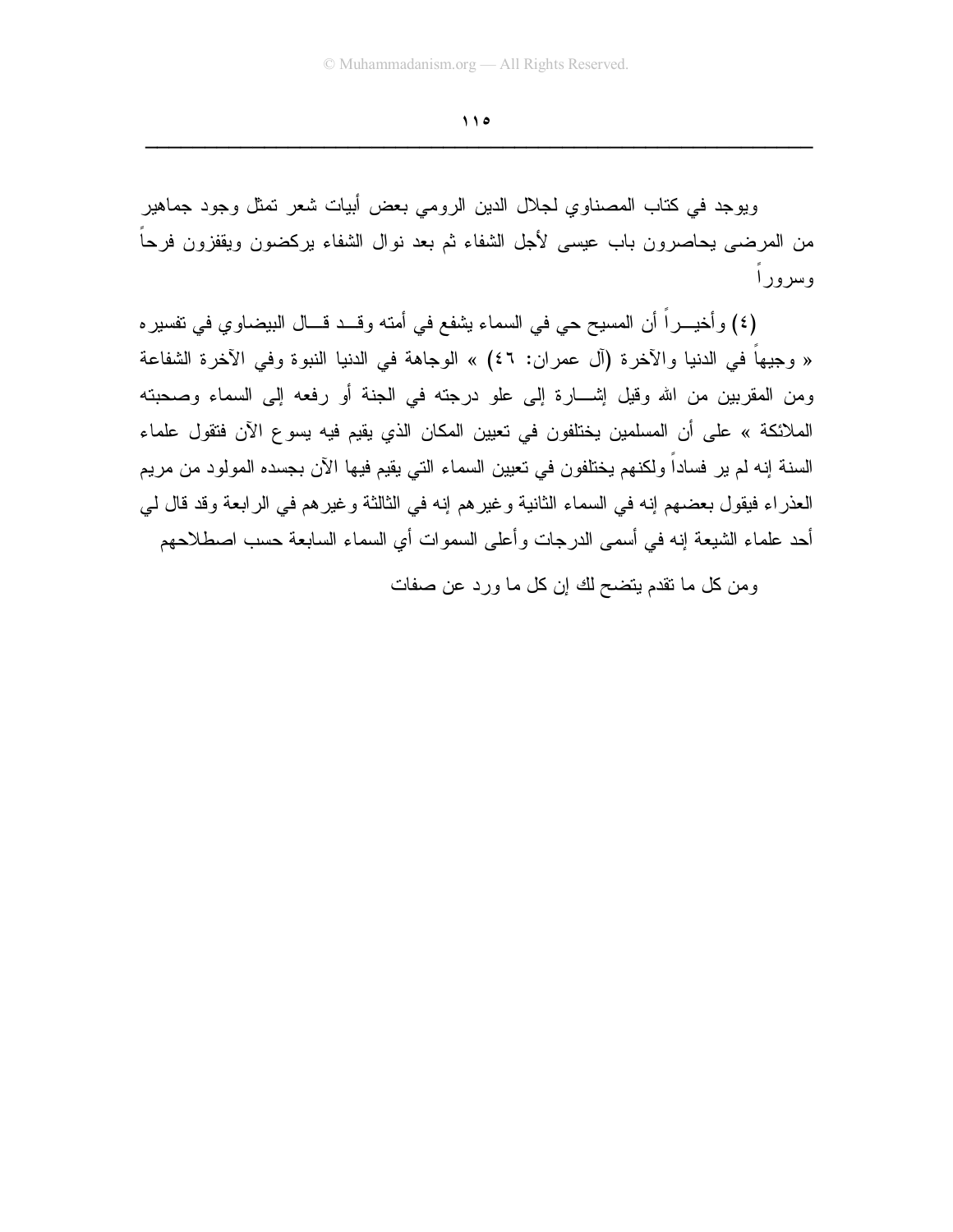ويوجد في كتاب المصناوي لجلال الدين الرومي بعض أبيات شعر تمثل وجود جماهير من المرضى يحاصرون باب عيسى لأجل الشفاء ثم بعد نوال الشفاء يركضون ويقفزون فرحاً وسروراً

(٤) وأخيــراً أن المسيح حي في السماء يشفع في أمته وقــد قــال البيضاوي في تفسيره « وجيهاً في الدنيا والآخرة (آل عمران: ٤٦) » الوجاهة في الدنيا النبوة وفي الآخرة الشفاعة ومن المقربين من الله وقيل إشــارة إلى علو درجته في الجنة أو رفعه إلى السماء وصحبته الملائكة » على أن المسلمين يختلفون في تعيين المكان الذي يقيم فيه يسوع الآن فتقول علماء السنة إنه لم ير فساداً ولكنهم يختلفون في تعيين السماء التي يقيم فيها الآن بجسده المولود من مريم العذراء فيقول بعضهم إنه في السماء الثانية وغيرهم إنه في الثالثة وغيرهم في الرابعة وقد قال لي أحد علماء الشيعة إنه في أسمى الدرجات وأعلى السموات أي السماء السابعة حسب اصطلاحهم

ومن كل ما تقدم يتضح لك إن كل ما ورد عن صفات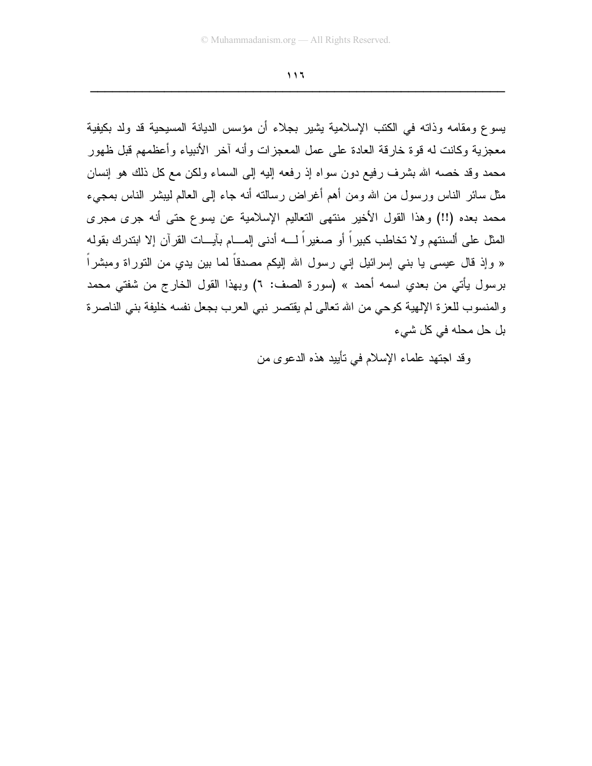يسوع ومقامه وذاته في الكتب الإسلامية يشير بجلاء أن مؤسس الديانة المسيحية قد ولد بكيفية معجزية وكانت له قوة خارقة العادة على عمل المعجزات وأنه آخر الأنبياء وأعظمهم قبل ظهور محمد وقد خصه الله بشرف رفيع دون سواه إذ رفعه إليه إلى السماء ولكن مع كل ذلك هو إنسان مثل سائر الناس ورسول من الله ومن أهم أغراض رسالته أنه جاء إلى العالم ليبشر الناس بمجيء محمد بعده (!!) وهذا القول الأخير منتهى التعاليم الإسلامية عن يسوع حتى أنه جرى مجرى المثل على ألسنتهم ولا تخاطب كبيراً أو صغيراً لــه أدنى إلمــام بآيــات القرآن إلا ابتدرك بقوله « وإذ قال عيسى يا بني إسرائيل إني رسول الله إليكم مصدقاً لما بين يدي من التوراة ومبشراً برسول يأتي من بعدي اسمه أحمد » (سورة الصف: ٦) وبهذا القول الخارج من شفتي محمد والمنسوب للعزة الإلهية كوحي من الله تعالى لم يقتصر نبي العرب بجعل نفسه خليفة بني الناصرة بل حل محله في كل شيء

وقد اجتهد علماء الإسلام في تأييد هذه الدعوى من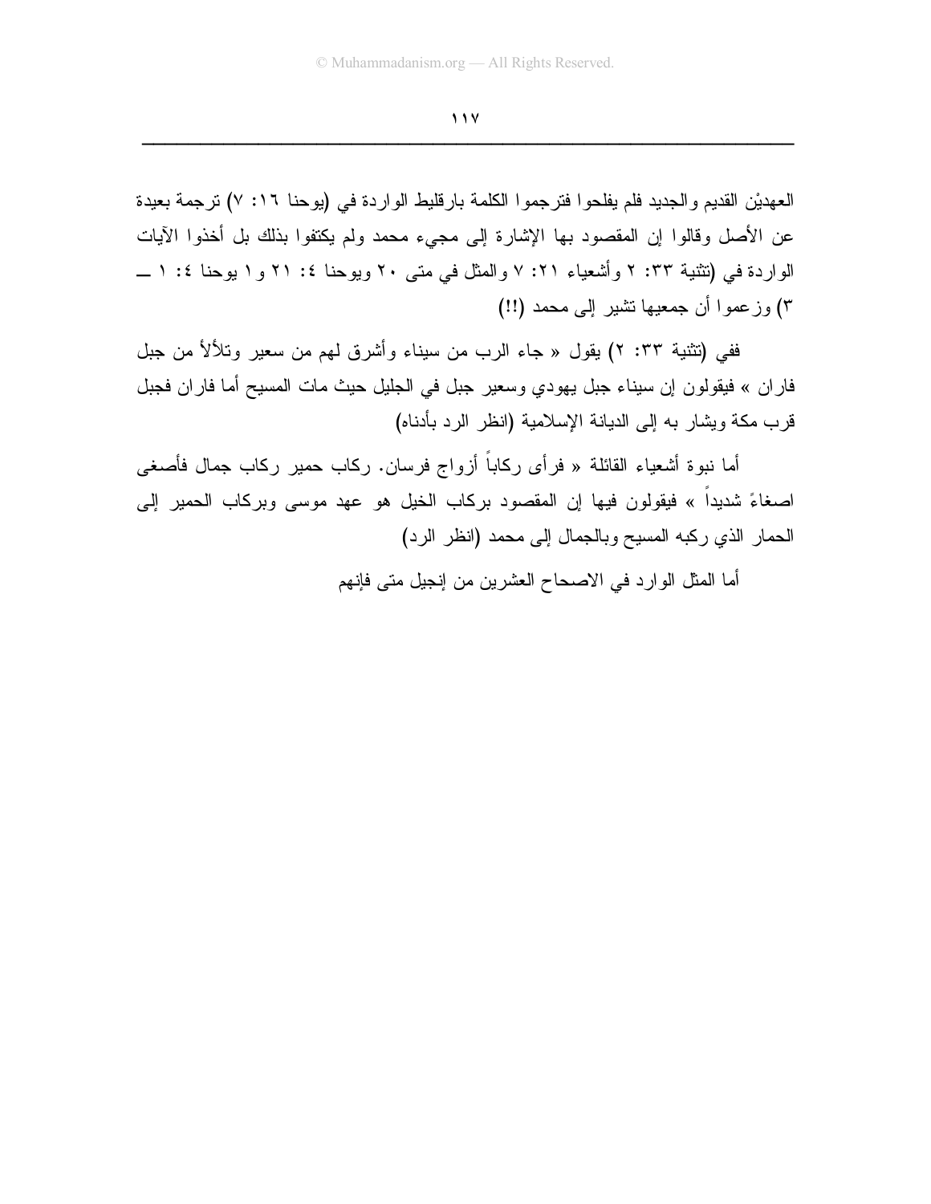العهديْن القديم والجديد فلم يفلحوا فترجموا الكلمة بارقليط الواردة في (يوحنا ١٦: ٧) ترجمة بعيدة عن الأصل وقالوا إن المقصود بها الإشارة إلى مجيء محمد ولم يكتفوا بذلك بل أخذوا الآيات الواردة في (تثنية ٣٣: ٢ وأشعياء ٢١: ٧ والمثل في متى ٢٠ ويوحنا ٤: ٢١ و١ يوحنا ٤: ١ ــ ٣) وزعموا أن جمعيها تشير إلى محمد (!!)

ففي (تثنية ٣٣: ٢) يقول « جاء الرب من سيناء وأشرق لهم من سعير وتلألأ من جبل فاران » فيقولون إن سيناء جبل يهودي وسعير جبل في الجليل حيث مات المسيح أما فاران فجبل قرب مكة ويشار به إلى الديانة الإسلامية (انظر الرد بأدناه)

أما نبوة أشعياء القائلة « فرأى ركاباً أزواج فرسان. ركاب حمير ركاب جمال فأصغى اصغاءً شديداً » فيقولون فيها إن المقصود بركاب الخيل هو عهد موسى وبركاب الحمير إلى الحمار الذي ركبه المسيح وبالجمال إلى محمد (انظر الرد)

أما المثل الوارد في الاصحاح العشرين من إنجيل متى فإنهم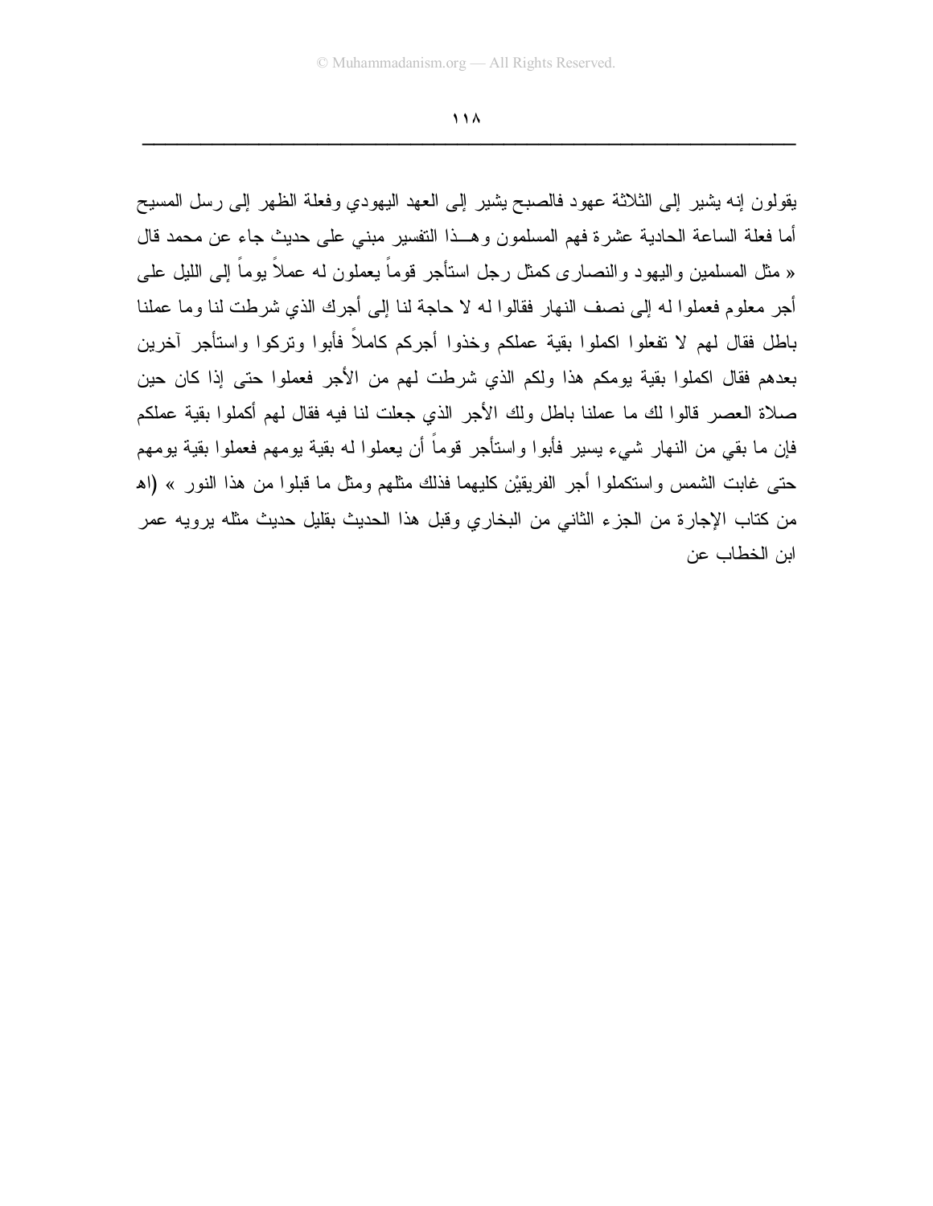يقولون إنه يشير إلى الثلاثة عهود فالصبح يشير إلى العهد اليهودي وفعلة الظهر إلى رسل المسيح أما فعلة الساعة الحادية عشرة فهم المسلمون وهـــذا التفسير مبني على حديث جاء عن محمد قال « مثل المسلمين واليهود والنصارى كمثل رجل استأجر قوماً يعملون له عملاً يوماً إلى الليل على أجر معلوم فعملوا له إلى نصف النهار فقالوا له لا حاجة لنا إلى أجرك الذي شرطت لنا وما عملنا باطل فقال لهم لا تفعلوا اكملوا بقية عملكم وخذوا أجركم كاملاً فأبوا وتركوا واستأجر آخرين بعدهم فقال اكملوا بقية يومكم هذا ولكم الذي شرطت لهم من الأجر فعملوا حتى إذا كان حين صلاة العصر قالوا لك ما عملنا باطل ولك الأجر الذي جعلت لنا فيه فقال لهم أكملوا بقية عملكم فإن ما بقي من النهار شيء يسير فأبوا واستأجر قوماً أن يعملوا له بقية يومهم فعملوا بقية يومهم حتى غابت الشمس واستكملوا أجر الفريقيْن كليهما فذلك مثلهم ومثل ما قبلوا من هذا النور » (اهـ من كتاب الإجارة من الجزء الثاني من البخاري وقبل هذا الحديث بقليل حديث مثله يرويه عمر ابن الخطاب عن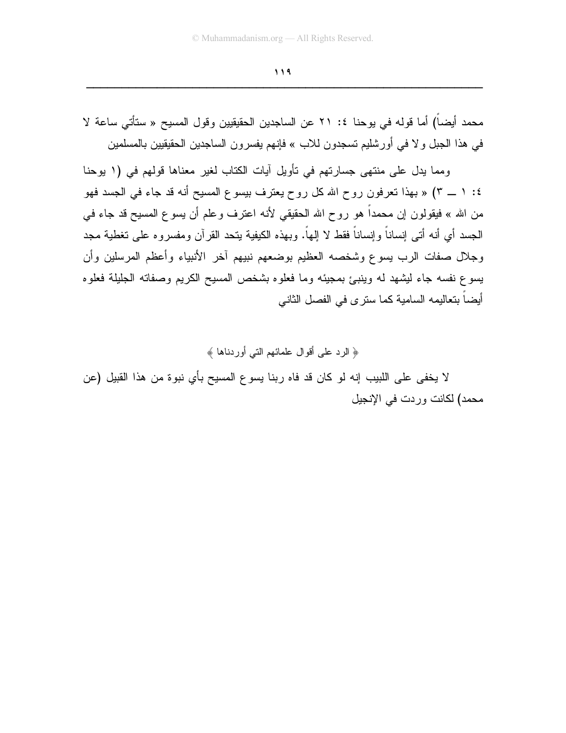محمد أيضاً) أما قوله في يوحنا ٤: ٢١ عن الساجدين الحقيقيين وقول المسيح « ستأتي ساعة لا في هذا الجبل ولا في أورشليم تسجدون للاب » فإنهم يفسرون الساجدين الحقيقيين بالمسلمين

ومما يدل على منتهى جسارتهم في تأويل آيات الكتاب لغير معناها قولهم في (١ يوحنا ٤: ١ ــ ٣) « بهذا تعرفون روح الله كل روح يعترف بيسوع المسيح أنه قد جاء في الجسد فهو من الله » فيقولون إن محمداً هو روح الله الحقيقي لأنه اعترف وعلم أن يسوع المسيح قد جاء في الجسد أي أنه أتى إنساناً وإنساناً فقط لا إلهاً. وبهذه الكيفية يتحد القرآن ومفسروه على تغطية مجد وجلال صفات الرب يسوع وشخصه العظيم بوضعهم نبيهم آخر الأنبياء وأعظم المرسلين وأن يسوع نفسه جاء ليشهد له وينبئ بمجيئه وما فعلوه بشخص المسيح الكريم وصفاته الجليلة فعلوه أيضاً بتعاليمه السامية كما سترى في الفصل الثاني

﴿ الرد على أقوال علمائهم التي أوردناها ﴾

لا يخفى على اللبيب إنه لو كان قد فاه ربنا يسوع المسيح بأي نبوة من هذا القبيل (عن محمد) لكانت وردت في الإنجيل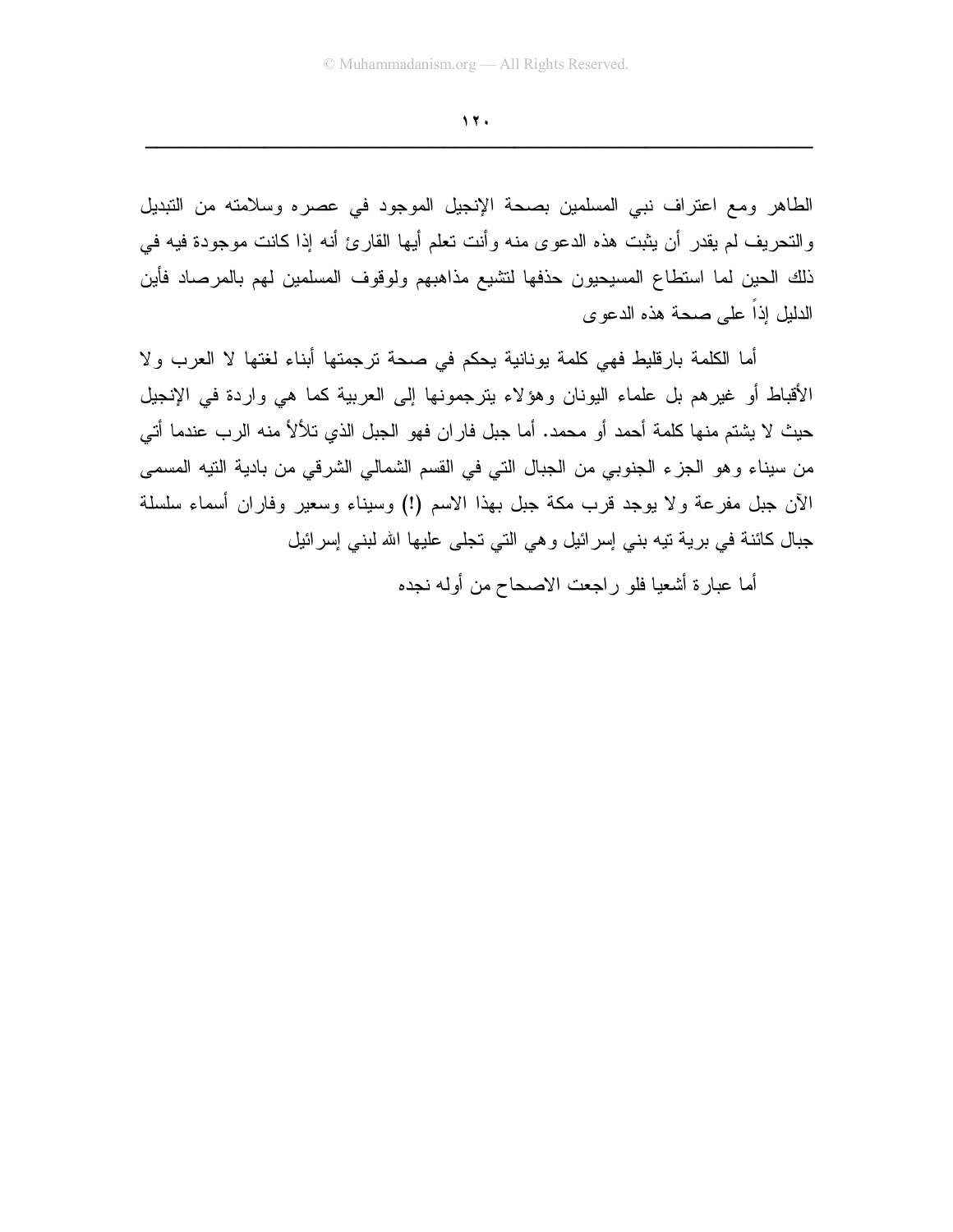الطاهر ومع اعتراف نبي المسلمين بصحة الإنجيل الموجود في عصره وسلامته من التبديل والتحريف لم يقدر أن يثبت هذه الدعوى منه وأنت تعلم أيها القارئ أنه إذا كانت موجودة فيه في ذلك الحين لما استطاع المسيحيون حذفها لتشيع مذاهبهم ولوقوف المسلمين لهم بالمرصاد فأين الدليل إذاً على صحة هذه الدعوى

أما الكلمة بارقليط فهي كلمة يونانية يحكم في صحة ترجمتها أبناء لغتها لا العرب ولا الأقباط أو غيرهم بل علماء اليونان وهؤلاء يترجمونها إلى العربية كما هي واردة في الإنجيل حيث لا يشتم منها كلمة أحمد أو محمد. أما جبل فاران فهو الجبل الذي تلألأ منه الرب عندما أتي من سيناء وهو الجزء الجنوبي من الجبال التي في القسم الشمالي الشرقي من بادية التيه المسمى الآن جبل مفرعة ولا يوجد قرب مكة جبل بهذا الاسم (!) وسيناء وسعير وفاران أسماء سلسلة جبال كائنة في برية تيه بني إسرائيل وهي التي تجلى عليها الله لبني إسرائيل

أما عبارة أشعيا فلو راجعت الاصحاح من أوله نجده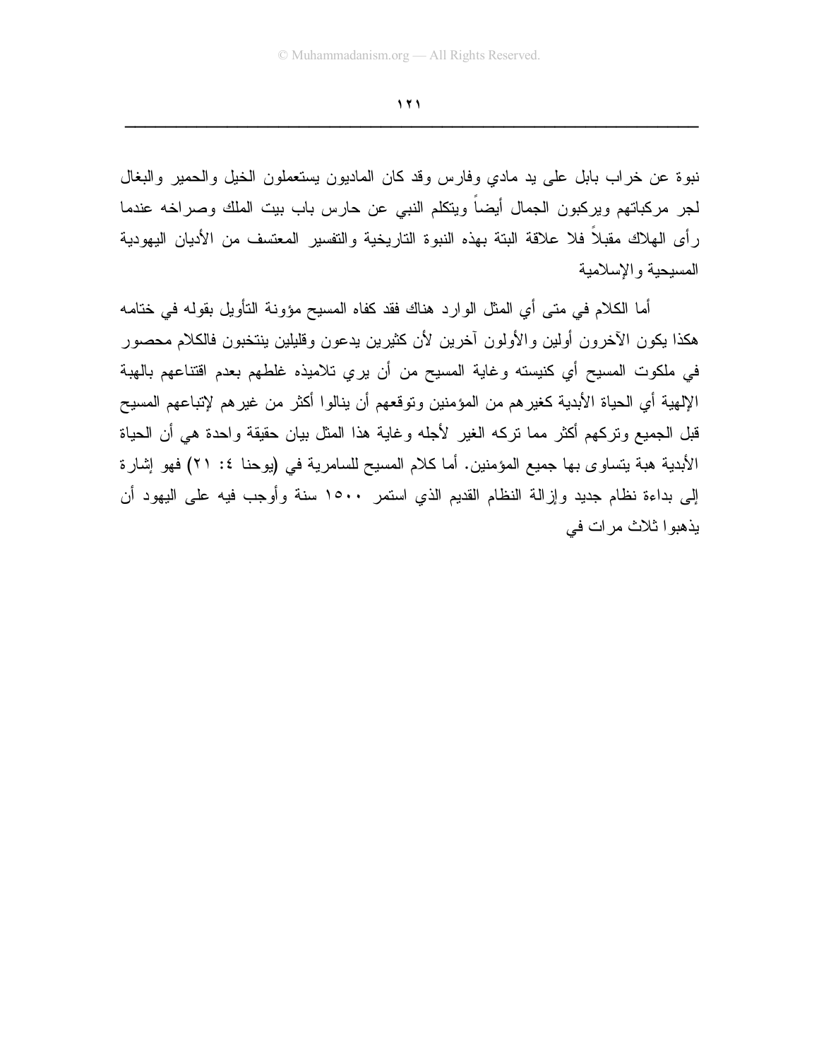نبوة عن خراب بابل على يد مادي وفارس وقد كان الماديون يستعملون الخيل والحمير والبغال لجر مركباتهم ويركبون الجمال أيضاً ويتكلم النبي عن حارس باب بيت الملك وصراخه عندما رأى الهلاك مقبلاً فلا علاقة البتة بهذه النبوة التاريخية والتفسير المعتسف من الأديان اليهودية المسيحية والإسلامية

أما الكلام في متى أي المثل الوارد هناك فقد كفاه المسيح مؤونة التأويل بقوله في ختامه هكذا يكون الآخرون أولين والأولون آخرين لأن كثيرين يدعون وقليلين ينتخبون فالكلام محصور في ملكوت المسيح أي كنيسته وغاية المسيح من أن يري تلاميذه غلطهم بعدم اقتناعهم بالهبة الإلهية أي الحياة الأبدية كغيرهم من المؤمنين وتوقعهم أن ينالوا أكثر من غيرهم لإتباعهم المسيح قبل الجميع وتركهم أكثر مما تركه الغير لأجله وغاية هذا المثل بيان حقيقة واحدة هي أن الحياة الأبدية هبة يتساوى بها جميع المؤمنين. أما كلام المسيح للسامرية في (يوحنا ٤: ٢١) فهو إشارة إلى بداءة نظام جديد وإزالة النظام القديم الذي استمر ١٥٠٠ سنة وأوجب فيه على اليهود أن يذهبوا ثلاث مرات في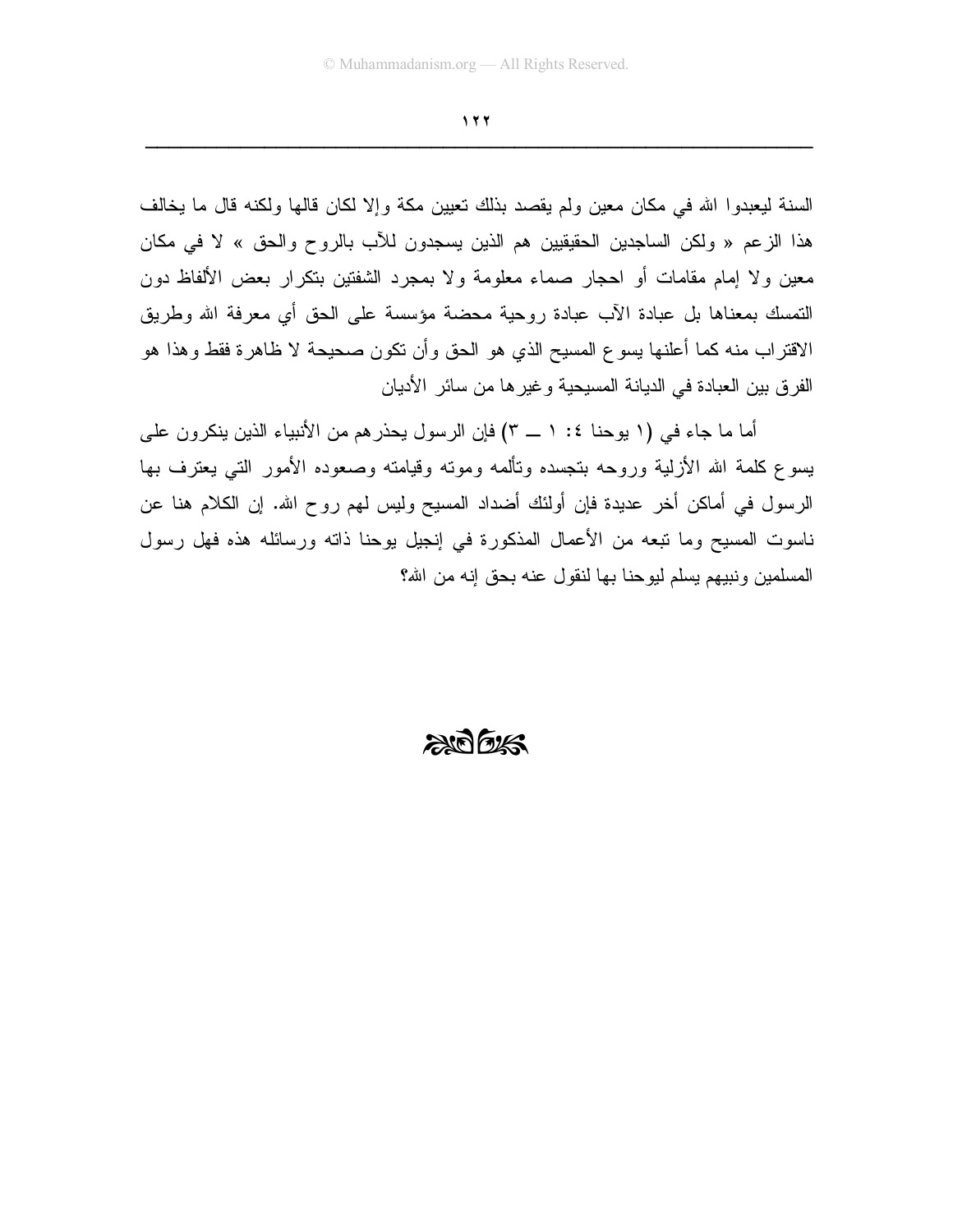السنة ليعبدوا الله في مكان معين ولم يقصد بذلك تعيين مكة وإلا لكان قالها ولكنه قال ما يخالف هذا الزعم « ولكن الساجدين الحقيقيين هم الذين يسجدون للآب بالروح والحق » لا في مكان معين ولا إمام مقامات أو احجار صماء معلومة ولا بمجرد الشفتين بتكرار بعض الألفاظ دون التمسك بمعناها بل عبادة الآب عبادة روحية محضة مؤسسة على الحق أي معرفة الله وطريق الاقتراب منه كما أعلنها يسوع المسيح الذي هو الحق وأن تكون صحيحة لا ظاهرة فقط وهذا هو الفرق بين العبادة في الديانة المسيحية وغيرها من سائر الأديان

أما ما جاء في (١ يوحنا ٤ : ١ ــ ٣) فإن الرسول يحذرهم من الأنبياء الذين ينكرون على يسوع كلمة الله الأزلية وروحه بتجسده وتألمه وموته وقيامته وصعوده الأمور التي يعترف بها الرسول في أماكن أخر عديدة فإن أولئك أضداد المسيح وليس لهم روح الله. إن الكلام هنا عن ناسوت المسيح وما تبعه من الأعمال المذكورة في إنجيل يوحنا ذاته ورسائله هذه فهل رسول المسلمين ونبيهم يسلم ليوحنا بها لنقول عنه بحق إنه من الله؟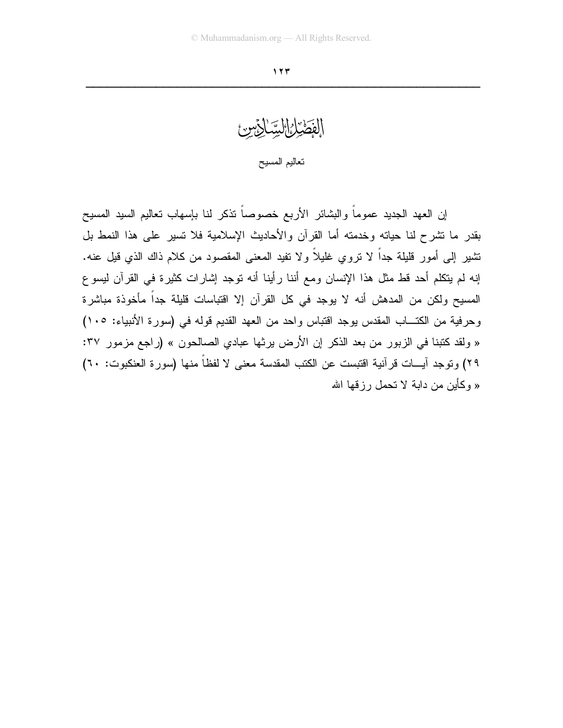# الفصل السادس

## تعاليم المسيح

إن العهد الجديد عموماً والبشائر الأربع خصوصاً تذكر لنا بإسهاب تعاليم السيد المسيح بقدر ما تشرح لنا حياته وخدمته أما القرآن والأحاديث الإسلامية فلا تسير على هذا النمط بل تشير إلى أمور قليلة جداً لا تروي غليلاً ولا تفيد المعنى المقصود من كلام ذاك الذي قيل عنه. إنه لم يتكلم أحد قط مثل هذا الإنسان ومع أننا رأينا أنه توجد إشارات كثيرة في القرآن ليسوع المسيح ولكن من المدهش أنه لا يوجد في كل القرآن إلا اقتباسات قليلة جداً مأخوذة مباشرة وحرفية من الكتـــاب المقدس يوجد اقتباس واحد من العهد القديم قوله في (سورة الأنبياء: ١٠٥) « ولقد كتبنا في الزبور من بعد الذكر إن الأرض يرثها عبادي الصالحون » (راجع مزمور ٣٧: ٢٩) وتوجد آيـــات قرآنية اقتبست عن الكتب المقدسة معنى لا لفظاً منها (سورة العنكبوت: ٦٠) « وكأين من دابة لا تحمل رزقها الله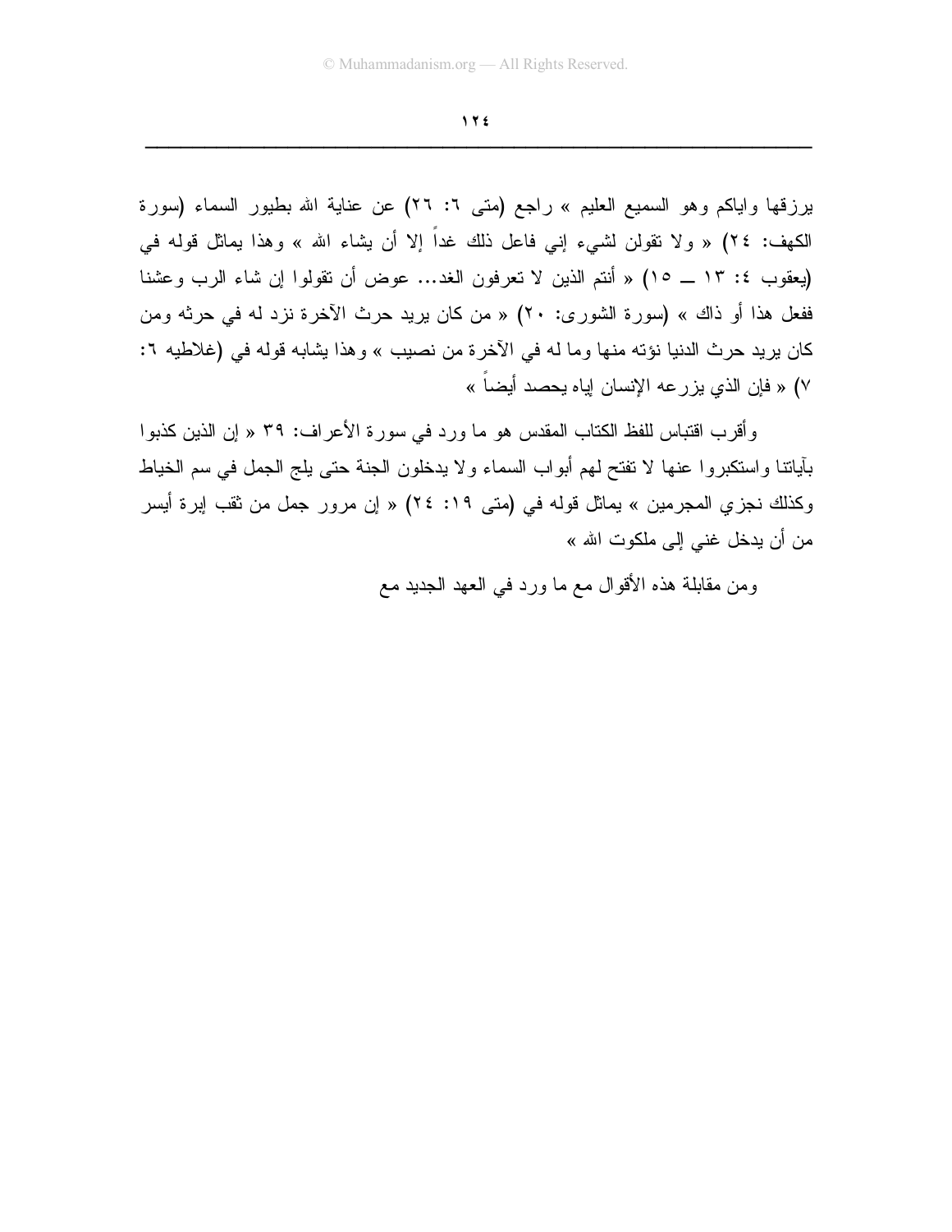يرزقها واياكم وهو السميع العليم » راجع (متى ٦: ٢٦) عن عناية الله بطيور السماء (سورة الكهف: ٢٤) « ولا تقولن لشيء إني فاعل ذلك غداً إلا أن يشاء الله » وهذا يماثل قوله في (يعقوب ٤: ١٣ ــ ١٥) « أنتم الذين لا تعرفون الغد... عوض أن تقولوا إن شاء الرب وعشنا ففعل هذا أو ذاك » (سورة الشورى: ٢٠) « من كان يريد حرث الآخرة نزد له في حرثه ومن كان يريد حرث الدنيا نؤته منها وما له في الآخرة من نصيب » وهذا يشابه قوله في (غلاطيه ٦: ٧) « فإن الذي يزرعه الإنسان إياه يحصد أيضاً »

وأقرب اقتباس للفظ الكتاب المقدس هو ما ورد في سورة الأعراف: ٣٩ « إن الذين كذبوا بآياتنا واستكبروا عنها لا تفتح لهم أبواب السماء ولا يدخلون الجنة حتى يلج الجمل في سم الخياط وكذلك نجزي المجرمين » يماثل قوله في (متى ١٩: ٢٤) « إن مرور جمل من ثقب إبرة أيسر من أن يدخل غني إلى ملكوت الله »

ومن مقابلة هذه الأقوال مع ما ورد في العهد الجديد مع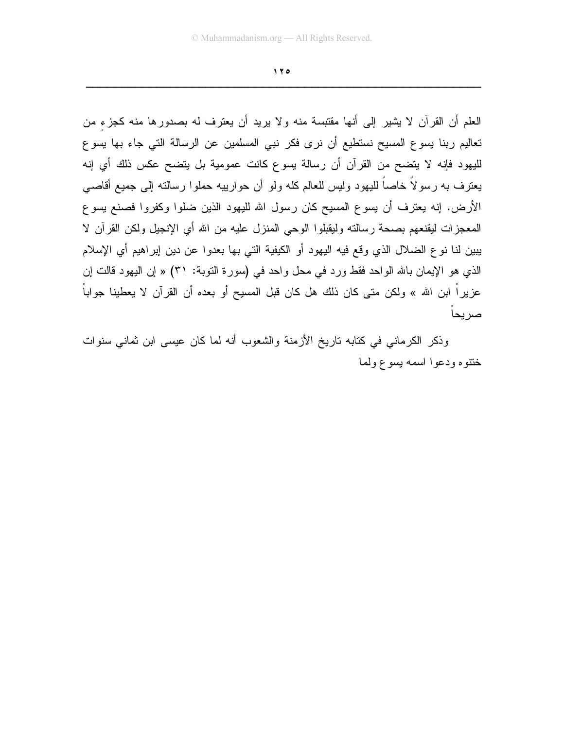العلم أن القرآن لا يشير إلى أنها مقتبسة منه ولا يريد أن يعترف له بصدورها منه كجزءٍ من تعاليم ربنا يسوع المسيح نستطيع أن نرى فكر نبي المسلمين عن الرسالة التي جاء بها يسوع لليهود فإنه لا يتضح من القرآن أن رسالة يسوع كانت عمومية بل يتضح عكس ذلك أي إنه يعترف به رسولاً خاصاً لليهود وليس للعالم كله ولو أن حوارييه حملوا رسالته إلى جميع أقاصي الأرض. إنه يعترف أن يسوع المسيح كان رسول الله لليهود الذين ضلوا وكفروا فصنع يسوع المعجزات ليقنعهم بصحة رسالته وليقبلوا الوحي المنزل عليه من الله أي الإنجيل ولكن القرآن لا يبين لنا نوع الضلال الذي وقع فيه اليهود أو الكيفية التي بها بعدوا عن دين إبراهيم أي الإسلام الذي هو الإيمان بالله الواحد فقط ورد في محل واحد في (سورة التوبة: ٣١) « إن اليهود قالت إن عزيراً ابن الله » ولكن متى كان ذلك هل كان قبل المسيح أو بعده أن القرآن لا يعطينا جواباً صريحاً

وذكر الكرماني في كتابه تاريخ الأزمنة والشعوب أنه لما كان عيسى ابن ثماني سنوات ختنوه ودعوا اسمه يسوع ولما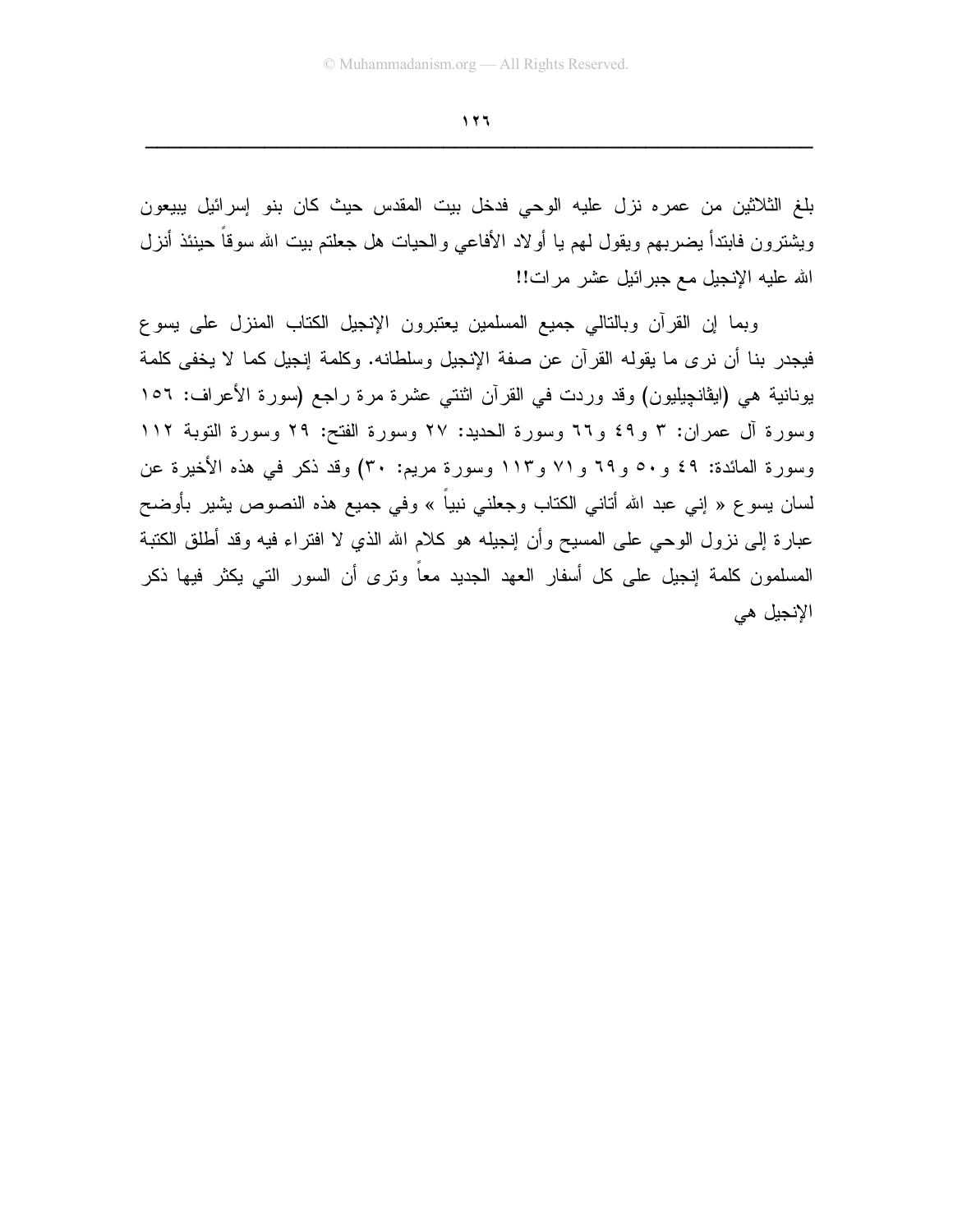بلغ الثلاثين من عمره نزل عليه الوحي فدخل بيت المقدس حيث كان بنو إسرائيل يبيعون ويشترون فابتدأ يضربهم ويقول لهم يا أولاد الأفاعي والحيات هل جعلتم بيت الله سوقاً حينئذ أنزل الله عليه الإنجيل مع جبرائيل عشر مرات!!

وبما إن القرآن وبالتالي جميع المسلمين يعتبرون الإنجيل الكتاب المنزل على يسوع فيجدر بنا أن نرى ما يقوله القرآن عن صفة الإنجيل وسلطانه. وكلمة إنجيل كما لا يخفى كلمة يونانية هي (ايڤانچيليون) وقد وردت في القرآن اثنتي عشرة مرة راجع (سورة الأعراف: ١٥٦ وسورة آل عمران: ٣ و٤٩ و٦٦ وسورة الحديد: ٢٧ وسورة الفتح: ٢٩ وسورة التوبة ١١٢ وسورة المائدة: ٤٩ و٥٠ و٦٩ و٧١ و١١٣ وسورة مريم: ٣٠) وقد ذكر في هذه الأخيرة عن لسان يسوع « إني عبد الله أتاني الكتاب وجعلني نبياً » وفي جميع هذه النصوص يشير بأوضح عبارة إلى نزول الوحي على المسيح وأن إنجيله هو كلام الله الذي لا افتراء فيه وقد أطلق الكتبة المسلمون كلمة إنجيل على كل أسفار العهد الجديد معاً وترى أن السور التي يكثر فيها ذكر الإنجيل هي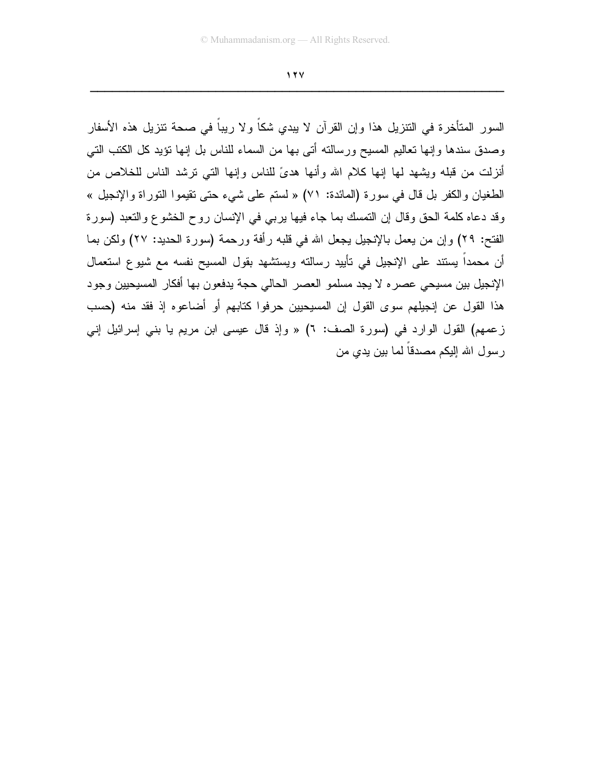السور المتأخرة في التنزيل هذا وإن القرآن لا يبدي شكاً ولا ريباً في صحة تنزيل هذه الأسفار وصدق سندها وإنها تعاليم المسيح ورسالته أتى بها من السماء للناس بل إنها تؤيد كل الكتب التي أنزلت من قبله ويشهد لها إنها كلام الله وأنها هدىً للناس وإنها التي ترشد الناس للخلاص من الطغيان والكفر بل قال في سورة (المائدة: ٧١) « لستم على شيء حتى تقيموا التوراة والإنجيل » وقد دعاه كلمة الحق وقال إن التمسك بما جاء فيها يربي في الإنسان روح الخشوع والتعبد (سورة الفتح: ٢٩) وإن من يعمل بالإنجيل يجعل الله في قلبه رأفة ورحمة (سورة الحديد: ٢٧) ولكن بما أن محمداً يستند على الإنجيل في تأييد رسالته ويستشهد بقول المسيح نفسه مع شيوع استعمال الإنجيل بين مسيحي عصره لا يجد مسلمو العصر الحالي حجة يدفعون بها أفكار المسيحيين وجود هذا القول عن إنجيلهم سوى القول إن المسيحيين حرفوا كتابهم أو أضاعوه إذ فقد منه (حسب زعمهم) القول الوارد في (سورة الصف: ٦) « وإذ قال عيسى ابن مريم يا بني إسرائيل إني رسول الله إليكم مصدقاً لما بين يدي من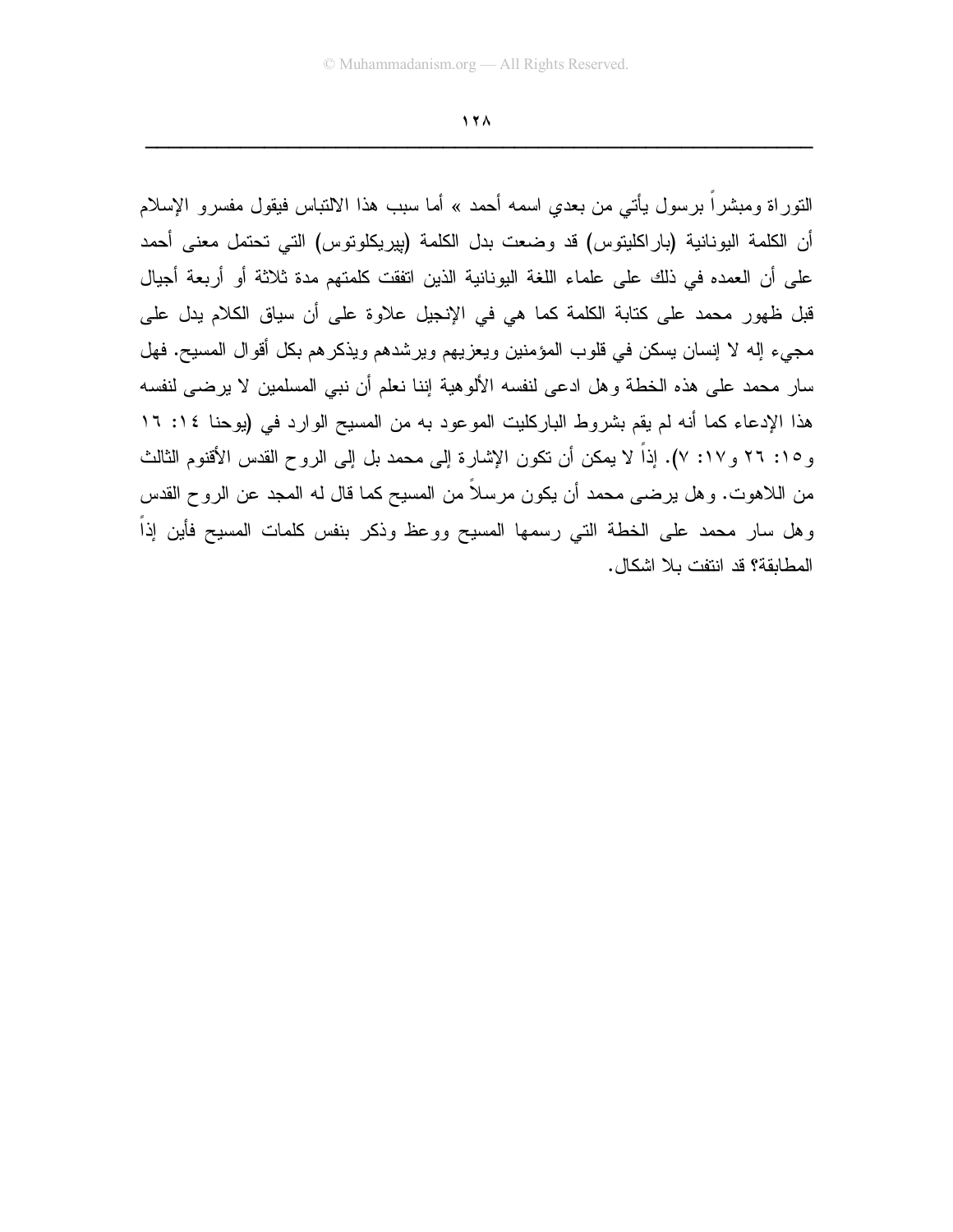التوراة ومبشراً برسول يأتي من بعدي اسمه أحمد » أما سبب هذا الالتباس فيقول مفسرو الإسلام أن الكلمة اليونانية (باراكليتوس) قد وضعت بدل الكلمة (پيريكلوتوس) التي تحتمل معنى أحمد على أن العمده في ذلك على علماء اللغة اليونانية الذين اتفقت كلمتهم مدة ثلاثة أو أربعة أجيال قبل ظهور محمد على كتابة الكلمة كما هي في الإنجيل علاوة على أن سياق الكلام يدل على مجيء إله لا إنسان يسكن في قلوب المؤمنين ويعزيهم ويرشدهم ويذكرهم بكل أقوال المسيح. فهل سار محمد على هذه الخطة وهل ادعى لنفسه الألوهية إننا نعلم أن نبي المسلمين لا يرضى لنفسه هذا الإدعاء كما أنه لم يقم بشروط الباركليت الموعود به من المسيح الوارد في (يوحنا ١٤: ١٦ و١٥: ٢٦ و١٧: ٧). إذاً لا يمكن أن تكون الإشارة إلى محمد بل إلى الروح القدس الأقنوم الثالث من اللاهوت. وهل يرضى محمد أن يكون مرسلاً من المسيح كما قال له المجد عن الروح القدس وهل سار محمد على الخطة التي رسمها المسيح ووعظ وذكر بنفس كلمات المسيح فأين إذاً المطابقة؟ قد انتفت بلا اشكال.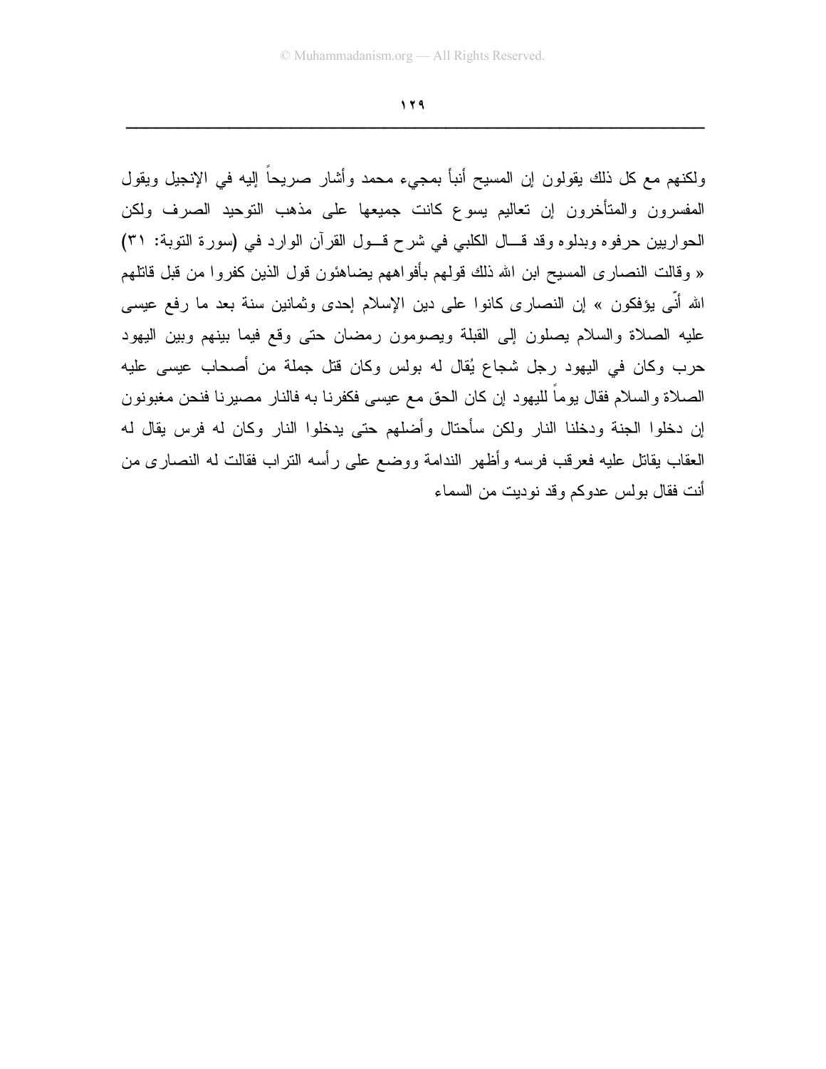ولكنهم مع كل ذلك يقولون إن المسيح أنبأ بمجيء محمد وأشار صريحاً إليه في الإنجيل ويقول المفسرون والمتأخرون إن تعاليم يسوع كانت جميعها على مذهب التوحيد الصرف ولكن الحواريين حرفوه وبدلوه وقد قـال الكلبي في شرح قـول القرآن الوارد في (سورة التوبة: ٣١) « وقالت النصارى المسيح ابن الله ذلك قولهم بأفواههم يضاهئون قول الذين كفروا من قبل قاتلهم الله أنّى يؤفكون » إن النصارى كانوا على دين الإسلام إحدى وثمانين سنة بعد ما رفع عيسى عليه الصلاة والسلام يصلون إلى القبلة ويصومون رمضان حتى وقع فيما بينهم وبين اليهود حرب وكان في اليهود رجل شجاع يُقال له بولس وكان قتل جملة من أصحاب عيسى عليه الصلاة والسلام فقال يوماً لليهود إن كان الحق مع عيسى فكفرنا به فالنار مصيرنا فنحن مغبونون إن دخلوا الجنة ودخلنا النار ولكن سأحتال وأضلهم حتى يدخلوا النار وكان له فرس يقال له العقاب يقاتل عليه فعرقب فرسه وأظهر الندامة ووضع على رأسه التراب فقالت له النصارى من أنت فقال بولس عدوكم وقد نوديت من السماء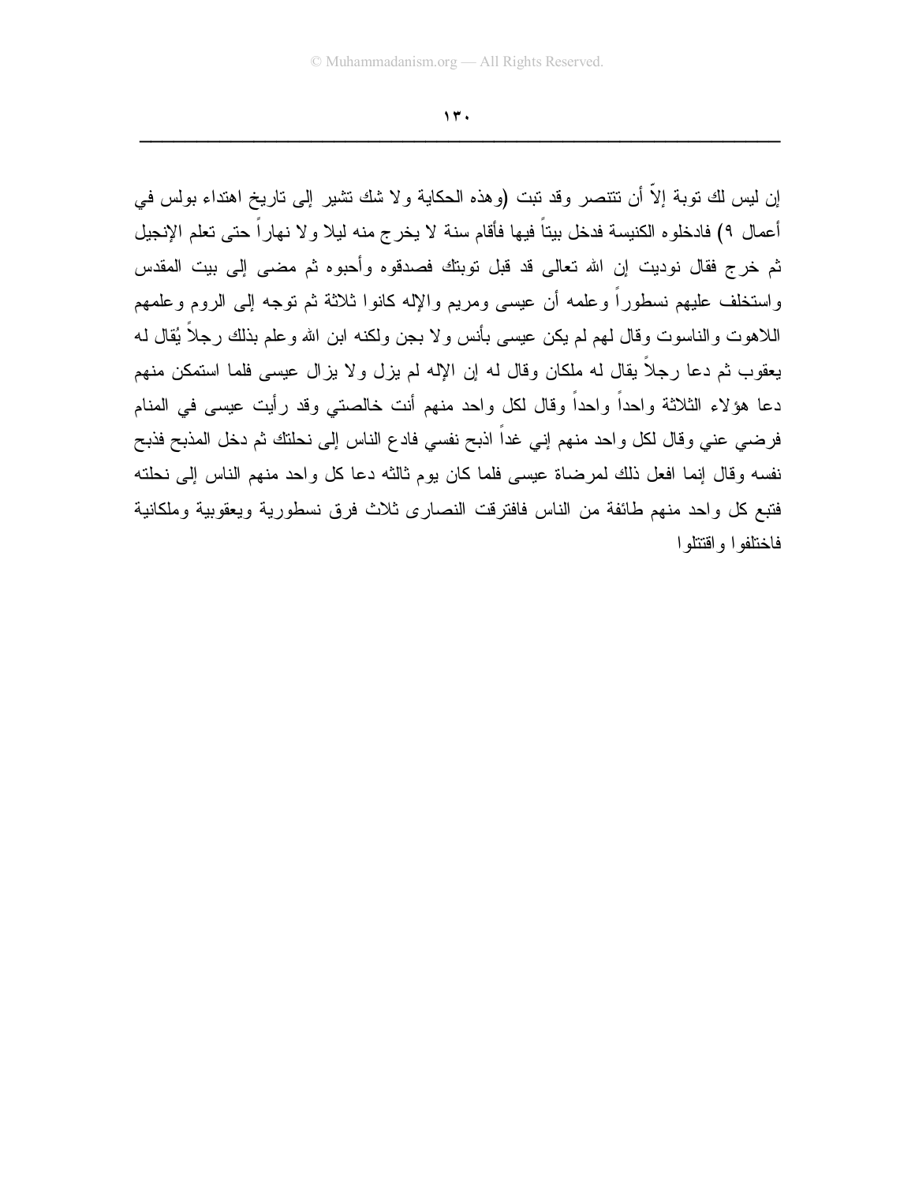إن ليس لك توبة إلاّ أن تتنصر وقد تبت (وهذه الحكاية ولا شك تشير إلى تاريخ اهتداء بولس في أعمال ٩) فادخلوه الكنيسة فدخل بيتاً فيها فأقام سنة لا يخرج منه ليلا ولا نهاراً حتى تعلم الإنجيل ثم خرج فقال نوديت إن الله تعالى قد قبل توبتك فصدقوه وأحبوه ثم مضى إلى بيت المقدس واستخلف عليهم نسطوراً وعلمه أن عيسى ومريم والإله كانوا ثلاثة ثم توجه إلى الروم وعلمهم اللاهوت والناسوت وقال لهم لم يكن عيسى بأنس ولا بجن ولكنه ابن الله وعلم بذلك رجلاً يُقال له يعقوب ثم دعا رجلاً يقال له ملكان وقال له إن الإله لم يزل ولا يزال عيسى فلما استمكن منهم دعا هؤلاء الثلاثة واحداً واحداً وقال لكل واحد منهم أنت خالصتي وقد رأيت عيسى في المنام فرضي عني وقال لكل واحد منهم إني غداً اذبح نفسي فادع الناس إلى نحلتك ثم دخل المذبح فذبح نفسه وقال إنما افعل ذلك لمرضاة عيسى فلما كان يوم ثالثه دعا كل واحد منهم الناس إلى نحلته فتبع كل واحد منهم طائفة من الناس فافترقت النصارى ثلاث فرق نسطورية ويعقوبية وملكانية فاختلفوا واقتتلوا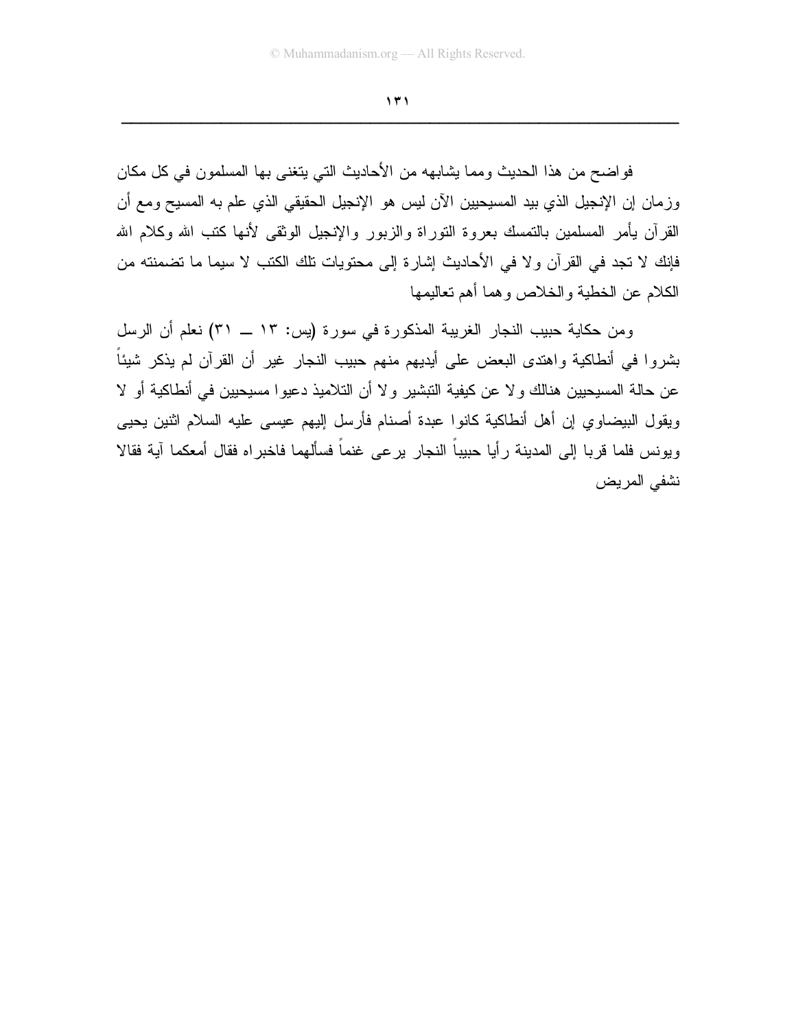فواضح من هذا الحديث ومما يشابهه من الأحاديث التي يتغنى بها المسلمون في كل مكان وزمان إن الإنجيل الذي بيد المسيحيين الآن ليس هو الإنجيل الحقيقي الذي علم به المسيح ومع أن القرآن يأمر المسلمين بالتمسك بعروة التوراة والزبور والإنجيل الوثقى لأنها كتب الله وكلام الله فإنك لا تجد في القرآن ولا في الأحاديث إشارة إلى محتويات تلك الكتب لا سيما ما تضمنته من الكلام عن الخطية والخلاص وهما أهم تعاليمها

ومن حكاية حبيب النجار الغريبة المذكورة في سورة (يس: ١٣ ــ ٣١) نعلم أن الرسل بشروا في أنطاكية واهتدى البعض على أيديهم منهم حبيب النجار غير أن القرآن لم يذكر شيئاً عن حالة المسيحيين هنالك ولا عن كيفية التبشير ولا أن التلاميذ دعيوا مسيحيين في أنطاكية أو لا ويقول البيضاوي إن أهل أنطاكية كانوا عبدة أصنام فأرسل إليهم عيسى عليه السلام اثنين يحيى ويونس فلما قربا إلى المدينة رأيا حبيباً النجار يرعى غنماً فسألهما فاخبراه فقال أمعكما آية فقالا نشفي المريض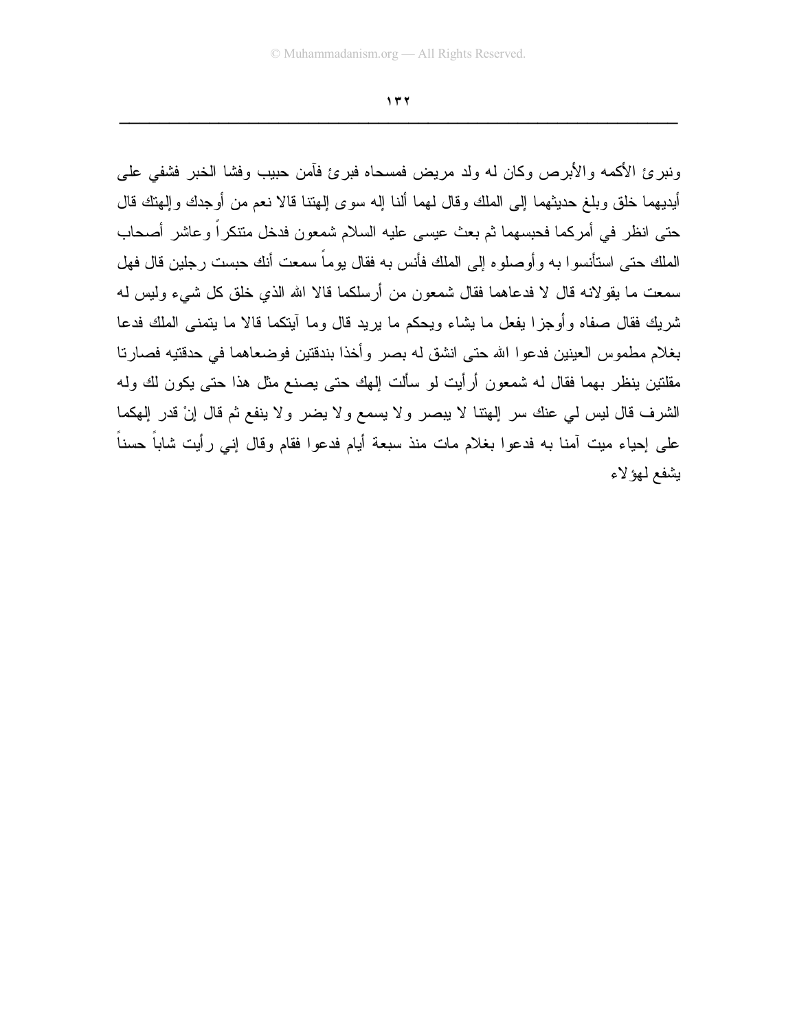ونبرئ الأكمه والأبرص وكان له ولد مريض فمسحاه فبرئ فآمن حبيب وفشا الخبر فشفي على أيديهما خلق وبلغ حديثهما إلى الملك وقال لهما ألنا إله سوى إلهتنا قالا نعم من أوجدك وإلهتك قال حتى انظر في أمركما فحبسهما ثم بعث عيسى عليه السلام شمعون فدخل متنكراً وعاشر أصحاب الملك حتى استأنسوا به وأوصلوه إلى الملك فأنس به فقال يوماً سمعت أنك حبست رجلين قال فهل سمعت ما يقولانه قال لا فدعاهما فقال شمعون من أرسلكما قالا الله الذي خلق كل شيء وليس له شريك فقال صفاه وأوجزا يفعل ما يشاء ويحكم ما يريد قال وما آيتكما قالا ما يتمنى الملك فدعا بغلام مطموس العينين فدعوا الله حتى انشق له بصر وأخذا بندقتين فوضعاهما في حدقتيه فصارتا مقلتين ينظر بهما فقال له شمعون أرأيت لو سألت إلهك حتى يصنع مثل هذا حتى يكون لك وله الشرف قال ليس لي عنك سر إلهتنا لا يبصر ولا يسمع ولا يضر ولا ينفع ثم قال إنْ قدر إلهكما على إحياء ميت آمنا به فدعوا بغلام مات منذ سبعة أيام فدعوا فقام وقال إني رأيت شاباً حسناً يشفع لهؤلاء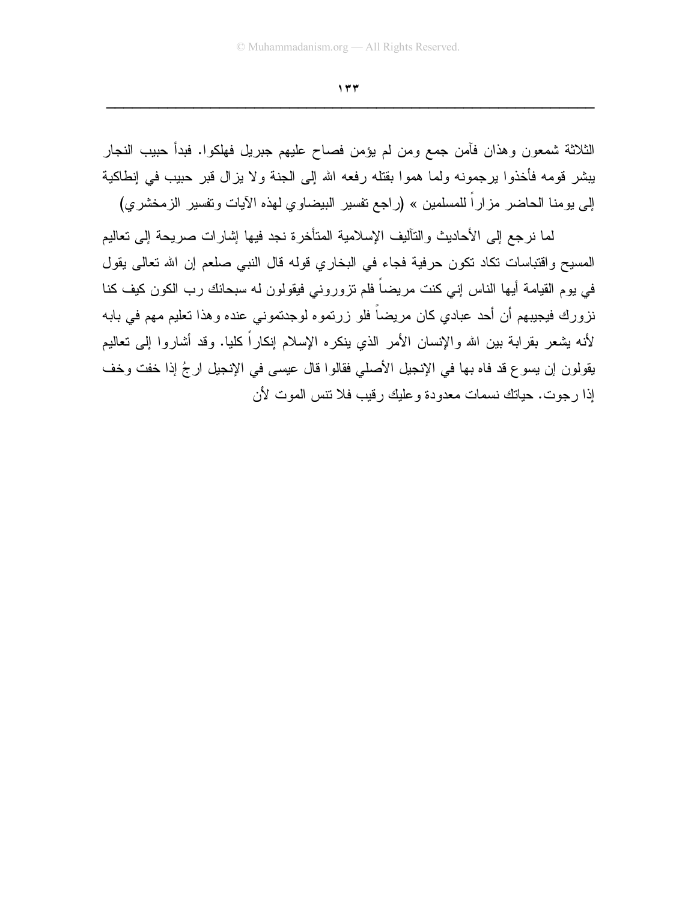الثلاثة شمعون وهذان فآمن جمع ومن لم يؤمن فصاح عليهم جبريل فهلكوا. فبدأ حبيب النجار يبشر قومه فأخذوا يرجمونه ولما هموا بقتله رفعه الله إلى الجنة ولا يزال قبر حبيب في إنطاكية إلى يومنا الحاضر مزاراً للمسلمين » (راجع تفسير البيضاوي لهذه الآيات وتفسير الزمخشري)

لما نرجع إلى الأحاديث والتآليف الإسلامية المتأخرة نجد فيها إشارات صريحة إلى تعاليم المسيح واقتباسات تكاد تكون حرفية فجاء في البخاري قوله قال النبي صلعم إن الله تعالى يقول في يوم القيامة أيها الناس إني كنت مريضاً فلم تزوروني فيقولون له سبحانك رب الكون كيف كنا نزورك فيجيبهم أن أحد عبادي كان مريضاً فلو زرتموه لوجدتموني عنده وهذا تعليم مهم في بابه لأنه يشعر بقرابة بين الله والإنسان الأمر الذي ينكره الإسلام إنكاراً كليا. وقد أشاروا إلى تعاليم يقولون إن يسوع قد فاه بها في الإنجيل الأصلي فقالوا قال عيسى في الإنجيل ارجُ إذا خفت وخف إذا رجوت. حياتك نسمات معدودة وعليك رقيب فلا تنس الموت لأن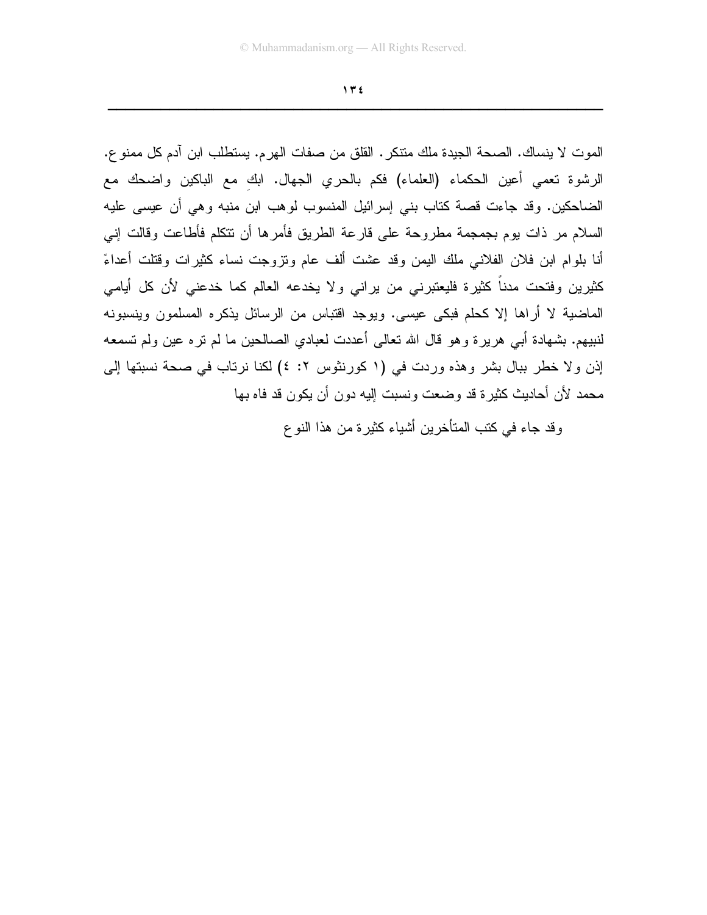الموت لا ينساك. الصحة الجيدة ملك متنكر. القلق من صفات الهرم. يستطلب ابن آدم كل ممنوع. الرشوة تعمي أعين الحكماء (العلماء) فكم بالحري الجهال. ابكِ مع الباكين واضحك مع الضاحكين. وقد جاءت قصة كتاب بني إسرائيل المنسوب لوهب ابن منبه وهي أن عيسى عليه السلام مر ذات يوم بجمجمة مطروحة على قارعة الطريق فأمرها أن تتكلم فأطاعت وقالت إني أنا بلوام ابن فلان الفلاني ملك اليمن وقد عشت ألف عام وتزوجت نساء كثيرات وقتلت أعداءً كثيرين وفتحت مدناً كثيرة فليعتبرني من يراني ولا يخدعه العالم كما خدعني لأن كل أيامي الماضية لا أراها إلا كحلم فبكى عيسى. ويوجد اقتباس من الرسائل يذكره المسلمون وينسبونه لنبيهم. بشهادة أبي هريرة وهو قال الله تعالى أعددت لعبادي الصالحين ما لم تره عين ولم تسمعه إذن ولا خطر ببال بشر وهذه وردت في (١ كورنثوس ٢: ٤) لكنا نرتاب في صحة نسبتها إلى محمد لأن أحاديث كثيرة قد وضعت ونسبت إليه دون أن يكون قد فاه بها

وقد جاء في كتب المتأخرين أشياء كثيرة من هذا النوع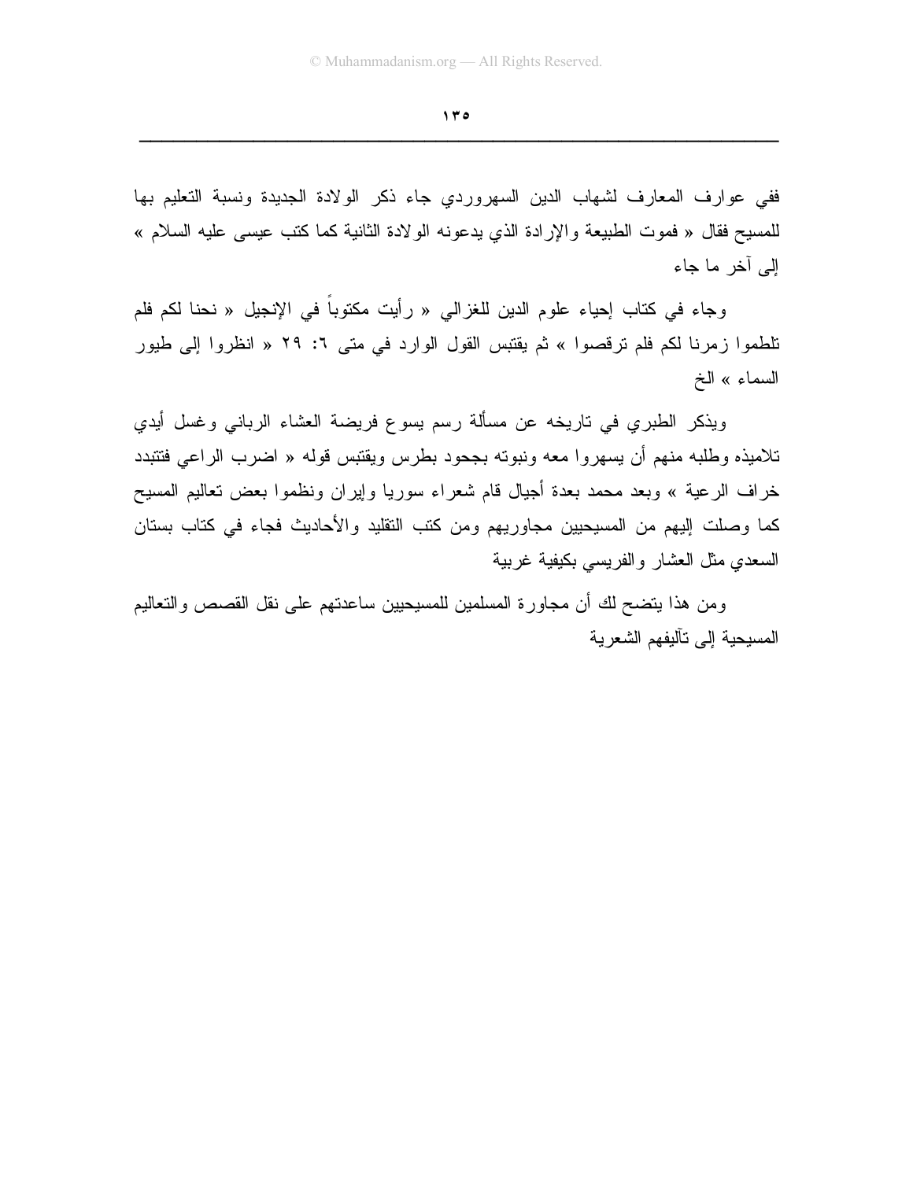ففي عوارف المعارف لشهاب الدين السهروردي جاء ذكر الولادة الجديدة ونسبة التعليم بها للمسيح فقال « فموت الطبيعة والإرادة الذي يدعونه الولادة الثانية كما كتب عيسى عليه السلام » إلى آخر ما جاء

وجاء في كتاب إحياء علوم الدين للغزالي « رأيت مكتوباً في الإنجيل « نحنا لكم فلم تلطموا زمرنا لكم فلم ترقصوا » ثم يقتبس القول الوارد في متى ٦: ٢٩ « انظروا إلى طيور السماء » الخ

ويذكر الطبري في تاريخه عن مسألة رسم يسوع فريضة العشاء الرباني وغسل أيدي تلاميذه وطلبه منهم أن يسهروا معه ونبوته بجحود بطرس ويقتبس قوله « اضرب الراعي فتتبدد خراف الرعية » وبعد محمد بعدة أجيال قام شعراء سوريا وإيران ونظموا بعض تعاليم المسيح كما وصلت إليهم من المسيحيين مجاوريهم ومن كتب التقليد والأحاديث فجاء في كتاب بستان السعدي مثل العشار والفريسي بكيفية غريبة

ومن هذا يتضح لك أن مجاورة المسلمين للمسيحيين ساعدتهم على نقل القصص والتعاليم المسيحية إلى تآليفهم الشعرية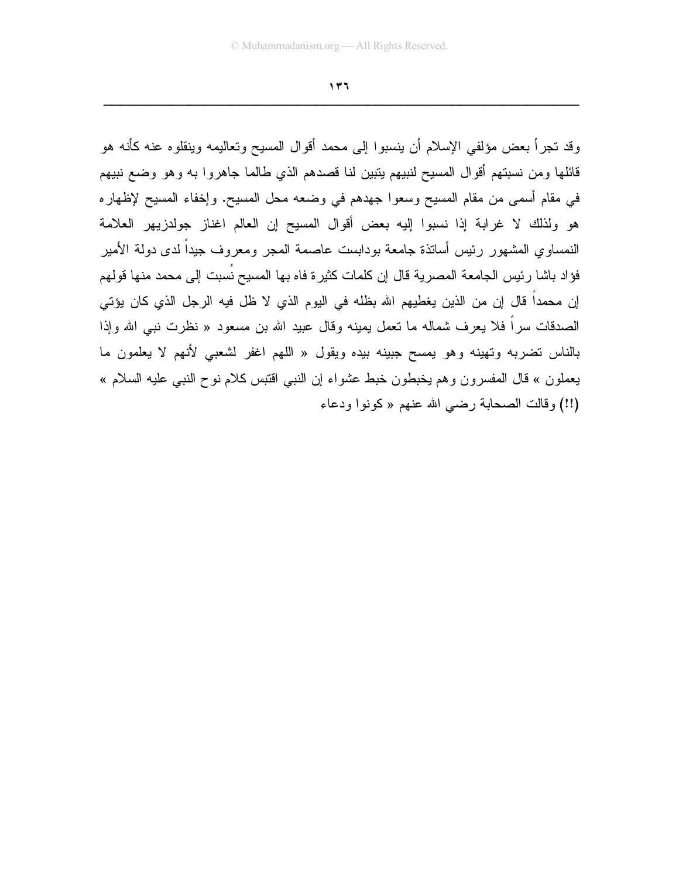وقد تجرأ بعض مؤلفي الإسلام أن ينسبوا إلى محمد أقوال المسيح وتعاليمه وينقلوه عنه كأنه هو قائلها ومن نسبتهم أقوال المسيح لنبيهم يتبين لنا قصدهم الذي طالما جاهروا به وهو وضع نبيهم في مقام أسمى من مقام المسيح وسعوا جهدهم في وضعه محل المسيح. وإخفاء المسيح لإظهاره هو ولذلك لا غرابة إذا نسبوا إليه بعض أقوال المسيح إن العالم اغناز جولدزيهر العلامة النمساوي المشهور رئيس أساتذة جامعة بودابست عاصمة المجر ومعروف جيداً لدى دولة الأمير فؤاد باشا رئيس الجامعة المصرية قال إن كلمات كثيرة فاه بها المسيح نُسبت إلى محمد منها قولهم إن محمداً قال إن من الذين يغطيهم الله بظله في اليوم الذي لا ظل فيه الرجل الذي كان يؤتي الصدقات سراً فلا يعرف شماله ما تعمل يمينه وقال عبيد الله بن مسعود « نظرت نبي الله وإذا بالناس تضربه وتهينه وهو يمسح جبينه بيده ويقول « اللهم اغفر لشعبي لأنهم لا يعلمون ما يعملون » قال المفسرون وهم يخبطون خبط عشواء إن النبي اقتبس كلام نوح النبي عليه السلام » (!!) وقالت الصحابة رضي الله عنهم « كونوا ودعاء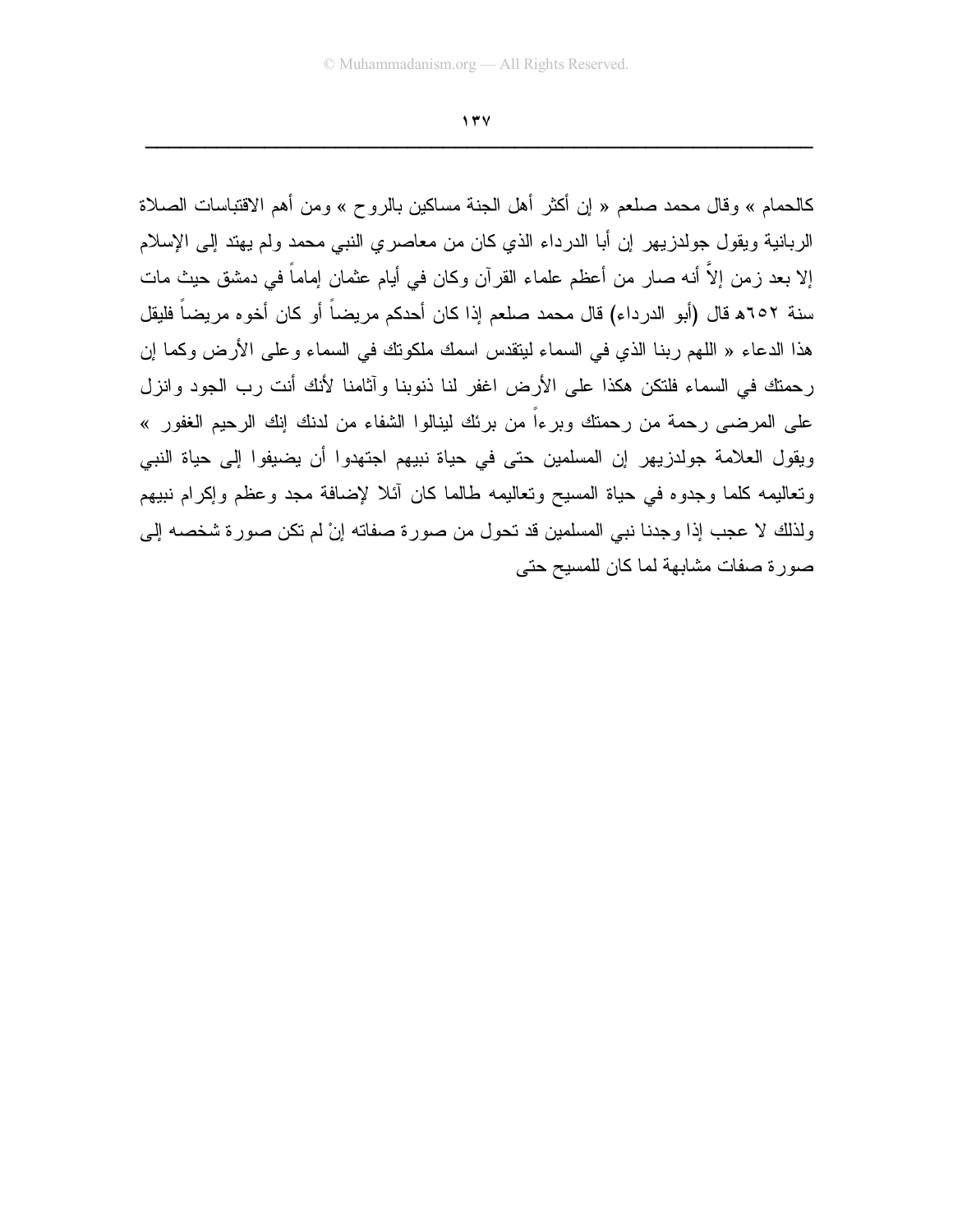كالحمام » وقال محمد صلعم « إن أكثر أهل الجنة مساكين بالروح » ومن أهم الاقتباسات الصلاة الربانية ويقول جولدزيهر إن أبا الدرداء الذي كان من معاصري النبي محمد ولم يهتد إلى الإسلام إلا بعد زمن إلاَّ أنه صار من أعظم علماء القرآن وكان في أيام عثمان إماماً في دمشق حيث مات سنة ٦٥٢هـ قال (أبو الدرداء) قال محمد صلعم إذا كان أحدكم مريضاً أو كان أخوه مريضاً فليقل هذا الدعاء « اللهم ربنا الذي في السماء ليتقدس اسمك ملكوتك في السماء وعلى الأرض وكما إن رحمتك في السماء فلتكن هكذا على الأرض اغفر لنا ذنوبنا وآثامنا لأنك أنت رب الجود وانزل على المرضى رحمة من رحمتك وبرءاً من برئك لينالوا الشفاء من لدنك إنك الرحيم الغفور » ويقول العلامة جولدزيهر إن المسلمين حتى في حياة نبيهم اجتهدوا أن يضيفوا إلى حياة النبي وتعاليمه كلما وجدوه في حياة المسيح وتعاليمه طالما كان آئلا لإضافة مجد وعظم وإكرام نبيهم ولذلك لا عجب إذا وجدنا نبي المسلمين قد تحول من صورة صفاته إنْ لم تكن صورة شخصه إلى صورة صفات مشابهة لما كان للمسيح حتى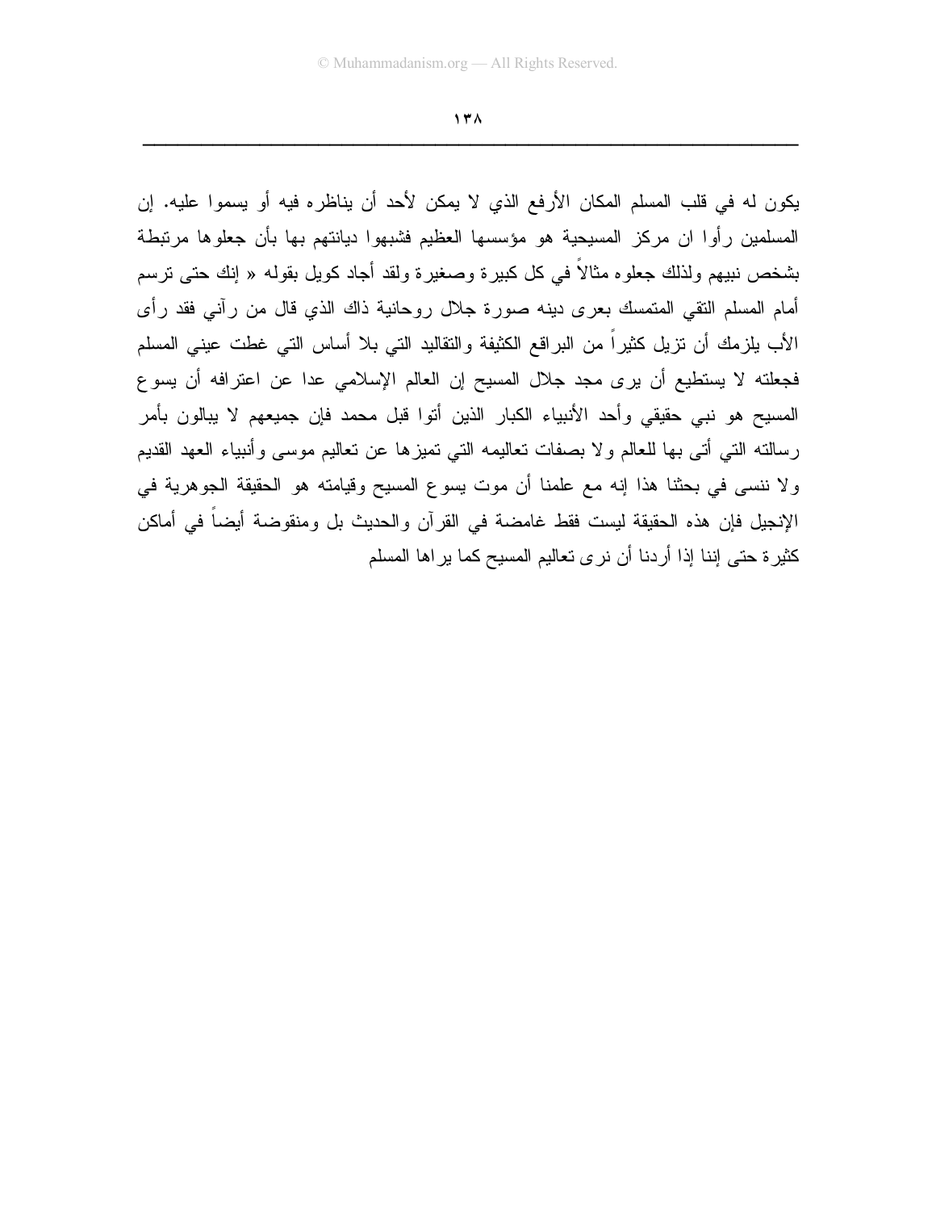يكون له في قلب المسلم المكان الأرفع الذي لا يمكن لأحد أن يناظره فيه أو يسموا عليه. إن المسلمين رأوا ان مركز المسيحية هو مؤسسها العظيم فشبهوا ديانتهم بها بأن جعلوها مرتبطة بشخص نبيهم ولذلك جعلوه مثالاً في كل كبيرة وصغيرة ولقد أجاد كويل بقوله « إنك حتى ترسم أمام المسلم التقي المتمسك بعرى دينه صورة جلال روحانية ذاك الذي قال من رآني فقد رأى الأب يلزمك أن تزيل كثيراً من البراقع الكثيفة والتقاليد التي بلا أساس التي غطت عيني المسلم فجعلته لا يستطيع أن يرى مجد جلال المسيح إن العالم الإسلامي عدا عن اعترافه أن يسوع المسيح هو نبي حقيقي وأحد الأنبياء الكبار الذين أتوا قبل محمد فإن جميعهم لا يبالون بأمر رسالته التي أتى بها للعالم ولا بصفات تعاليمه التي تميزها عن تعاليم موسى وأنبياء العهد القديم ولا ننسى في بحثنا هذا إنه مع علمنا أن موت يسوع المسيح وقيامته هو الحقيقة الجوهرية في الإنجيل فإن هذه الحقيقة ليست فقط غامضة في القرآن والحديث بل ومنقوضة أيضاً في أماكن كثيرة حتى إننا إذا أردنا أن نرى تعاليم المسيح كما يراها المسلم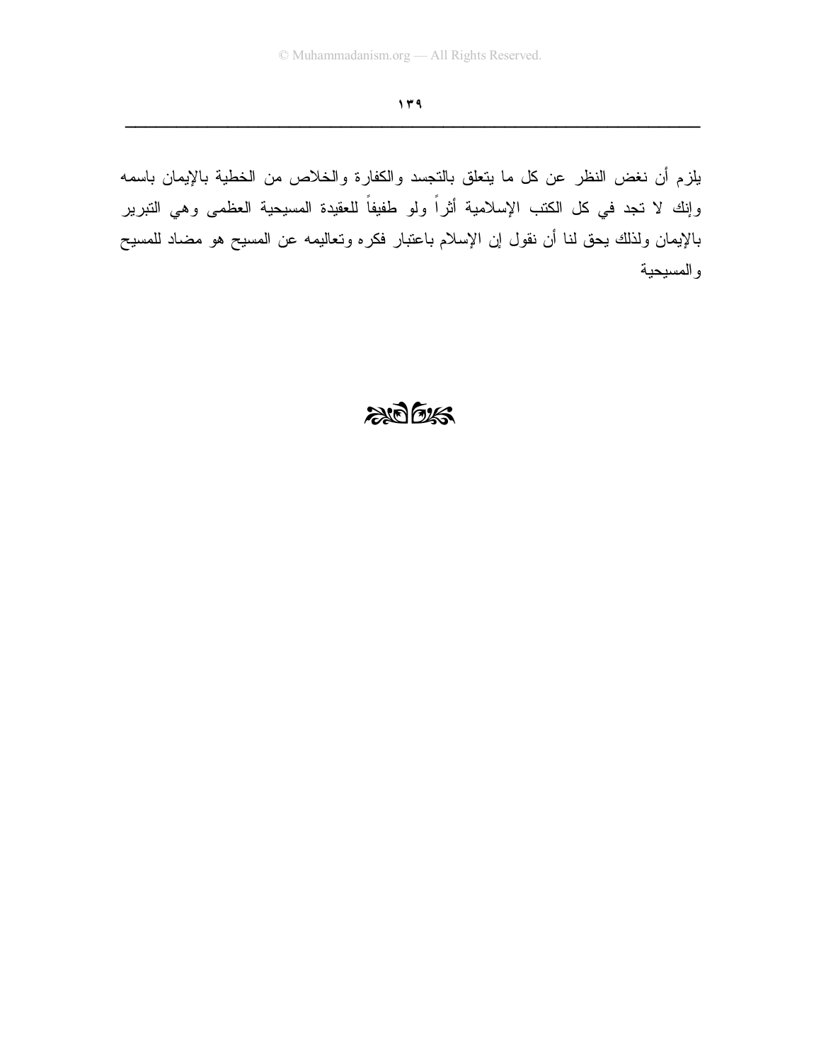يلزم أن نغض النظر عن كل ما يتعلق بالتجسد والكفارة والخلاص من الخطية بالإيمان باسمه وإنك لا تجد في كل الكتب الإسلامية أثراً ولو طفيفاً للعقيدة المسيحية العظمى وهي التبرير بالإيمان ولذلك يحق لنا أن نقول إن الإسلام باعتبار فكره وتعاليمه عن المسيح هو مضاد للمسيح والمسيحية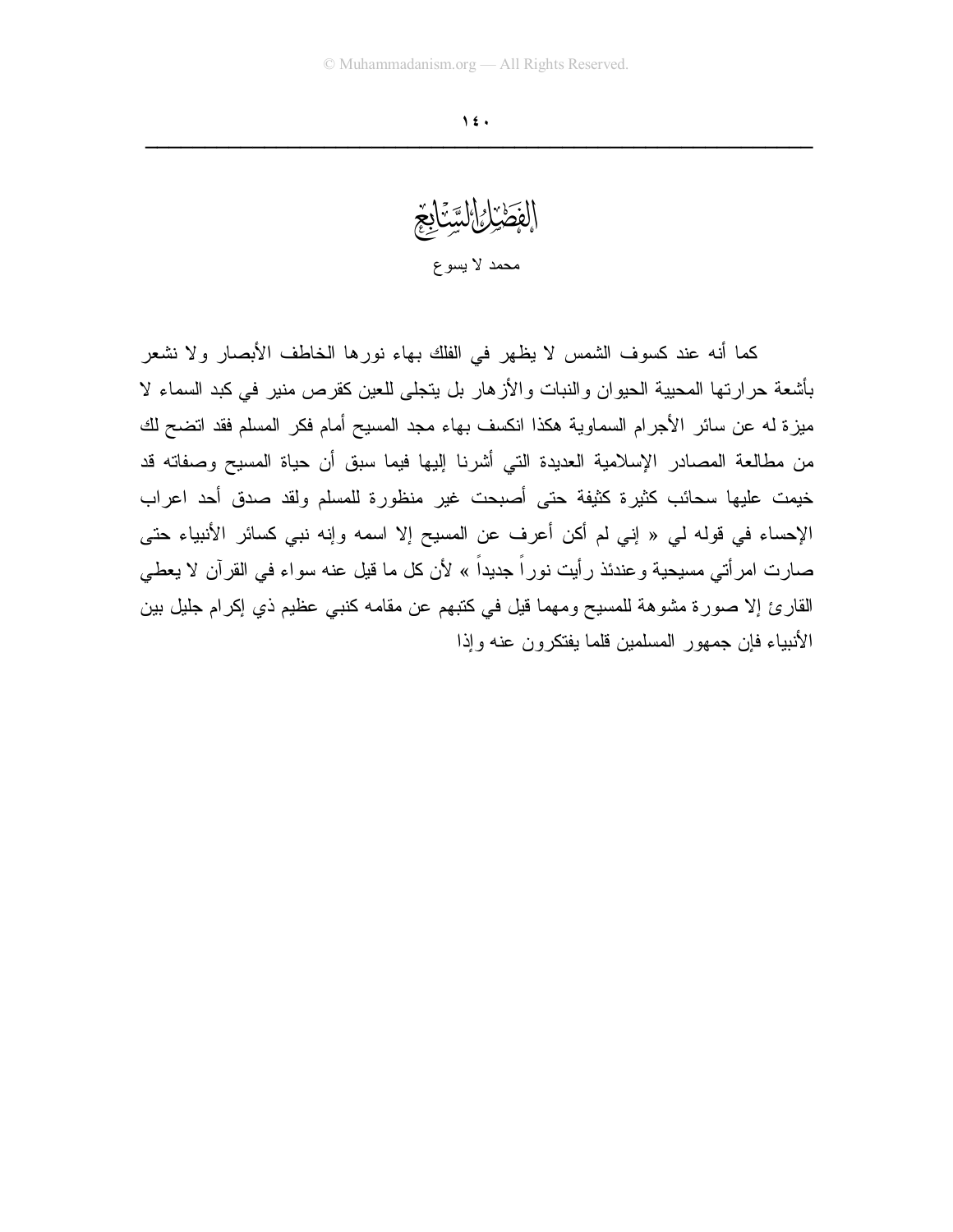# الفصل السابع

## محمد لا يسوع

كما أنه عند كسوف الشمس لا يظهر في الفلك بهاء نورها الخاطف الأبصار ولا نشعر بأشعة حرارتها المحيية الحيوان والنبات والأزهار بل يتجلى للعين كقرص منير في كبد السماء لا ميزة له عن سائر الأجرام السماوية هكذا انكسف بهاء مجد المسيح أمام فكر المسلم فقد اتضح لك من مطالعة المصادر الإسلامية العديدة التي أشرنا إليها فيما سبق أن حياة المسيح وصفاته قد خيمت عليها سحائب كثيرة كثيفة حتى أصبحت غير منظورة للمسلم ولقد صدق أحد اعراب الإحساء في قوله لي « إني لم أكن أعرف عن المسيح إلا اسمه وإنه نبي كسائر الأنبياء حتى صارت امرأتي مسيحية وعندئذ رأيت نوراً جديداً » لأن كل ما قيل عنه سواء في القرآن لا يعطي القارئ إلا صورة مشوهة للمسيح ومهما قيل في كتبهم عن مقامه كنبي عظيم ذي إكرام جليل بين الأنبياء فإن جمهور المسلمين قلما يفتكرون عنه وإذا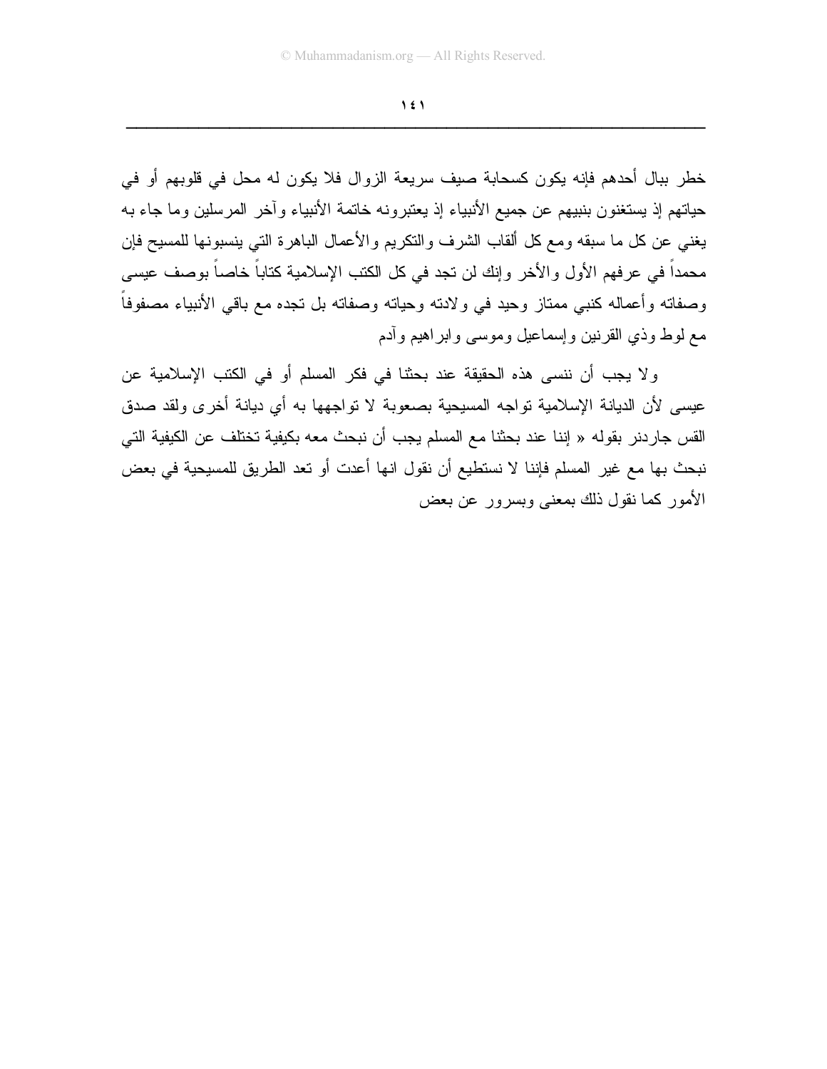خطر ببال أحدهم فإنه يكون كسحابة صيف سريعة الزوال فلا يكون له محل في قلوبهم أو في حياتهم إذ يستغنون بنبيهم عن جميع الأنبياء إذ يعتبرونه خاتمة الأنبياء وآخر المرسلين وما جاء به يغني عن كل ما سبقه ومع كل ألقاب الشرف والتكريم والأعمال الباهرة التي ينسبونها للمسيح فإن محمداً في عرفهم الأول والأخر وإنك لن تجد في كل الكتب الإسلامية كتاباً خاصاً بوصف عيسى وصفاته وأعماله كنبي ممتاز وحيد في ولادته وحياته وصفاته بل تجده مع باقي الأنبياء مصفوفاً مع لوط وذي القرنين وإسماعيل وموسى وابراهيم وآدم

ولا يجب أن ننسى هذه الحقيقة عند بحثنا في فكر المسلم أو في الكتب الإسلامية عن عيسى لأن الديانة الإسلامية تواجه المسيحية بصعوبة لا تواجهها به أي ديانة أخرى ولقد صدق القس جاردنر بقوله « إننا عند بحثنا مع المسلم يجب أن نبحث معه بكيفية تختلف عن الكيفية التي نبحث بها مع غير المسلم فإننا لا نستطيع أن نقول انها أعدت أو تعد الطريق للمسيحية في بعض الأمور كما نقول ذلك بمعنى وبسرور عن بعض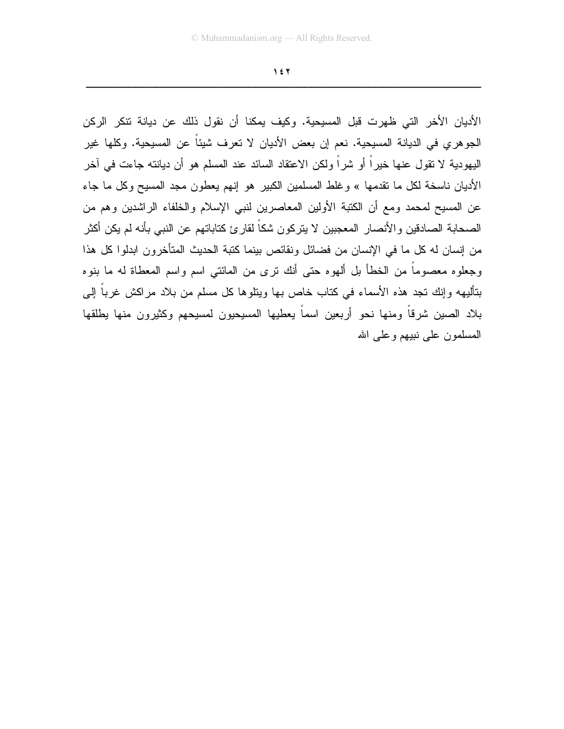الأديان الأخر التي ظهرت قبل المسيحية. وكيف يمكنا أن نقول ذلك عن ديانة تنكر الركن الجوهري في الديانة المسيحية. نعم إن بعض الأديان لا تعرف شيئاً عن المسيحية. وكلها غير اليهودية لا تقول عنها خيراً أو شراً ولكن الاعتقاد السائد عند المسلم هو أن ديانته جاءت في آخر الأديان ناسخة لكل ما تقدمها » وغلط المسلمين الكبير هو إنهم يعطون مجد المسيح وكل ما جاء عن المسيح لمحمد ومع أن الكتبة الأولين المعاصرين لنبي الإسلام والخلفاء الراشدين وهم من الصحابة الصادقين والأنصار المعجبين لا يتركون شكاً لقارئ كتاباتهم عن النبي بأنه لم يكن أكثر من إنسان له كل ما في الإنسان من فضائل ونقائص بينما كتبة الحديث المتأخرون ابدلوا كل هذا وجعلوه معصوماً من الخطأ بل ألهوه حتى أنك ترى من المائتي اسم واسم المعطاة له ما بنوه بتأليهه وإنك تجد هذه الأسماء في كتاب خاص بها ويتلوها كل مسلم من بلاد مراكش غرباً إلى بلاد الصين شرقاً ومنها نحو أربعين اسماً يعطيها المسيحيون لمسيحهم وكثيرون منها يطلقها المسلمون على نبيهم وعلى الله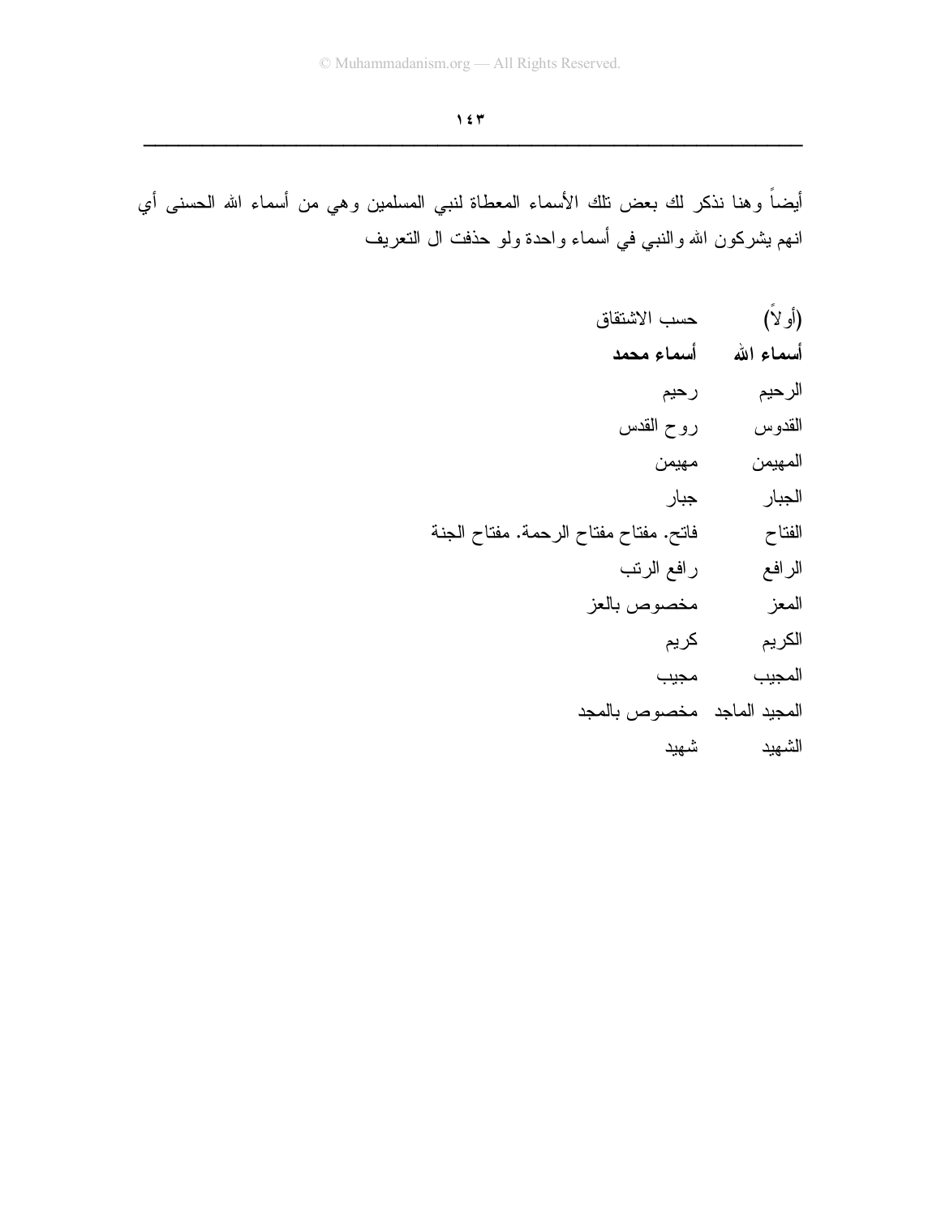أيضاً وهنا نذكر لك بعض تلك الأسماء المعطاة لنبي المسلمين وهي من أسماء الله الحسنى أي انهم يشركون الله والنبي في أسماء واحدة ولو حذفت ال التعريف

(أولاً) حسب الاشتقاق

| أسماء الله | أسماء محمد |
|---|---|
| الرحيم | رحيم |
| القدوس | روح القدس |
| المهيمن | مهيمن |
| الجبار | جبار |
| الفتاح | فاتح. مفتاح مفتاح الرحمة. مفتاح الجنة |
| الرافع | رافع الرتب |
| المعز | مخصوص بالعز |
| الكريم | كريم |
| المجيب | مجيب |
| المجيد الماجد | مخصوص بالمجد |
| الشهيد | شهيد |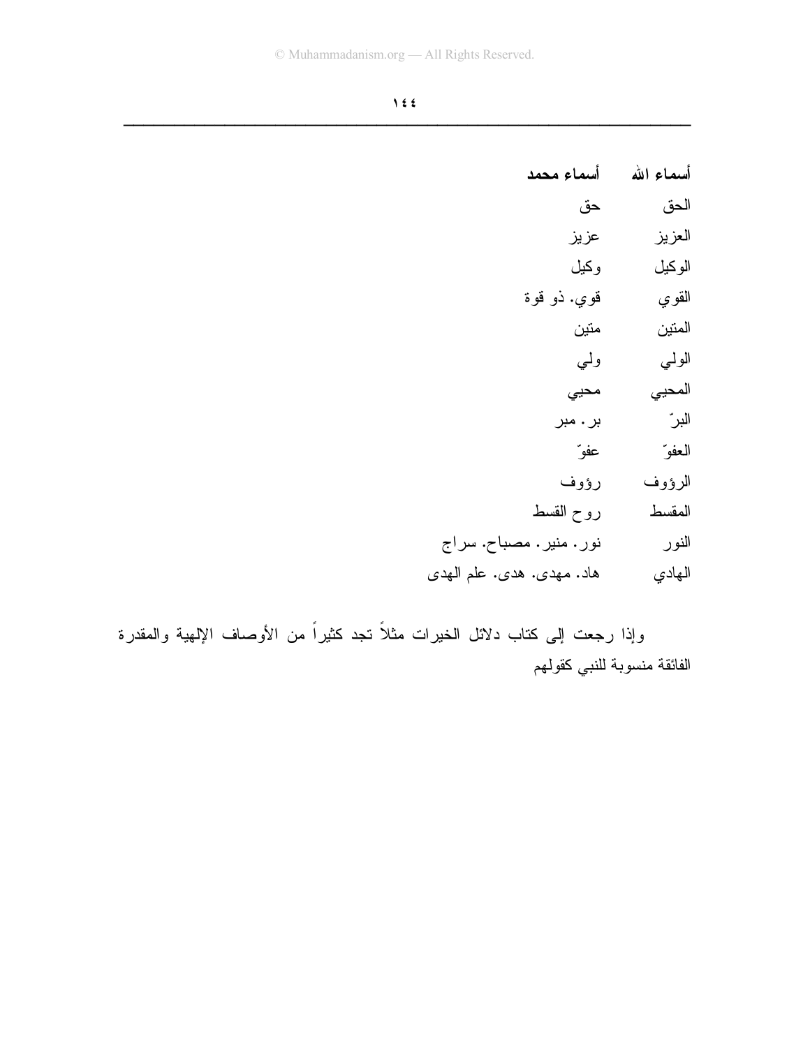| أسماء الله | أسماء محمد |
|---|---|
| الحق | حق |
| العزيز | عزيز |
| الوكيل | وكيل |
| القوي | قوي. ذو قوة |
| المتين | متين |
| الولي | ولي |
| المحيي | محيي |
| البرّ | بر. مبر |
| العفوّ | عفوّ |
| الرؤوف | رؤوف |
| المقسط | روح القسط |
| النور | نور. منير. مصباح. سراج |
| الهادي | هاد. مهدى. هدى. علم الهدى |

وإذا رجعت إلى كتاب دلائل الخيرات مثلاً تجد كثيراً من الأوصاف الإلهية والمقدرة الفائقة منسوبة للنبي كقولهم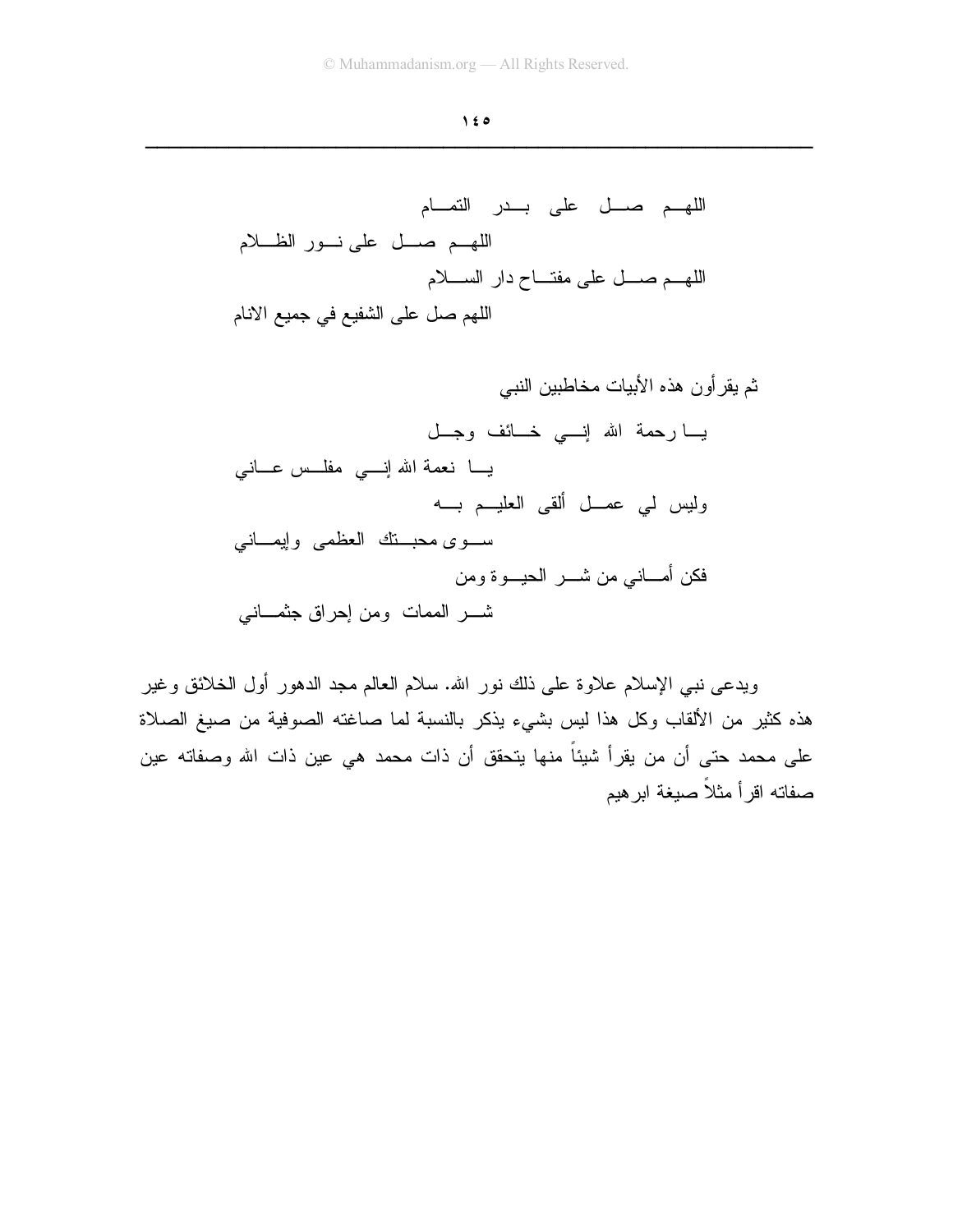اللهـم صـل على بـدر التمـام
اللهـم صـل على نـور الظـلام
اللهـم صـل على مفتـاح دار السـلام
اللهم صل على الشفيع في جميع الانام

ثم يقرأون هذه الأبيات مخاطبين النبي

يـا رحمة الله إنـي خـائف وجـل
يـا نعمة الله إنـي مفلـس عـاني
وليس لي عمـل ألقى العليـم بـه
سـوى محبـتك العظمى وإيمـاني
فكن أمـاني من شـر الحيـوة ومن
شـر الممات ومن إحراق جثمـاني

ويدعى نبي الإسلام علاوة على ذلك نور الله. سلام العالم مجد الدهور أول الخلائق وغير هذه كثير من الألقاب وكل هذا ليس بشيء يذكر بالنسبة لما صاغته الصوفية من صيغ الصلاة على محمد حتى أن من يقرأ شيئاً منها يتحقق أن ذات محمد هي عين ذات الله وصفاته عين صفاته اقرأ مثلاً صيغة ابرهيم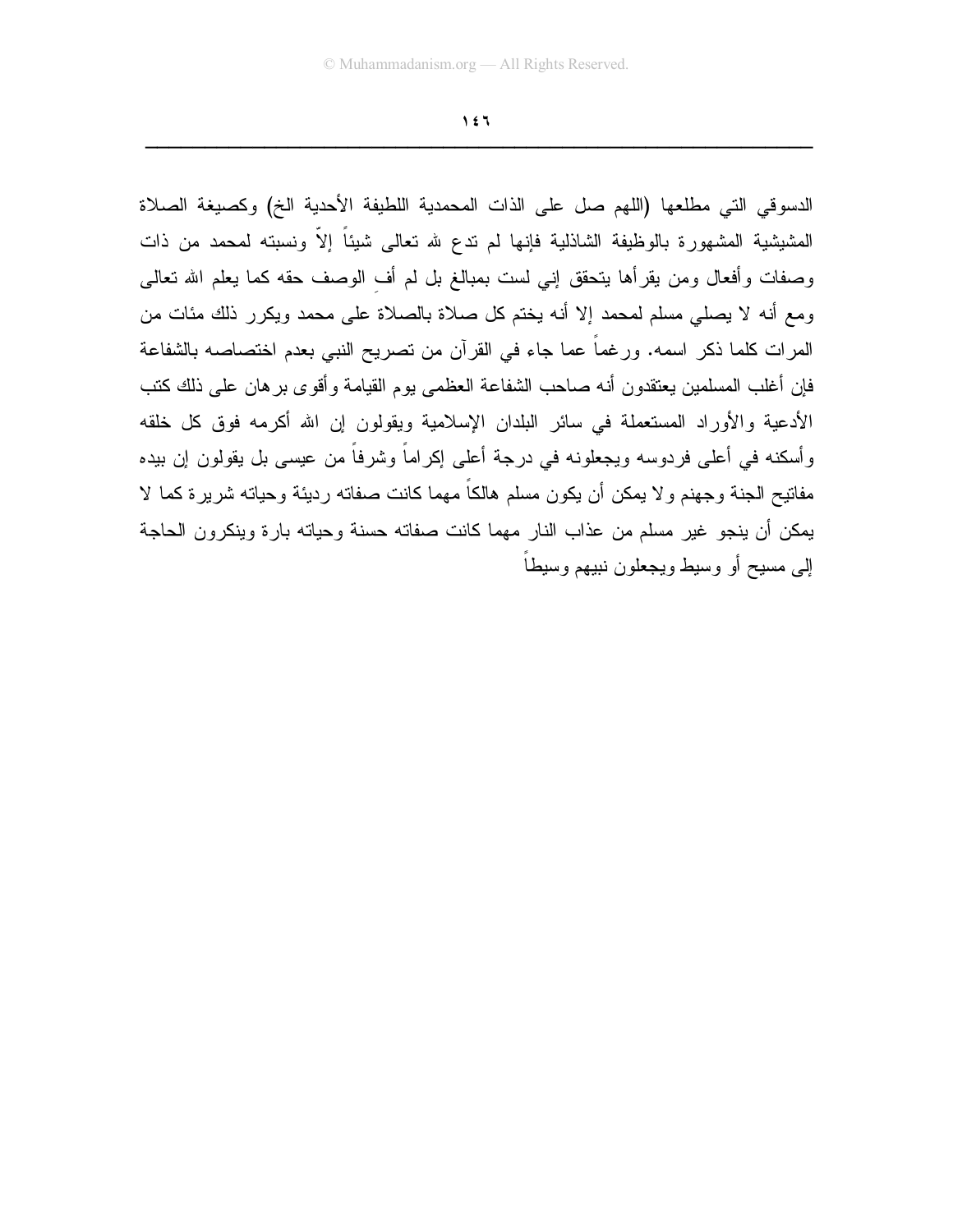الدسوقي التي مطلعها (اللهم صل على الذات المحمدية اللطيفة الأحدية الخ) وكصيغة الصلاة المشيشية المشهورة بالوظيفة الشاذلية فإنها لم تدع لله تعالى شيئاً إلاّ ونسبته لمحمد من ذات وصفات وأفعال ومن يقرأها يتحقق إني لست بمبالغ بل لم أفِ الوصف حقه كما يعلم الله تعالى ومع أنه لا يصلي مسلم لمحمد إلا أنه يختم كل صلاة بالصلاة على محمد ويكرر ذلك مئات من المرات كلما ذكر اسمه. ورغماً عما جاء في القرآن من تصريح النبي بعدم اختصاصه بالشفاعة فإن أغلب المسلمين يعتقدون أنه صاحب الشفاعة العظمى يوم القيامة وأقوى برهان على ذلك كتب الأدعية والأوراد المستعملة في سائر البلدان الإسلامية ويقولون إن الله أكرمه فوق كل خلقه وأسكنه في أعلى فردوسه ويجعلونه في درجة أعلى إكراماً وشرفاً من عيسى بل يقولون إن بيده مفاتيح الجنة وجهنم ولا يمكن أن يكون مسلم هالكاً مهما كانت صفاته رديئة وحياته شريرة كما لا يمكن أن ينجو غير مسلم من عذاب النار مهما كانت صفاته حسنة وحياته بارة وينكرون الحاجة إلى مسيح أو وسيط ويجعلون نبيهم وسيطاً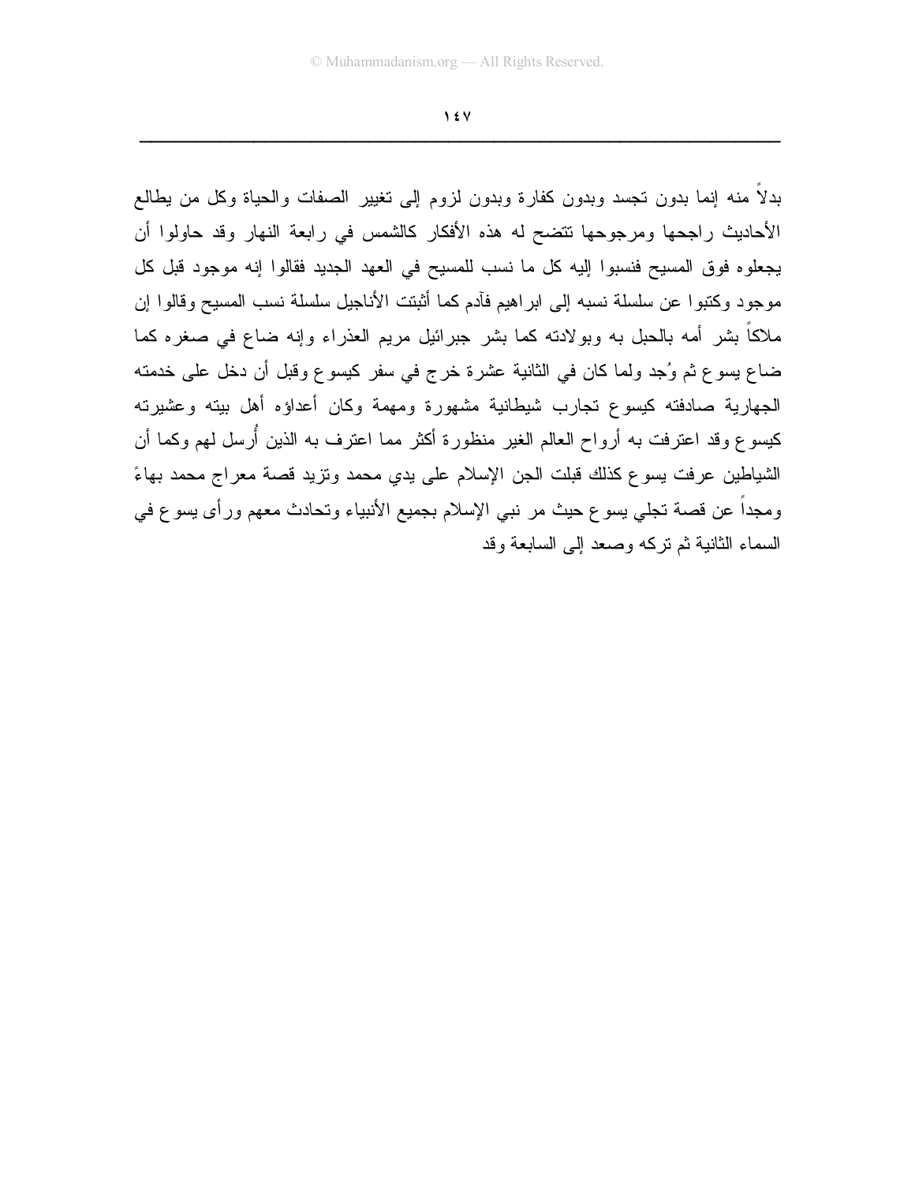بدلاً منه إنما بدون تجسد وبدون كفارة وبدون لزوم إلى تغيير الصفات والحياة وكل من يطالع الأحاديث راجحها ومرجوحها تتضح له هذه الأفكار كالشمس في رابعة النهار وقد حاولوا أن يجعلوه فوق المسيح فنسبوا إليه كل ما نسب للمسيح في العهد الجديد فقالوا إنه موجود قبل كل موجود وكتبوا عن سلسلة نسبه إلى ابراهيم فآدم كما أثبتت الأناجيل سلسلة نسب المسيح وقالوا إن ملاكاً بشر أمه بالحبل به وبولادته كما بشر جبرائيل مريم العذراء وإنه ضاع في صغره كما ضاع يسوع ثم وُجد ولما كان في الثانية عشرة خرج في سفر كيسوع وقبل أن دخل على خدمته الجهارية صادفته كيسوع تجارب شيطانية مشهورة ومهمة وكان أعداؤه أهل بيته وعشيرته كيسوع وقد اعترفت به أرواح العالم الغير منظورة أكثر مما اعترف به الذين أُرسل لهم وكما أن الشياطين عرفت يسوع كذلك قبلت الجن الإسلام على يدي محمد وتزيد قصة معراج محمد بهاءً ومجداً عن قصة تجلي يسوع حيث مر نبي الإسلام بجميع الأنبياء وتحادث معهم ورأى يسوع في السماء الثانية ثم تركه وصعد إلى السابعة وقد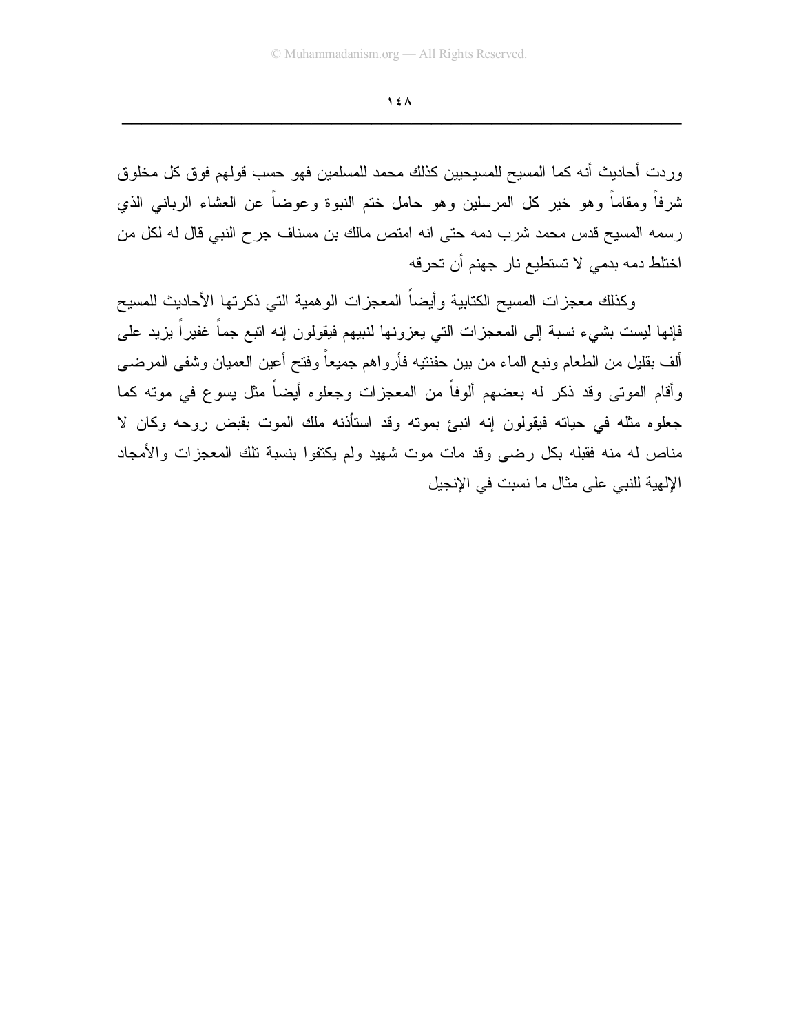وردت أحاديث أنه كما المسيح للمسيحيين كذلك محمد للمسلمين فهو حسب قولهم فوق كل مخلوق شرفاً ومقاماً وهو خير كل المرسلين وهو حامل ختم النبوة وعوضاً عن العشاء الرباني الذي رسمه المسيح قدس محمد شرب دمه حتى انه امتص مالك بن مسناف جرح النبي قال له لكل من اختلط دمه بدمي لا تستطيع نار جهنم أن تحرقه

وكذلك معجزات المسيح الكتابية وأيضاً المعجزات الوهمية التي ذكرتها الأحاديث للمسيح فإنها ليست بشيء نسبة إلى المعجزات التي يعزونها لنبيهم فيقولون إنه اتبع جماً غفيراً يزيد على ألف بقليل من الطعام ونبع الماء من بين حفنتيه فأرواهم جميعاً وفتح أعين العميان وشفى المرضى وأقام الموتى وقد ذكر له بعضهم ألوفاً من المعجزات وجعلوه أيضاً مثل يسوع في موته كما جعلوه مثله في حياته فيقولون إنه انبئ بموته وقد استأذنه ملك الموت بقبض روحه وكان لا مناص له منه فقبله بكل رضى وقد مات موت شهيد ولم يكتفوا بنسبة تلك المعجزات والأمجاد الإلهية للنبي على مثال ما نسبت في الإنجيل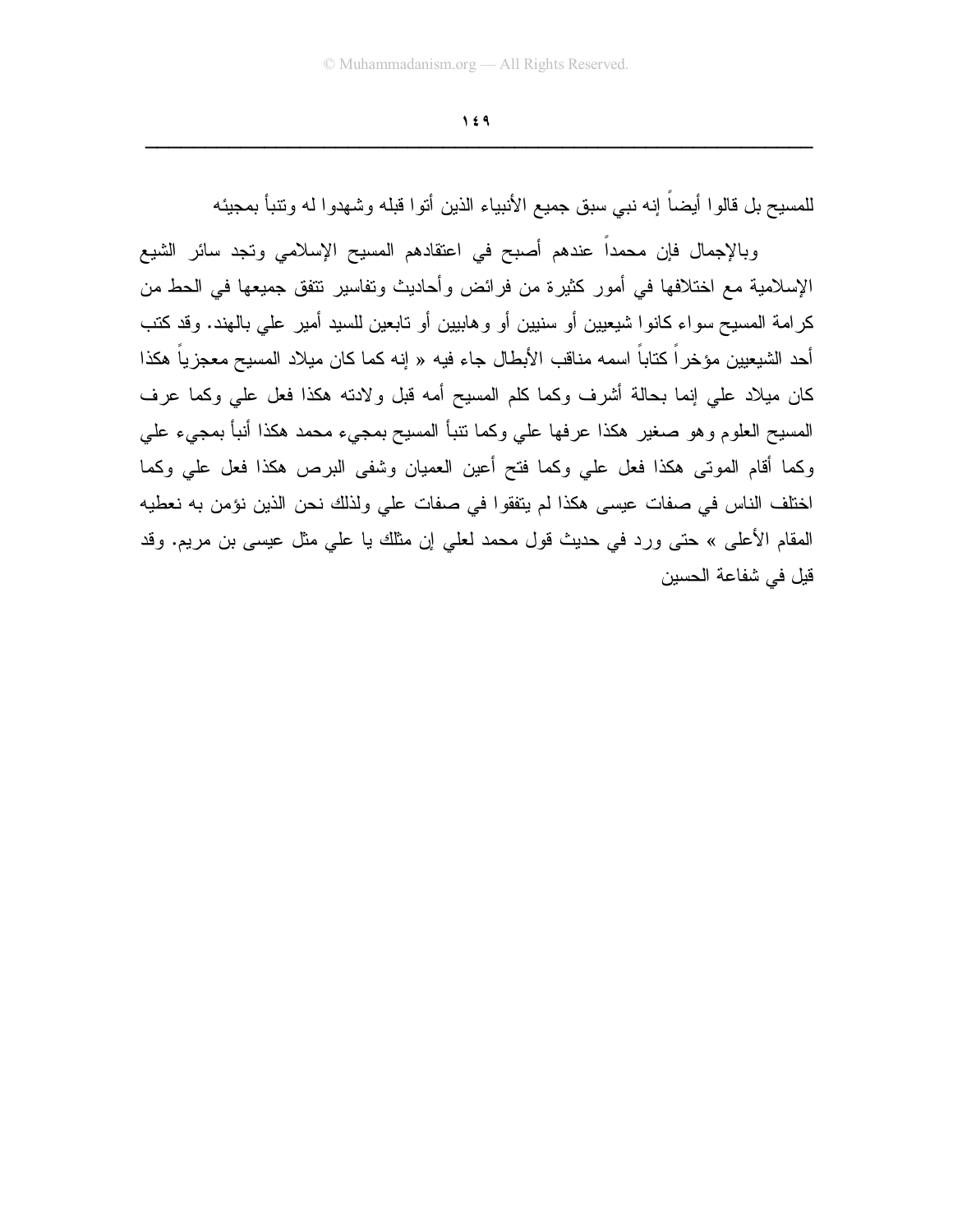للمسيح بل قالوا أيضاً إنه نبي سبق جميع الأنبياء الذين أتوا قبله وشهدوا له وتنبأ بمجيئه

وبالإجمال فإن محمداً عندهم أصبح في اعتقادهم المسيح الإسلامي وتجد سائر الشيع الإسلامية مع اختلافها في أمور كثيرة من فرائض وأحاديث وتفاسير تتفق جميعها في الحط من كرامة المسيح سواء كانوا شيعيين أو سنيين أو وهابيين أو تابعين للسيد أمير علي بالهند. وقد كتب أحد الشيعيين مؤخراً كتاباً اسمه مناقب الأبطال جاء فيه « إنه كما كان ميلاد المسيح معجزياً هكذا كان ميلاد علي إنما بحالة أشرف وكما كلم المسيح أمه قبل ولادته هكذا فعل علي وكما عرف المسيح العلوم وهو صغير هكذا عرفها علي وكما تنبأ المسيح بمجيء محمد هكذا أنبأ بمجيء علي وكما أقام الموتى هكذا فعل علي وكما فتح أعين العميان وشفى البرص هكذا فعل علي وكما اختلف الناس في صفات عيسى هكذا لم يتفقوا في صفات علي ولذلك نحن الذين نؤمن به نعطيه المقام الأعلى » حتى ورد في حديث قول محمد لعلي إن مثلك يا علي مثل عيسى بن مريم. وقد قيل في شفاعة الحسين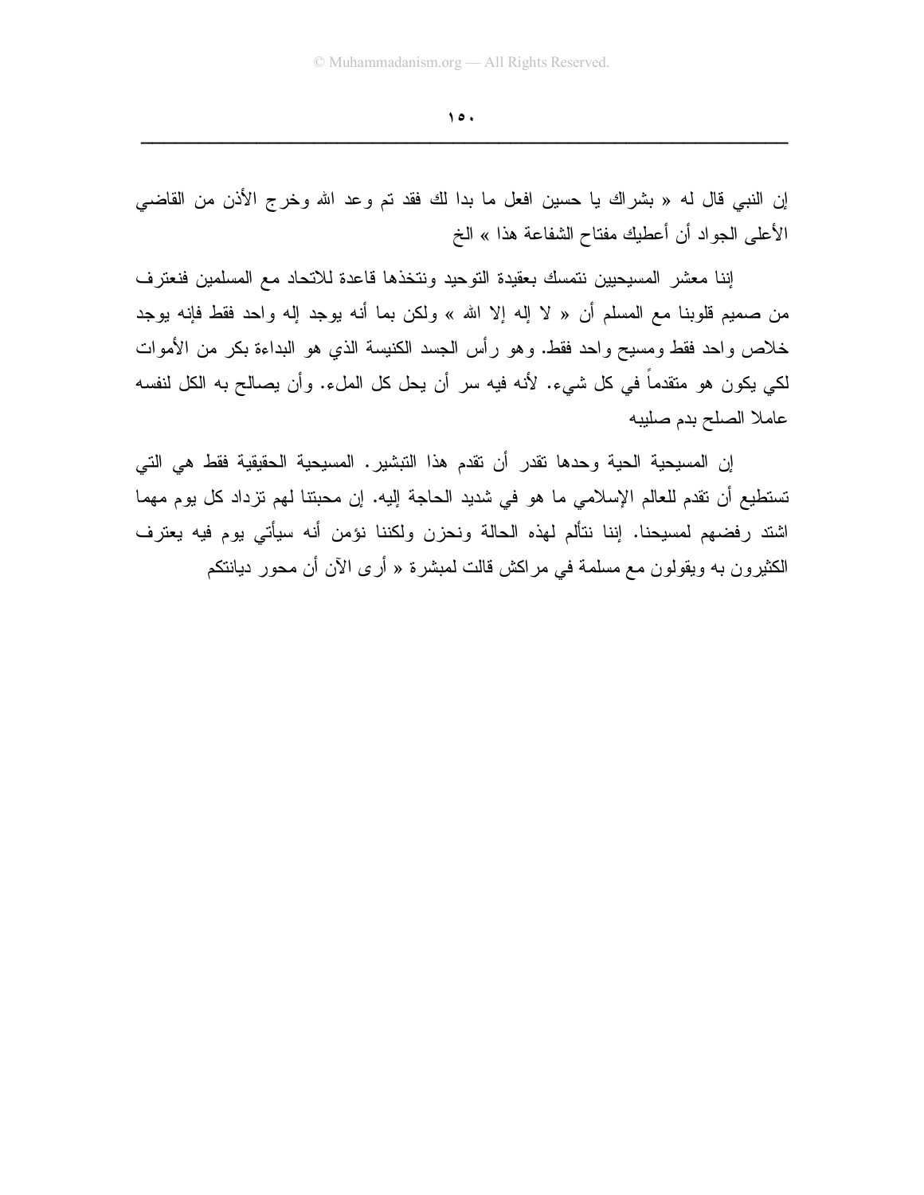إن النبي قال له « بشراك يا حسين افعل ما بدا لك فقد تم وعد الله وخرج الأذن من القاضي الأعلى الجواد أن أعطيك مفتاح الشفاعة هذا » الخ

إننا معشر المسيحيين نتمسك بعقيدة التوحيد ونتخذها قاعدة للاتحاد مع المسلمين فنعترف من صميم قلوبنا مع المسلم أن « لا إله إلا الله » ولكن بما أنه يوجد إله واحد فقط فإنه يوجد خلاص واحد فقط ومسيح واحد فقط. وهو رأس الجسد الكنيسة الذي هو البداءة بكر من الأموات لكي يكون هو متقدماً في كل شيء. لأنه فيه سر أن يحل كل الملء. وأن يصالح به الكل لنفسه عاملا الصلح بدم صليبه

إن المسيحية الحية وحدها تقدر أن تقدم هذا التبشير. المسيحية الحقيقية فقط هي التي تستطيع أن تقدم للعالم الإسلامي ما هو في شديد الحاجة إليه. إن محبتنا لهم تزداد كل يوم مهما اشتد رفضهم لمسيحنا. إننا نتألم لهذه الحالة ونحزن ولكننا نؤمن أنه سيأتي يوم فيه يعترف الكثيرون به ويقولون مع مسلمة في مراكش قالت لمبشرة « أرى الآن أن محور ديانتكم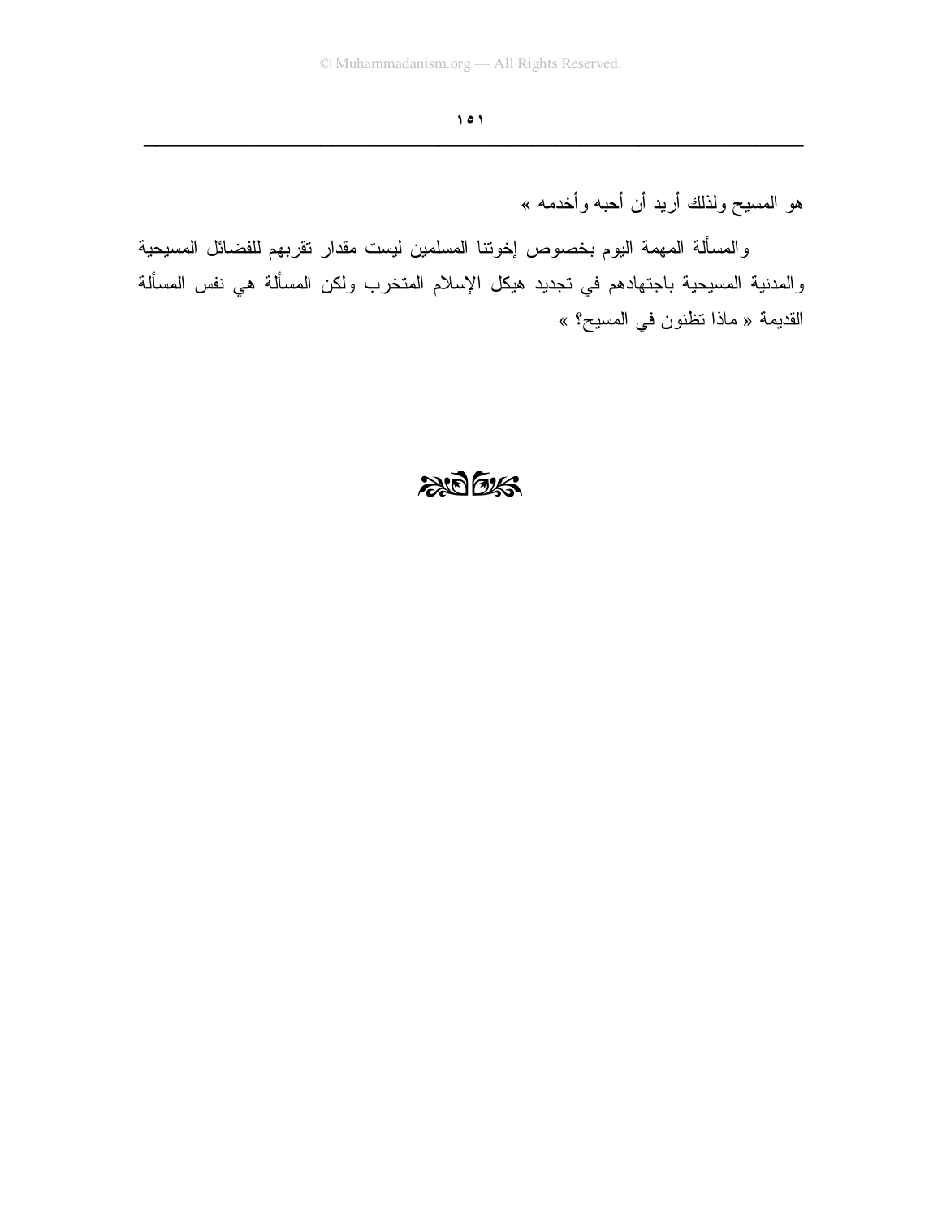هو المسيح ولذلك أريد أن أحبه وأخدمه »

والمسألة المهمة اليوم بخصوص إخوتنا المسلمين ليست مقدار تقربهم للفضائل المسيحية والمدنية المسيحية باجتهادهم في تجديد هيكل الإسلام المتخرب ولكن المسألة هي نفس المسألة القديمة « ماذا تظنون في المسيح؟ »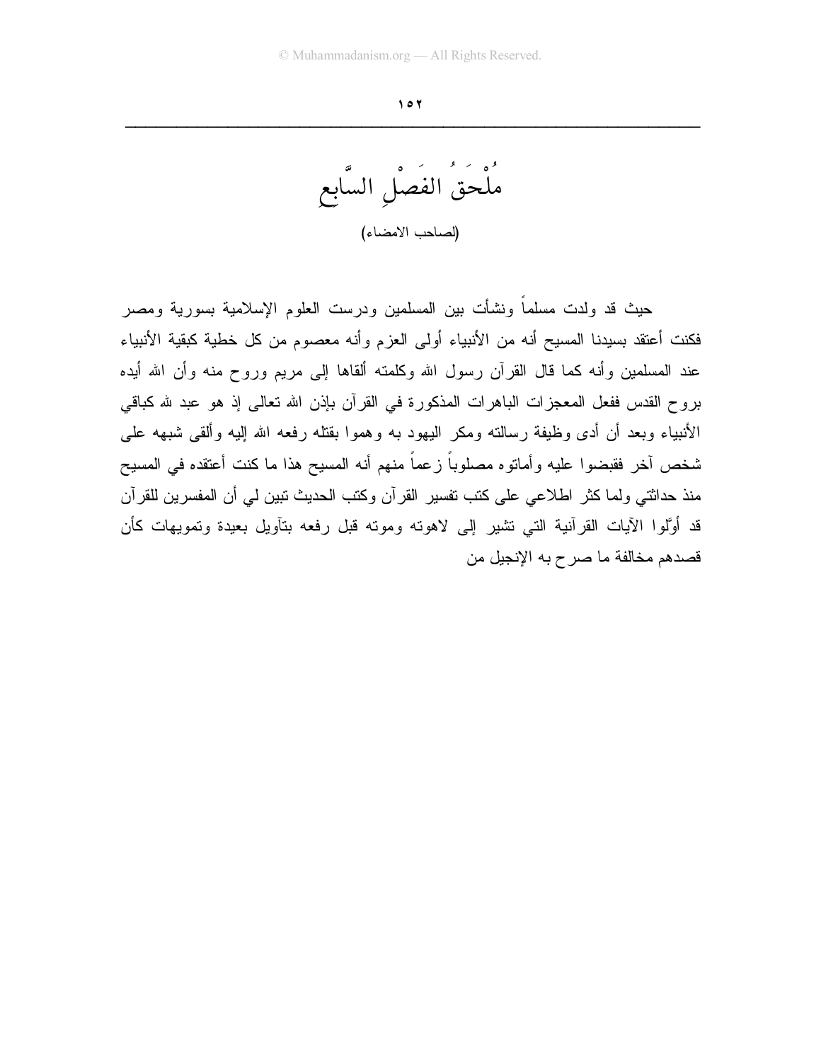# مُلْحَقُ الفَصْلِ السَّابعِ

(لصاحب الامضاء)

حيث قد ولدت مسلماً ونشأت بين المسلمين ودرست العلوم الإسلامية بسورية ومصر فكنت أعتقد بسيدنا المسيح أنه من الأنبياء أولى العزم وأنه معصوم من كل خطية كبقية الأنبياء عند المسلمين وأنه كما قال القرآن رسول الله وكلمته ألقاها إلى مريم وروح منه وأن الله أيده بروح القدس ففعل المعجزات الباهرات المذكورة في القرآن بإذن الله تعالى إذ هو عبد لله كباقي الأنبياء وبعد أن أدى وظيفة رسالته ومكر اليهود به وهموا بقتله رفعه الله إليه وألقى شبهه على شخص آخر فقبضوا عليه وأماتوه مصلوباً زعماً منهم أنه المسيح هذا ما كنت أعتقده في المسيح منذ حداثتي ولما كثر اطلاعي على كتب تفسير القرآن وكتب الحديث تبين لي أن المفسرين للقرآن قد أوَّلوا الآيات القرآنية التي تشير إلى لاهوته وموته قبل رفعه بتأويل بعيدة وتمويهات كأن قصدهم مخالفة ما صرح به الإنجيل من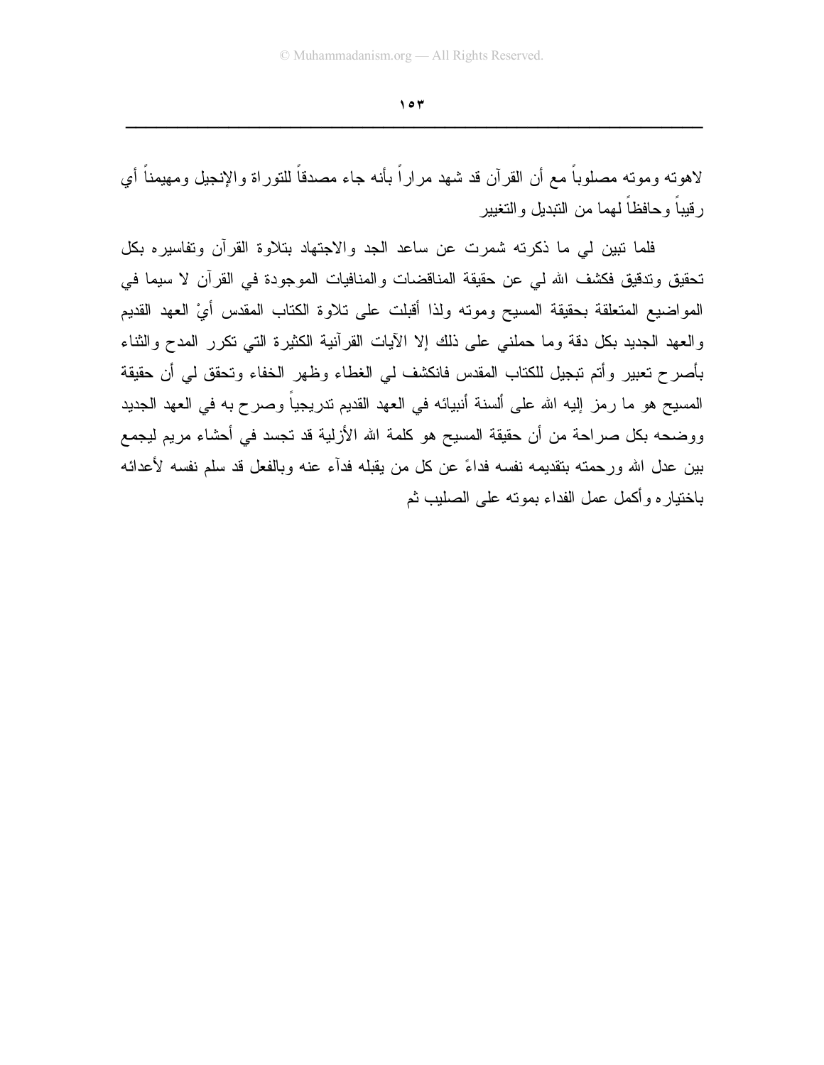لاهوته وموته مصلوباً مع أن القرآن قد شهد مراراً بأنه جاء مصدقاً للتوراة والإنجيل ومهيمناً أي رقيباً وحافظاً لهما من التبديل والتغيير

فلما تبين لي ما ذكرته شمرت عن ساعد الجد والاجتهاد بتلاوة القرآن وتفاسيره بكل تحقيق وتدقيق فكشف الله لي عن حقيقة المناقضات والمنافيات الموجودة في القرآن لا سيما في المواضيع المتعلقة بحقيقة المسيح وموته ولذا أقبلت على تلاوة الكتاب المقدس أيْ العهد القديم والعهد الجديد بكل دقة وما حملني على ذلك إلا الآيات القرآنية الكثيرة التي تكرر المدح والثناء بأصرح تعبير وأتم تبجيل للكتاب المقدس فانكشف لي الغطاء وظهر الخفاء وتحقق لي أن حقيقة المسيح هو ما رمز إليه الله على ألسنة أنبيائه في العهد القديم تدريجياً وصرح به في العهد الجديد ووضحه بكل صراحة من أن حقيقة المسيح هو كلمة الله الأزلية قد تجسد في أحشاء مريم ليجمع بين عدل الله ورحمته بتقديمه نفسه فداءً عن كل من يقبله فدآء عنه وبالفعل قد سلم نفسه لأعدائه باختياره وأكمل عمل الفداء بموته على الصليب ثم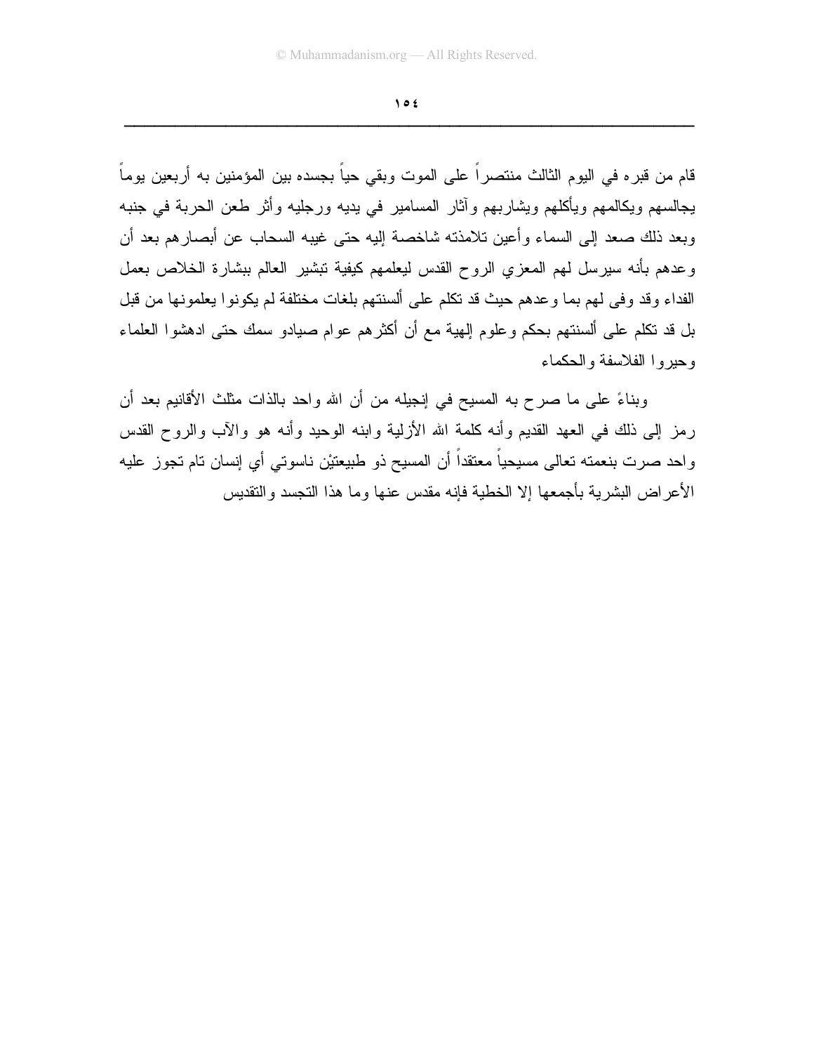قام من قبره في اليوم الثالث منتصراً على الموت وبقي حياً بجسده بين المؤمنين به أربعين يوماً يجالسهم ويكالمهم ويأكلهم ويشاربهم وآثار المسامير في يديه ورجليه وأثر طعن الحربة في جنبه وبعد ذلك صعد إلى السماء وأعين تلامذته شاخصة إليه حتى غيبه السحاب عن أبصارهم بعد أن وعدهم بأنه سيرسل لهم المعزي الروح القدس ليعلمهم كيفية تبشير العالم ببشارة الخلاص بعمل الفداء وقد وفى لهم بما وعدهم حيث قد تكلم على ألسنتهم بلغات مختلفة لم يكونوا يعلمونها من قبل بل قد تكلم على ألسنتهم بحكم وعلوم إلهية مع أن أكثرهم عوام صيادو سمك حتى ادهشوا العلماء وحيروا الفلاسفة والحكماء

وبناءً على ما صرح به المسيح في إنجيله من أن الله واحد بالذات مثلث الأقانيم بعد أن رمز إلى ذلك في العهد القديم وأنه كلمة الله الأزلية وابنه الوحيد وأنه هو والآب والروح القدس واحد صرت بنعمته تعالى مسيحياً معتقداً أن المسيح ذو طبيعتيْن ناسوتي أي إنسان تام تجوز عليه الأعراض البشرية بأجمعها إلا الخطية فإنه مقدس عنها وما هذا التجسد والتقديس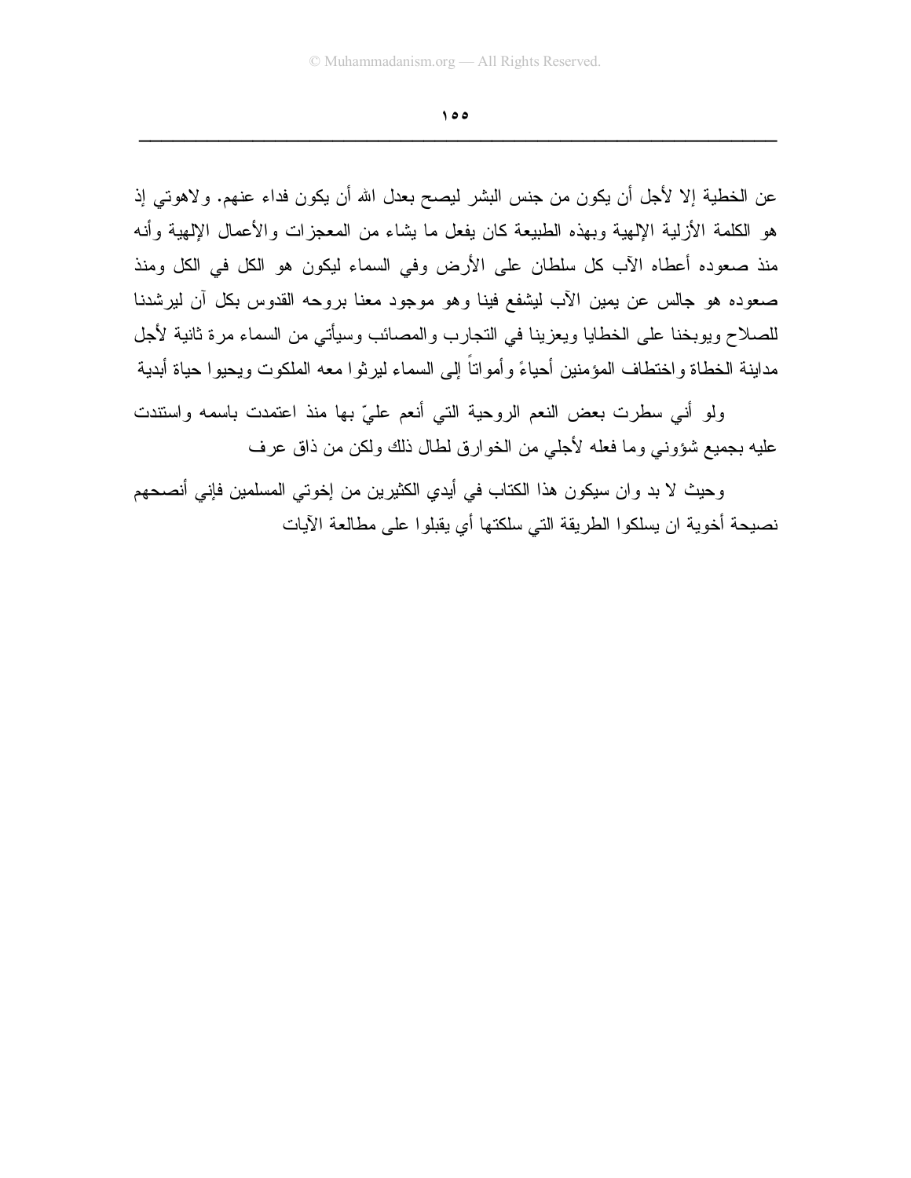عن الخطية إلا لأجل أن يكون من جنس البشر ليصح بعدل الله أن يكون فداء عنهم. ولاهوتي إذ هو الكلمة الأزلية الإلهية وبهذه الطبيعة كان يفعل ما يشاء من المعجزات والأعمال الإلهية وأنه منذ صعوده أعطاه الآب كل سلطان على الأرض وفي السماء ليكون هو الكل في الكل ومنذ صعوده هو جالس عن يمين الآب ليشفع فينا وهو موجود معنا بروحه القدوس بكل آن ليرشدنا للصلاح ويوبخنا على الخطايا ويعزينا في التجارب والمصائب وسيأتي من السماء مرة ثانية لأجل مداينة الخطاة واختطاف المؤمنين أحياءً وأمواتاً إلى السماء ليرثوا معه الملكوت ويحيوا حياة أبدية

ولو أني سطرت بعض النعم الروحية التي أنعم عليّ بها منذ اعتمدت باسمه واستندت عليه بجميع شؤوني وما فعله لأجلي من الخوارق لطال ذلك ولكن من ذاق عرف

وحيث لا بد وان سيكون هذا الكتاب في أيدي الكثيرين من إخوتي المسلمين فإني أنصحهم نصيحة أخوية ان يسلكوا الطريقة التي سلكتها أي يقبلوا على مطالعة الآيات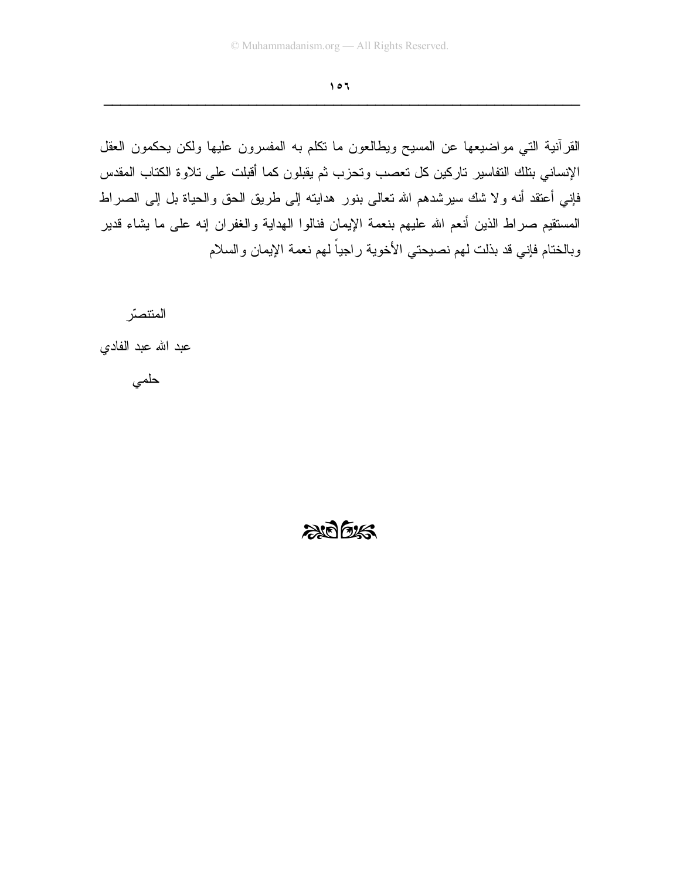القرآنية التي مواضيعها عن المسيح ويطالعون ما تكلم به المفسرون عليها ولكن يحكمون العقل الإنساني بتلك التفاسير تاركين كل تعصب وتحزب ثم يقبلون كما أقبلت على تلاوة الكتاب المقدس فإني أعتقد أنه ولا شك سيرشدهم الله تعالى بنور هدايته إلى طريق الحق والحياة بل إلى الصراط المستقيم صراط الذين أنعم الله عليهم بنعمة الإيمان فنالوا الهداية والغفران إنه على ما يشاء قدير وبالختام فإني قد بذلت لهم نصيحتي الأخوية راجياً لهم نعمة الإيمان والسلام

المتنصّر

عبد الله عبد الفادي

حلمي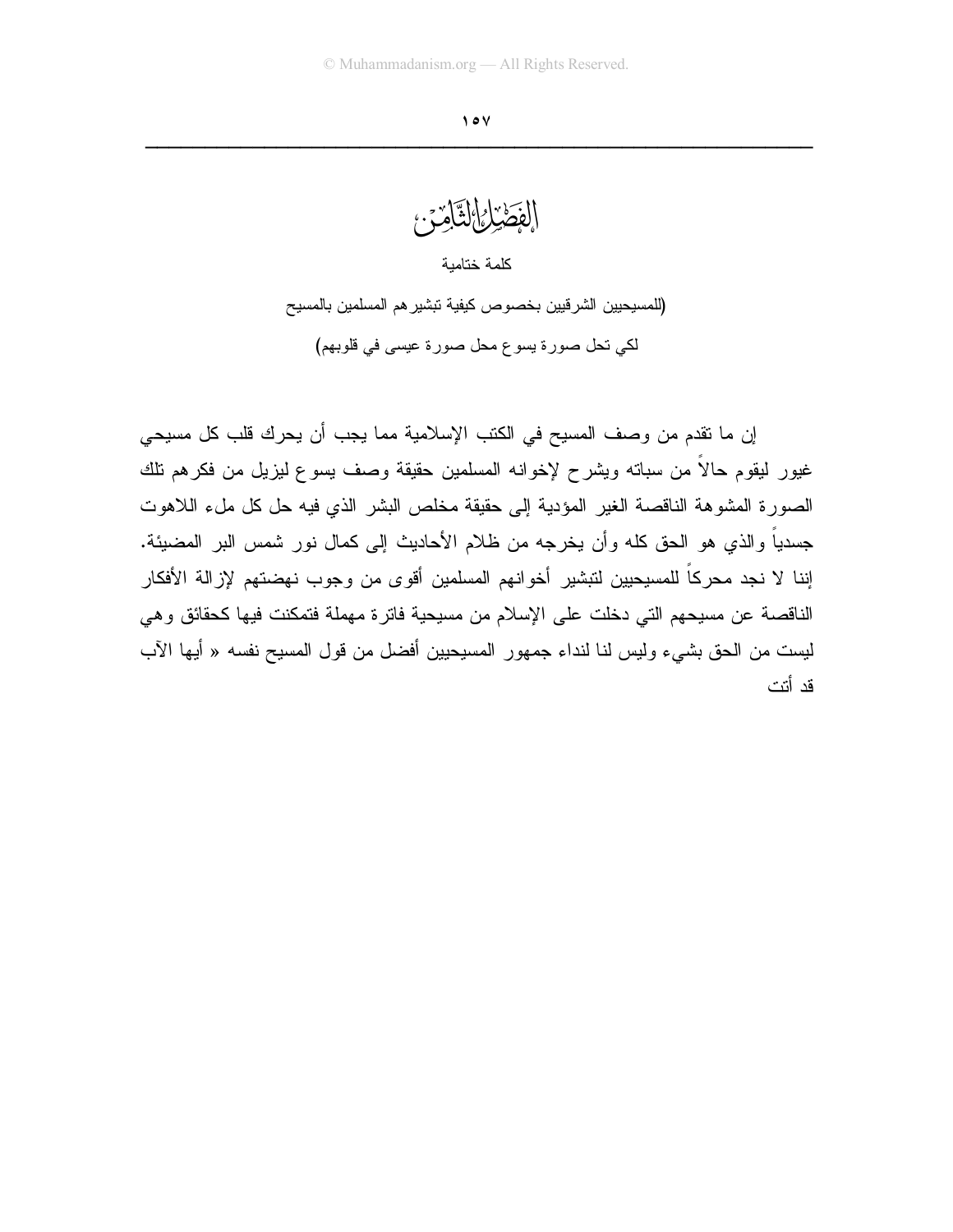# الفصل الثامن

## كلمة ختامية

**(للمسيحيين الشرقيين بخصوص كيفية تبشيرهم المسلمين بالمسيح لكي تحل صورة يسوع محل صورة عيسى في قلوبهم)**

إن ما تقدم من وصف المسيح في الكتب الإسلامية مما يجب أن يحرك قلب كل مسيحي غيور ليقوم حالاً من سباته ويشرح لإخوانه المسلمين حقيقة وصف يسوع ليزيل من فكرهم تلك الصورة المشوهة الناقصة الغير المؤدية إلى حقيقة مخلص البشر الذي فيه حل كل ملء اللاهوت جسدياً والذي هو الحق كله وأن يخرجه من ظلام الأحاديث إلى كمال نور شمس البر المضيئة. إننا لا نجد محركاً للمسيحيين لتبشير أخوانهم المسلمين أقوى من وجوب نهضتهم لإزالة الأفكار الناقصة عن مسيحهم التي دخلت على الإسلام من مسيحية فاترة مهملة فتمكنت فيها كحقائق وهي ليست من الحق بشيء وليس لنا لنداء جمهور المسيحيين أفضل من قول المسيح نفسه « أيها الآب قد أتت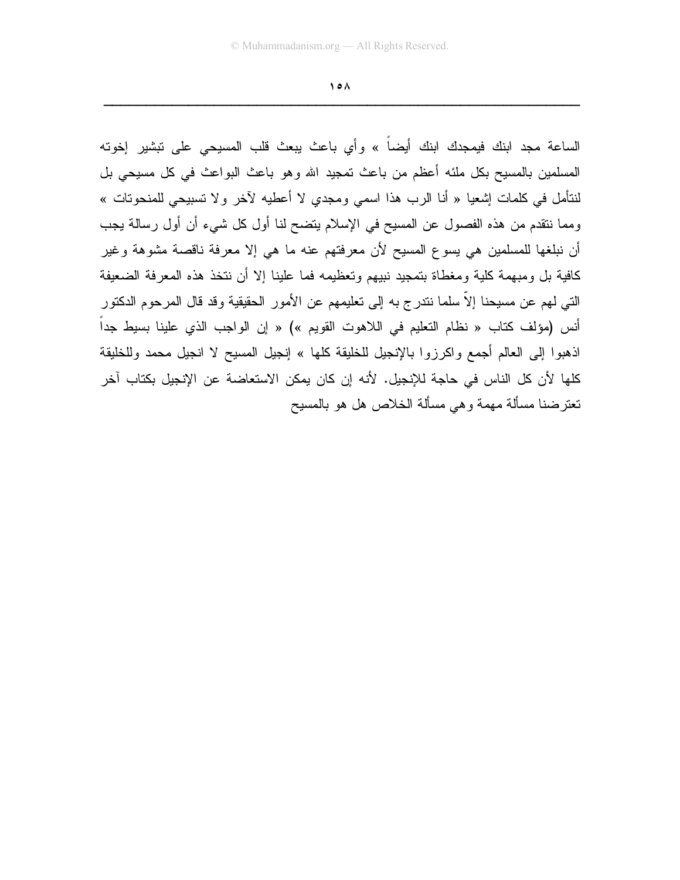الساعة مجد ابنك فيمجدك ابنك أيضاً » وأي باعث يبعث قلب المسيحي على تبشير إخوته المسلمين بالمسيح بكل ملئه أعظم من باعث تمجيد الله وهو باعث البواعث في كل مسيحي بل لنتأمل في كلمات إشعيا « أنا الرب هذا اسمي ومجدي لا أعطيه لآخر ولا تسبيحي للمنحوتات » ومما نتقدم من هذه الفصول عن المسيح في الإسلام يتضح لنا أول كل شيء أن أول رسالة يجب أن نبلغها للمسلمين هي يسوع المسيح لأن معرفتهم عنه ما هي إلا معرفة ناقصة مشوهة وغير كافية بل ومبهمة كلية ومغطاة بتمجيد نبيهم وتعظيمه فما علينا إلا أن نتخذ هذه المعرفة الضعيفة التي لهم عن مسيحنا إلاّ سلما نتدرج به إلى تعليمهم عن الأمور الحقيقية وقد قال المرحوم الدكتور أنس (مؤلف كتاب « نظام التعليم في اللاهوت القويم ») « إن الواجب الذي علينا بسيط جداً اذهبوا إلى العالم أجمع واكرزوا بالإنجيل للخليقة كلها » إنجيل المسيح لا انجيل محمد وللخليقة كلها لأن كل الناس في حاجة للإنجيل. لأنه إن كان يمكن الاستعاضة عن الإنجيل بكتاب آخر تعترضنا مسألة مهمة وهي مسألة الخلاص هل هو بالمسيح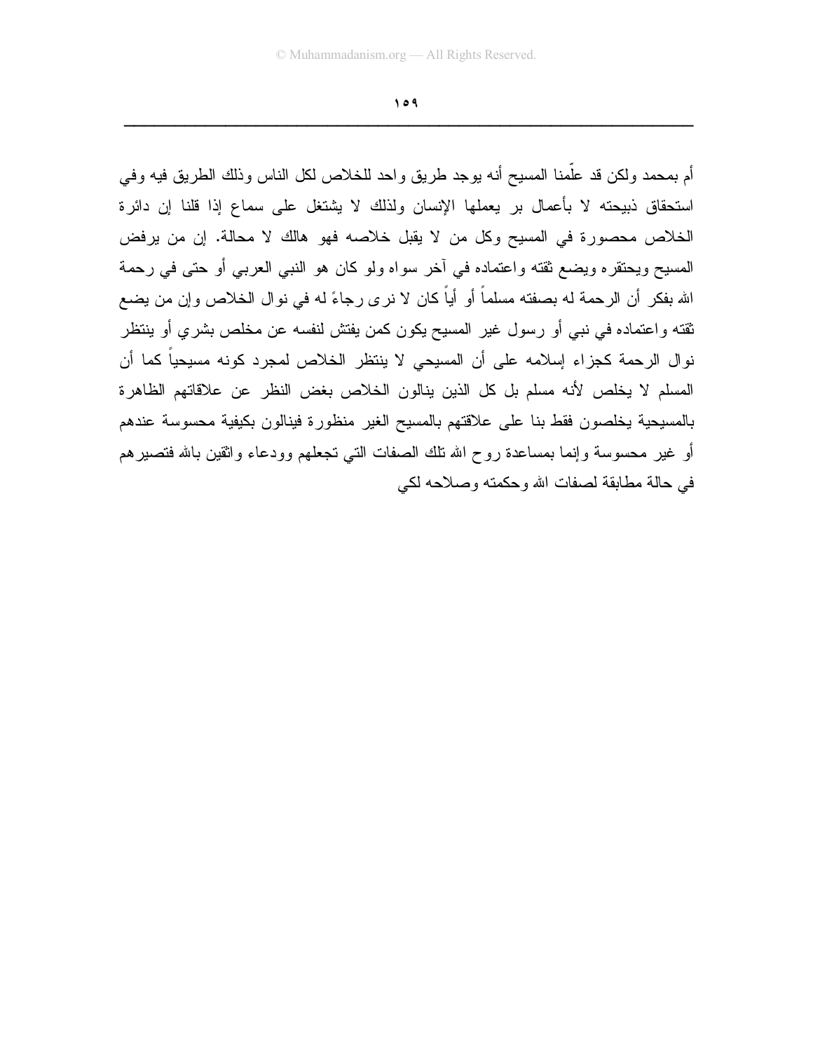أم بمحمد ولكن قد علّمنا المسيح أنه يوجد طريق واحد للخلاص لكل الناس وذلك الطريق فيه وفي استحقاق ذبيحته لا بأعمال بر يعملها الإنسان ولذلك لا يشتغل على سماع إذا قلنا إن دائرة الخلاص محصورة في المسيح وكل من لا يقبل خلاصه فهو هالك لا محالة. إن من يرفض المسيح ويحتقره ويضع ثقته واعتماده في آخر سواه ولو كان هو النبي العربي أو حتى في رحمة الله بفكر أن الرحمة له بصفته مسلماً أو أياً كان لا نرى رجاءً له في نوال الخلاص وإن من يضع ثقته واعتماده في نبي أو رسول غير المسيح يكون كمن يفتش لنفسه عن مخلص بشري أو ينتظر نوال الرحمة كجزاء إسلامه على أن المسيحي لا ينتظر الخلاص لمجرد كونه مسيحياً كما أن المسلم لا يخلص لأنه مسلم بل كل الذين ينالون الخلاص بغض النظر عن علاقاتهم الظاهرة بالمسيحية يخلصون فقط بنا على علاقتهم بالمسيح الغير منظورة فينالون بكيفية محسوسة عندهم أو غير محسوسة وإنما بمساعدة روح الله تلك الصفات التي تجعلهم وودعاء واثقين بالله فتصيرهم في حالة مطابقة لصفات الله وحكمته وصلاحه لكي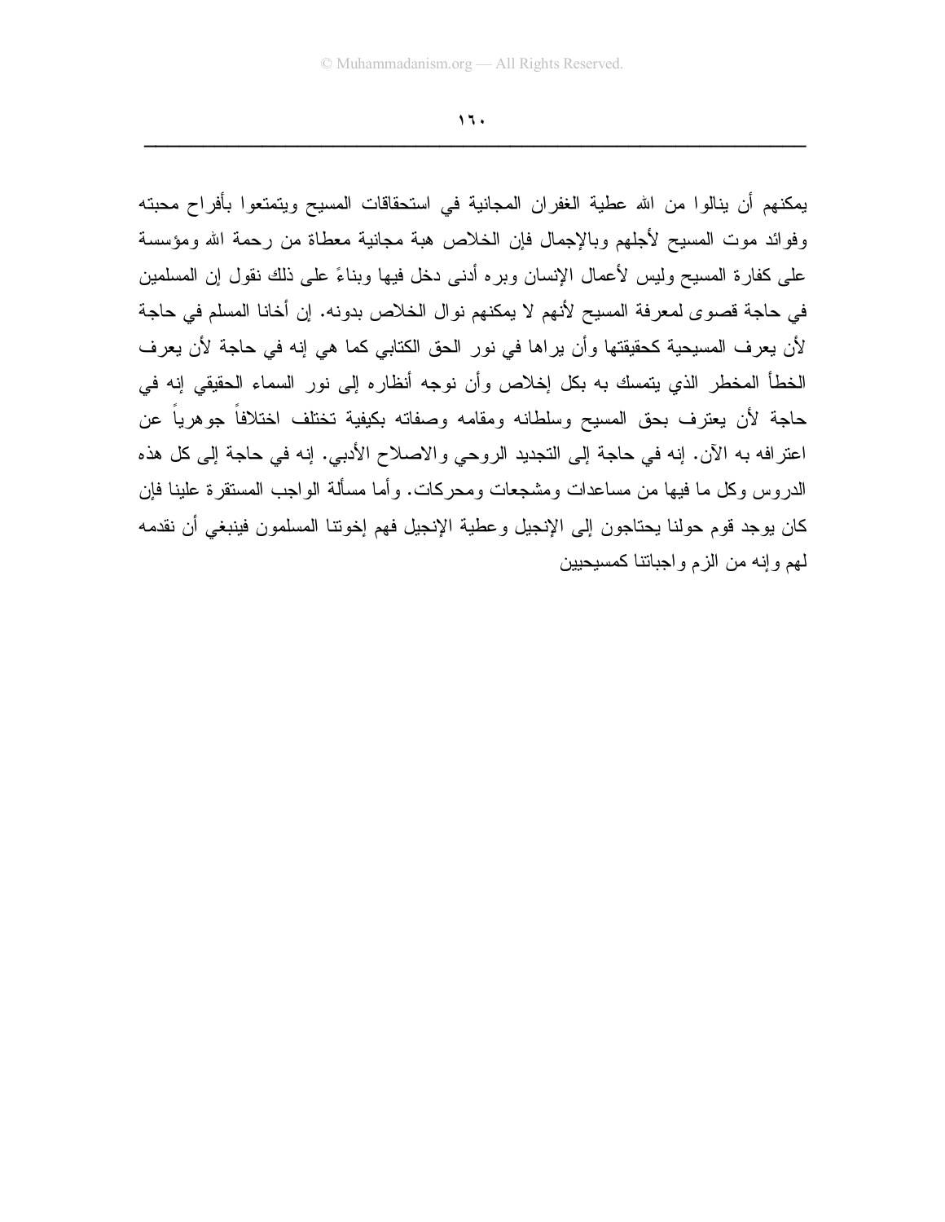يمكنهم أن ينالوا من الله عطية الغفران المجانية في استحقاقات المسيح ويتمتعوا بأفراح محبته وفوائد موت المسيح لأجلهم وبالإجمال فإن الخلاص هبة مجانية معطاة من رحمة الله ومؤسسة على كفارة المسيح وليس لأعمال الإنسان وبره أدنى دخل فيها وبناءً على ذلك نقول إن المسلمين في حاجة قصوى لمعرفة المسيح لأنهم لا يمكنهم نوال الخلاص بدونه. إن أخانا المسلم في حاجة لأن يعرف المسيحية كحقيقتها وأن يراها في نور الحق الكتابي كما هي إنه في حاجة لأن يعرف الخطأ المخطر الذي يتمسك به بكل إخلاص وأن نوجه أنظاره إلى نور السماء الحقيقي إنه في حاجة لأن يعترف بحق المسيح وسلطانه ومقامه وصفاته بكيفية تختلف اختلافاً جوهرياً عن اعترافه به الآن. إنه في حاجة إلى التجديد الروحي والاصلاح الأدبي. إنه في حاجة إلى كل هذه الدروس وكل ما فيها من مساعدات ومشجعات ومحركات. وأما مسألة الواجب المستقرة علينا فإن كان يوجد قوم حولنا يحتاجون إلى الإنجيل وعطية الإنجيل فهم إخوتنا المسلمون فينبغي أن نقدمه لهم وإنه من الزم واجباتنا كمسيحيين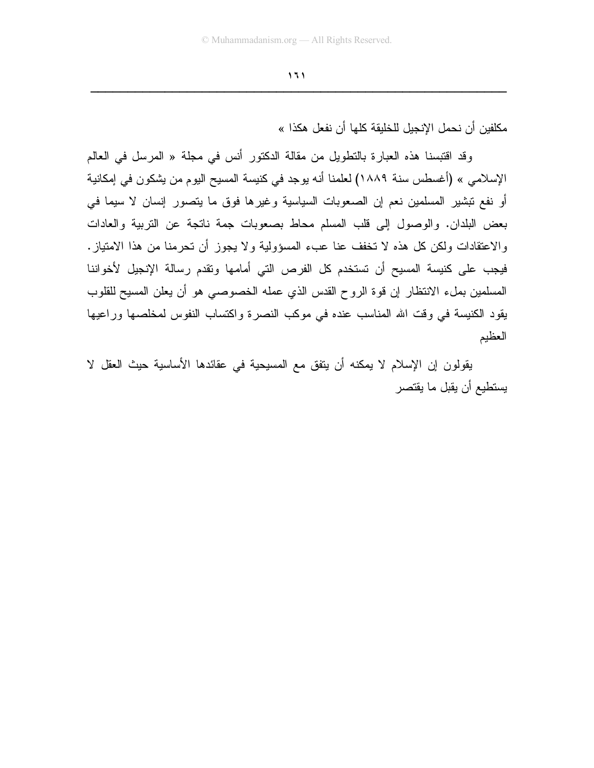مكلفين أن نحمل الإنجيل للخليقة كلها أن نفعل هكذا »

وقد اقتبسنا هذه العبارة بالتطويل من مقالة الدكتور أنس في مجلة « المرسل في العالم الإسلامي » (أغسطس سنة ١٨٨٩) لعلمنا أنه يوجد في كنيسة المسيح اليوم من يشكون في إمكانية أو نفع تبشير المسلمين نعم إن الصعوبات السياسية وغيرها فوق ما يتصور إنسان لا سيما في بعض البلدان. والوصول إلى قلب المسلم محاط بصعوبات جمة ناتجة عن التربية والعادات والاعتقادات ولكن كل هذه لا تخفف عنا عبء المسؤولية ولا يجوز أن تحرمنا من هذا الامتياز. فيجب على كنيسة المسيح أن تستخدم كل الفرص التي أمامها وتقدم رسالة الإنجيل لأخواننا المسلمين بملء الانتظار إن قوة الروح القدس الذي عمله الخصوصي هو أن يعلن المسيح للقلوب يقود الكنيسة في وقت الله المناسب عنده في موكب النصرة واكتساب النفوس لمخلصها وراعيها العظيم

يقولون إن الإسلام لا يمكنه أن يتفق مع المسيحية في عقائدها الأساسية حيث العقل لا يستطيع أن يقبل ما يقتصر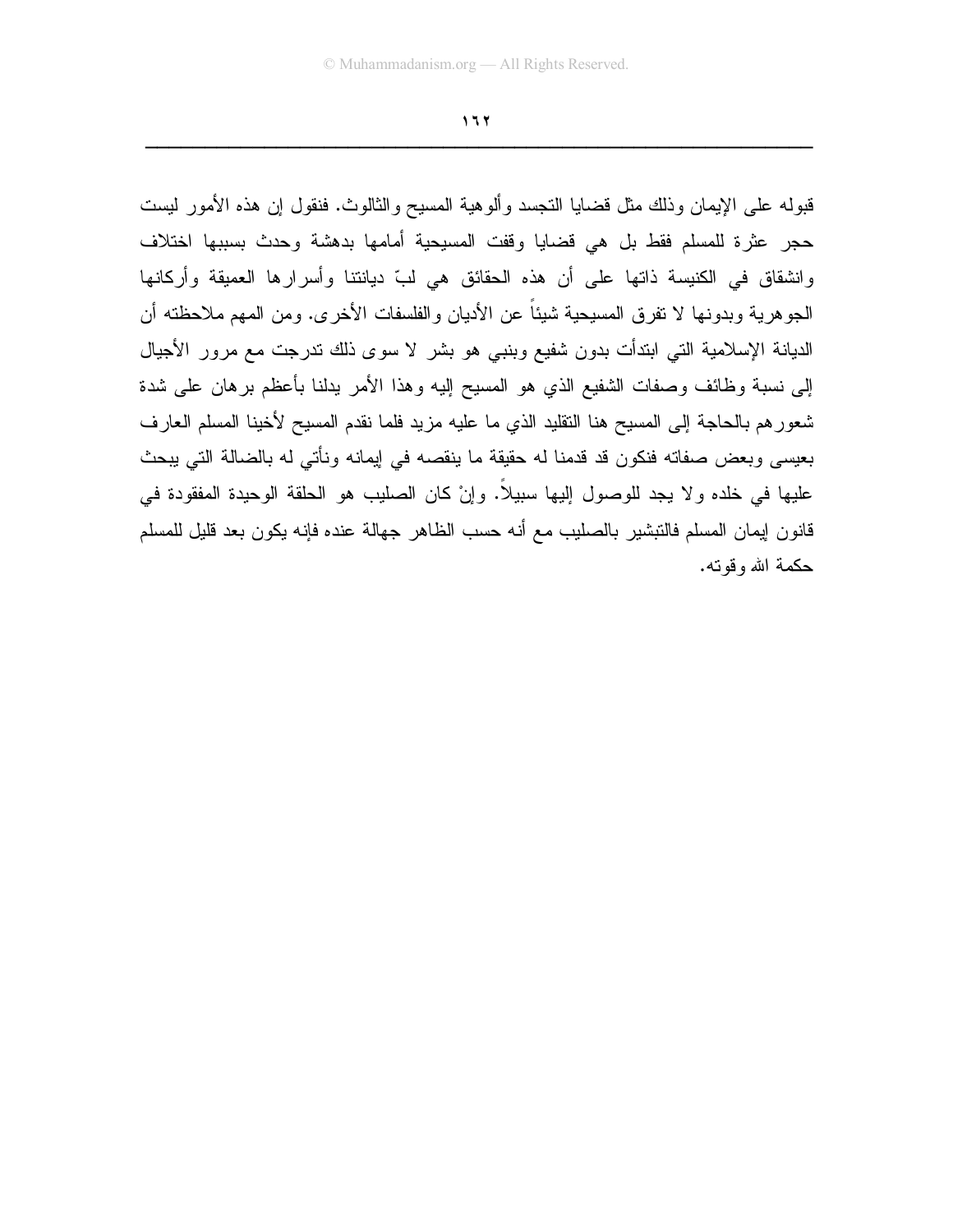قبوله على الإيمان وذلك مثل قضايا التجسد وألوهية المسيح والثالوث. فنقول إن هذه الأمور ليست حجر عثرة للمسلم فقط بل هي قضايا وقفت المسيحية أمامها بدهشة وحدث بسببها اختلاف وانشقاق في الكنيسة ذاتها على أن هذه الحقائق هي لبّ ديانتنا وأسرارها العميقة وأركانها الجوهرية وبدونها لا تفرق المسيحية شيئاً عن الأديان والفلسفات الأخرى. ومن المهم ملاحظته أن الديانة الإسلامية التي ابتدأت بدون شفيع وبنبي هو بشر لا سوى ذلك تدرجت مع مرور الأجيال إلى نسبة وظائف وصفات الشفيع الذي هو المسيح إليه وهذا الأمر يدلنا بأعظم برهان على شدة شعورهم بالحاجة إلى المسيح هنا التقليد الذي ما عليه مزيد فلما نقدم المسيح لأخينا المسلم العارف بعيسى وبعض صفاته فنكون قد قدمنا له حقيقة ما ينقصه في إيمانه ونأتي له بالضالة التي يبحث عليها في خلده ولا يجد للوصول إليها سبيلاً. وإنْ كان الصليب هو الحلقة الوحيدة المفقودة في قانون إيمان المسلم فالتبشير بالصليب مع أنه حسب الظاهر جهالة عنده فإنه يكون بعد قليل للمسلم حكمة الله وقوته.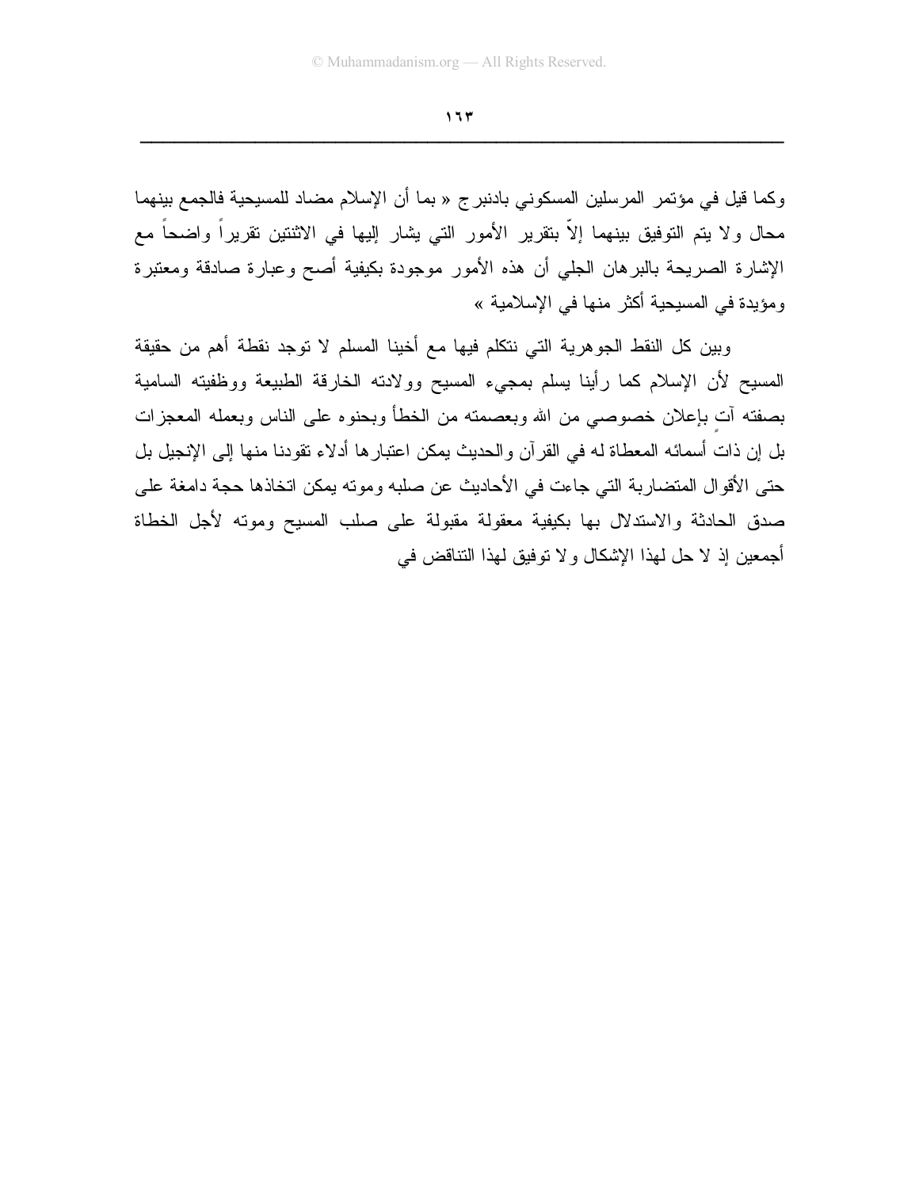وكما قيل في مؤتمر المرسلين المسكوني بادنبرج « بما أن الإسلام مضاد للمسيحية فالجمع بينهما محال ولا يتم التوفيق بينهما إلاّ بتقرير الأمور التي يشار إليها في الاثنتين تقريراً واضحاً مع الإشارة الصريحة بالبرهان الجلي أن هذه الأمور موجودة بكيفية أصح وعبارة صادقة ومعتبرة ومؤيدة في المسيحية أكثر منها في الإسلامية »

وبين كل النقط الجوهرية التي نتكلم فيها مع أخينا المسلم لا توجد نقطة أهم من حقيقة المسيح لأن الإسلام كما رأينا يسلم بمجيء المسيح وولادته الخارقة الطبيعة ووظفيته السامية بصفته آتٍ بإعلان خصوصي من الله وبعصمته من الخطأ وبحنوه على الناس وبعمله المعجزات بل إن ذات أسمائه المعطاة له في القرآن والحديث يمكن اعتبارها أدلاء تقودنا منها إلى الإنجيل بل حتى الأقوال المتضاربة التي جاءت في الأحاديث عن صلبه وموته يمكن اتخاذها حجة دامغة على صدق الحادثة والاستدلال بها بكيفية معقولة مقبولة على صلب المسيح وموته لأجل الخطاة أجمعين إذ لا حل لهذا الإشكال ولا توفيق لهذا التناقض في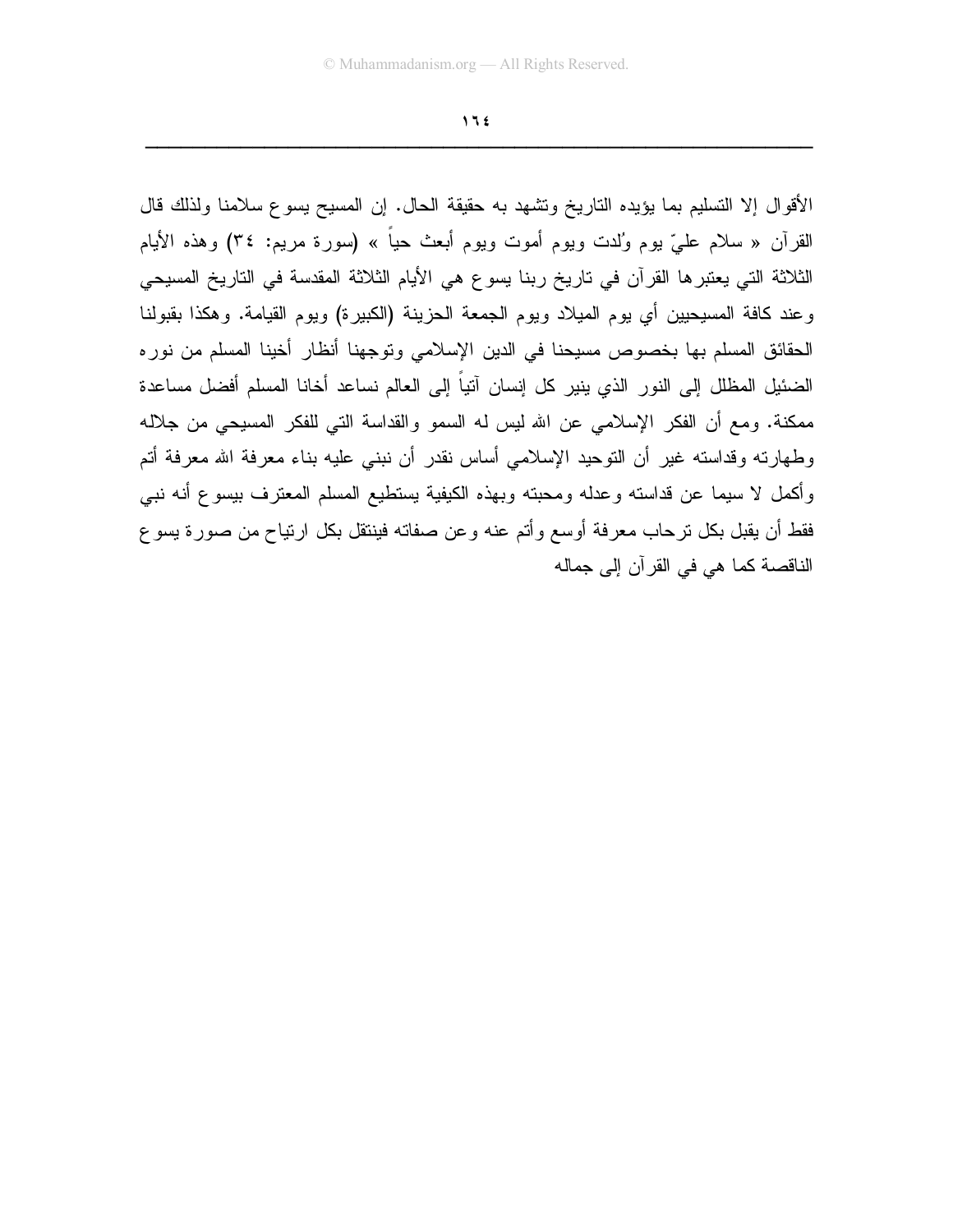الأقوال إلا التسليم بما يؤيده التاريخ وتشهد به حقيقة الحال. إن المسيح يسوع سلامنا ولذلك قال القرآن « سلام عليّ يوم وُلدت ويوم أموت ويوم أبعث حياً » (سورة مريم: ٣٤) وهذه الأيام الثلاثة التي يعتبرها القرآن في تاريخ ربنا يسوع هي الأيام الثلاثة المقدسة في التاريخ المسيحي وعند كافة المسيحيين أي يوم الميلاد ويوم الجمعة الحزينة (الكبيرة) ويوم القيامة. وهكذا بقبولنا الحقائق المسلم بها بخصوص مسيحنا في الدين الإسلامي وتوجهنا أنظار أخينا المسلم من نوره الضئيل المظلل إلى النور الذي ينير كل إنسان آتياً إلى العالم نساعد أخانا المسلم أفضل مساعدة ممكنة. ومع أن الفكر الإسلامي عن الله ليس له السمو والقداسة التي للفكر المسيحي من جلاله وطهارته وقداسته غير أن التوحيد الإسلامي أساس نقدر أن نبني عليه بناء معرفة الله معرفة أتم وأكمل لا سيما عن قداسته وعدله ومحبته وبهذه الكيفية يستطيع المسلم المعترف بيسوع أنه نبي فقط أن يقبل بكل ترحاب معرفة أوسع وأتم عنه وعن صفاته فينتقل بكل ارتياح من صورة يسوع الناقصة كما هي في القرآن إلى جماله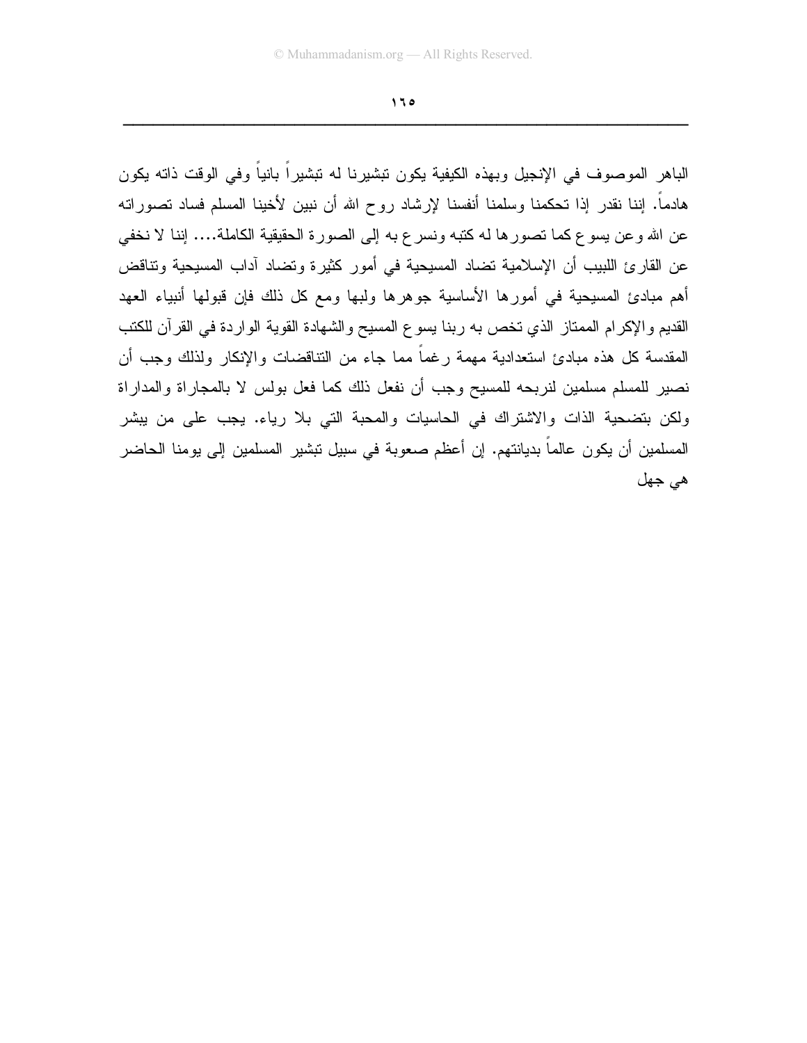الباهر الموصوف في الإنجيل وبهذه الكيفية يكون تبشيرنا له تبشيراً بانياً وفي الوقت ذاته يكون هادماً. إننا نقدر إذا تحكمنا وسلمنا أنفسنا لإرشاد روح الله أن نبين لأخينا المسلم فساد تصوراته عن الله وعن يسوع كما تصورها له كتبه ونسرع به إلى الصورة الحقيقية الكاملة.... إننا لا نخفي عن القارئ اللبيب أن الإسلامية تضاد المسيحية في أمور كثيرة وتضاد آداب المسيحية وتناقض أهم مبادئ المسيحية في أمورها الأساسية جوهرها ولبها ومع كل ذلك فإن قبولها أنبياء العهد القديم والإكرام الممتاز الذي تخص به ربنا يسوع المسيح والشهادة القوية الواردة في القرآن للكتب المقدسة كل هذه مبادئ استعدادية مهمة رغماً مما جاء من التناقضات والإنكار ولذلك وجب أن نصير للمسلم مسلمين لنربحه للمسيح وجب أن نفعل ذلك كما فعل بولس لا بالمجاراة والمداراة ولكن بتضحية الذات والاشتراك في الحاسيات والمحبة التي بلا رياء. يجب على من يبشر المسلمين أن يكون عالماً بديانتهم. إن أعظم صعوبة في سبيل تبشير المسلمين إلى يومنا الحاضر هي جهل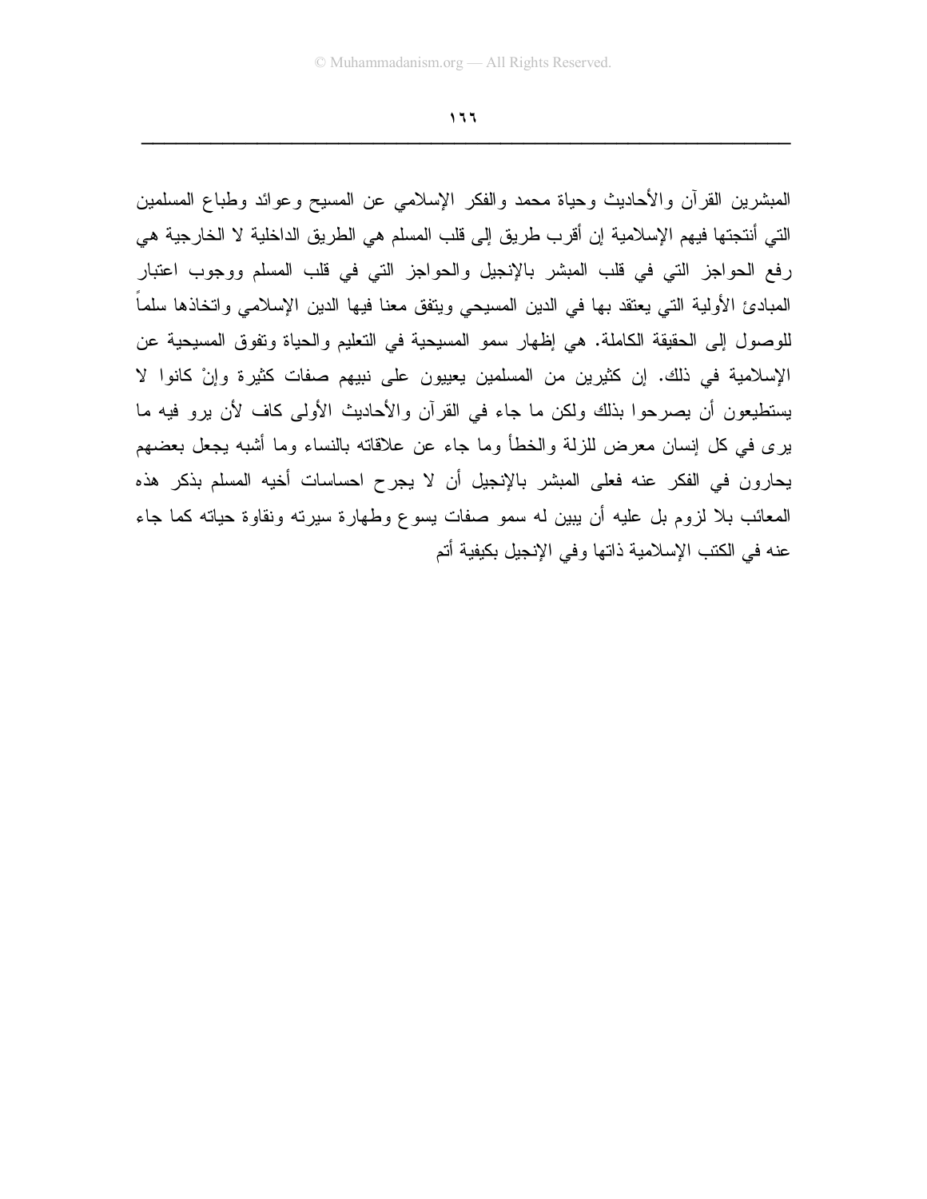المبشرين القرآن والأحاديث وحياة محمد والفكر الإسلامي عن المسيح وعوائد وطباع المسلمين التي أنتجتها فيهم الإسلامية إن أقرب طريق إلى قلب المسلم هي الطريق الداخلية لا الخارجية هي رفع الحواجز التي في قلب المبشر بالإنجيل والحواجز التي في قلب المسلم ووجوب اعتبار المبادئ الأولية التي يعتقد بها في الدين المسيحي ويتفق معنا فيها الدين الإسلامي واتخاذها سلماً للوصول إلى الحقيقة الكاملة. هي إظهار سمو المسيحية في التعليم والحياة وتفوق المسيحية عن الإسلامية في ذلك. إن كثيرين من المسلمين يعيبون على نبيهم صفات كثيرة وإنْ كانوا لا يستطيعون أن يصرحوا بذلك ولكن ما جاء في القرآن والأحاديث الأولى كاف لأن يرو فيه ما يرى في كل إنسان معرض للزلة والخطأ وما جاء عن علاقاته بالنساء وما أشبه يجعل بعضهم يحارون في الفكر عنه فعلى المبشر بالإنجيل أن لا يجرح احساسات أخيه المسلم بذكر هذه المعائب بلا لزوم بل عليه أن يبين له سمو صفات يسوع وطهارة سيرته ونقاوة حياته كما جاء عنه في الكتب الإسلامية ذاتها وفي الإنجيل بكيفية أتم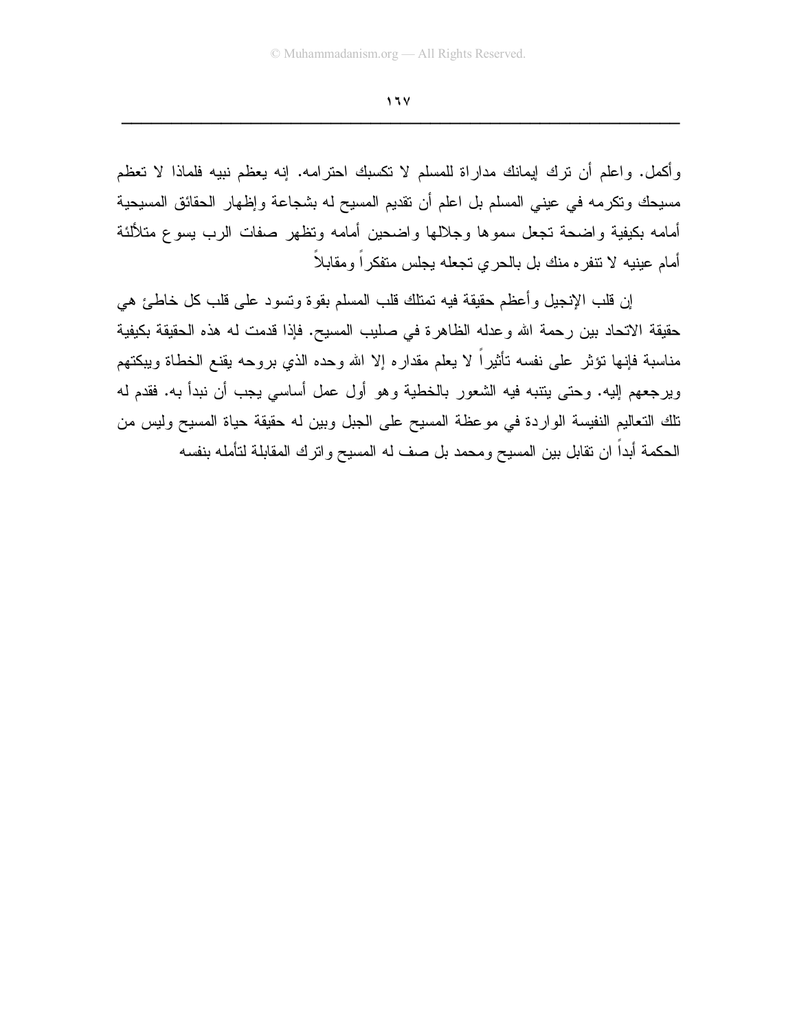وأكمل. واعلم أن ترك إيمانك مداراة للمسلم لا تكسبك احترامه. إنه يعظم نبيه فلماذا لا تعظم مسيحك وتكرمه في عيني المسلم بل اعلم أن تقديم المسيح له بشجاعة وإظهار الحقائق المسيحية أمامه بكيفية واضحة تجعل سموها وجلالها واضحين أمامه وتظهر صفات الرب يسوع متلألئة أمام عينيه لا تنفره منك بل بالحري تجعله يجلس متفكراً ومقابلاً

إن قلب الإنجيل وأعظم حقيقة فيه تمتلك قلب المسلم بقوة وتسود على قلب كل خاطئ هي حقيقة الاتحاد بين رحمة الله وعدله الظاهرة في صليب المسيح. فإذا قدمت له هذه الحقيقة بكيفية مناسبة فإنها تؤثر على نفسه تأثيراً لا يعلم مقداره إلا الله وحده الذي بروحه يقنع الخطاة ويبكتهم ويرجعهم إليه. وحتى يتنبه فيه الشعور بالخطية وهو أول عمل أساسي يجب أن نبدأ به. فقدم له تلك التعاليم النفيسة الواردة في موعظة المسيح على الجبل وبين له حقيقة حياة المسيح وليس من الحكمة أبداً ان تقابل بين المسيح ومحمد بل صف له المسيح واترك المقابلة لتأمله بنفسه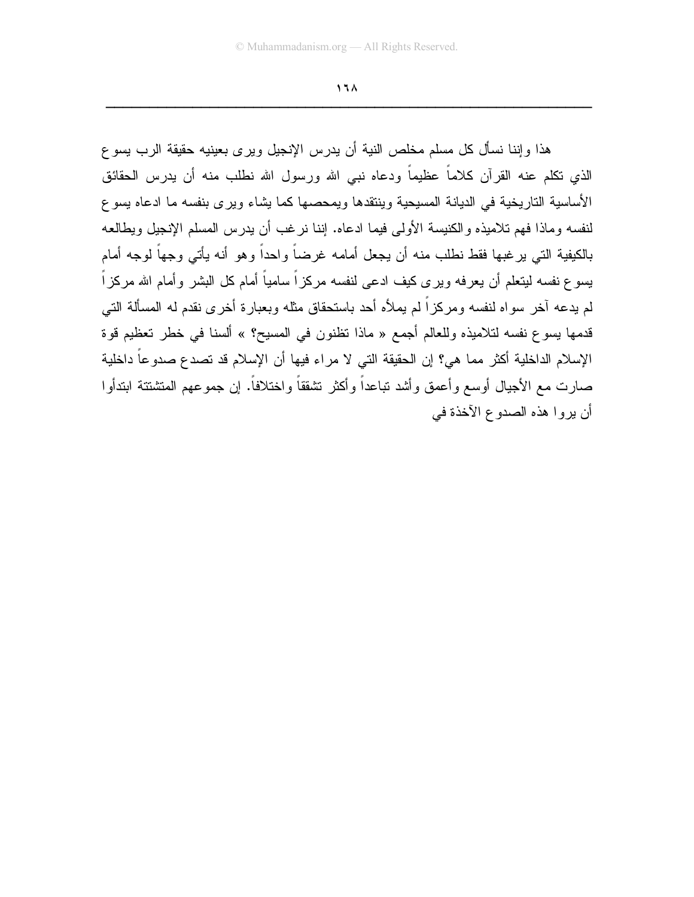هذا وإننا نسأل كل مسلم مخلص النية أن يدرس الإنجيل ويرى بعينيه حقيقة الرب يسوع الذي تكلم عنه القرآن كلاماً عظيماً ودعاه نبي الله ورسول الله نطلب منه أن يدرس الحقائق الأساسية التاريخية في الديانة المسيحية وينتقدها ويمحصها كما يشاء ويرى بنفسه ما ادعاه يسوع لنفسه وماذا فهم تلاميذه والكنيسة الأولى فيما ادعاه. إننا نرغب أن يدرس المسلم الإنجيل ويطالعه بالكيفية التي يرغبها فقط نطلب منه أن يجعل أمامه غرضاً واحداً وهو أنه يأتي وجهاً لوجه أمام يسوع نفسه ليتعلم أن يعرفه ويرى كيف ادعى لنفسه مركزاً سامياً أمام كل البشر وأمام الله مركزاً لم يدعه آخر سواه لنفسه ومركزاً لم يملأه أحد باستحقاق مثله وبعبارة أخرى نقدم له المسألة التي قدمها يسوع نفسه لتلاميذه وللعالم أجمع « ماذا تظنون في المسيح؟ » ألسنا في خطر تعظيم قوة الإسلام الداخلية أكثر مما هي؟ إن الحقيقة التي لا مراء فيها أن الإسلام قد تصدع صدوعاً داخلية صارت مع الأجيال أوسع وأعمق وأشد تباعداً وأكثر تشققاً واختلافاً. إن جموعهم المتشتتة ابتدأوا أن يروا هذه الصدوع الآخذة في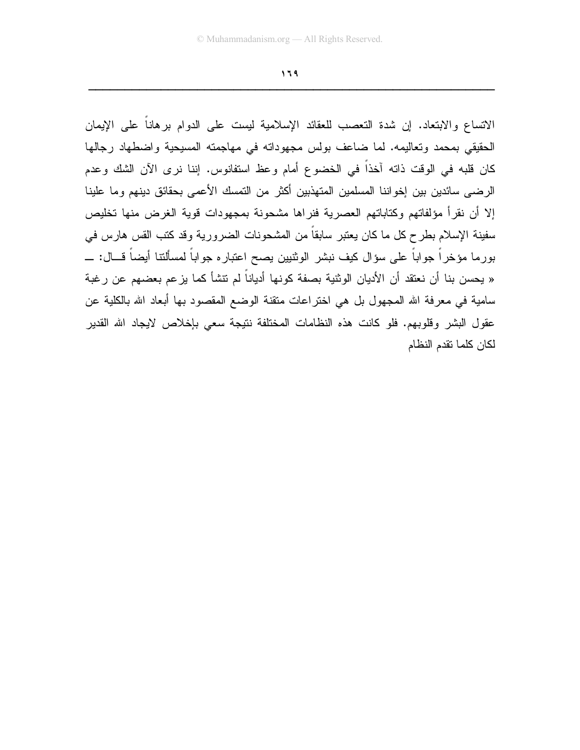الاتساع والابتعاد. إن شدة التعصب للعقائد الإسلامية ليست على الدوام برهاناً على الإيمان الحقيقي بمحمد وتعاليمه. لما ضاعف بولس مجهوداته في مهاجمته المسيحية واضطهاد رجالها كان قلبه في الوقت ذاته آخذاً في الخضوع أمام وعظ استفانوس. إننا نرى الآن الشك وعدم الرضى سائدين بين إخواننا المسلمين المتهذبين أكثر من التمسك الأعمى بحقائق دينهم وما علينا إلا أن نقرأ مؤلفاتهم وكتاباتهم العصرية فنراها مشحونة بمجهودات قوية الغرض منها تخليص سفينة الإسلام بطرح كل ما كان يعتبر سابقاً من المشحونات الضرورية وقد كتب القس هارس في بورما مؤخراً جواباً على سؤال كيف نبشر الوثنيين يصح اعتباره جواباً لمسألتنا أيضاً قـال: ـــ « يحسن بنا أن نعتقد أن الأديان الوثنية بصفة كونها أدياناً لم تنشأ كما يزعم بعضهم عن رغبة سامية في معرفة الله المجهول بل هي اختراعات متقنة الوضع المقصود بها أبعاد الله بالكلية عن عقول البشر وقلوبهم. فلو كانت هذه النظامات المختلفة نتيجة سعي بإخلاص لايجاد الله القدير لكان كلما تقدم النظام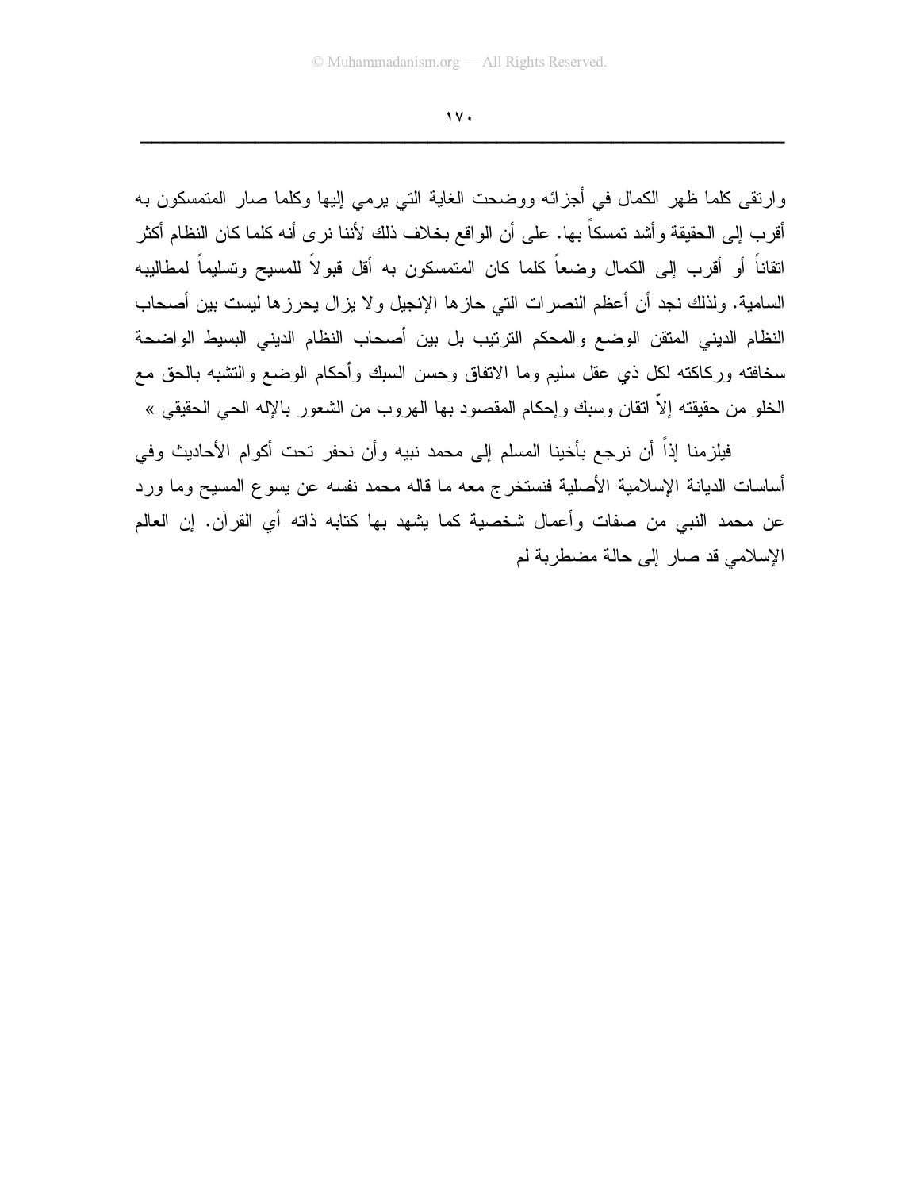وارتقى كلما ظهر الكمال في أجزائه ووضحت الغاية التي يرمي إليها وكلما صار المتمسكون به أقرب إلى الحقيقة وأشد تمسكاً بها. على أن الواقع بخلاف ذلك لأننا نرى أنه كلما كان النظام أكثر اتقاناً أو أقرب إلى الكمال وضعاً كلما كان المتمسكون به أقل قبولاً للمسيح وتسليماً لمطالبيه السامية. ولذلك نجد أن أعظم النصرات التي حازها الإنجيل ولا يزال يحرزها ليست بين أصحاب النظام الديني المتقن الوضع والمحكم الترتيب بل بين أصحاب النظام الديني البسيط الواضحة سخافته وركاكته لكل ذي عقل سليم وما الاتفاق وحسن السبك وأحكام الوضع والتشبه بالحق مع الخلو من حقيقته إلاّ اتقان وسبك وإحكام المقصود بها الهروب من الشعور بالإله الحي الحقيقي »

فيلزمنا إذاً أن نرجع بأخينا المسلم إلى محمد نبيه وأن نحفر تحت أكوام الأحاديث وفي أساسات الديانة الإسلامية الأصلية فنستخرج معه ما قاله محمد نفسه عن يسوع المسيح وما ورد عن محمد النبي من صفات وأعمال شخصية كما يشهد بها كتابه ذاته أي القرآن. إن العالم الإسلامي قد صار إلى حالة مضطربة لم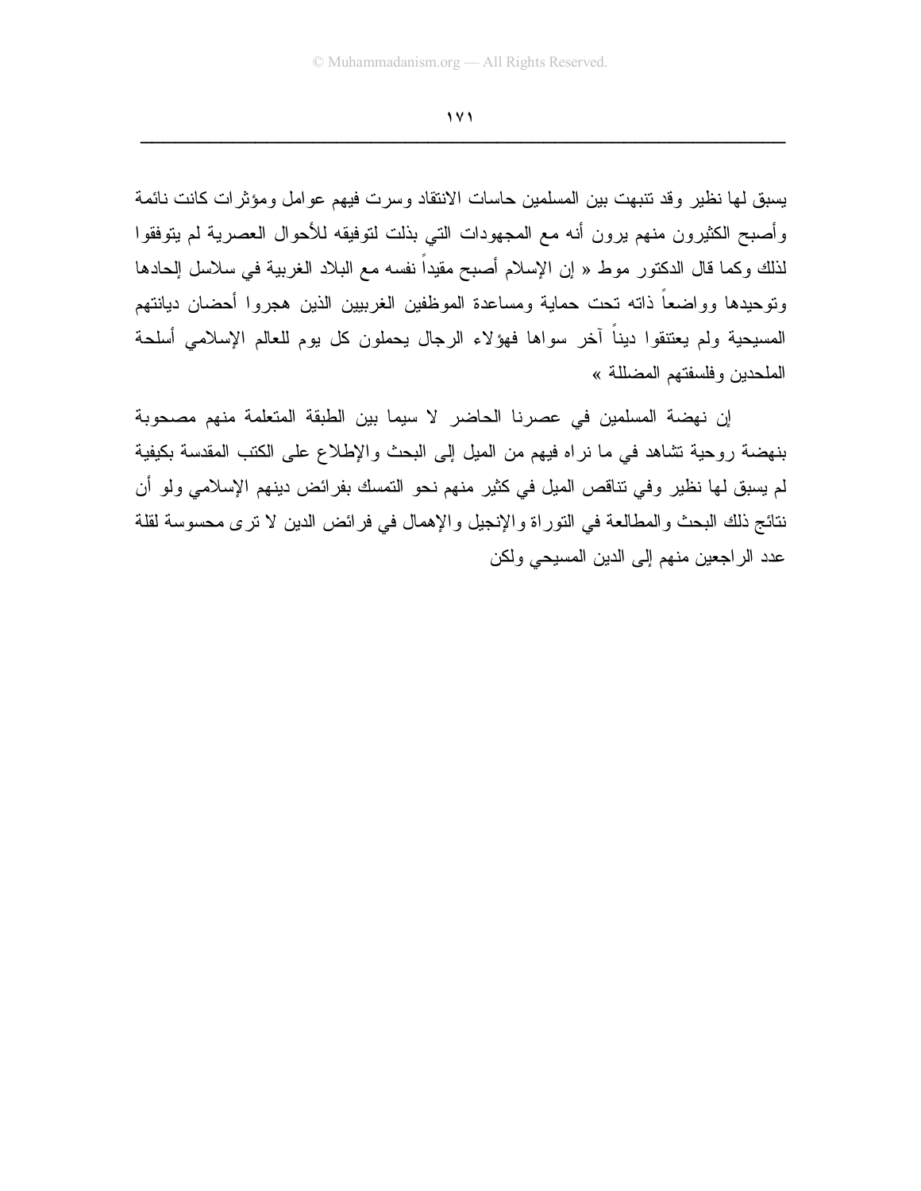يسبق لها نظير وقد تنبهت بين المسلمين حاسات الانتقاد وسرت فيهم عوامل ومؤثرات كانت نائمة وأصبح الكثيرون منهم يرون أنه مع المجهودات التي بذلت لتوفيقه للأحوال العصرية لم يتوفقوا لذلك وكما قال الدكتور موط « إن الإسلام أصبح مقيداً نفسه مع البلاد الغربية في سلاسل إلحادها وتوحيدها وواضعاً ذاته تحت حماية ومساعدة الموظفين الغربيين الذين هجروا أحضان ديانتهم المسيحية ولم يعتنقوا ديناً آخر سواها فهؤلاء الرجال يحملون كل يوم للعالم الإسلامي أسلحة الملحدين وفلسفتهم المضللة »

إن نهضة المسلمين في عصرنا الحاضر لا سيما بين الطبقة المتعلمة منهم مصحوبة بنهضة روحية تشاهد في ما نراه فيهم من الميل إلى البحث والإطلاع على الكتب المقدسة بكيفية لم يسبق لها نظير وفي تناقص الميل في كثير منهم نحو التمسك بفرائض دينهم الإسلامي ولو أن نتائج ذلك البحث والمطالعة في التوراة والإنجيل والإهمال في فرائض الدين لا ترى محسوسة لقلة عدد الراجعين منهم إلى الدين المسيحي ولكن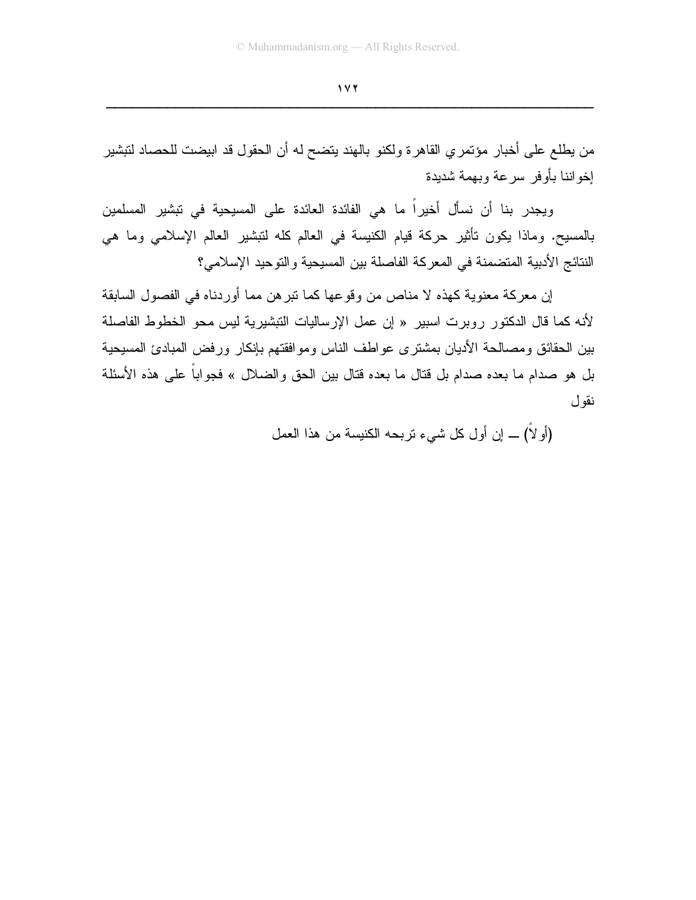من يطلع على أخبار مؤتمري القاهرة ولكنو بالهند يتضح له أن الحقول قد ابيضت للحصاد لتبشير إخواننا بأوفر سرعة وبهمة شديدة

ويجدر بنا أن نسأل أخيراً ما هي الفائدة العائدة على المسيحية في تبشير المسلمين بالمسيح. وماذا يكون تأثير حركة قيام الكنيسة في العالم كله لتبشير العالم الإسلامي وما هي النتائج الأدبية المتضمنة في المعركة الفاصلة بين المسيحية والتوحيد الإسلامي؟

إن معركة معنوية كهذه لا مناص من وقوعها كما تبرهن مما أوردناه في الفصول السابقة لأنه كما قال الدكتور روبرت اسبير « إن عمل الإرساليات التبشيرية ليس محو الخطوط الفاصلة بين الحقائق ومصالحة الأديان بمشترى عواطف الناس وموافقتهم بإنكار ورفض المبادئ المسيحية بل هو صدام ما بعده صدام بل قتال ما بعده قتال بين الحق والضلال » فجواباً على هذه الأسئلة نقول

(أولاً) ـــ إن أول كل شيء تربحه الكنيسة من هذا العمل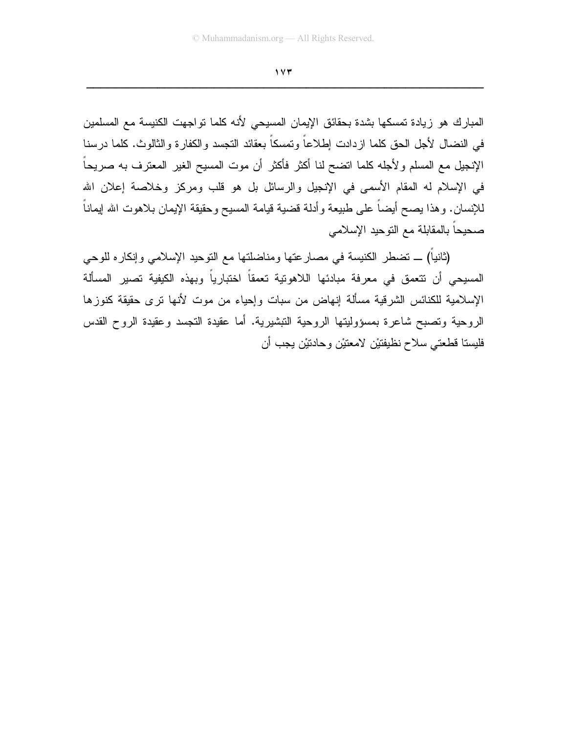المبارك هو زيادة تمسكها بشدة بحقائق الإيمان المسيحي لأنه كلما تواجهت الكنيسة مع المسلمين في النضال لأجل الحق كلما ازدادت إطلاعاً وتمسكاً بعقائد التجسد والكفارة والثالوث. كلما درسنا الإنجيل مع المسلم ولأجله كلما اتضح لنا أكثر فأكثر أن موت المسيح الغير المعترف به صريحاً في الإسلام له المقام الأسمى في الإنجيل والرسائل بل هو قلب ومركز وخلاصة إعلان الله للإنسان. وهذا يصح أيضاً على طبيعة وأدلة قضية قيامة المسيح وحقيقة الإيمان بلاهوت الله إيماناً صحيحاً بالمقابلة مع التوحيد الإسلامي

(ثانياً) ــ تضطر الكنيسة في مصارعتها ومناضلتها مع التوحيد الإسلامي وإنكاره للوحي المسيحي أن تتعمق في معرفة مبادئها اللاهوتية تعمقاً اختبارياً وبهذه الكيفية تصير المسألة الإسلامية للكنائس الشرقية مسألة إنهاض من سبات وإحياء من موت لأنها ترى حقيقة كنوزها الروحية وتصبح شاعرة بمسؤوليتها الروحية التبشيرية. أما عقيدة التجسد وعقيدة الروح القدس فليستا قطعتي سلاح نظيفتيْن لامعتيْن وحادتيْن يجب أن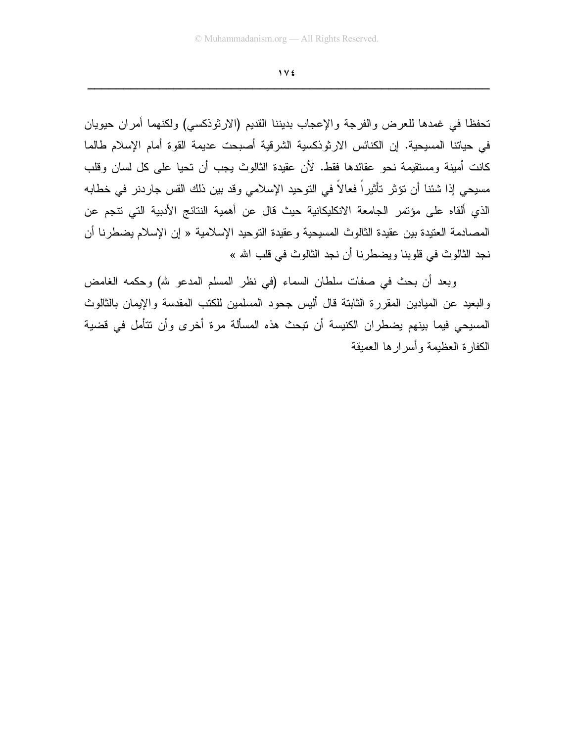تحفظا في غمدها للعرض والفرجة والإعجاب بديننا القديم (الارثوذكسي) ولكنهما أمران حيويان في حياتنا المسيحية. إن الكنائس الارثوذكسية الشرقية أصبحت عديمة القوة أمام الإسلام طالما كانت أمينة ومستقيمة نحو عقائدها فقط. لأن عقيدة الثالوث يجب أن تحيا على كل لسان وقلب مسيحي إذا شئنا أن تؤثر تأثيراً فعالاً في التوحيد الإسلامي وقد بين ذلك القس جاردنر في خطابه الذي ألقاه على مؤتمر الجامعة الانكليكانية حيث قال عن أهمية النتائج الأدبية التي تنجم عن المصادمة العتيدة بين عقيدة الثالوث المسيحية وعقيدة التوحيد الإسلامية « إن الإسلام يضطرنا أن نجد الثالوث في قلوبنا ويضطرنا أن نجد الثالوث في قلب الله »

وبعد أن بحث في صفات سلطان السماء (في نظر المسلم المدعو لله) وحكمه الغامض والبعيد عن الميادين المقررة الثابتة قال أليس جحود المسلمين للكتب المقدسة والإيمان بالثالوث المسيحي فيما بينهم يضطران الكنيسة أن تبحث هذه المسألة مرة أخرى وأن تتأمل في قضية الكفارة العظيمة وأسرارها العميقة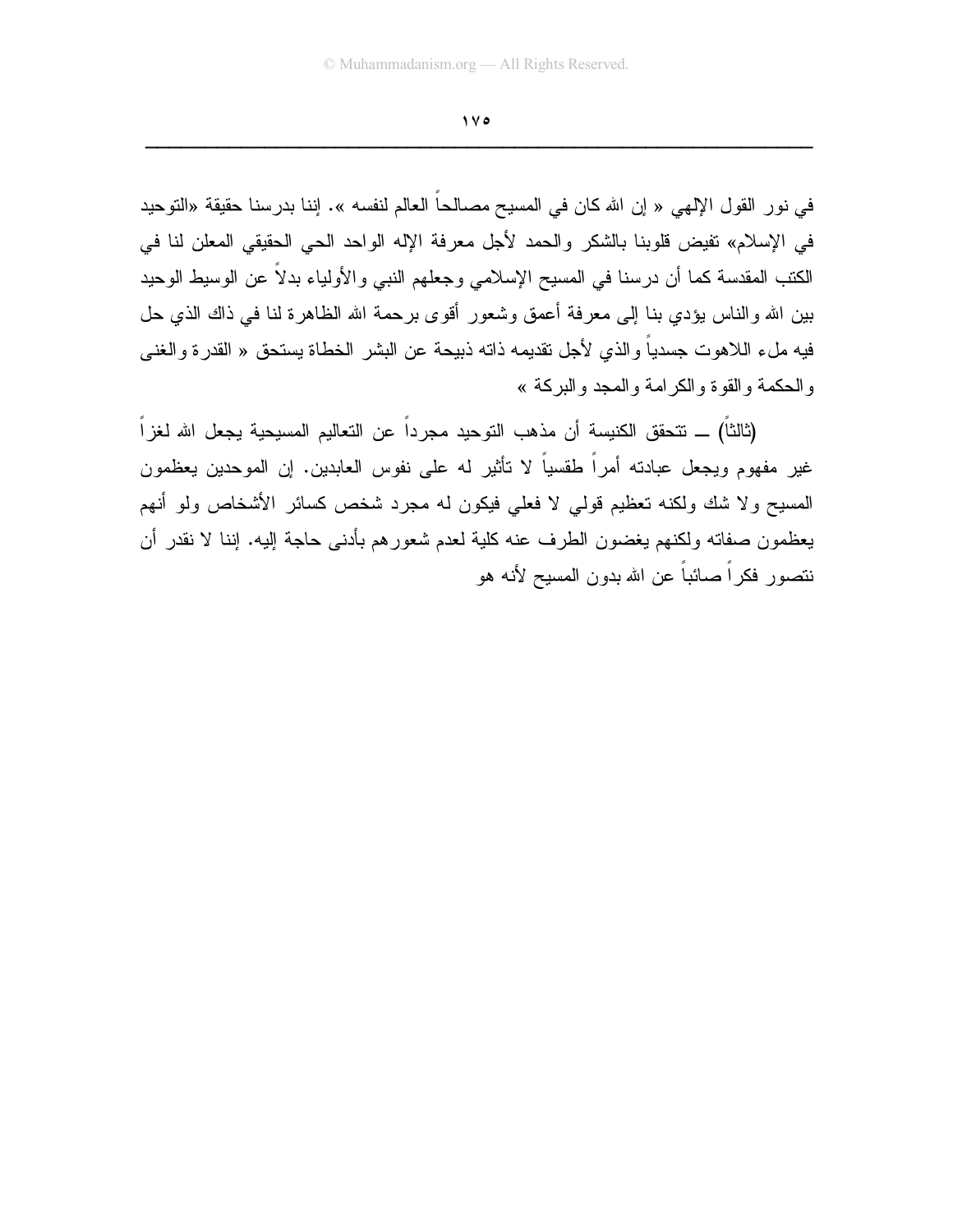في نور القول الإلهي « إن الله كان في المسيح مصالحاً العالم لنفسه ». إننا بدرسنا حقيقة «التوحيد في الإسلام» تفيض قلوبنا بالشكر والحمد لأجل معرفة الإله الواحد الحي الحقيقي المعلن لنا في الكتب المقدسة كما أن درسنا في المسيح الإسلامي وجعلهم النبي والأولياء بدلاً عن الوسيط الوحيد بين الله والناس يؤدي بنا إلى معرفة أعمق وشعور أقوى برحمة الله الظاهرة لنا في ذاك الذي حل فيه ملء اللاهوت جسدياً والذي لأجل تقديمه ذاته ذبيحة عن البشر الخطاة يستحق « القدرة والغنى والحكمة والقوة والكرامة والمجد والبركة »

(ثالثاً) ــ تتحقق الكنيسة أن مذهب التوحيد مجرداً عن التعاليم المسيحية يجعل الله لغزاً غير مفهوم ويجعل عبادته أمراً طقسياً لا تأثير له على نفوس العابدين. إن الموحدين يعظمون المسيح ولا شك ولكنه تعظيم قولي لا فعلي فيكون له مجرد شخص كسائر الأشخاص ولو أنهم يعظمون صفاته ولكنهم يغضون الطرف عنه كلية لعدم شعورهم بأدنى حاجة إليه. إننا لا نقدر أن نتصور فكراً صائباً عن الله بدون المسيح لأنه هو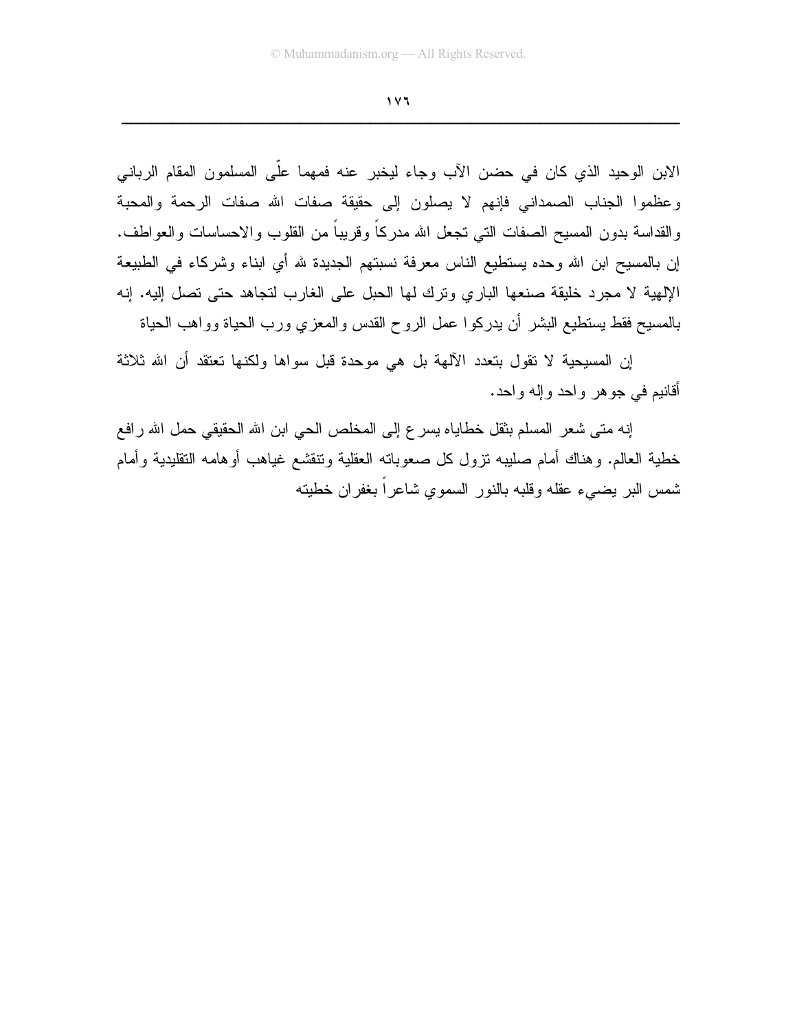الابن الوحيد الذي كان في حضن الآب وجاء ليخبر عنه فمهما علّى المسلمون المقام الرباني وعظموا الجناب الصمداني فإنهم لا يصلون إلى حقيقة صفات الله صفات الرحمة والمحبة والقداسة بدون المسيح الصفات التي تجعل الله مدركاً وقريباً من القلوب والاحساسات والعواطف. إن بالمسيح ابن الله وحده يستطيع الناس معرفة نسبتهم الجديدة لله أي ابناء وشركاء في الطبيعة الإلهية لا مجرد خليقة صنعها الباري وترك لها الحبل على الغارب لتجاهد حتى تصل إليه. إنه بالمسيح فقط يستطيع البشر أن يدركوا عمل الروح القدس والمعزي ورب الحياة وواهب الحياة

إن المسيحية لا تقول بتعدد الآلهة بل هي موحدة قبل سواها ولكنها تعتقد أن الله ثلاثة أقانيم في جوهر واحد وإله واحد.

إنه متى شعر المسلم بثقل خطاياه يسرع إلى المخلص الحي ابن الله الحقيقي حمل الله رافع خطية العالم. وهناك أمام صليبه تزول كل صعوباته العقلية وتنقشع غياهب أوهامه التقليدية وأمام شمس البر يضيء عقله وقلبه بالنور السموي شاعراً بغفران خطيته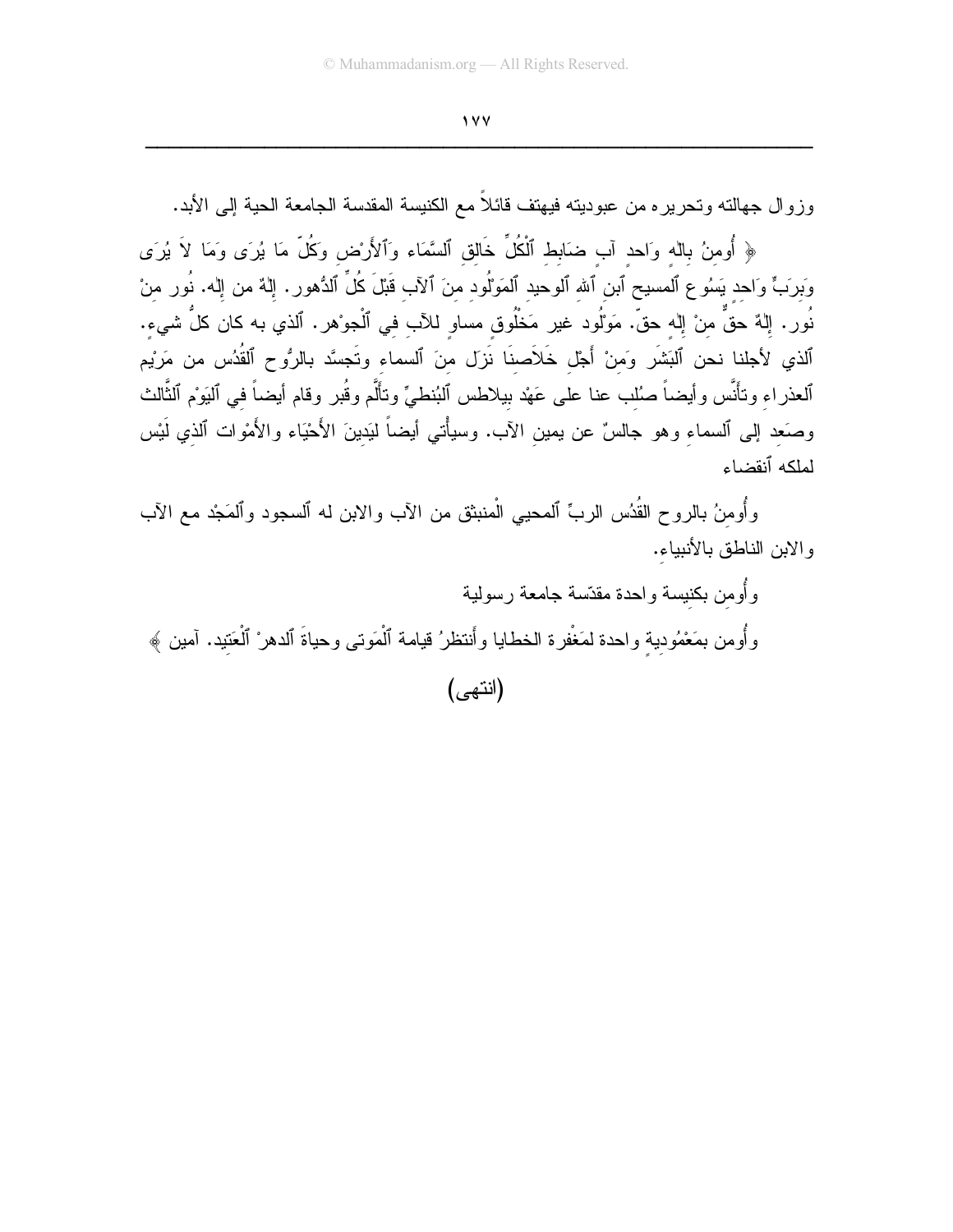وزوال جهالته وتحريره من عبوديته فيهتف قائلاً مع الكنيسة المقدسة الجامعة الحية إلى الأبد.

﴿ أُومِنُ بإلهٍ وَاحدٍ آبٍ ضَابِطِ ٱلْكُلِّ خَالِقِ ٱلسَّمَاء وَٱلأَرْضِ وكُلِّ مَا يُرَى وَمَا لاَ يُرَى وَبِرَبٍّ وَاحدٍ يَسُوع ٱلمسيح ٱبنِ ٱللهِ ٱلوحيدِ ٱلمَوْلُودِ مِنَ ٱلآبِ قَبْلَ كُلِّ ٱلدُّهور. إلهٌ من إله. نُور مِنْ نُور. إلهٌ حقٌّ مِنْ إلهٍ حقّ. مَوْلُود غير مَخْلُوقٍ مساوٍ للآبِ فِي ٱلْجوْهر. ٱلذي به كان كلُّ شيءٍ. ٱلذي لأجلنا نحن ٱلبَشَر وَمِنْ أَجْلِ خَلاَصِنَا نَزَل مِنَ ٱلسماءِ وتَجسَّد بالرُّوحِ ٱلقدُس من مَرْيم ٱلعذراءِ وتأنَّس وأيضاً صُلِب عنا على عَهْد بيلاطس ٱلبُنطيِّ وتألَّم وقُبِر وقام أيضاً في ٱليَوْم ٱلثَّالث وصَعِد إلى ٱلسماءِ وهو جالسٌ عن يمينِ الآب. وسيأْتي أيضاً ليَدِينَ الأَحْيَاء والأَمْوات ٱلذي لَيْس لملكه ٱنقضاء

وأُومِنُ بالروح القُدُس الربِّ ٱلمحيي الْمنبثق من الآب والابن له ٱلسجود وٱلمَجْد مع الآب والابن الناطق بالأنبياء.

وأُومِن بكنيسة واحدة مقدّسة جامعة رسولية

وأُومن بمَعْمُوديةٍ واحدة لمَغْفرة الخطايا وأَنتظرُ قيامة ٱلْمَوتى وحياةَ ٱلدهرْ ٱلْعَتِيد. آمين ﴾

(انتهى)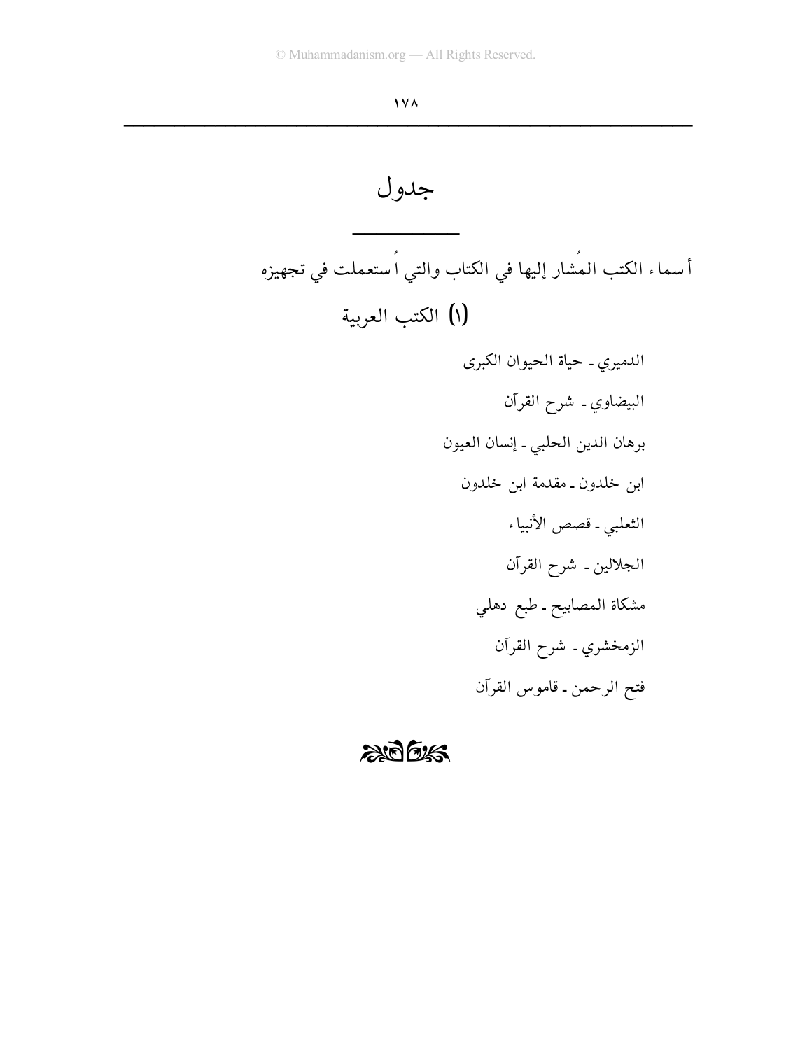# جدول

أسماء الكتب المُشار إليها في الكتاب والتي اُستعملت في تجهيزه

## (١) الكتب العربية

الدميري ـ حياة الحيوان الكبرى

البيضاوي ـ شرح القرآن

برهان الدين الحلبي ـ إنسان العيون

ابن خلدون ـ مقدمة ابن خلدون

الثعلبي ـ قصص الأنبياء

الجلالين ـ شرح القرآن

مشكاة المصابيح ـ طبع دهلي

الزمخشري ـ شرح القرآن

فتح الرحمن ـ قاموس القرآن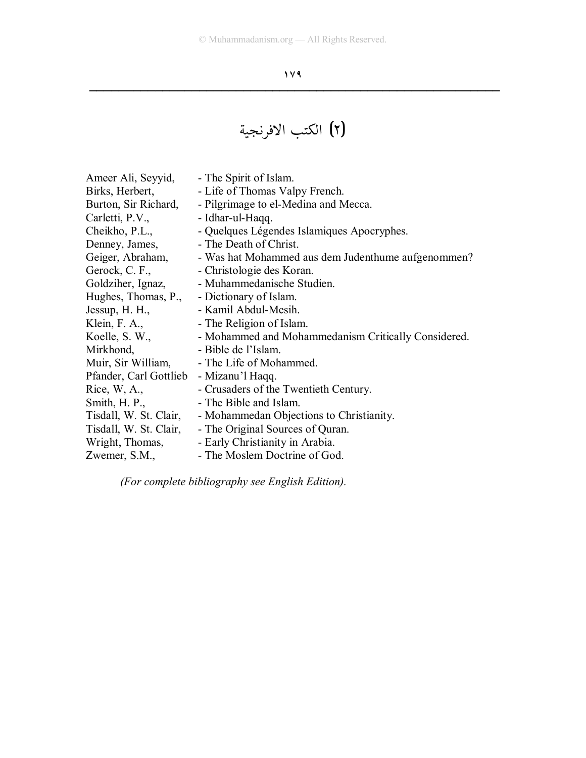# (٢) الكتب الافرنجية

| | |
|---|---|
| Ameer Ali, Seyyid, | - The Spirit of Islam. |
| Birks, Herbert, | - Life of Thomas Valpy French. |
| Burton, Sir Richard, | - Pilgrimage to el-Medina and Mecca. |
| Carletti, P.V., | - Idhar-ul-Haqq. |
| Cheikho, P.L., | - Quelques Légendes Islamiques Apocryphes. |
| Denney, James, | - The Death of Christ. |
| Geiger, Abraham, | - Was hat Mohammed aus dem Judenthume aufgenommen? |
| Gerock, C. F., | - Christologie des Koran. |
| Goldziher, Ignaz, | - Muhammedanische Studien. |
| Hughes, Thomas, P., | - Dictionary of Islam. |
| Jessup, H. H., | - Kamil Abdul-Mesih. |
| Klein, F. A., | - The Religion of Islam. |
| Koelle, S. W., | - Mohammed and Mohammedanism Critically Considered. |
| Mirkhond, | - Bible de l'Islam. |
| Muir, Sir William, | - The Life of Mohammed. |
| Pfander, Carl Gottlieb | - Mizanu'l Haqq. |
| Rice, W, A., | - Crusaders of the Twentieth Century. |
| Smith, H. P., | - The Bible and Islam. |
| Tisdall, W. St. Clair, | - Mohammedan Objections to Christianity. |
| Tisdall, W. St. Clair, | - The Original Sources of Quran. |
| Wright, Thomas, | - Early Christianity in Arabia. |
| Zwemer, S.M., | - The Moslem Doctrine of God. |

*(For complete bibliography see English Edition).*